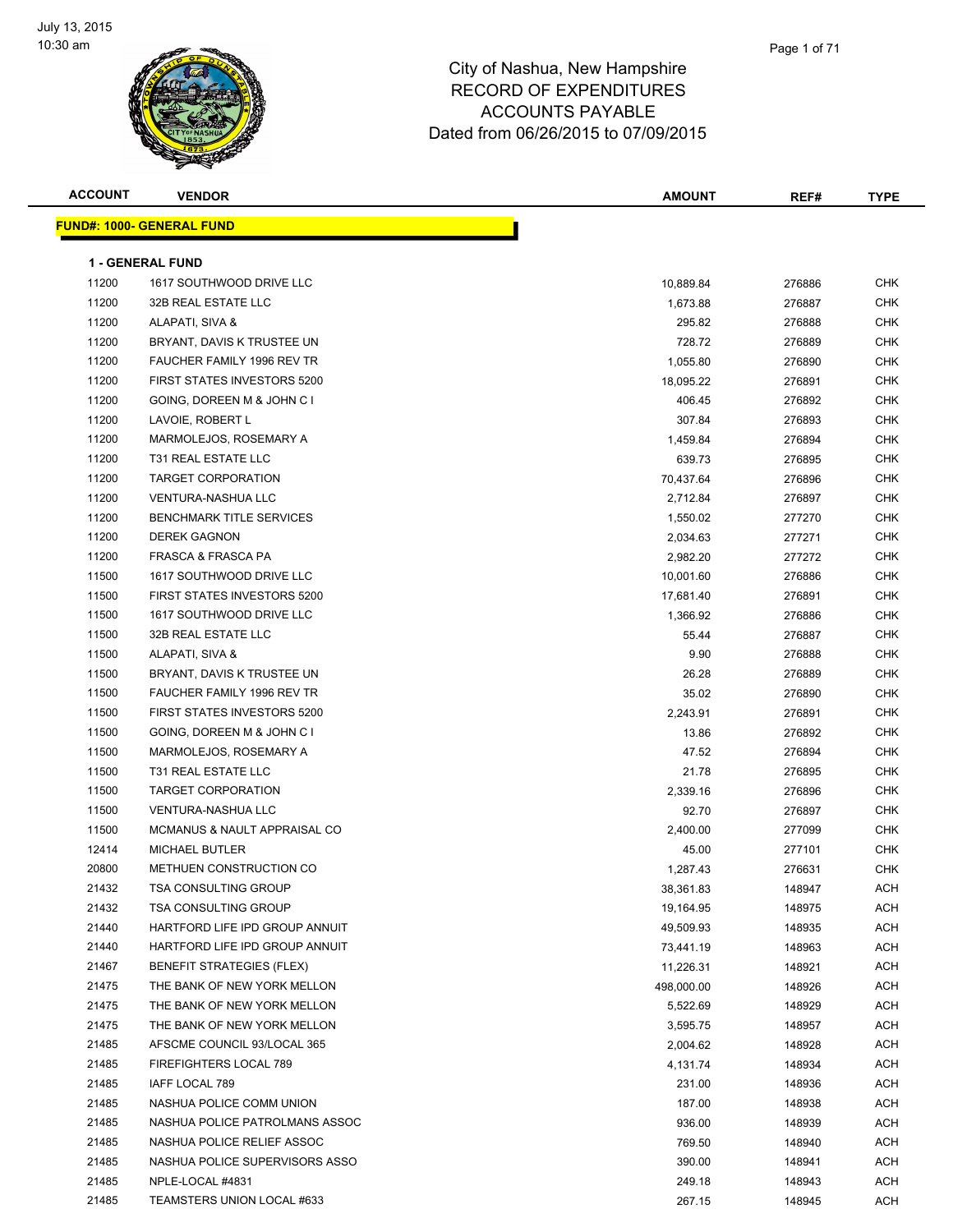July 13, 2015
10:30 am

# City of Nashua, New Hampshire
## RECORD OF EXPENDITURES
## ACCOUNTS PAYABLE
## Dated from 06/26/2015 to 07/09/2015

| ACCOUNT | VENDOR | AMOUNT | REF# | TYPE |
|---|---|---|---|---|

**FUND#: 1000- GENERAL FUND**

**1 - GENERAL FUND**

| ACCOUNT | VENDOR | AMOUNT | REF# | TYPE |
|---|---|---|---|---|
| 11200 | 1617 SOUTHWOOD DRIVE LLC | 10,889.84 | 276886 | CHK |
| 11200 | 32B REAL ESTATE LLC | 1,673.88 | 276887 | CHK |
| 11200 | ALAPATI, SIVA & | 295.82 | 276888 | CHK |
| 11200 | BRYANT, DAVIS K TRUSTEE UN | 728.72 | 276889 | CHK |
| 11200 | FAUCHER FAMILY 1996 REV TR | 1,055.80 | 276890 | CHK |
| 11200 | FIRST STATES INVESTORS 5200 | 18,095.22 | 276891 | CHK |
| 11200 | GOING, DOREEN M & JOHN C I | 406.45 | 276892 | CHK |
| 11200 | LAVOIE, ROBERT L | 307.84 | 276893 | CHK |
| 11200 | MARMOLEJOS, ROSEMARY A | 1,459.84 | 276894 | CHK |
| 11200 | T31 REAL ESTATE LLC | 639.73 | 276895 | CHK |
| 11200 | TARGET CORPORATION | 70,437.64 | 276896 | CHK |
| 11200 | VENTURA-NASHUA LLC | 2,712.84 | 276897 | CHK |
| 11200 | BENCHMARK TITLE SERVICES | 1,550.02 | 277270 | CHK |
| 11200 | DEREK GAGNON | 2,034.63 | 277271 | CHK |
| 11200 | FRASCA & FRASCA PA | 2,982.20 | 277272 | CHK |
| 11500 | 1617 SOUTHWOOD DRIVE LLC | 10,001.60 | 276886 | CHK |
| 11500 | FIRST STATES INVESTORS 5200 | 17,681.40 | 276891 | CHK |
| 11500 | 1617 SOUTHWOOD DRIVE LLC | 1,366.92 | 276886 | CHK |
| 11500 | 32B REAL ESTATE LLC | 55.44 | 276887 | CHK |
| 11500 | ALAPATI, SIVA & | 9.90 | 276888 | CHK |
| 11500 | BRYANT, DAVIS K TRUSTEE UN | 26.28 | 276889 | CHK |
| 11500 | FAUCHER FAMILY 1996 REV TR | 35.02 | 276890 | CHK |
| 11500 | FIRST STATES INVESTORS 5200 | 2,243.91 | 276891 | CHK |
| 11500 | GOING, DOREEN M & JOHN C I | 13.86 | 276892 | CHK |
| 11500 | MARMOLEJOS, ROSEMARY A | 47.52 | 276894 | CHK |
| 11500 | T31 REAL ESTATE LLC | 21.78 | 276895 | CHK |
| 11500 | TARGET CORPORATION | 2,339.16 | 276896 | CHK |
| 11500 | VENTURA-NASHUA LLC | 92.70 | 276897 | CHK |
| 11500 | MCMANUS & NAULT APPRAISAL CO | 2,400.00 | 277099 | CHK |
| 12414 | MICHAEL BUTLER | 45.00 | 277101 | CHK |
| 20800 | METHUEN CONSTRUCTION CO | 1,287.43 | 276631 | CHK |
| 21432 | TSA CONSULTING GROUP | 38,361.83 | 148947 | ACH |
| 21432 | TSA CONSULTING GROUP | 19,164.95 | 148975 | ACH |
| 21440 | HARTFORD LIFE IPD GROUP ANNUIT | 49,509.93 | 148935 | ACH |
| 21440 | HARTFORD LIFE IPD GROUP ANNUIT | 73,441.19 | 148963 | ACH |
| 21467 | BENEFIT STRATEGIES (FLEX) | 11,226.31 | 148921 | ACH |
| 21475 | THE BANK OF NEW YORK MELLON | 498,000.00 | 148926 | ACH |
| 21475 | THE BANK OF NEW YORK MELLON | 5,522.69 | 148929 | ACH |
| 21475 | THE BANK OF NEW YORK MELLON | 3,595.75 | 148957 | ACH |
| 21485 | AFSCME COUNCIL 93/LOCAL 365 | 2,004.62 | 148928 | ACH |
| 21485 | FIREFIGHTERS LOCAL 789 | 4,131.74 | 148934 | ACH |
| 21485 | IAFF LOCAL 789 | 231.00 | 148936 | ACH |
| 21485 | NASHUA POLICE COMM UNION | 187.00 | 148938 | ACH |
| 21485 | NASHUA POLICE PATROLMANS ASSOC | 936.00 | 148939 | ACH |
| 21485 | NASHUA POLICE RELIEF ASSOC | 769.50 | 148940 | ACH |
| 21485 | NASHUA POLICE SUPERVISORS ASSO | 390.00 | 148941 | ACH |
| 21485 | NPLE-LOCAL #4831 | 249.18 | 148943 | ACH |
| 21485 | TEAMSTERS UNION LOCAL #633 | 267.15 | 148945 | ACH |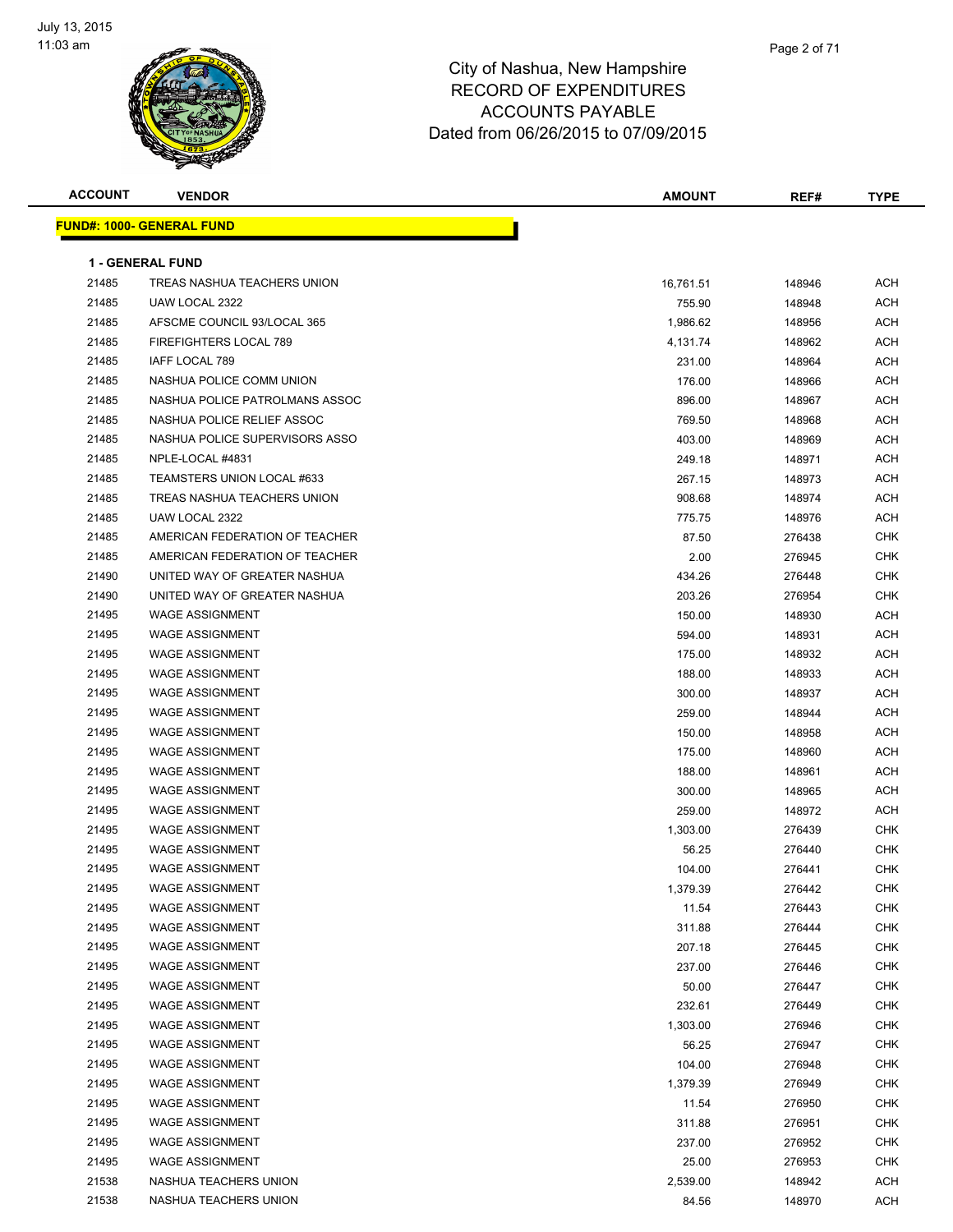# City of Nashua, New Hampshire
## RECORD OF EXPENDITURES
## ACCOUNTS PAYABLE
## Dated from 06/26/2015 to 07/09/2015

**FUND#: 1000- GENERAL FUND**

**1 - GENERAL FUND**

| ACCOUNT | VENDOR | AMOUNT | REF# | TYPE |
|---|---|---|---|---|
| 21485 | TREAS NASHUA TEACHERS UNION | 16,761.51 | 148946 | ACH |
| 21485 | UAW LOCAL 2322 | 755.90 | 148948 | ACH |
| 21485 | AFSCME COUNCIL 93/LOCAL 365 | 1,986.62 | 148956 | ACH |
| 21485 | FIREFIGHTERS LOCAL 789 | 4,131.74 | 148962 | ACH |
| 21485 | IAFF LOCAL 789 | 231.00 | 148964 | ACH |
| 21485 | NASHUA POLICE COMM UNION | 176.00 | 148966 | ACH |
| 21485 | NASHUA POLICE PATROLMANS ASSOC | 896.00 | 148967 | ACH |
| 21485 | NASHUA POLICE RELIEF ASSOC | 769.50 | 148968 | ACH |
| 21485 | NASHUA POLICE SUPERVISORS ASSO | 403.00 | 148969 | ACH |
| 21485 | NPLE-LOCAL #4831 | 249.18 | 148971 | ACH |
| 21485 | TEAMSTERS UNION LOCAL #633 | 267.15 | 148973 | ACH |
| 21485 | TREAS NASHUA TEACHERS UNION | 908.68 | 148974 | ACH |
| 21485 | UAW LOCAL 2322 | 775.75 | 148976 | ACH |
| 21485 | AMERICAN FEDERATION OF TEACHER | 87.50 | 276438 | CHK |
| 21485 | AMERICAN FEDERATION OF TEACHER | 2.00 | 276945 | CHK |
| 21490 | UNITED WAY OF GREATER NASHUA | 434.26 | 276448 | CHK |
| 21490 | UNITED WAY OF GREATER NASHUA | 203.26 | 276954 | CHK |
| 21495 | WAGE ASSIGNMENT | 150.00 | 148930 | ACH |
| 21495 | WAGE ASSIGNMENT | 594.00 | 148931 | ACH |
| 21495 | WAGE ASSIGNMENT | 175.00 | 148932 | ACH |
| 21495 | WAGE ASSIGNMENT | 188.00 | 148933 | ACH |
| 21495 | WAGE ASSIGNMENT | 300.00 | 148937 | ACH |
| 21495 | WAGE ASSIGNMENT | 259.00 | 148944 | ACH |
| 21495 | WAGE ASSIGNMENT | 150.00 | 148958 | ACH |
| 21495 | WAGE ASSIGNMENT | 175.00 | 148960 | ACH |
| 21495 | WAGE ASSIGNMENT | 188.00 | 148961 | ACH |
| 21495 | WAGE ASSIGNMENT | 300.00 | 148965 | ACH |
| 21495 | WAGE ASSIGNMENT | 259.00 | 148972 | ACH |
| 21495 | WAGE ASSIGNMENT | 1,303.00 | 276439 | CHK |
| 21495 | WAGE ASSIGNMENT | 56.25 | 276440 | CHK |
| 21495 | WAGE ASSIGNMENT | 104.00 | 276441 | CHK |
| 21495 | WAGE ASSIGNMENT | 1,379.39 | 276442 | CHK |
| 21495 | WAGE ASSIGNMENT | 11.54 | 276443 | CHK |
| 21495 | WAGE ASSIGNMENT | 311.88 | 276444 | CHK |
| 21495 | WAGE ASSIGNMENT | 207.18 | 276445 | CHK |
| 21495 | WAGE ASSIGNMENT | 237.00 | 276446 | CHK |
| 21495 | WAGE ASSIGNMENT | 50.00 | 276447 | CHK |
| 21495 | WAGE ASSIGNMENT | 232.61 | 276449 | CHK |
| 21495 | WAGE ASSIGNMENT | 1,303.00 | 276946 | CHK |
| 21495 | WAGE ASSIGNMENT | 56.25 | 276947 | CHK |
| 21495 | WAGE ASSIGNMENT | 104.00 | 276948 | CHK |
| 21495 | WAGE ASSIGNMENT | 1,379.39 | 276949 | CHK |
| 21495 | WAGE ASSIGNMENT | 11.54 | 276950 | CHK |
| 21495 | WAGE ASSIGNMENT | 311.88 | 276951 | CHK |
| 21495 | WAGE ASSIGNMENT | 237.00 | 276952 | CHK |
| 21495 | WAGE ASSIGNMENT | 25.00 | 276953 | CHK |
| 21538 | NASHUA TEACHERS UNION | 2,539.00 | 148942 | ACH |
| 21538 | NASHUA TEACHERS UNION | 84.56 | 148970 | ACH |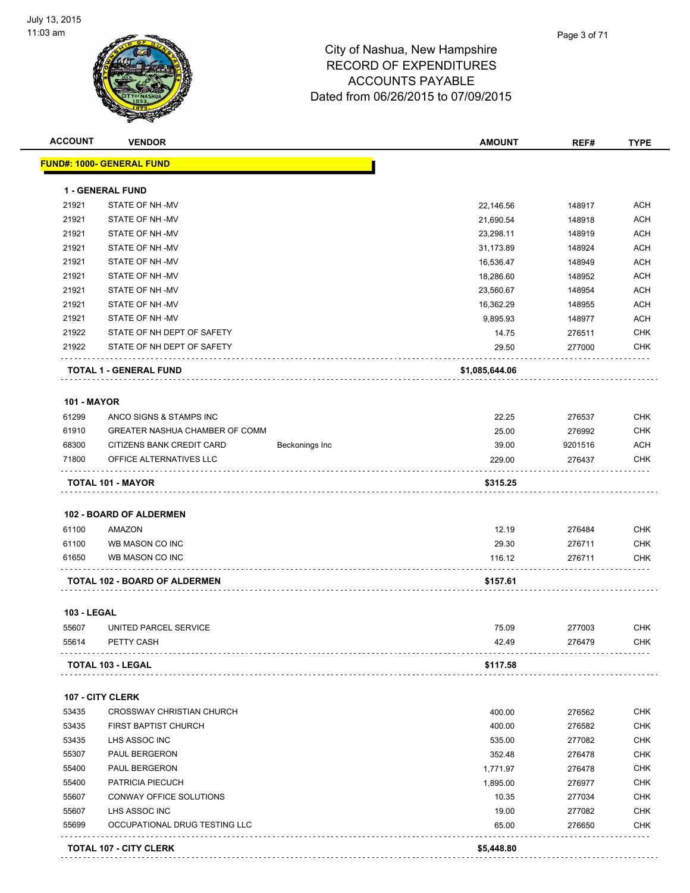# City of Nashua, New Hampshire
## RECORD OF EXPENDITURES
## ACCOUNTS PAYABLE
## Dated from 06/26/2015 to 07/09/2015

| ACCOUNT | VENDOR | | AMOUNT | REF# | TYPE |
|---|---|---|---|---|---|
| **FUND#: 1000- GENERAL FUND** | | | | | |
| **1 - GENERAL FUND** | | | | | |
| 21921 | STATE OF NH -MV | | 22,146.56 | 148917 | ACH |
| 21921 | STATE OF NH -MV | | 21,690.54 | 148918 | ACH |
| 21921 | STATE OF NH -MV | | 23,298.11 | 148919 | ACH |
| 21921 | STATE OF NH -MV | | 31,173.89 | 148924 | ACH |
| 21921 | STATE OF NH -MV | | 16,536.47 | 148949 | ACH |
| 21921 | STATE OF NH -MV | | 18,286.60 | 148952 | ACH |
| 21921 | STATE OF NH -MV | | 23,560.67 | 148954 | ACH |
| 21921 | STATE OF NH -MV | | 16,362.29 | 148955 | ACH |
| 21921 | STATE OF NH -MV | | 9,895.93 | 148977 | ACH |
| 21922 | STATE OF NH DEPT OF SAFETY | | 14.75 | 276511 | CHK |
| 21922 | STATE OF NH DEPT OF SAFETY | | 29.50 | 277000 | CHK |
| **TOTAL 1 - GENERAL FUND** | | | **$1,085,644.06** | | |
| **101 - MAYOR** | | | | | |
| 61299 | ANCO SIGNS & STAMPS INC | | 22.25 | 276537 | CHK |
| 61910 | GREATER NASHUA CHAMBER OF COMM | | 25.00 | 276992 | CHK |
| 68300 | CITIZENS BANK CREDIT CARD | Beckonings Inc | 39.00 | 9201516 | ACH |
| 71800 | OFFICE ALTERNATIVES LLC | | 229.00 | 276437 | CHK |
| **TOTAL 101 - MAYOR** | | | **$315.25** | | |
| **102 - BOARD OF ALDERMEN** | | | | | |
| 61100 | AMAZON | | 12.19 | 276484 | CHK |
| 61100 | WB MASON CO INC | | 29.30 | 276711 | CHK |
| 61650 | WB MASON CO INC | | 116.12 | 276711 | CHK |
| **TOTAL 102 - BOARD OF ALDERMEN** | | | **$157.61** | | |
| **103 - LEGAL** | | | | | |
| 55607 | UNITED PARCEL SERVICE | | 75.09 | 277003 | CHK |
| 55614 | PETTY CASH | | 42.49 | 276479 | CHK |
| **TOTAL 103 - LEGAL** | | | **$117.58** | | |
| **107 - CITY CLERK** | | | | | |
| 53435 | CROSSWAY CHRISTIAN CHURCH | | 400.00 | 276562 | CHK |
| 53435 | FIRST BAPTIST CHURCH | | 400.00 | 276582 | CHK |
| 53435 | LHS ASSOC INC | | 535.00 | 277082 | CHK |
| 55307 | PAUL BERGERON | | 352.48 | 276478 | CHK |
| 55400 | PAUL BERGERON | | 1,771.97 | 276478 | CHK |
| 55400 | PATRICIA PIECUCH | | 1,895.00 | 276977 | CHK |
| 55607 | CONWAY OFFICE SOLUTIONS | | 10.35 | 277034 | CHK |
| 55607 | LHS ASSOC INC | | 19.00 | 277082 | CHK |
| 55699 | OCCUPATIONAL DRUG TESTING LLC | | 65.00 | 276650 | CHK |
| **TOTAL 107 - CITY CLERK** | | | **$5,448.80** | | |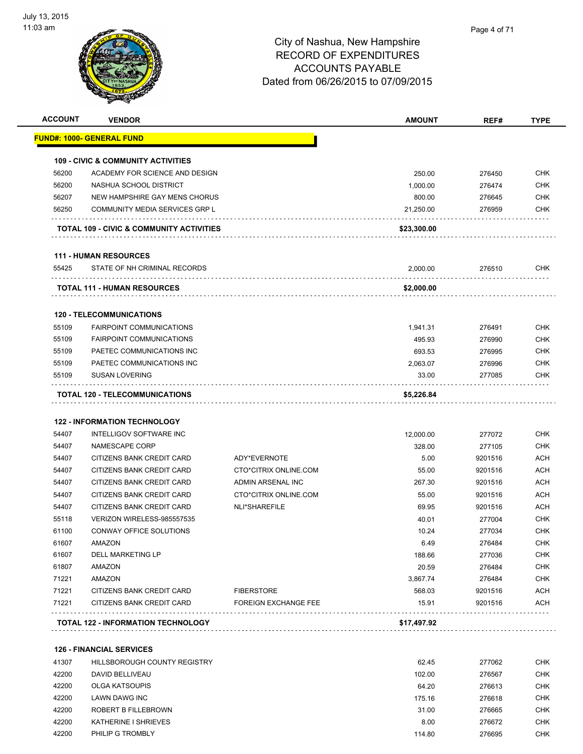July 13, 2015
11:03 am

# City of Nashua, New Hampshire
## RECORD OF EXPENDITURES
## ACCOUNTS PAYABLE
## Dated from 06/26/2015 to 07/09/2015

| ACCOUNT | VENDOR | | AMOUNT | REF# | TYPE |
|---|---|---|---|---|---|
| **FUND#: 1000- GENERAL FUND** | | | | | |
| **109 - CIVIC & COMMUNITY ACTIVITIES** | | | | | |
| 56200 | ACADEMY FOR SCIENCE AND DESIGN | | 250.00 | 276450 | CHK |
| 56200 | NASHUA SCHOOL DISTRICT | | 1,000.00 | 276474 | CHK |
| 56207 | NEW HAMPSHIRE GAY MENS CHORUS | | 800.00 | 276645 | CHK |
| 56250 | COMMUNITY MEDIA SERVICES GRP L | | 21,250.00 | 276959 | CHK |
| **TOTAL 109 - CIVIC & COMMUNITY ACTIVITIES** | | | **$23,300.00** | | |
| **111 - HUMAN RESOURCES** | | | | | |
| 55425 | STATE OF NH CRIMINAL RECORDS | | 2,000.00 | 276510 | CHK |
| **TOTAL 111 - HUMAN RESOURCES** | | | **$2,000.00** | | |
| **120 - TELECOMMUNICATIONS** | | | | | |
| 55109 | FAIRPOINT COMMUNICATIONS | | 1,941.31 | 276491 | CHK |
| 55109 | FAIRPOINT COMMUNICATIONS | | 495.93 | 276990 | CHK |
| 55109 | PAETEC COMMUNICATIONS INC | | 693.53 | 276995 | CHK |
| 55109 | PAETEC COMMUNICATIONS INC | | 2,063.07 | 276996 | CHK |
| 55109 | SUSAN LOVERING | | 33.00 | 277085 | CHK |
| **TOTAL 120 - TELECOMMUNICATIONS** | | | **$5,226.84** | | |
| **122 - INFORMATION TECHNOLOGY** | | | | | |
| 54407 | INTELLIGOV SOFTWARE INC | | 12,000.00 | 277072 | CHK |
| 54407 | NAMESCAPE CORP | | 328.00 | 277105 | CHK |
| 54407 | CITIZENS BANK CREDIT CARD | ADY*EVERNOTE | 5.00 | 9201516 | ACH |
| 54407 | CITIZENS BANK CREDIT CARD | CTO*CITRIX ONLINE.COM | 55.00 | 9201516 | ACH |
| 54407 | CITIZENS BANK CREDIT CARD | ADMIN ARSENAL INC | 267.30 | 9201516 | ACH |
| 54407 | CITIZENS BANK CREDIT CARD | CTO*CITRIX ONLINE.COM | 55.00 | 9201516 | ACH |
| 54407 | CITIZENS BANK CREDIT CARD | NLI*SHAREFILE | 69.95 | 9201516 | ACH |
| 55118 | VERIZON WIRELESS-985557535 | | 40.01 | 277004 | CHK |
| 61100 | CONWAY OFFICE SOLUTIONS | | 10.24 | 277034 | CHK |
| 61607 | AMAZON | | 6.49 | 276484 | CHK |
| 61607 | DELL MARKETING LP | | 188.66 | 277036 | CHK |
| 61807 | AMAZON | | 20.59 | 276484 | CHK |
| 71221 | AMAZON | | 3,867.74 | 276484 | CHK |
| 71221 | CITIZENS BANK CREDIT CARD | FIBERSTORE | 568.03 | 9201516 | ACH |
| 71221 | CITIZENS BANK CREDIT CARD | FOREIGN EXCHANGE FEE | 15.91 | 9201516 | ACH |
| **TOTAL 122 - INFORMATION TECHNOLOGY** | | | **$17,497.92** | | |
| **126 - FINANCIAL SERVICES** | | | | | |
| 41307 | HILLSBOROUGH COUNTY REGISTRY | | 62.45 | 277062 | CHK |
| 42200 | DAVID BELLIVEAU | | 102.00 | 276567 | CHK |
| 42200 | OLGA KATSOUPIS | | 64.20 | 276613 | CHK |
| 42200 | LAWN DAWG INC | | 175.16 | 276618 | CHK |
| 42200 | ROBERT B FILLEBROWN | | 31.00 | 276665 | CHK |
| 42200 | KATHERINE I SHRIEVES | | 8.00 | 276672 | CHK |
| 42200 | PHILIP G TROMBLY | | 114.80 | 276695 | CHK |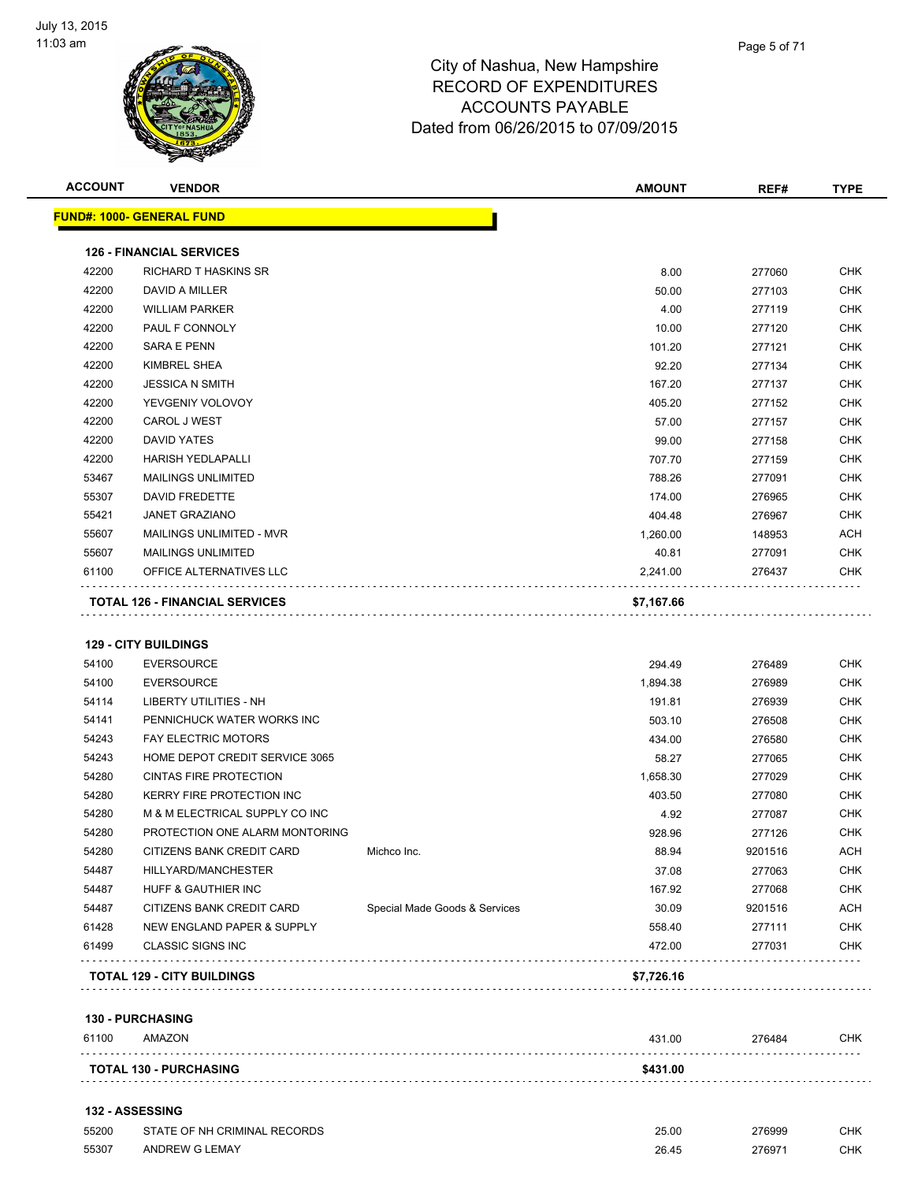City of Nashua, New Hampshire
RECORD OF EXPENDITURES
ACCOUNTS PAYABLE
Dated from 06/26/2015 to 07/09/2015

| ACCOUNT | VENDOR | | AMOUNT | REF# | TYPE |
|---|---|---|---|---|---|
| **FUND#: 1000- GENERAL FUND** | | | | | |
| **126 - FINANCIAL SERVICES** | | | | | |
| 42200 | RICHARD T HASKINS SR | | 8.00 | 277060 | CHK |
| 42200 | DAVID A MILLER | | 50.00 | 277103 | CHK |
| 42200 | WILLIAM PARKER | | 4.00 | 277119 | CHK |
| 42200 | PAUL F CONNOLY | | 10.00 | 277120 | CHK |
| 42200 | SARA E PENN | | 101.20 | 277121 | CHK |
| 42200 | KIMBREL SHEA | | 92.20 | 277134 | CHK |
| 42200 | JESSICA N SMITH | | 167.20 | 277137 | CHK |
| 42200 | YEVGENIY VOLOVOY | | 405.20 | 277152 | CHK |
| 42200 | CAROL J WEST | | 57.00 | 277157 | CHK |
| 42200 | DAVID YATES | | 99.00 | 277158 | CHK |
| 42200 | HARISH YEDLAPALLI | | 707.70 | 277159 | CHK |
| 53467 | MAILINGS UNLIMITED | | 788.26 | 277091 | CHK |
| 55307 | DAVID FREDETTE | | 174.00 | 276965 | CHK |
| 55421 | JANET GRAZIANO | | 404.48 | 276967 | CHK |
| 55607 | MAILINGS UNLIMITED - MVR | | 1,260.00 | 148953 | ACH |
| 55607 | MAILINGS UNLIMITED | | 40.81 | 277091 | CHK |
| 61100 | OFFICE ALTERNATIVES LLC | | 2,241.00 | 276437 | CHK |
| **TOTAL 126 - FINANCIAL SERVICES** | | | **$7,167.66** | | |
| **129 - CITY BUILDINGS** | | | | | |
| 54100 | EVERSOURCE | | 294.49 | 276489 | CHK |
| 54100 | EVERSOURCE | | 1,894.38 | 276989 | CHK |
| 54114 | LIBERTY UTILITIES - NH | | 191.81 | 276939 | CHK |
| 54141 | PENNICHUCK WATER WORKS INC | | 503.10 | 276508 | CHK |
| 54243 | FAY ELECTRIC MOTORS | | 434.00 | 276580 | CHK |
| 54243 | HOME DEPOT CREDIT SERVICE 3065 | | 58.27 | 277065 | CHK |
| 54280 | CINTAS FIRE PROTECTION | | 1,658.30 | 277029 | CHK |
| 54280 | KERRY FIRE PROTECTION INC | | 403.50 | 277080 | CHK |
| 54280 | M & M ELECTRICAL SUPPLY CO INC | | 4.92 | 277087 | CHK |
| 54280 | PROTECTION ONE ALARM MONTORING | | 928.96 | 277126 | CHK |
| 54280 | CITIZENS BANK CREDIT CARD | Michco Inc. | 88.94 | 9201516 | ACH |
| 54487 | HILLYARD/MANCHESTER | | 37.08 | 277063 | CHK |
| 54487 | HUFF & GAUTHIER INC | | 167.92 | 277068 | CHK |
| 54487 | CITIZENS BANK CREDIT CARD | Special Made Goods & Services | 30.09 | 9201516 | ACH |
| 61428 | NEW ENGLAND PAPER & SUPPLY | | 558.40 | 277111 | CHK |
| 61499 | CLASSIC SIGNS INC | | 472.00 | 277031 | CHK |
| **TOTAL 129 - CITY BUILDINGS** | | | **$7,726.16** | | |
| **130 - PURCHASING** | | | | | |
| 61100 | AMAZON | | 431.00 | 276484 | CHK |
| **TOTAL 130 - PURCHASING** | | | **$431.00** | | |
| **132 - ASSESSING** | | | | | |
| 55200 | STATE OF NH CRIMINAL RECORDS | | 25.00 | 276999 | CHK |
| 55307 | ANDREW G LEMAY | | 26.45 | 276971 | CHK |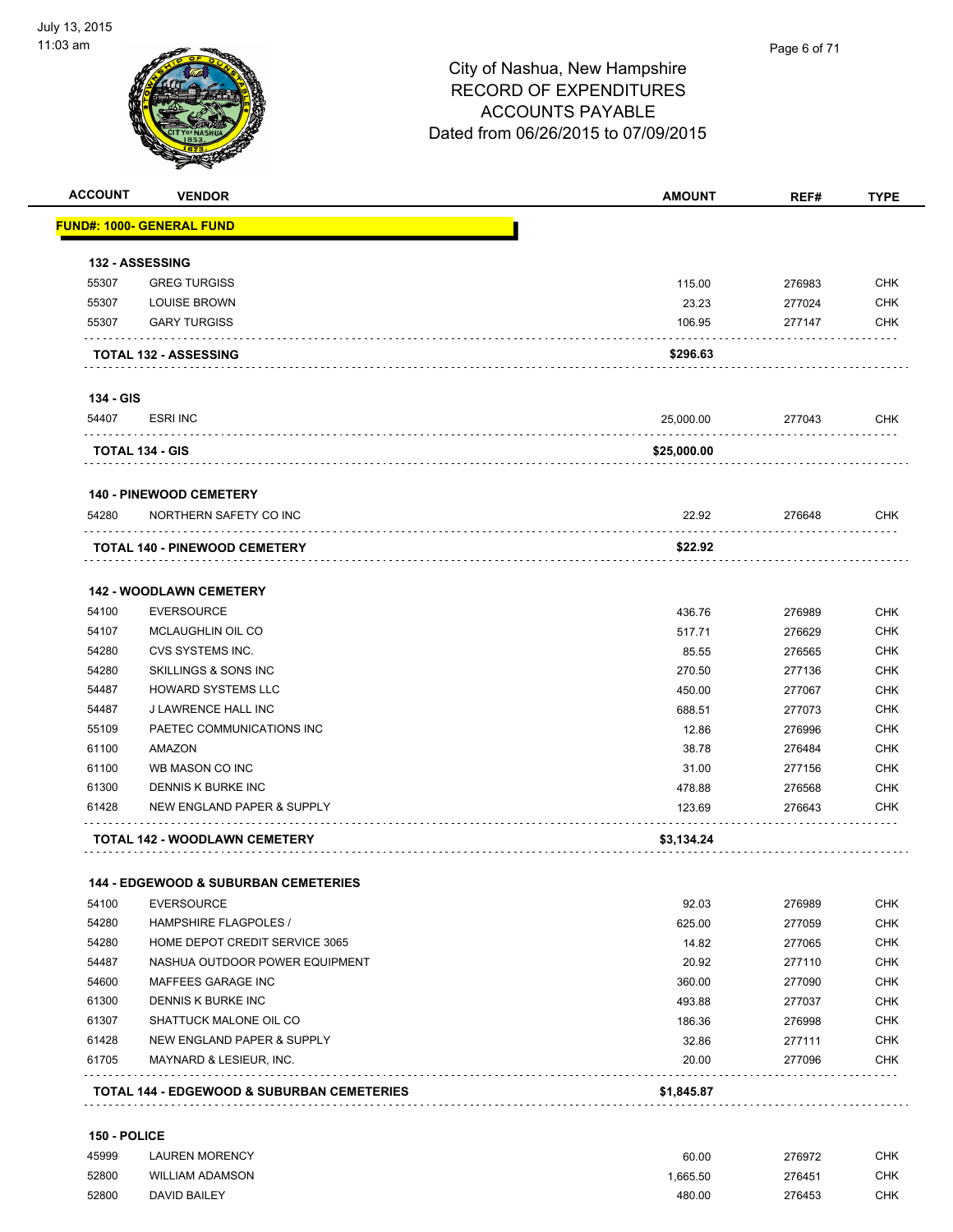# City of Nashua, New Hampshire
## RECORD OF EXPENDITURES
## ACCOUNTS PAYABLE
### Dated from 06/26/2015 to 07/09/2015

| ACCOUNT | VENDOR | AMOUNT | REF# | TYPE |
|---|---|---|---|---|
| **FUND#: 1000- GENERAL FUND** | | | | |
| **132 - ASSESSING** | | | | |
| 55307 | GREG TURGISS | 115.00 | 276983 | CHK |
| 55307 | LOUISE BROWN | 23.23 | 277024 | CHK |
| 55307 | GARY TURGISS | 106.95 | 277147 | CHK |
| | **TOTAL 132 - ASSESSING** | **$296.63** | | |
| **134 - GIS** | | | | |
| 54407 | ESRI INC | 25,000.00 | 277043 | CHK |
| | **TOTAL 134 - GIS** | **$25,000.00** | | |
| **140 - PINEWOOD CEMETERY** | | | | |
| 54280 | NORTHERN SAFETY CO INC | 22.92 | 276648 | CHK |
| | **TOTAL 140 - PINEWOOD CEMETERY** | **$22.92** | | |
| **142 - WOODLAWN CEMETERY** | | | | |
| 54100 | EVERSOURCE | 436.76 | 276989 | CHK |
| 54107 | MCLAUGHLIN OIL CO | 517.71 | 276629 | CHK |
| 54280 | CVS SYSTEMS INC. | 85.55 | 276565 | CHK |
| 54280 | SKILLINGS & SONS INC | 270.50 | 277136 | CHK |
| 54487 | HOWARD SYSTEMS LLC | 450.00 | 277067 | CHK |
| 54487 | J LAWRENCE HALL INC | 688.51 | 277073 | CHK |
| 55109 | PAETEC COMMUNICATIONS INC | 12.86 | 276996 | CHK |
| 61100 | AMAZON | 38.78 | 276484 | CHK |
| 61100 | WB MASON CO INC | 31.00 | 277156 | CHK |
| 61300 | DENNIS K BURKE INC | 478.88 | 276568 | CHK |
| 61428 | NEW ENGLAND PAPER & SUPPLY | 123.69 | 276643 | CHK |
| | **TOTAL 142 - WOODLAWN CEMETERY** | **$3,134.24** | | |
| **144 - EDGEWOOD & SUBURBAN CEMETERIES** | | | | |
| 54100 | EVERSOURCE | 92.03 | 276989 | CHK |
| 54280 | HAMPSHIRE FLAGPOLES / | 625.00 | 277059 | CHK |
| 54280 | HOME DEPOT CREDIT SERVICE 3065 | 14.82 | 277065 | CHK |
| 54487 | NASHUA OUTDOOR POWER EQUIPMENT | 20.92 | 277110 | CHK |
| 54600 | MAFFEES GARAGE INC | 360.00 | 277090 | CHK |
| 61300 | DENNIS K BURKE INC | 493.88 | 277037 | CHK |
| 61307 | SHATTUCK MALONE OIL CO | 186.36 | 276998 | CHK |
| 61428 | NEW ENGLAND PAPER & SUPPLY | 32.86 | 277111 | CHK |
| 61705 | MAYNARD & LESIEUR, INC. | 20.00 | 277096 | CHK |
| | **TOTAL 144 - EDGEWOOD & SUBURBAN CEMETERIES** | **$1,845.87** | | |
| **150 - POLICE** | | | | |
| 45999 | LAUREN MORENCY | 60.00 | 276972 | CHK |
| 52800 | WILLIAM ADAMSON | 1,665.50 | 276451 | CHK |
| 52800 | DAVID BAILEY | 480.00 | 276453 | CHK |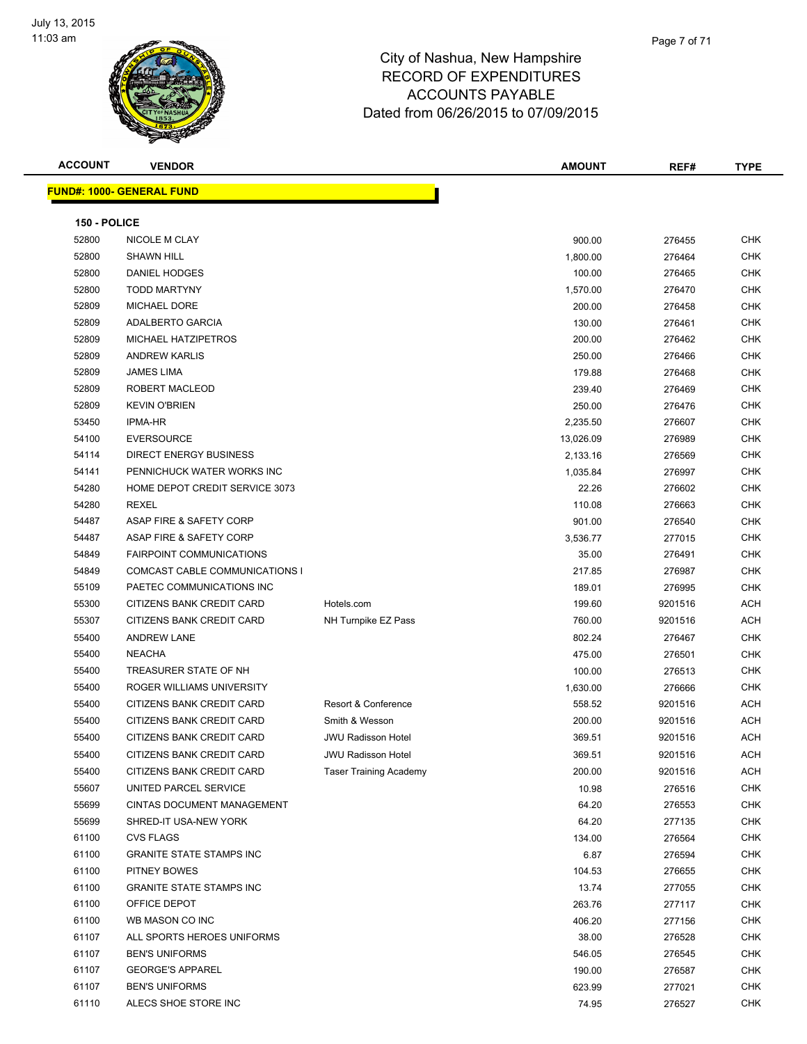# City of Nashua, New Hampshire
# RECORD OF EXPENDITURES
# ACCOUNTS PAYABLE
# Dated from 06/26/2015 to 07/09/2015

| ACCOUNT | VENDOR | | AMOUNT | REF# | TYPE |
|---|---|---|---|---|---|
| **FUND#: 1000- GENERAL FUND** | | | | | |
| **150 - POLICE** | | | | | |
| 52800 | NICOLE M CLAY | | 900.00 | 276455 | CHK |
| 52800 | SHAWN HILL | | 1,800.00 | 276464 | CHK |
| 52800 | DANIEL HODGES | | 100.00 | 276465 | CHK |
| 52800 | TODD MARTYNY | | 1,570.00 | 276470 | CHK |
| 52809 | MICHAEL DORE | | 200.00 | 276458 | CHK |
| 52809 | ADALBERTO GARCIA | | 130.00 | 276461 | CHK |
| 52809 | MICHAEL HATZIPETROS | | 200.00 | 276462 | CHK |
| 52809 | ANDREW KARLIS | | 250.00 | 276466 | CHK |
| 52809 | JAMES LIMA | | 179.88 | 276468 | CHK |
| 52809 | ROBERT MACLEOD | | 239.40 | 276469 | CHK |
| 52809 | KEVIN O'BRIEN | | 250.00 | 276476 | CHK |
| 53450 | IPMA-HR | | 2,235.50 | 276607 | CHK |
| 54100 | EVERSOURCE | | 13,026.09 | 276989 | CHK |
| 54114 | DIRECT ENERGY BUSINESS | | 2,133.16 | 276569 | CHK |
| 54141 | PENNICHUCK WATER WORKS INC | | 1,035.84 | 276997 | CHK |
| 54280 | HOME DEPOT CREDIT SERVICE 3073 | | 22.26 | 276602 | CHK |
| 54280 | REXEL | | 110.08 | 276663 | CHK |
| 54487 | ASAP FIRE & SAFETY CORP | | 901.00 | 276540 | CHK |
| 54487 | ASAP FIRE & SAFETY CORP | | 3,536.77 | 277015 | CHK |
| 54849 | FAIRPOINT COMMUNICATIONS | | 35.00 | 276491 | CHK |
| 54849 | COMCAST CABLE COMMUNICATIONS I | | 217.85 | 276987 | CHK |
| 55109 | PAETEC COMMUNICATIONS INC | | 189.01 | 276995 | CHK |
| 55300 | CITIZENS BANK CREDIT CARD | Hotels.com | 199.60 | 9201516 | ACH |
| 55307 | CITIZENS BANK CREDIT CARD | NH Turnpike EZ Pass | 760.00 | 9201516 | ACH |
| 55400 | ANDREW LANE | | 802.24 | 276467 | CHK |
| 55400 | NEACHA | | 475.00 | 276501 | CHK |
| 55400 | TREASURER STATE OF NH | | 100.00 | 276513 | CHK |
| 55400 | ROGER WILLIAMS UNIVERSITY | | 1,630.00 | 276666 | CHK |
| 55400 | CITIZENS BANK CREDIT CARD | Resort & Conference | 558.52 | 9201516 | ACH |
| 55400 | CITIZENS BANK CREDIT CARD | Smith & Wesson | 200.00 | 9201516 | ACH |
| 55400 | CITIZENS BANK CREDIT CARD | JWU Radisson Hotel | 369.51 | 9201516 | ACH |
| 55400 | CITIZENS BANK CREDIT CARD | JWU Radisson Hotel | 369.51 | 9201516 | ACH |
| 55400 | CITIZENS BANK CREDIT CARD | Taser Training Academy | 200.00 | 9201516 | ACH |
| 55607 | UNITED PARCEL SERVICE | | 10.98 | 276516 | CHK |
| 55699 | CINTAS DOCUMENT MANAGEMENT | | 64.20 | 276553 | CHK |
| 55699 | SHRED-IT USA-NEW YORK | | 64.20 | 277135 | CHK |
| 61100 | CVS FLAGS | | 134.00 | 276564 | CHK |
| 61100 | GRANITE STATE STAMPS INC | | 6.87 | 276594 | CHK |
| 61100 | PITNEY BOWES | | 104.53 | 276655 | CHK |
| 61100 | GRANITE STATE STAMPS INC | | 13.74 | 277055 | CHK |
| 61100 | OFFICE DEPOT | | 263.76 | 277117 | CHK |
| 61100 | WB MASON CO INC | | 406.20 | 277156 | CHK |
| 61107 | ALL SPORTS HEROES UNIFORMS | | 38.00 | 276528 | CHK |
| 61107 | BEN'S UNIFORMS | | 546.05 | 276545 | CHK |
| 61107 | GEORGE'S APPAREL | | 190.00 | 276587 | CHK |
| 61107 | BEN'S UNIFORMS | | 623.99 | 277021 | CHK |
| 61110 | ALECS SHOE STORE INC | | 74.95 | 276527 | CHK |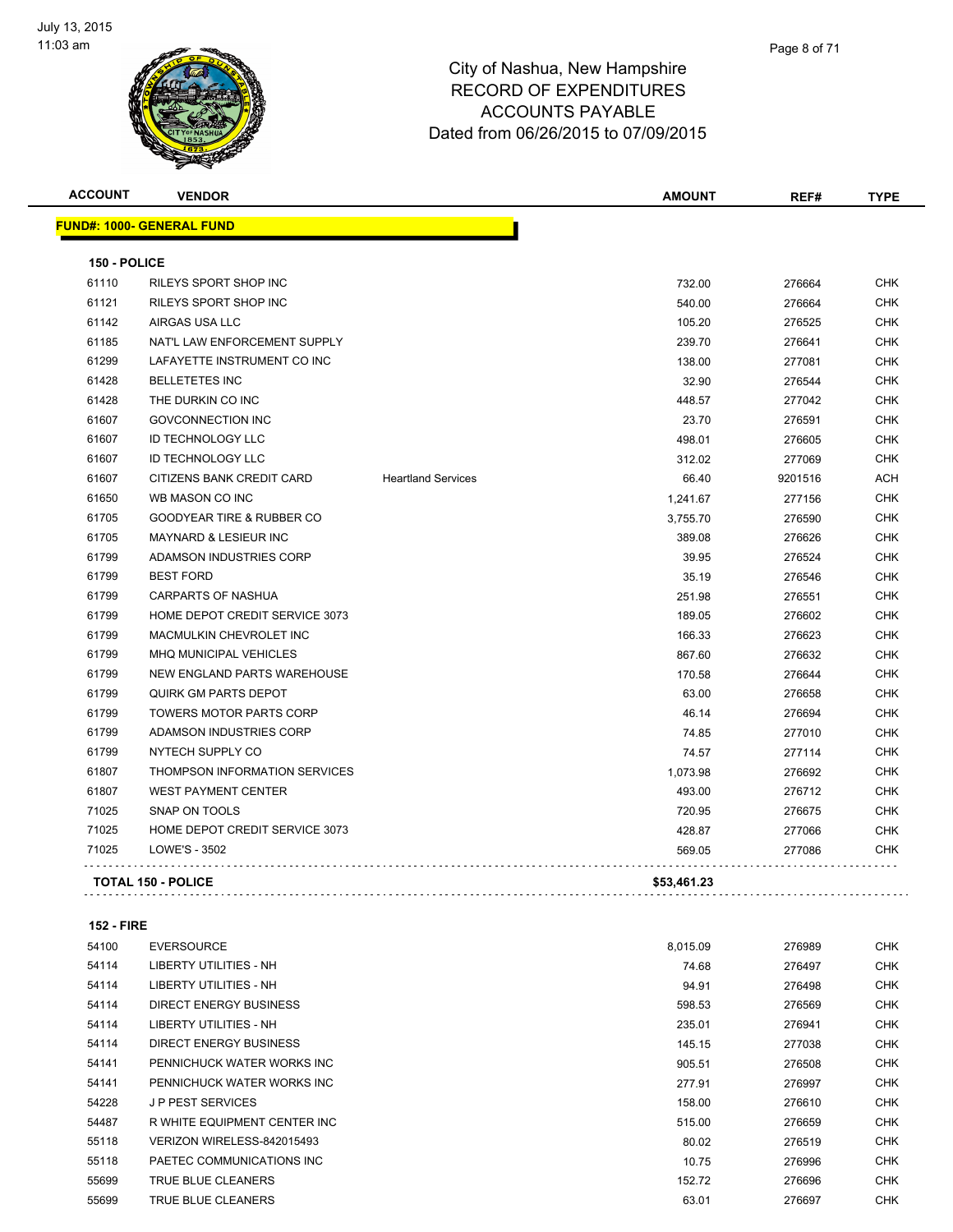# City of Nashua, New Hampshire
## RECORD OF EXPENDITURES
## ACCOUNTS PAYABLE
## Dated from 06/26/2015 to 07/09/2015

| ACCOUNT | VENDOR | | AMOUNT | REF# | TYPE |
|---|---|---|---|---|---|
| **FUND#: 1000- GENERAL FUND** | | | | | |
| **150 - POLICE** | | | | | |
| 61110 | RILEYS SPORT SHOP INC | | 732.00 | 276664 | CHK |
| 61121 | RILEYS SPORT SHOP INC | | 540.00 | 276664 | CHK |
| 61142 | AIRGAS USA LLC | | 105.20 | 276525 | CHK |
| 61185 | NAT'L LAW ENFORCEMENT SUPPLY | | 239.70 | 276641 | CHK |
| 61299 | LAFAYETTE INSTRUMENT CO INC | | 138.00 | 277081 | CHK |
| 61428 | BELLETETES INC | | 32.90 | 276544 | CHK |
| 61428 | THE DURKIN CO INC | | 448.57 | 277042 | CHK |
| 61607 | GOVCONNECTION INC | | 23.70 | 276591 | CHK |
| 61607 | ID TECHNOLOGY LLC | | 498.01 | 276605 | CHK |
| 61607 | ID TECHNOLOGY LLC | | 312.02 | 277069 | CHK |
| 61607 | CITIZENS BANK CREDIT CARD | Heartland Services | 66.40 | 9201516 | ACH |
| 61650 | WB MASON CO INC | | 1,241.67 | 277156 | CHK |
| 61705 | GOODYEAR TIRE & RUBBER CO | | 3,755.70 | 276590 | CHK |
| 61705 | MAYNARD & LESIEUR INC | | 389.08 | 276626 | CHK |
| 61799 | ADAMSON INDUSTRIES CORP | | 39.95 | 276524 | CHK |
| 61799 | BEST FORD | | 35.19 | 276546 | CHK |
| 61799 | CARPARTS OF NASHUA | | 251.98 | 276551 | CHK |
| 61799 | HOME DEPOT CREDIT SERVICE 3073 | | 189.05 | 276602 | CHK |
| 61799 | MACMULKIN CHEVROLET INC | | 166.33 | 276623 | CHK |
| 61799 | MHQ MUNICIPAL VEHICLES | | 867.60 | 276632 | CHK |
| 61799 | NEW ENGLAND PARTS WAREHOUSE | | 170.58 | 276644 | CHK |
| 61799 | QUIRK GM PARTS DEPOT | | 63.00 | 276658 | CHK |
| 61799 | TOWERS MOTOR PARTS CORP | | 46.14 | 276694 | CHK |
| 61799 | ADAMSON INDUSTRIES CORP | | 74.85 | 277010 | CHK |
| 61799 | NYTECH SUPPLY CO | | 74.57 | 277114 | CHK |
| 61807 | THOMPSON INFORMATION SERVICES | | 1,073.98 | 276692 | CHK |
| 61807 | WEST PAYMENT CENTER | | 493.00 | 276712 | CHK |
| 71025 | SNAP ON TOOLS | | 720.95 | 276675 | CHK |
| 71025 | HOME DEPOT CREDIT SERVICE 3073 | | 428.87 | 277066 | CHK |
| 71025 | LOWE'S - 3502 | | 569.05 | 277086 | CHK |
| **TOTAL 150 - POLICE** | | | **$53,461.23** | | |
| **152 - FIRE** | | | | | |
| 54100 | EVERSOURCE | | 8,015.09 | 276989 | CHK |
| 54114 | LIBERTY UTILITIES - NH | | 74.68 | 276497 | CHK |
| 54114 | LIBERTY UTILITIES - NH | | 94.91 | 276498 | CHK |
| 54114 | DIRECT ENERGY BUSINESS | | 598.53 | 276569 | CHK |
| 54114 | LIBERTY UTILITIES - NH | | 235.01 | 276941 | CHK |
| 54114 | DIRECT ENERGY BUSINESS | | 145.15 | 277038 | CHK |
| 54141 | PENNICHUCK WATER WORKS INC | | 905.51 | 276508 | CHK |
| 54141 | PENNICHUCK WATER WORKS INC | | 277.91 | 276997 | CHK |
| 54228 | J P PEST SERVICES | | 158.00 | 276610 | CHK |
| 54487 | R WHITE EQUIPMENT CENTER INC | | 515.00 | 276659 | CHK |
| 55118 | VERIZON WIRELESS-842015493 | | 80.02 | 276519 | CHK |
| 55118 | PAETEC COMMUNICATIONS INC | | 10.75 | 276996 | CHK |
| 55699 | TRUE BLUE CLEANERS | | 152.72 | 276696 | CHK |
| 55699 | TRUE BLUE CLEANERS | | 63.01 | 276697 | CHK |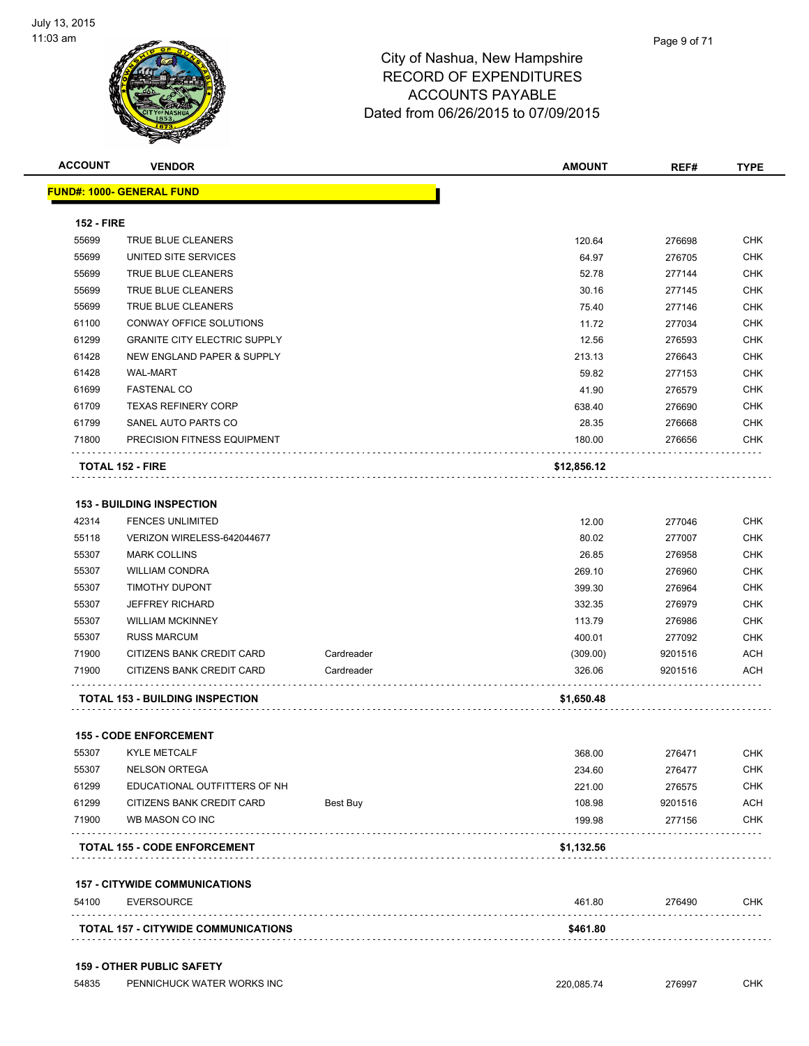# City of Nashua, New Hampshire
## RECORD OF EXPENDITURES
## ACCOUNTS PAYABLE
## Dated from 06/26/2015 to 07/09/2015

| ACCOUNT | VENDOR | | AMOUNT | REF# | TYPE |
|---|---|---|---|---|---|
| **FUND#: 1000- GENERAL FUND** | | | | | |
| **152 - FIRE** | | | | | |
| 55699 | TRUE BLUE CLEANERS | | 120.64 | 276698 | CHK |
| 55699 | UNITED SITE SERVICES | | 64.97 | 276705 | CHK |
| 55699 | TRUE BLUE CLEANERS | | 52.78 | 277144 | CHK |
| 55699 | TRUE BLUE CLEANERS | | 30.16 | 277145 | CHK |
| 55699 | TRUE BLUE CLEANERS | | 75.40 | 277146 | CHK |
| 61100 | CONWAY OFFICE SOLUTIONS | | 11.72 | 277034 | CHK |
| 61299 | GRANITE CITY ELECTRIC SUPPLY | | 12.56 | 276593 | CHK |
| 61428 | NEW ENGLAND PAPER & SUPPLY | | 213.13 | 276643 | CHK |
| 61428 | WAL-MART | | 59.82 | 277153 | CHK |
| 61699 | FASTENAL CO | | 41.90 | 276579 | CHK |
| 61709 | TEXAS REFINERY CORP | | 638.40 | 276690 | CHK |
| 61799 | SANEL AUTO PARTS CO | | 28.35 | 276668 | CHK |
| 71800 | PRECISION FITNESS EQUIPMENT | | 180.00 | 276656 | CHK |
| **TOTAL 152 - FIRE** | | | **$12,856.12** | | |
| **153 - BUILDING INSPECTION** | | | | | |
| 42314 | FENCES UNLIMITED | | 12.00 | 277046 | CHK |
| 55118 | VERIZON WIRELESS-642044677 | | 80.02 | 277007 | CHK |
| 55307 | MARK COLLINS | | 26.85 | 276958 | CHK |
| 55307 | WILLIAM CONDRA | | 269.10 | 276960 | CHK |
| 55307 | TIMOTHY DUPONT | | 399.30 | 276964 | CHK |
| 55307 | JEFFREY RICHARD | | 332.35 | 276979 | CHK |
| 55307 | WILLIAM MCKINNEY | | 113.79 | 276986 | CHK |
| 55307 | RUSS MARCUM | | 400.01 | 277092 | CHK |
| 71900 | CITIZENS BANK CREDIT CARD | Cardreader | (309.00) | 9201516 | ACH |
| 71900 | CITIZENS BANK CREDIT CARD | Cardreader | 326.06 | 9201516 | ACH |
| **TOTAL 153 - BUILDING INSPECTION** | | | **$1,650.48** | | |
| **155 - CODE ENFORCEMENT** | | | | | |
| 55307 | KYLE METCALF | | 368.00 | 276471 | CHK |
| 55307 | NELSON ORTEGA | | 234.60 | 276477 | CHK |
| 61299 | EDUCATIONAL OUTFITTERS OF NH | | 221.00 | 276575 | CHK |
| 61299 | CITIZENS BANK CREDIT CARD | Best Buy | 108.98 | 9201516 | ACH |
| 71900 | WB MASON CO INC | | 199.98 | 277156 | CHK |
| **TOTAL 155 - CODE ENFORCEMENT** | | | **$1,132.56** | | |
| **157 - CITYWIDE COMMUNICATIONS** | | | | | |
| 54100 | EVERSOURCE | | 461.80 | 276490 | CHK |
| **TOTAL 157 - CITYWIDE COMMUNICATIONS** | | | **$461.80** | | |
| **159 - OTHER PUBLIC SAFETY** | | | | | |
| 54835 | PENNICHUCK WATER WORKS INC | | 220,085.74 | 276997 | CHK |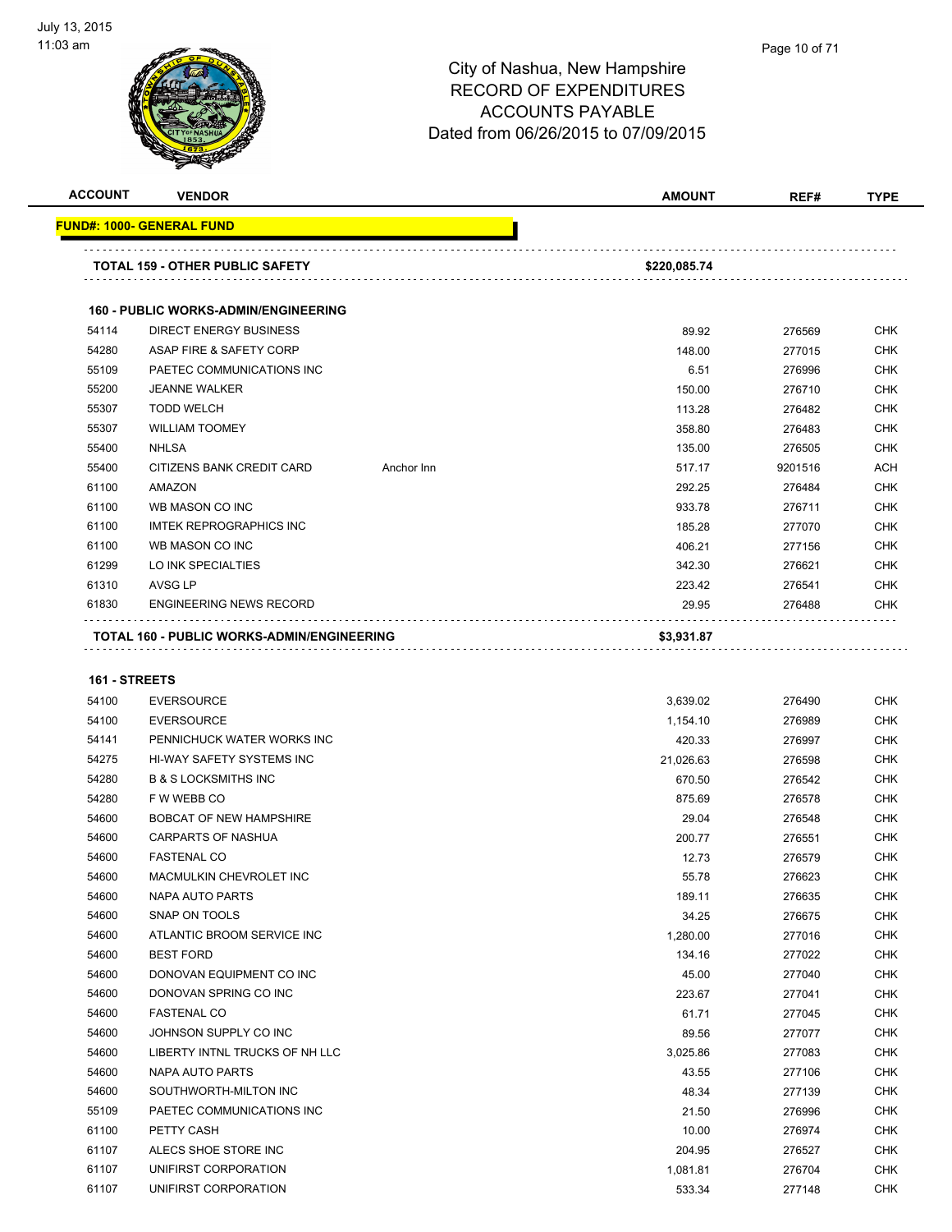# City of Nashua, New Hampshire
## RECORD OF EXPENDITURES
## ACCOUNTS PAYABLE
### Dated from 06/26/2015 to 07/09/2015

| ACCOUNT | VENDOR | | AMOUNT | REF# | TYPE |
|---|---|---|---|---|---|
| **FUND#: 1000- GENERAL FUND** | | | | | |
| **TOTAL 159 - OTHER PUBLIC SAFETY** | | | **$220,085.74** | | |
| **160 - PUBLIC WORKS-ADMIN/ENGINEERING** | | | | | |
| 54114 | DIRECT ENERGY BUSINESS | | 89.92 | 276569 | CHK |
| 54280 | ASAP FIRE & SAFETY CORP | | 148.00 | 277015 | CHK |
| 55109 | PAETEC COMMUNICATIONS INC | | 6.51 | 276996 | CHK |
| 55200 | JEANNE WALKER | | 150.00 | 276710 | CHK |
| 55307 | TODD WELCH | | 113.28 | 276482 | CHK |
| 55307 | WILLIAM TOOMEY | | 358.80 | 276483 | CHK |
| 55400 | NHLSA | | 135.00 | 276505 | CHK |
| 55400 | CITIZENS BANK CREDIT CARD | Anchor Inn | 517.17 | 9201516 | ACH |
| 61100 | AMAZON | | 292.25 | 276484 | CHK |
| 61100 | WB MASON CO INC | | 933.78 | 276711 | CHK |
| 61100 | IMTEK REPROGRAPHICS INC | | 185.28 | 277070 | CHK |
| 61100 | WB MASON CO INC | | 406.21 | 277156 | CHK |
| 61299 | LO INK SPECIALTIES | | 342.30 | 276621 | CHK |
| 61310 | AVSG LP | | 223.42 | 276541 | CHK |
| 61830 | ENGINEERING NEWS RECORD | | 29.95 | 276488 | CHK |
| **TOTAL 160 - PUBLIC WORKS-ADMIN/ENGINEERING** | | | **$3,931.87** | | |
| **161 - STREETS** | | | | | |
| 54100 | EVERSOURCE | | 3,639.02 | 276490 | CHK |
| 54100 | EVERSOURCE | | 1,154.10 | 276989 | CHK |
| 54141 | PENNICHUCK WATER WORKS INC | | 420.33 | 276997 | CHK |
| 54275 | HI-WAY SAFETY SYSTEMS INC | | 21,026.63 | 276598 | CHK |
| 54280 | B & S LOCKSMITHS INC | | 670.50 | 276542 | CHK |
| 54280 | F W WEBB CO | | 875.69 | 276578 | CHK |
| 54600 | BOBCAT OF NEW HAMPSHIRE | | 29.04 | 276548 | CHK |
| 54600 | CARPARTS OF NASHUA | | 200.77 | 276551 | CHK |
| 54600 | FASTENAL CO | | 12.73 | 276579 | CHK |
| 54600 | MACMULKIN CHEVROLET INC | | 55.78 | 276623 | CHK |
| 54600 | NAPA AUTO PARTS | | 189.11 | 276635 | CHK |
| 54600 | SNAP ON TOOLS | | 34.25 | 276675 | CHK |
| 54600 | ATLANTIC BROOM SERVICE INC | | 1,280.00 | 277016 | CHK |
| 54600 | BEST FORD | | 134.16 | 277022 | CHK |
| 54600 | DONOVAN EQUIPMENT CO INC | | 45.00 | 277040 | CHK |
| 54600 | DONOVAN SPRING CO INC | | 223.67 | 277041 | CHK |
| 54600 | FASTENAL CO | | 61.71 | 277045 | CHK |
| 54600 | JOHNSON SUPPLY CO INC | | 89.56 | 277077 | CHK |
| 54600 | LIBERTY INTNL TRUCKS OF NH LLC | | 3,025.86 | 277083 | CHK |
| 54600 | NAPA AUTO PARTS | | 43.55 | 277106 | CHK |
| 54600 | SOUTHWORTH-MILTON INC | | 48.34 | 277139 | CHK |
| 55109 | PAETEC COMMUNICATIONS INC | | 21.50 | 276996 | CHK |
| 61100 | PETTY CASH | | 10.00 | 276974 | CHK |
| 61107 | ALECS SHOE STORE INC | | 204.95 | 276527 | CHK |
| 61107 | UNIFIRST CORPORATION | | 1,081.81 | 276704 | CHK |
| 61107 | UNIFIRST CORPORATION | | 533.34 | 277148 | CHK |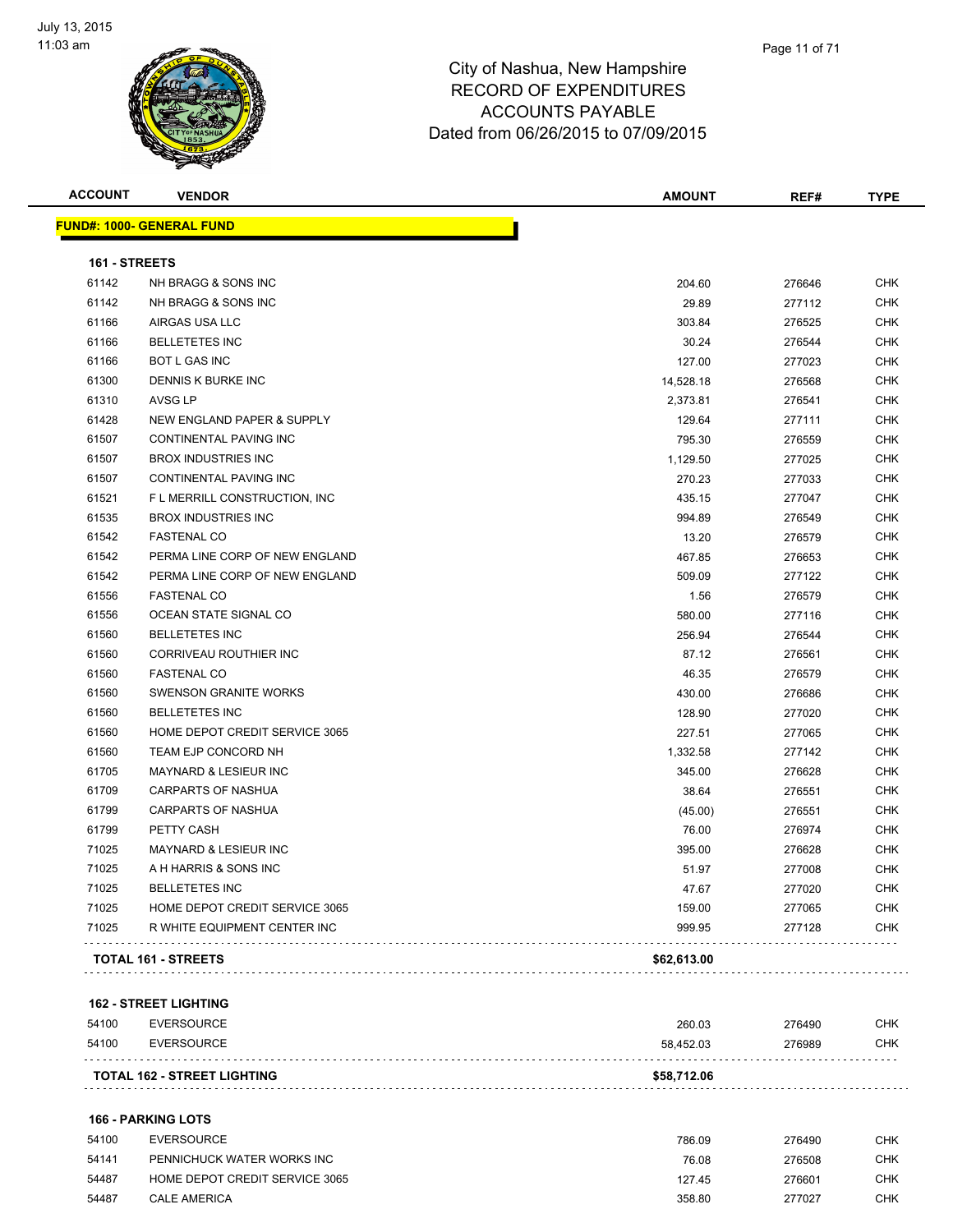# City of Nashua, New Hampshire
## RECORD OF EXPENDITURES
## ACCOUNTS PAYABLE
### Dated from 06/26/2015 to 07/09/2015

| ACCOUNT | VENDOR | AMOUNT | REF# | TYPE |
|---|---|---|---|---|
| **FUND#: 1000- GENERAL FUND** | | | | |
| **161 - STREETS** | | | | |
| 61142 | NH BRAGG & SONS INC | 204.60 | 276646 | CHK |
| 61142 | NH BRAGG & SONS INC | 29.89 | 277112 | CHK |
| 61166 | AIRGAS USA LLC | 303.84 | 276525 | CHK |
| 61166 | BELLETETES INC | 30.24 | 276544 | CHK |
| 61166 | BOT L GAS INC | 127.00 | 277023 | CHK |
| 61300 | DENNIS K BURKE INC | 14,528.18 | 276568 | CHK |
| 61310 | AVSG LP | 2,373.81 | 276541 | CHK |
| 61428 | NEW ENGLAND PAPER & SUPPLY | 129.64 | 277111 | CHK |
| 61507 | CONTINENTAL PAVING INC | 795.30 | 276559 | CHK |
| 61507 | BROX INDUSTRIES INC | 1,129.50 | 277025 | CHK |
| 61507 | CONTINENTAL PAVING INC | 270.23 | 277033 | CHK |
| 61521 | F L MERRILL CONSTRUCTION, INC | 435.15 | 277047 | CHK |
| 61535 | BROX INDUSTRIES INC | 994.89 | 276549 | CHK |
| 61542 | FASTENAL CO | 13.20 | 276579 | CHK |
| 61542 | PERMA LINE CORP OF NEW ENGLAND | 467.85 | 276653 | CHK |
| 61542 | PERMA LINE CORP OF NEW ENGLAND | 509.09 | 277122 | CHK |
| 61556 | FASTENAL CO | 1.56 | 276579 | CHK |
| 61556 | OCEAN STATE SIGNAL CO | 580.00 | 277116 | CHK |
| 61560 | BELLETETES INC | 256.94 | 276544 | CHK |
| 61560 | CORRIVEAU ROUTHIER INC | 87.12 | 276561 | CHK |
| 61560 | FASTENAL CO | 46.35 | 276579 | CHK |
| 61560 | SWENSON GRANITE WORKS | 430.00 | 276686 | CHK |
| 61560 | BELLETETES INC | 128.90 | 277020 | CHK |
| 61560 | HOME DEPOT CREDIT SERVICE 3065 | 227.51 | 277065 | CHK |
| 61560 | TEAM EJP CONCORD NH | 1,332.58 | 277142 | CHK |
| 61705 | MAYNARD & LESIEUR INC | 345.00 | 276628 | CHK |
| 61709 | CARPARTS OF NASHUA | 38.64 | 276551 | CHK |
| 61799 | CARPARTS OF NASHUA | (45.00) | 276551 | CHK |
| 61799 | PETTY CASH | 76.00 | 276974 | CHK |
| 71025 | MAYNARD & LESIEUR INC | 395.00 | 276628 | CHK |
| 71025 | A H HARRIS & SONS INC | 51.97 | 277008 | CHK |
| 71025 | BELLETETES INC | 47.67 | 277020 | CHK |
| 71025 | HOME DEPOT CREDIT SERVICE 3065 | 159.00 | 277065 | CHK |
| 71025 | R WHITE EQUIPMENT CENTER INC | 999.95 | 277128 | CHK |
| **TOTAL 161 - STREETS** | | **$62,613.00** | | |
| **162 - STREET LIGHTING** | | | | |
| 54100 | EVERSOURCE | 260.03 | 276490 | CHK |
| 54100 | EVERSOURCE | 58,452.03 | 276989 | CHK |
| **TOTAL 162 - STREET LIGHTING** | | **$58,712.06** | | |
| **166 - PARKING LOTS** | | | | |
| 54100 | EVERSOURCE | 786.09 | 276490 | CHK |
| 54141 | PENNICHUCK WATER WORKS INC | 76.08 | 276508 | CHK |
| 54487 | HOME DEPOT CREDIT SERVICE 3065 | 127.45 | 276601 | CHK |
| 54487 | CALE AMERICA | 358.80 | 277027 | CHK |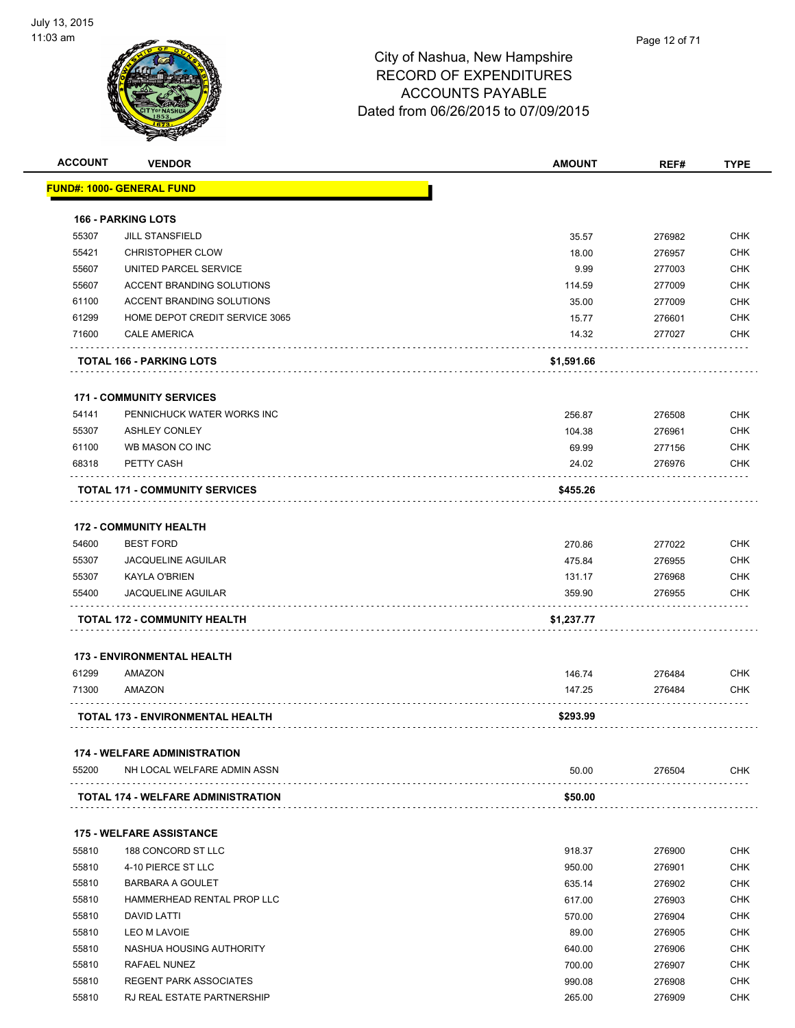# City of Nashua, New Hampshire
## RECORD OF EXPENDITURES
## ACCOUNTS PAYABLE
## Dated from 06/26/2015 to 07/09/2015

| ACCOUNT | VENDOR | AMOUNT | REF# | TYPE |
|---|---|---|---|---|
| **FUND#: 1000- GENERAL FUND** | | | | |
| **166 - PARKING LOTS** | | | | |
| 55307 | JILL STANSFIELD | 35.57 | 276982 | CHK |
| 55421 | CHRISTOPHER CLOW | 18.00 | 276957 | CHK |
| 55607 | UNITED PARCEL SERVICE | 9.99 | 277003 | CHK |
| 55607 | ACCENT BRANDING SOLUTIONS | 114.59 | 277009 | CHK |
| 61100 | ACCENT BRANDING SOLUTIONS | 35.00 | 277009 | CHK |
| 61299 | HOME DEPOT CREDIT SERVICE 3065 | 15.77 | 276601 | CHK |
| 71600 | CALE AMERICA | 14.32 | 277027 | CHK |
| **TOTAL 166 - PARKING LOTS** | | **$1,591.66** | | |
| **171 - COMMUNITY SERVICES** | | | | |
| 54141 | PENNICHUCK WATER WORKS INC | 256.87 | 276508 | CHK |
| 55307 | ASHLEY CONLEY | 104.38 | 276961 | CHK |
| 61100 | WB MASON CO INC | 69.99 | 277156 | CHK |
| 68318 | PETTY CASH | 24.02 | 276976 | CHK |
| **TOTAL 171 - COMMUNITY SERVICES** | | **$455.26** | | |
| **172 - COMMUNITY HEALTH** | | | | |
| 54600 | BEST FORD | 270.86 | 277022 | CHK |
| 55307 | JACQUELINE AGUILAR | 475.84 | 276955 | CHK |
| 55307 | KAYLA O'BRIEN | 131.17 | 276968 | CHK |
| 55400 | JACQUELINE AGUILAR | 359.90 | 276955 | CHK |
| **TOTAL 172 - COMMUNITY HEALTH** | | **$1,237.77** | | |
| **173 - ENVIRONMENTAL HEALTH** | | | | |
| 61299 | AMAZON | 146.74 | 276484 | CHK |
| 71300 | AMAZON | 147.25 | 276484 | CHK |
| **TOTAL 173 - ENVIRONMENTAL HEALTH** | | **$293.99** | | |
| **174 - WELFARE ADMINISTRATION** | | | | |
| 55200 | NH LOCAL WELFARE ADMIN ASSN | 50.00 | 276504 | CHK |
| **TOTAL 174 - WELFARE ADMINISTRATION** | | **$50.00** | | |
| **175 - WELFARE ASSISTANCE** | | | | |
| 55810 | 188 CONCORD ST LLC | 918.37 | 276900 | CHK |
| 55810 | 4-10 PIERCE ST LLC | 950.00 | 276901 | CHK |
| 55810 | BARBARA A GOULET | 635.14 | 276902 | CHK |
| 55810 | HAMMERHEAD RENTAL PROP LLC | 617.00 | 276903 | CHK |
| 55810 | DAVID LATTI | 570.00 | 276904 | CHK |
| 55810 | LEO M LAVOIE | 89.00 | 276905 | CHK |
| 55810 | NASHUA HOUSING AUTHORITY | 640.00 | 276906 | CHK |
| 55810 | RAFAEL NUNEZ | 700.00 | 276907 | CHK |
| 55810 | REGENT PARK ASSOCIATES | 990.08 | 276908 | CHK |
| 55810 | RJ REAL ESTATE PARTNERSHIP | 265.00 | 276909 | CHK |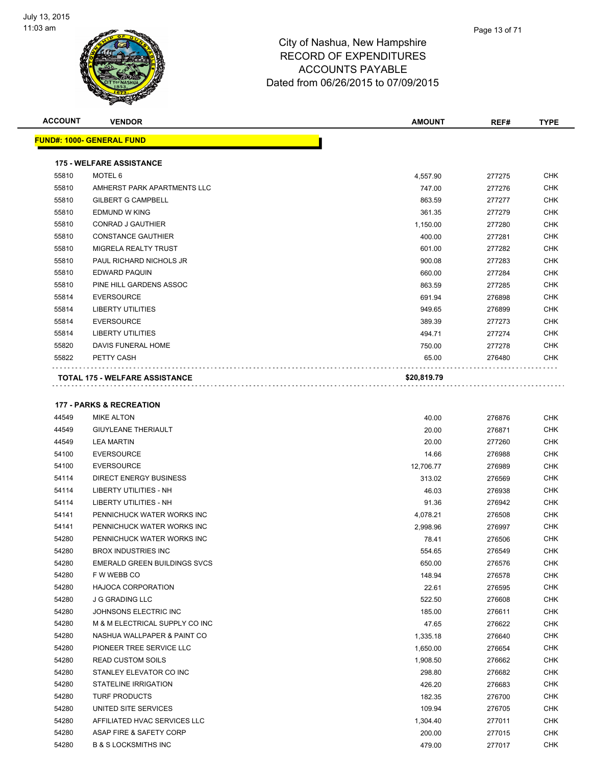City of Nashua, New Hampshire
RECORD OF EXPENDITURES
ACCOUNTS PAYABLE
Dated from 06/26/2015 to 07/09/2015

| ACCOUNT | VENDOR | AMOUNT | REF# | TYPE |
|---|---|---|---|---|
| **FUND#: 1000- GENERAL FUND** | | | | |
| **175 - WELFARE ASSISTANCE** | | | | |
| 55810 | MOTEL 6 | 4,557.90 | 277275 | CHK |
| 55810 | AMHERST PARK APARTMENTS LLC | 747.00 | 277276 | CHK |
| 55810 | GILBERT G CAMPBELL | 863.59 | 277277 | CHK |
| 55810 | EDMUND W KING | 361.35 | 277279 | CHK |
| 55810 | CONRAD J GAUTHIER | 1,150.00 | 277280 | CHK |
| 55810 | CONSTANCE GAUTHIER | 400.00 | 277281 | CHK |
| 55810 | MIGRELA REALTY TRUST | 601.00 | 277282 | CHK |
| 55810 | PAUL RICHARD NICHOLS JR | 900.08 | 277283 | CHK |
| 55810 | EDWARD PAQUIN | 660.00 | 277284 | CHK |
| 55810 | PINE HILL GARDENS ASSOC | 863.59 | 277285 | CHK |
| 55814 | EVERSOURCE | 691.94 | 276898 | CHK |
| 55814 | LIBERTY UTILITIES | 949.65 | 276899 | CHK |
| 55814 | EVERSOURCE | 389.39 | 277273 | CHK |
| 55814 | LIBERTY UTILITIES | 494.71 | 277274 | CHK |
| 55820 | DAVIS FUNERAL HOME | 750.00 | 277278 | CHK |
| 55822 | PETTY CASH | 65.00 | 276480 | CHK |
| **TOTAL 175 - WELFARE ASSISTANCE** | | **$20,819.79** | | |
| **177 - PARKS & RECREATION** | | | | |
| 44549 | MIKE ALTON | 40.00 | 276876 | CHK |
| 44549 | GIUYLEANE THERIAULT | 20.00 | 276871 | CHK |
| 44549 | LEA MARTIN | 20.00 | 277260 | CHK |
| 54100 | EVERSOURCE | 14.66 | 276988 | CHK |
| 54100 | EVERSOURCE | 12,706.77 | 276989 | CHK |
| 54114 | DIRECT ENERGY BUSINESS | 313.02 | 276569 | CHK |
| 54114 | LIBERTY UTILITIES - NH | 46.03 | 276938 | CHK |
| 54114 | LIBERTY UTILITIES - NH | 91.36 | 276942 | CHK |
| 54141 | PENNICHUCK WATER WORKS INC | 4,078.21 | 276508 | CHK |
| 54141 | PENNICHUCK WATER WORKS INC | 2,998.96 | 276997 | CHK |
| 54280 | PENNICHUCK WATER WORKS INC | 78.41 | 276506 | CHK |
| 54280 | BROX INDUSTRIES INC | 554.65 | 276549 | CHK |
| 54280 | EMERALD GREEN BUILDINGS SVCS | 650.00 | 276576 | CHK |
| 54280 | F W WEBB CO | 148.94 | 276578 | CHK |
| 54280 | HAJOCA CORPORATION | 22.61 | 276595 | CHK |
| 54280 | J G GRADING LLC | 522.50 | 276608 | CHK |
| 54280 | JOHNSONS ELECTRIC INC | 185.00 | 276611 | CHK |
| 54280 | M & M ELECTRICAL SUPPLY CO INC | 47.65 | 276622 | CHK |
| 54280 | NASHUA WALLPAPER & PAINT CO | 1,335.18 | 276640 | CHK |
| 54280 | PIONEER TREE SERVICE LLC | 1,650.00 | 276654 | CHK |
| 54280 | READ CUSTOM SOILS | 1,908.50 | 276662 | CHK |
| 54280 | STANLEY ELEVATOR CO INC | 298.80 | 276682 | CHK |
| 54280 | STATELINE IRRIGATION | 426.20 | 276683 | CHK |
| 54280 | TURF PRODUCTS | 182.35 | 276700 | CHK |
| 54280 | UNITED SITE SERVICES | 109.94 | 276705 | CHK |
| 54280 | AFFILIATED HVAC SERVICES LLC | 1,304.40 | 277011 | CHK |
| 54280 | ASAP FIRE & SAFETY CORP | 200.00 | 277015 | CHK |
| 54280 | B & S LOCKSMITHS INC | 479.00 | 277017 | CHK |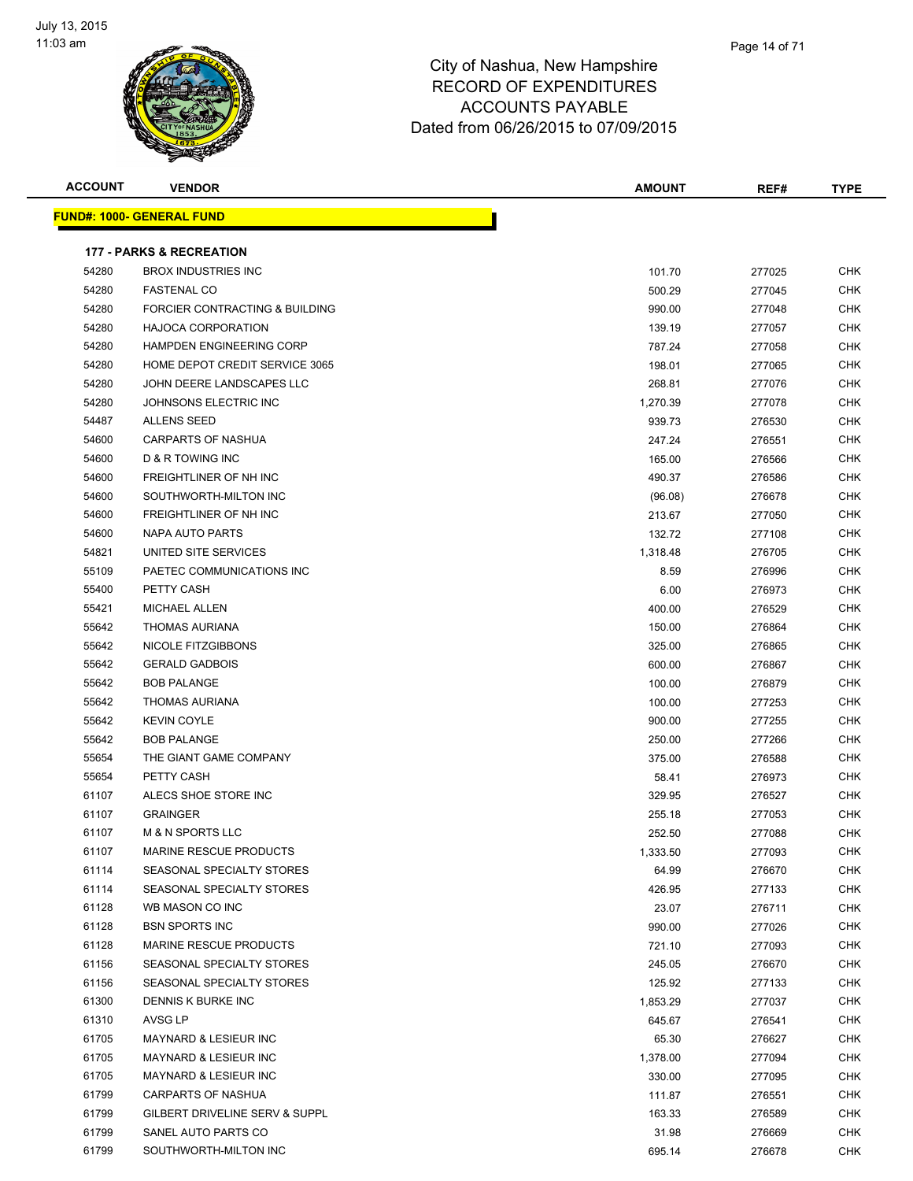# City of Nashua, New Hampshire
## RECORD OF EXPENDITURES
## ACCOUNTS PAYABLE
## Dated from 06/26/2015 to 07/09/2015

July 13, 2015
11:03 am

| ACCOUNT | VENDOR | AMOUNT | REF# | TYPE |
|---|---|---|---|---|
| **FUND#: 1000- GENERAL FUND** | | | | |
| **177 - PARKS & RECREATION** | | | | |
| 54280 | BROX INDUSTRIES INC | 101.70 | 277025 | CHK |
| 54280 | FASTENAL CO | 500.29 | 277045 | CHK |
| 54280 | FORCIER CONTRACTING & BUILDING | 990.00 | 277048 | CHK |
| 54280 | HAJOCA CORPORATION | 139.19 | 277057 | CHK |
| 54280 | HAMPDEN ENGINEERING CORP | 787.24 | 277058 | CHK |
| 54280 | HOME DEPOT CREDIT SERVICE 3065 | 198.01 | 277065 | CHK |
| 54280 | JOHN DEERE LANDSCAPES LLC | 268.81 | 277076 | CHK |
| 54280 | JOHNSONS ELECTRIC INC | 1,270.39 | 277078 | CHK |
| 54487 | ALLENS SEED | 939.73 | 276530 | CHK |
| 54600 | CARPARTS OF NASHUA | 247.24 | 276551 | CHK |
| 54600 | D & R TOWING INC | 165.00 | 276566 | CHK |
| 54600 | FREIGHTLINER OF NH INC | 490.37 | 276586 | CHK |
| 54600 | SOUTHWORTH-MILTON INC | (96.08) | 276678 | CHK |
| 54600 | FREIGHTLINER OF NH INC | 213.67 | 277050 | CHK |
| 54600 | NAPA AUTO PARTS | 132.72 | 277108 | CHK |
| 54821 | UNITED SITE SERVICES | 1,318.48 | 276705 | CHK |
| 55109 | PAETEC COMMUNICATIONS INC | 8.59 | 276996 | CHK |
| 55400 | PETTY CASH | 6.00 | 276973 | CHK |
| 55421 | MICHAEL ALLEN | 400.00 | 276529 | CHK |
| 55642 | THOMAS AURIANA | 150.00 | 276864 | CHK |
| 55642 | NICOLE FITZGIBBONS | 325.00 | 276865 | CHK |
| 55642 | GERALD GADBOIS | 600.00 | 276867 | CHK |
| 55642 | BOB PALANGE | 100.00 | 276879 | CHK |
| 55642 | THOMAS AURIANA | 100.00 | 277253 | CHK |
| 55642 | KEVIN COYLE | 900.00 | 277255 | CHK |
| 55642 | BOB PALANGE | 250.00 | 277266 | CHK |
| 55654 | THE GIANT GAME COMPANY | 375.00 | 276588 | CHK |
| 55654 | PETTY CASH | 58.41 | 276973 | CHK |
| 61107 | ALECS SHOE STORE INC | 329.95 | 276527 | CHK |
| 61107 | GRAINGER | 255.18 | 277053 | CHK |
| 61107 | M & N SPORTS LLC | 252.50 | 277088 | CHK |
| 61107 | MARINE RESCUE PRODUCTS | 1,333.50 | 277093 | CHK |
| 61114 | SEASONAL SPECIALTY STORES | 64.99 | 276670 | CHK |
| 61114 | SEASONAL SPECIALTY STORES | 426.95 | 277133 | CHK |
| 61128 | WB MASON CO INC | 23.07 | 276711 | CHK |
| 61128 | BSN SPORTS INC | 990.00 | 277026 | CHK |
| 61128 | MARINE RESCUE PRODUCTS | 721.10 | 277093 | CHK |
| 61156 | SEASONAL SPECIALTY STORES | 245.05 | 276670 | CHK |
| 61156 | SEASONAL SPECIALTY STORES | 125.92 | 277133 | CHK |
| 61300 | DENNIS K BURKE INC | 1,853.29 | 277037 | CHK |
| 61310 | AVSG LP | 645.67 | 276541 | CHK |
| 61705 | MAYNARD & LESIEUR INC | 65.30 | 276627 | CHK |
| 61705 | MAYNARD & LESIEUR INC | 1,378.00 | 277094 | CHK |
| 61705 | MAYNARD & LESIEUR INC | 330.00 | 277095 | CHK |
| 61799 | CARPARTS OF NASHUA | 111.87 | 276551 | CHK |
| 61799 | GILBERT DRIVELINE SERV & SUPPL | 163.33 | 276589 | CHK |
| 61799 | SANEL AUTO PARTS CO | 31.98 | 276669 | CHK |
| 61799 | SOUTHWORTH-MILTON INC | 695.14 | 276678 | CHK |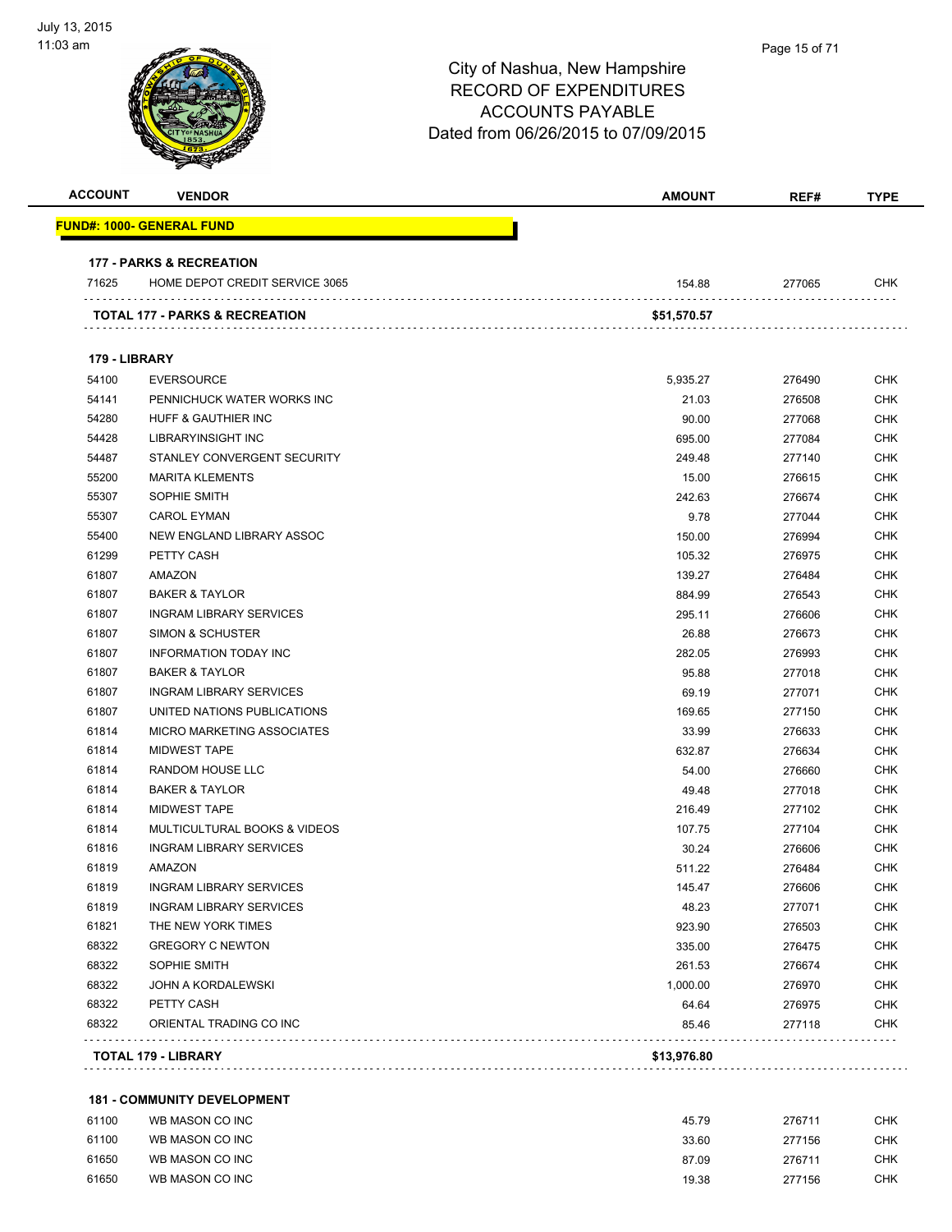City of Nashua, New Hampshire
RECORD OF EXPENDITURES
ACCOUNTS PAYABLE
Dated from 06/26/2015 to 07/09/2015

| ACCOUNT | VENDOR | AMOUNT | REF# | TYPE |
|---|---|---|---|---|
| **FUND#: 1000- GENERAL FUND** | | | | |
| **177 - PARKS & RECREATION** | | | | |
| 71625 | HOME DEPOT CREDIT SERVICE 3065 | 154.88 | 277065 | CHK |
| **TOTAL 177 - PARKS & RECREATION** | | **$51,570.57** | | |
| **179 - LIBRARY** | | | | |
| 54100 | EVERSOURCE | 5,935.27 | 276490 | CHK |
| 54141 | PENNICHUCK WATER WORKS INC | 21.03 | 276508 | CHK |
| 54280 | HUFF & GAUTHIER INC | 90.00 | 277068 | CHK |
| 54428 | LIBRARYINSIGHT INC | 695.00 | 277084 | CHK |
| 54487 | STANLEY CONVERGENT SECURITY | 249.48 | 277140 | CHK |
| 55200 | MARITA KLEMENTS | 15.00 | 276615 | CHK |
| 55307 | SOPHIE SMITH | 242.63 | 276674 | CHK |
| 55307 | CAROL EYMAN | 9.78 | 277044 | CHK |
| 55400 | NEW ENGLAND LIBRARY ASSOC | 150.00 | 276994 | CHK |
| 61299 | PETTY CASH | 105.32 | 276975 | CHK |
| 61807 | AMAZON | 139.27 | 276484 | CHK |
| 61807 | BAKER & TAYLOR | 884.99 | 276543 | CHK |
| 61807 | INGRAM LIBRARY SERVICES | 295.11 | 276606 | CHK |
| 61807 | SIMON & SCHUSTER | 26.88 | 276673 | CHK |
| 61807 | INFORMATION TODAY INC | 282.05 | 276993 | CHK |
| 61807 | BAKER & TAYLOR | 95.88 | 277018 | CHK |
| 61807 | INGRAM LIBRARY SERVICES | 69.19 | 277071 | CHK |
| 61807 | UNITED NATIONS PUBLICATIONS | 169.65 | 277150 | CHK |
| 61814 | MICRO MARKETING ASSOCIATES | 33.99 | 276633 | CHK |
| 61814 | MIDWEST TAPE | 632.87 | 276634 | CHK |
| 61814 | RANDOM HOUSE LLC | 54.00 | 276660 | CHK |
| 61814 | BAKER & TAYLOR | 49.48 | 277018 | CHK |
| 61814 | MIDWEST TAPE | 216.49 | 277102 | CHK |
| 61814 | MULTICULTURAL BOOKS & VIDEOS | 107.75 | 277104 | CHK |
| 61816 | INGRAM LIBRARY SERVICES | 30.24 | 276606 | CHK |
| 61819 | AMAZON | 511.22 | 276484 | CHK |
| 61819 | INGRAM LIBRARY SERVICES | 145.47 | 276606 | CHK |
| 61819 | INGRAM LIBRARY SERVICES | 48.23 | 277071 | CHK |
| 61821 | THE NEW YORK TIMES | 923.90 | 276503 | CHK |
| 68322 | GREGORY C NEWTON | 335.00 | 276475 | CHK |
| 68322 | SOPHIE SMITH | 261.53 | 276674 | CHK |
| 68322 | JOHN A KORDALEWSKI | 1,000.00 | 276970 | CHK |
| 68322 | PETTY CASH | 64.64 | 276975 | CHK |
| 68322 | ORIENTAL TRADING CO INC | 85.46 | 277118 | CHK |
| **TOTAL 179 - LIBRARY** | | **$13,976.80** | | |
| **181 - COMMUNITY DEVELOPMENT** | | | | |
| 61100 | WB MASON CO INC | 45.79 | 276711 | CHK |
| 61100 | WB MASON CO INC | 33.60 | 277156 | CHK |
| 61650 | WB MASON CO INC | 87.09 | 276711 | CHK |
| 61650 | WB MASON CO INC | 19.38 | 277156 | CHK |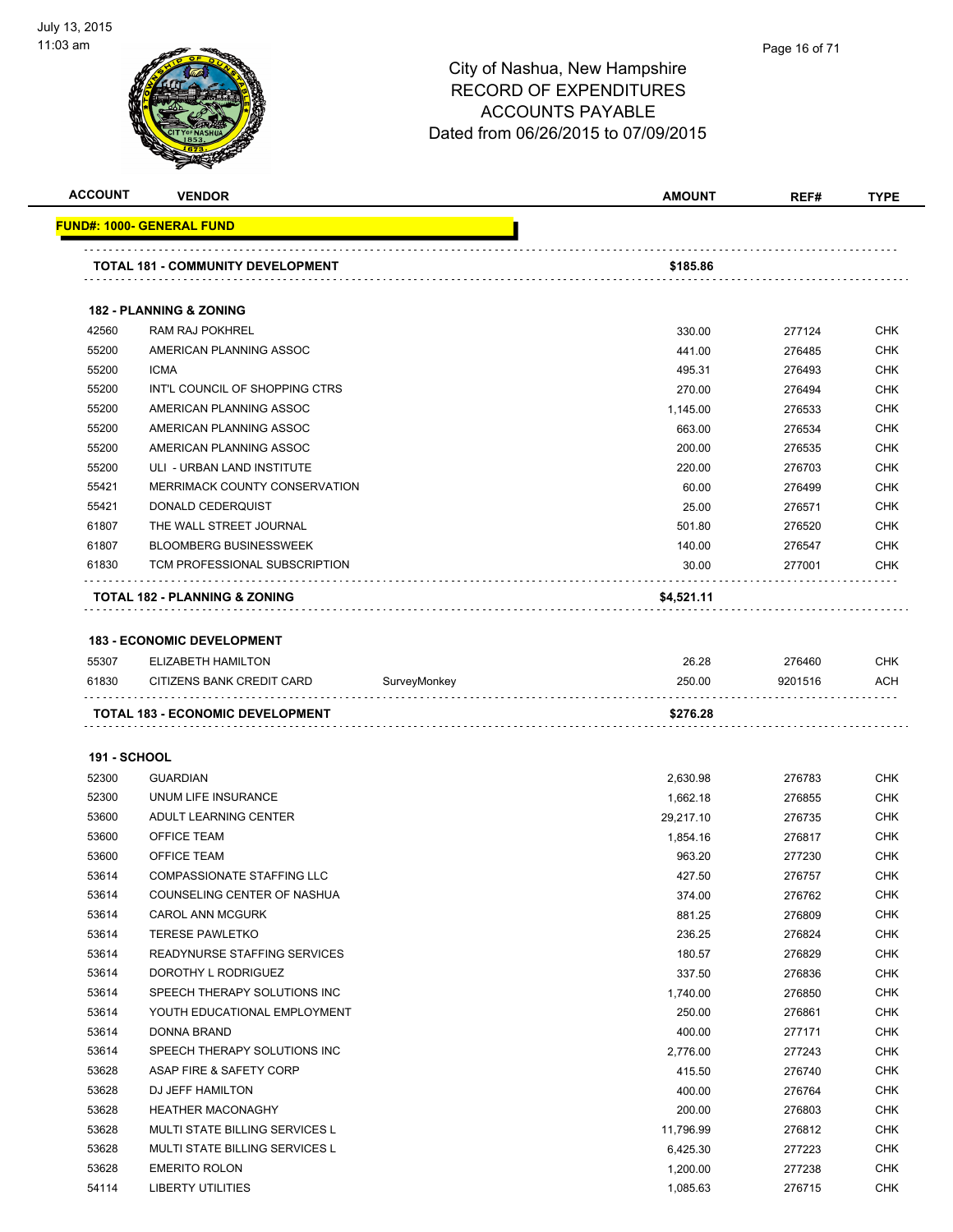# City of Nashua, New Hampshire
## RECORD OF EXPENDITURES
## ACCOUNTS PAYABLE
## Dated from 06/26/2015 to 07/09/2015

| ACCOUNT | VENDOR | | AMOUNT | REF# | TYPE |
|---|---|---|---|---|---|
| **FUND#: 1000- GENERAL FUND** | | | | | |
| **TOTAL 181 - COMMUNITY DEVELOPMENT** | | | **$185.86** | | |
| **182 - PLANNING & ZONING** | | | | | |
| 42560 | RAM RAJ POKHREL | | 330.00 | 277124 | CHK |
| 55200 | AMERICAN PLANNING ASSOC | | 441.00 | 276485 | CHK |
| 55200 | ICMA | | 495.31 | 276493 | CHK |
| 55200 | INT'L COUNCIL OF SHOPPING CTRS | | 270.00 | 276494 | CHK |
| 55200 | AMERICAN PLANNING ASSOC | | 1,145.00 | 276533 | CHK |
| 55200 | AMERICAN PLANNING ASSOC | | 663.00 | 276534 | CHK |
| 55200 | AMERICAN PLANNING ASSOC | | 200.00 | 276535 | CHK |
| 55200 | ULI - URBAN LAND INSTITUTE | | 220.00 | 276703 | CHK |
| 55421 | MERRIMACK COUNTY CONSERVATION | | 60.00 | 276499 | CHK |
| 55421 | DONALD CEDERQUIST | | 25.00 | 276571 | CHK |
| 61807 | THE WALL STREET JOURNAL | | 501.80 | 276520 | CHK |
| 61807 | BLOOMBERG BUSINESSWEEK | | 140.00 | 276547 | CHK |
| 61830 | TCM PROFESSIONAL SUBSCRIPTION | | 30.00 | 277001 | CHK |
| **TOTAL 182 - PLANNING & ZONING** | | | **$4,521.11** | | |
| **183 - ECONOMIC DEVELOPMENT** | | | | | |
| 55307 | ELIZABETH HAMILTON | | 26.28 | 276460 | CHK |
| 61830 | CITIZENS BANK CREDIT CARD | SurveyMonkey | 250.00 | 9201516 | ACH |
| **TOTAL 183 - ECONOMIC DEVELOPMENT** | | | **$276.28** | | |
| **191 - SCHOOL** | | | | | |
| 52300 | GUARDIAN | | 2,630.98 | 276783 | CHK |
| 52300 | UNUM LIFE INSURANCE | | 1,662.18 | 276855 | CHK |
| 53600 | ADULT LEARNING CENTER | | 29,217.10 | 276735 | CHK |
| 53600 | OFFICE TEAM | | 1,854.16 | 276817 | CHK |
| 53600 | OFFICE TEAM | | 963.20 | 277230 | CHK |
| 53614 | COMPASSIONATE STAFFING LLC | | 427.50 | 276757 | CHK |
| 53614 | COUNSELING CENTER OF NASHUA | | 374.00 | 276762 | CHK |
| 53614 | CAROL ANN MCGURK | | 881.25 | 276809 | CHK |
| 53614 | TERESE PAWLETKO | | 236.25 | 276824 | CHK |
| 53614 | READYNURSE STAFFING SERVICES | | 180.57 | 276829 | CHK |
| 53614 | DOROTHY L RODRIGUEZ | | 337.50 | 276836 | CHK |
| 53614 | SPEECH THERAPY SOLUTIONS INC | | 1,740.00 | 276850 | CHK |
| 53614 | YOUTH EDUCATIONAL EMPLOYMENT | | 250.00 | 276861 | CHK |
| 53614 | DONNA BRAND | | 400.00 | 277171 | CHK |
| 53614 | SPEECH THERAPY SOLUTIONS INC | | 2,776.00 | 277243 | CHK |
| 53628 | ASAP FIRE & SAFETY CORP | | 415.50 | 276740 | CHK |
| 53628 | DJ JEFF HAMILTON | | 400.00 | 276764 | CHK |
| 53628 | HEATHER MACONAGHY | | 200.00 | 276803 | CHK |
| 53628 | MULTI STATE BILLING SERVICES L | | 11,796.99 | 276812 | CHK |
| 53628 | MULTI STATE BILLING SERVICES L | | 6,425.30 | 277223 | CHK |
| 53628 | EMERITO ROLON | | 1,200.00 | 277238 | CHK |
| 54114 | LIBERTY UTILITIES | | 1,085.63 | 276715 | CHK |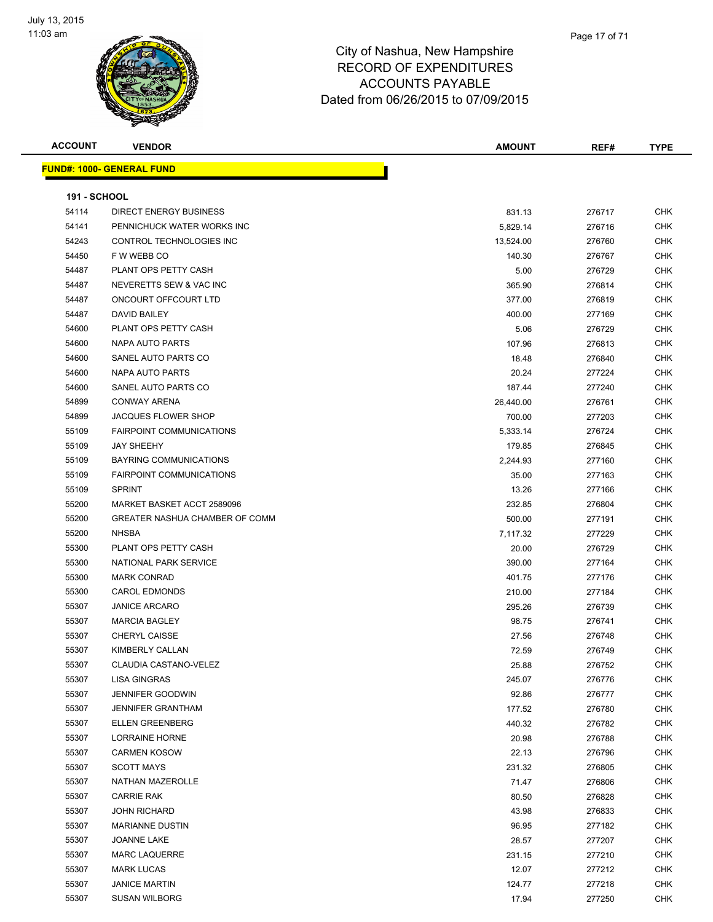# City of Nashua, New Hampshire
## RECORD OF EXPENDITURES
## ACCOUNTS PAYABLE
## Dated from 06/26/2015 to 07/09/2015

July 13, 2015
11:03 am

| ACCOUNT | VENDOR | AMOUNT | REF# | TYPE |
|---|---|---|---|---|
| **FUND#: 1000- GENERAL FUND** | | | | |
| **191 - SCHOOL** | | | | |
| 54114 | DIRECT ENERGY BUSINESS | 831.13 | 276717 | CHK |
| 54141 | PENNICHUCK WATER WORKS INC | 5,829.14 | 276716 | CHK |
| 54243 | CONTROL TECHNOLOGIES INC | 13,524.00 | 276760 | CHK |
| 54450 | F W WEBB CO | 140.30 | 276767 | CHK |
| 54487 | PLANT OPS PETTY CASH | 5.00 | 276729 | CHK |
| 54487 | NEVERETTS SEW & VAC INC | 365.90 | 276814 | CHK |
| 54487 | ONCOURT OFFCOURT LTD | 377.00 | 276819 | CHK |
| 54487 | DAVID BAILEY | 400.00 | 277169 | CHK |
| 54600 | PLANT OPS PETTY CASH | 5.06 | 276729 | CHK |
| 54600 | NAPA AUTO PARTS | 107.96 | 276813 | CHK |
| 54600 | SANEL AUTO PARTS CO | 18.48 | 276840 | CHK |
| 54600 | NAPA AUTO PARTS | 20.24 | 277224 | CHK |
| 54600 | SANEL AUTO PARTS CO | 187.44 | 277240 | CHK |
| 54899 | CONWAY ARENA | 26,440.00 | 276761 | CHK |
| 54899 | JACQUES FLOWER SHOP | 700.00 | 277203 | CHK |
| 55109 | FAIRPOINT COMMUNICATIONS | 5,333.14 | 276724 | CHK |
| 55109 | JAY SHEEHY | 179.85 | 276845 | CHK |
| 55109 | BAYRING COMMUNICATIONS | 2,244.93 | 277160 | CHK |
| 55109 | FAIRPOINT COMMUNICATIONS | 35.00 | 277163 | CHK |
| 55109 | SPRINT | 13.26 | 277166 | CHK |
| 55200 | MARKET BASKET ACCT 2589096 | 232.85 | 276804 | CHK |
| 55200 | GREATER NASHUA CHAMBER OF COMM | 500.00 | 277191 | CHK |
| 55200 | NHSBA | 7,117.32 | 277229 | CHK |
| 55300 | PLANT OPS PETTY CASH | 20.00 | 276729 | CHK |
| 55300 | NATIONAL PARK SERVICE | 390.00 | 277164 | CHK |
| 55300 | MARK CONRAD | 401.75 | 277176 | CHK |
| 55300 | CAROL EDMONDS | 210.00 | 277184 | CHK |
| 55307 | JANICE ARCARO | 295.26 | 276739 | CHK |
| 55307 | MARCIA BAGLEY | 98.75 | 276741 | CHK |
| 55307 | CHERYL CAISSE | 27.56 | 276748 | CHK |
| 55307 | KIMBERLY CALLAN | 72.59 | 276749 | CHK |
| 55307 | CLAUDIA CASTANO-VELEZ | 25.88 | 276752 | CHK |
| 55307 | LISA GINGRAS | 245.07 | 276776 | CHK |
| 55307 | JENNIFER GOODWIN | 92.86 | 276777 | CHK |
| 55307 | JENNIFER GRANTHAM | 177.52 | 276780 | CHK |
| 55307 | ELLEN GREENBERG | 440.32 | 276782 | CHK |
| 55307 | LORRAINE HORNE | 20.98 | 276788 | CHK |
| 55307 | CARMEN KOSOW | 22.13 | 276796 | CHK |
| 55307 | SCOTT MAYS | 231.32 | 276805 | CHK |
| 55307 | NATHAN MAZEROLLE | 71.47 | 276806 | CHK |
| 55307 | CARRIE RAK | 80.50 | 276828 | CHK |
| 55307 | JOHN RICHARD | 43.98 | 276833 | CHK |
| 55307 | MARIANNE DUSTIN | 96.95 | 277182 | CHK |
| 55307 | JOANNE LAKE | 28.57 | 277207 | CHK |
| 55307 | MARC LAQUERRE | 231.15 | 277210 | CHK |
| 55307 | MARK LUCAS | 12.07 | 277212 | CHK |
| 55307 | JANICE MARTIN | 124.77 | 277218 | CHK |
| 55307 | SUSAN WILBORG | 17.94 | 277250 | CHK |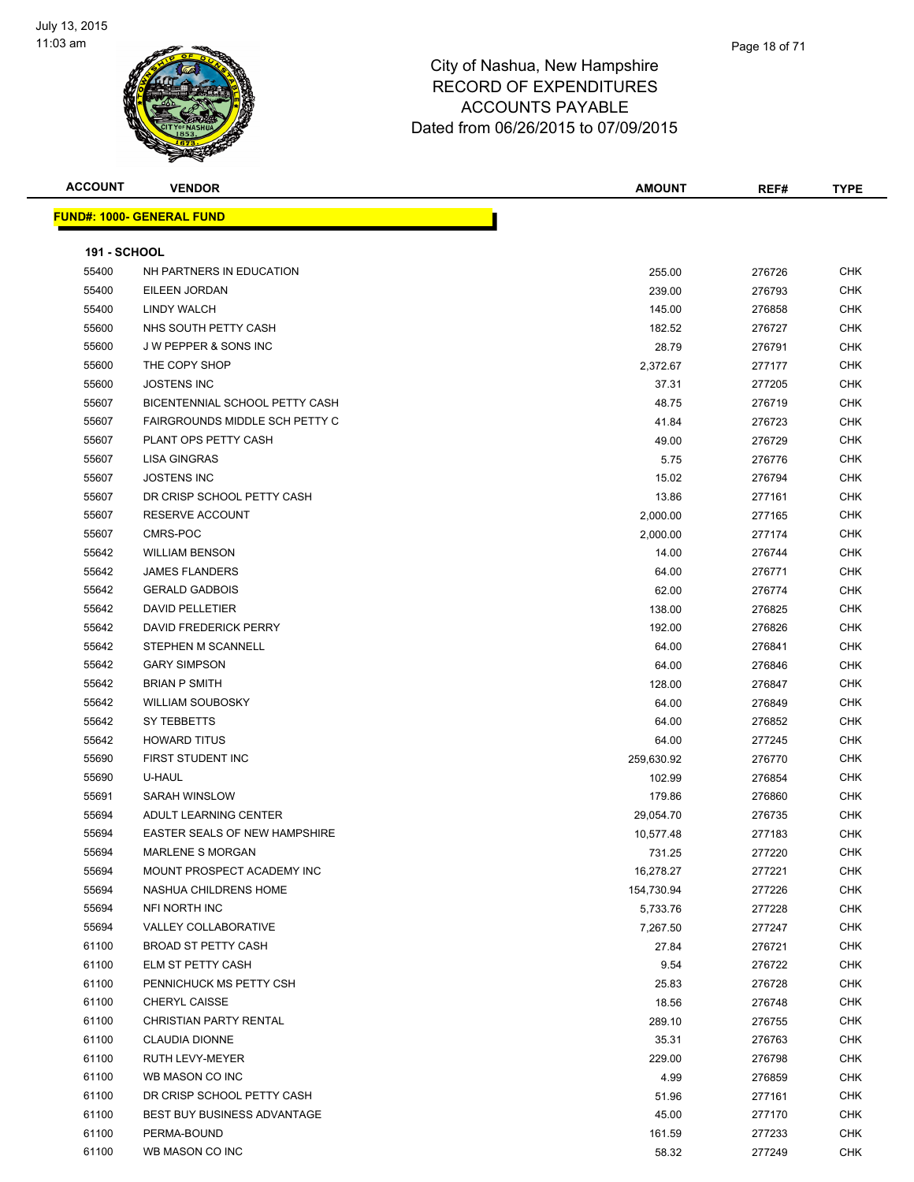City of Nashua, New Hampshire
RECORD OF EXPENDITURES
ACCOUNTS PAYABLE
Dated from 06/26/2015 to 07/09/2015

| ACCOUNT | VENDOR | AMOUNT | REF# | TYPE |
|---|---|---|---|---|
| **FUND#: 1000- GENERAL FUND** | | | | |
| **191 - SCHOOL** | | | | |
| 55400 | NH PARTNERS IN EDUCATION | 255.00 | 276726 | CHK |
| 55400 | EILEEN JORDAN | 239.00 | 276793 | CHK |
| 55400 | LINDY WALCH | 145.00 | 276858 | CHK |
| 55600 | NHS SOUTH PETTY CASH | 182.52 | 276727 | CHK |
| 55600 | J W PEPPER & SONS INC | 28.79 | 276791 | CHK |
| 55600 | THE COPY SHOP | 2,372.67 | 277177 | CHK |
| 55600 | JOSTENS INC | 37.31 | 277205 | CHK |
| 55607 | BICENTENNIAL SCHOOL PETTY CASH | 48.75 | 276719 | CHK |
| 55607 | FAIRGROUNDS MIDDLE SCH PETTY C | 41.84 | 276723 | CHK |
| 55607 | PLANT OPS PETTY CASH | 49.00 | 276729 | CHK |
| 55607 | LISA GINGRAS | 5.75 | 276776 | CHK |
| 55607 | JOSTENS INC | 15.02 | 276794 | CHK |
| 55607 | DR CRISP SCHOOL PETTY CASH | 13.86 | 277161 | CHK |
| 55607 | RESERVE ACCOUNT | 2,000.00 | 277165 | CHK |
| 55607 | CMRS-POC | 2,000.00 | 277174 | CHK |
| 55642 | WILLIAM BENSON | 14.00 | 276744 | CHK |
| 55642 | JAMES FLANDERS | 64.00 | 276771 | CHK |
| 55642 | GERALD GADBOIS | 62.00 | 276774 | CHK |
| 55642 | DAVID PELLETIER | 138.00 | 276825 | CHK |
| 55642 | DAVID FREDERICK PERRY | 192.00 | 276826 | CHK |
| 55642 | STEPHEN M SCANNELL | 64.00 | 276841 | CHK |
| 55642 | GARY SIMPSON | 64.00 | 276846 | CHK |
| 55642 | BRIAN P SMITH | 128.00 | 276847 | CHK |
| 55642 | WILLIAM SOUBOSKY | 64.00 | 276849 | CHK |
| 55642 | SY TEBBETTS | 64.00 | 276852 | CHK |
| 55642 | HOWARD TITUS | 64.00 | 277245 | CHK |
| 55690 | FIRST STUDENT INC | 259,630.92 | 276770 | CHK |
| 55690 | U-HAUL | 102.99 | 276854 | CHK |
| 55691 | SARAH WINSLOW | 179.86 | 276860 | CHK |
| 55694 | ADULT LEARNING CENTER | 29,054.70 | 276735 | CHK |
| 55694 | EASTER SEALS OF NEW HAMPSHIRE | 10,577.48 | 277183 | CHK |
| 55694 | MARLENE S MORGAN | 731.25 | 277220 | CHK |
| 55694 | MOUNT PROSPECT ACADEMY INC | 16,278.27 | 277221 | CHK |
| 55694 | NASHUA CHILDRENS HOME | 154,730.94 | 277226 | CHK |
| 55694 | NFI NORTH INC | 5,733.76 | 277228 | CHK |
| 55694 | VALLEY COLLABORATIVE | 7,267.50 | 277247 | CHK |
| 61100 | BROAD ST PETTY CASH | 27.84 | 276721 | CHK |
| 61100 | ELM ST PETTY CASH | 9.54 | 276722 | CHK |
| 61100 | PENNICHUCK MS PETTY CSH | 25.83 | 276728 | CHK |
| 61100 | CHERYL CAISSE | 18.56 | 276748 | CHK |
| 61100 | CHRISTIAN PARTY RENTAL | 289.10 | 276755 | CHK |
| 61100 | CLAUDIA DIONNE | 35.31 | 276763 | CHK |
| 61100 | RUTH LEVY-MEYER | 229.00 | 276798 | CHK |
| 61100 | WB MASON CO INC | 4.99 | 276859 | CHK |
| 61100 | DR CRISP SCHOOL PETTY CASH | 51.96 | 277161 | CHK |
| 61100 | BEST BUY BUSINESS ADVANTAGE | 45.00 | 277170 | CHK |
| 61100 | PERMA-BOUND | 161.59 | 277233 | CHK |
| 61100 | WB MASON CO INC | 58.32 | 277249 | CHK |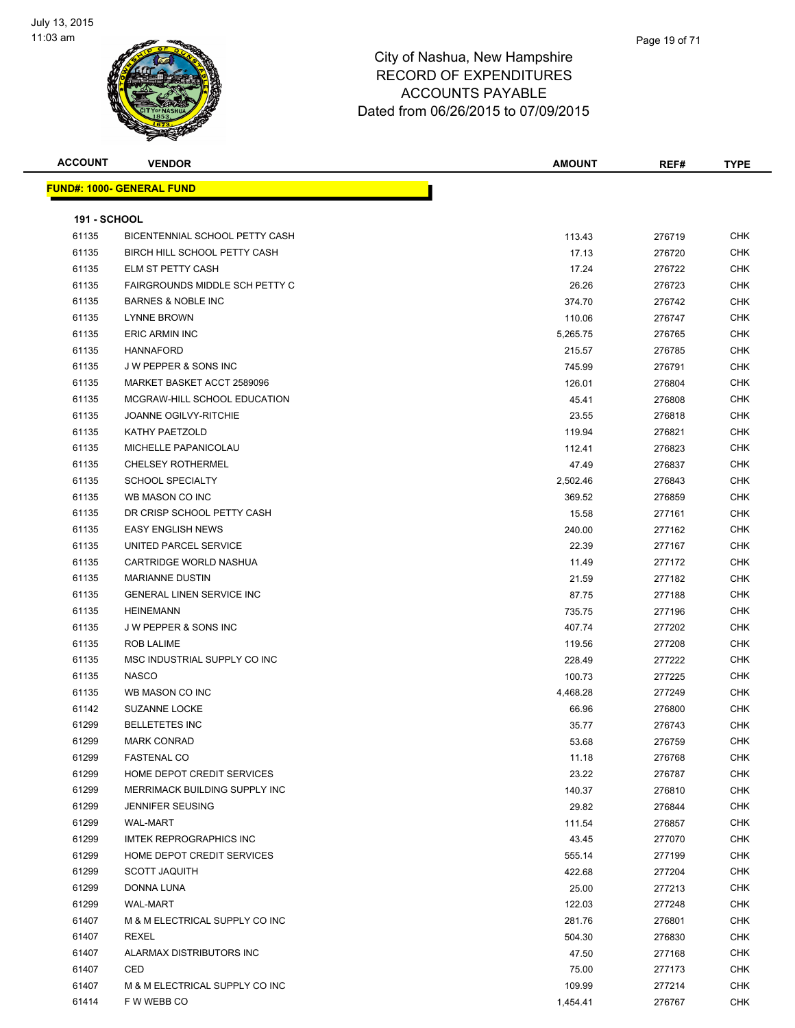# City of Nashua, New Hampshire
## RECORD OF EXPENDITURES
## ACCOUNTS PAYABLE
## Dated from 06/26/2015 to 07/09/2015

July 13, 2015
11:03 am

**FUND#: 1000- GENERAL FUND**

**191 - SCHOOL**

| ACCOUNT | VENDOR | AMOUNT | REF# | TYPE |
|---|---|---|---|---|
| 61135 | BICENTENNIAL SCHOOL PETTY CASH | 113.43 | 276719 | CHK |
| 61135 | BIRCH HILL SCHOOL PETTY CASH | 17.13 | 276720 | CHK |
| 61135 | ELM ST PETTY CASH | 17.24 | 276722 | CHK |
| 61135 | FAIRGROUNDS MIDDLE SCH PETTY C | 26.26 | 276723 | CHK |
| 61135 | BARNES & NOBLE INC | 374.70 | 276742 | CHK |
| 61135 | LYNNE BROWN | 110.06 | 276747 | CHK |
| 61135 | ERIC ARMIN INC | 5,265.75 | 276765 | CHK |
| 61135 | HANNAFORD | 215.57 | 276785 | CHK |
| 61135 | J W PEPPER & SONS INC | 745.99 | 276791 | CHK |
| 61135 | MARKET BASKET ACCT 2589096 | 126.01 | 276804 | CHK |
| 61135 | MCGRAW-HILL SCHOOL EDUCATION | 45.41 | 276808 | CHK |
| 61135 | JOANNE OGILVY-RITCHIE | 23.55 | 276818 | CHK |
| 61135 | KATHY PAETZOLD | 119.94 | 276821 | CHK |
| 61135 | MICHELLE PAPANICOLAU | 112.41 | 276823 | CHK |
| 61135 | CHELSEY ROTHERMEL | 47.49 | 276837 | CHK |
| 61135 | SCHOOL SPECIALTY | 2,502.46 | 276843 | CHK |
| 61135 | WB MASON CO INC | 369.52 | 276859 | CHK |
| 61135 | DR CRISP SCHOOL PETTY CASH | 15.58 | 277161 | CHK |
| 61135 | EASY ENGLISH NEWS | 240.00 | 277162 | CHK |
| 61135 | UNITED PARCEL SERVICE | 22.39 | 277167 | CHK |
| 61135 | CARTRIDGE WORLD NASHUA | 11.49 | 277172 | CHK |
| 61135 | MARIANNE DUSTIN | 21.59 | 277182 | CHK |
| 61135 | GENERAL LINEN SERVICE INC | 87.75 | 277188 | CHK |
| 61135 | HEINEMANN | 735.75 | 277196 | CHK |
| 61135 | J W PEPPER & SONS INC | 407.74 | 277202 | CHK |
| 61135 | ROB LALIME | 119.56 | 277208 | CHK |
| 61135 | MSC INDUSTRIAL SUPPLY CO INC | 228.49 | 277222 | CHK |
| 61135 | NASCO | 100.73 | 277225 | CHK |
| 61135 | WB MASON CO INC | 4,468.28 | 277249 | CHK |
| 61142 | SUZANNE LOCKE | 66.96 | 276800 | CHK |
| 61299 | BELLETETES INC | 35.77 | 276743 | CHK |
| 61299 | MARK CONRAD | 53.68 | 276759 | CHK |
| 61299 | FASTENAL CO | 11.18 | 276768 | CHK |
| 61299 | HOME DEPOT CREDIT SERVICES | 23.22 | 276787 | CHK |
| 61299 | MERRIMACK BUILDING SUPPLY INC | 140.37 | 276810 | CHK |
| 61299 | JENNIFER SEUSING | 29.82 | 276844 | CHK |
| 61299 | WAL-MART | 111.54 | 276857 | CHK |
| 61299 | IMTEK REPROGRAPHICS INC | 43.45 | 277070 | CHK |
| 61299 | HOME DEPOT CREDIT SERVICES | 555.14 | 277199 | CHK |
| 61299 | SCOTT JAQUITH | 422.68 | 277204 | CHK |
| 61299 | DONNA LUNA | 25.00 | 277213 | CHK |
| 61299 | WAL-MART | 122.03 | 277248 | CHK |
| 61407 | M & M ELECTRICAL SUPPLY CO INC | 281.76 | 276801 | CHK |
| 61407 | REXEL | 504.30 | 276830 | CHK |
| 61407 | ALARMAX DISTRIBUTORS INC | 47.50 | 277168 | CHK |
| 61407 | CED | 75.00 | 277173 | CHK |
| 61407 | M & M ELECTRICAL SUPPLY CO INC | 109.99 | 277214 | CHK |
| 61414 | F W WEBB CO | 1,454.41 | 276767 | CHK |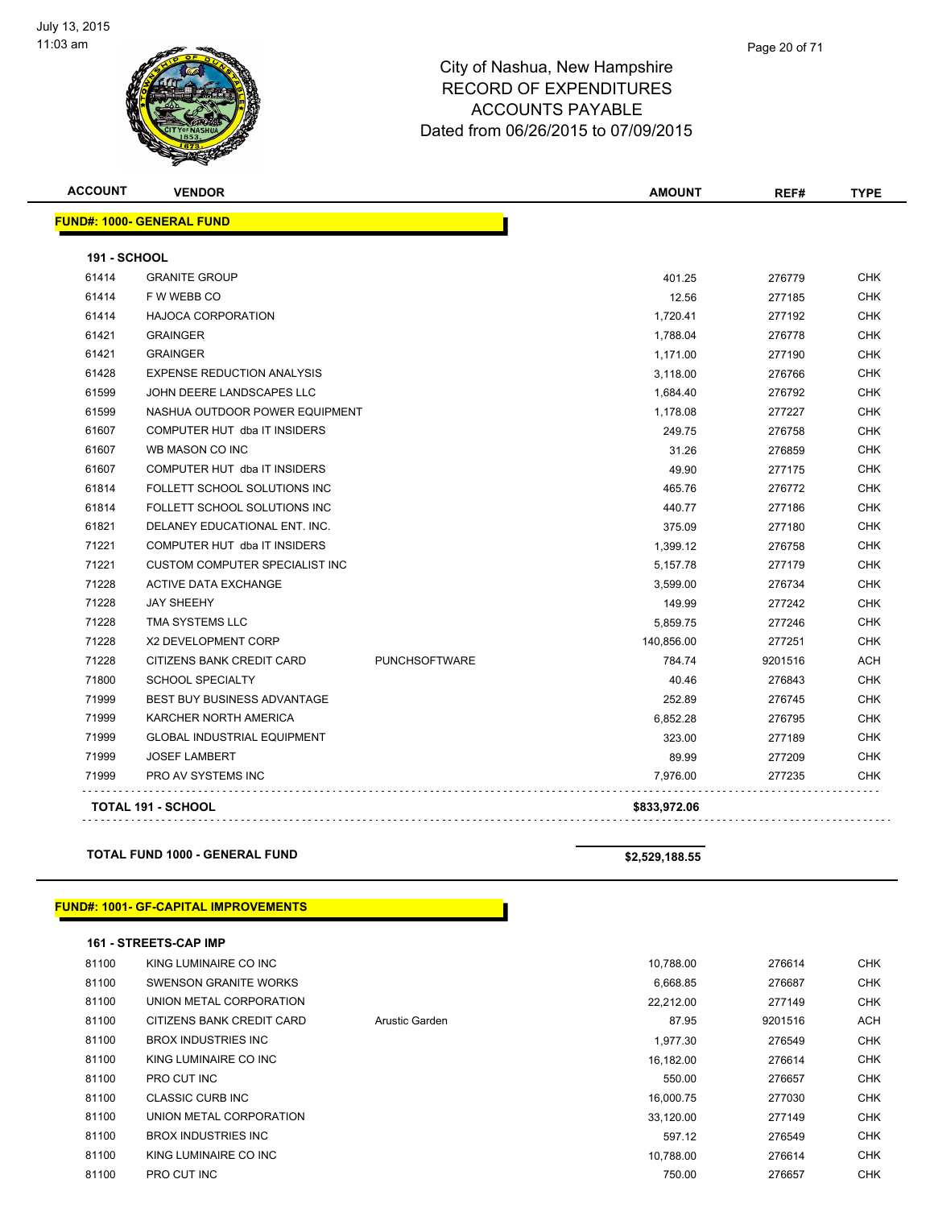City of Nashua, New Hampshire
RECORD OF EXPENDITURES
ACCOUNTS PAYABLE
Dated from 06/26/2015 to 07/09/2015

| ACCOUNT | VENDOR | | AMOUNT | REF# | TYPE |
|---|---|---|---|---|---|
| **FUND#: 1000- GENERAL FUND** | | | | | |
| **191 - SCHOOL** | | | | | |
| 61414 | GRANITE GROUP | | 401.25 | 276779 | CHK |
| 61414 | F W WEBB CO | | 12.56 | 277185 | CHK |
| 61414 | HAJOCA CORPORATION | | 1,720.41 | 277192 | CHK |
| 61421 | GRAINGER | | 1,788.04 | 276778 | CHK |
| 61421 | GRAINGER | | 1,171.00 | 277190 | CHK |
| 61428 | EXPENSE REDUCTION ANALYSIS | | 3,118.00 | 276766 | CHK |
| 61599 | JOHN DEERE LANDSCAPES LLC | | 1,684.40 | 276792 | CHK |
| 61599 | NASHUA OUTDOOR POWER EQUIPMENT | | 1,178.08 | 277227 | CHK |
| 61607 | COMPUTER HUT dba IT INSIDERS | | 249.75 | 276758 | CHK |
| 61607 | WB MASON CO INC | | 31.26 | 276859 | CHK |
| 61607 | COMPUTER HUT dba IT INSIDERS | | 49.90 | 277175 | CHK |
| 61814 | FOLLETT SCHOOL SOLUTIONS INC | | 465.76 | 276772 | CHK |
| 61814 | FOLLETT SCHOOL SOLUTIONS INC | | 440.77 | 277186 | CHK |
| 61821 | DELANEY EDUCATIONAL ENT. INC. | | 375.09 | 277180 | CHK |
| 71221 | COMPUTER HUT dba IT INSIDERS | | 1,399.12 | 276758 | CHK |
| 71221 | CUSTOM COMPUTER SPECIALIST INC | | 5,157.78 | 277179 | CHK |
| 71228 | ACTIVE DATA EXCHANGE | | 3,599.00 | 276734 | CHK |
| 71228 | JAY SHEEHY | | 149.99 | 277242 | CHK |
| 71228 | TMA SYSTEMS LLC | | 5,859.75 | 277246 | CHK |
| 71228 | X2 DEVELOPMENT CORP | | 140,856.00 | 277251 | CHK |
| 71228 | CITIZENS BANK CREDIT CARD | PUNCHSOFTWARE | 784.74 | 9201516 | ACH |
| 71800 | SCHOOL SPECIALTY | | 40.46 | 276843 | CHK |
| 71999 | BEST BUY BUSINESS ADVANTAGE | | 252.89 | 276745 | CHK |
| 71999 | KARCHER NORTH AMERICA | | 6,852.28 | 276795 | CHK |
| 71999 | GLOBAL INDUSTRIAL EQUIPMENT | | 323.00 | 277189 | CHK |
| 71999 | JOSEF LAMBERT | | 89.99 | 277209 | CHK |
| 71999 | PRO AV SYSTEMS INC | | 7,976.00 | 277235 | CHK |
| **TOTAL 191 - SCHOOL** | | | **$833,972.06** | | |
| **TOTAL FUND 1000 - GENERAL FUND** | | | **$2,529,188.55** | | |
| **FUND#: 1001- GF-CAPITAL IMPROVEMENTS** | | | | | |
| **161 - STREETS-CAP IMP** | | | | | |
| 81100 | KING LUMINAIRE CO INC | | 10,788.00 | 276614 | CHK |
| 81100 | SWENSON GRANITE WORKS | | 6,668.85 | 276687 | CHK |
| 81100 | UNION METAL CORPORATION | | 22,212.00 | 277149 | CHK |
| 81100 | CITIZENS BANK CREDIT CARD | Arustic Garden | 87.95 | 9201516 | ACH |
| 81100 | BROX INDUSTRIES INC | | 1,977.30 | 276549 | CHK |
| 81100 | KING LUMINAIRE CO INC | | 16,182.00 | 276614 | CHK |
| 81100 | PRO CUT INC | | 550.00 | 276657 | CHK |
| 81100 | CLASSIC CURB INC | | 16,000.75 | 277030 | CHK |
| 81100 | UNION METAL CORPORATION | | 33,120.00 | 277149 | CHK |
| 81100 | BROX INDUSTRIES INC | | 597.12 | 276549 | CHK |
| 81100 | KING LUMINAIRE CO INC | | 10,788.00 | 276614 | CHK |
| 81100 | PRO CUT INC | | 750.00 | 276657 | CHK |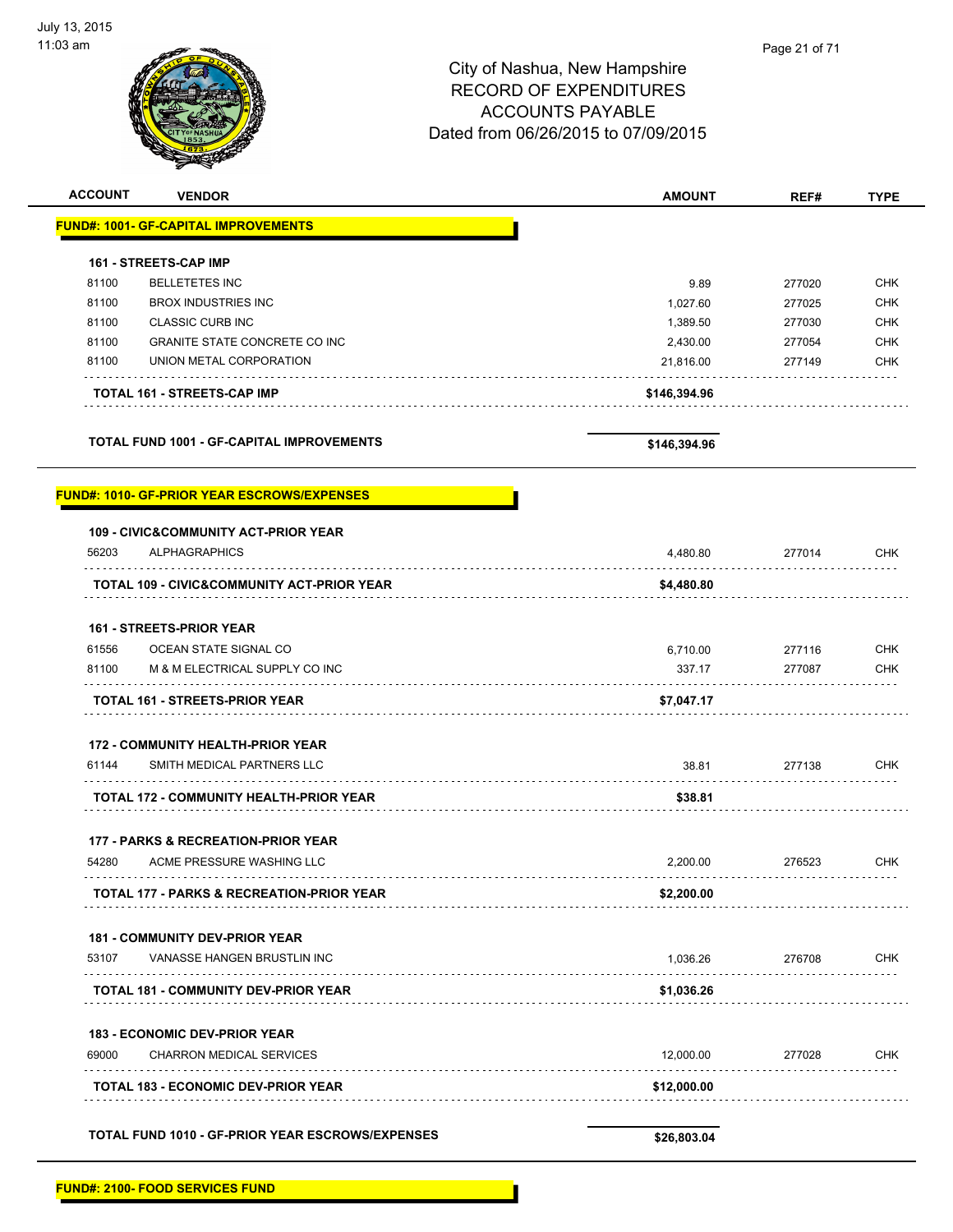City of Nashua, New Hampshire
RECORD OF EXPENDITURES
ACCOUNTS PAYABLE
Dated from 06/26/2015 to 07/09/2015

| ACCOUNT | VENDOR | AMOUNT | REF# | TYPE |
|---|---|---|---|---|
| **FUND#: 1001- GF-CAPITAL IMPROVEMENTS** | | | | |
| **161 - STREETS-CAP IMP** | | | | |
| 81100 | BELLETETES INC | 9.89 | 277020 | CHK |
| 81100 | BROX INDUSTRIES INC | 1,027.60 | 277025 | CHK |
| 81100 | CLASSIC CURB INC | 1,389.50 | 277030 | CHK |
| 81100 | GRANITE STATE CONCRETE CO INC | 2,430.00 | 277054 | CHK |
| 81100 | UNION METAL CORPORATION | 21,816.00 | 277149 | CHK |
| | **TOTAL 161 - STREETS-CAP IMP** | **$146,394.96** | | |
| | **TOTAL FUND 1001 - GF-CAPITAL IMPROVEMENTS** | **$146,394.96** | | |
| **FUND#: 1010- GF-PRIOR YEAR ESCROWS/EXPENSES** | | | | |
| **109 - CIVIC&COMMUNITY ACT-PRIOR YEAR** | | | | |
| 56203 | ALPHAGRAPHICS | 4,480.80 | 277014 | CHK |
| | **TOTAL 109 - CIVIC&COMMUNITY ACT-PRIOR YEAR** | **$4,480.80** | | |
| **161 - STREETS-PRIOR YEAR** | | | | |
| 61556 | OCEAN STATE SIGNAL CO | 6,710.00 | 277116 | CHK |
| 81100 | M & M ELECTRICAL SUPPLY CO INC | 337.17 | 277087 | CHK |
| | **TOTAL 161 - STREETS-PRIOR YEAR** | **$7,047.17** | | |
| **172 - COMMUNITY HEALTH-PRIOR YEAR** | | | | |
| 61144 | SMITH MEDICAL PARTNERS LLC | 38.81 | 277138 | CHK |
| | **TOTAL 172 - COMMUNITY HEALTH-PRIOR YEAR** | **$38.81** | | |
| **177 - PARKS & RECREATION-PRIOR YEAR** | | | | |
| 54280 | ACME PRESSURE WASHING LLC | 2,200.00 | 276523 | CHK |
| | **TOTAL 177 - PARKS & RECREATION-PRIOR YEAR** | **$2,200.00** | | |
| **181 - COMMUNITY DEV-PRIOR YEAR** | | | | |
| 53107 | VANASSE HANGEN BRUSTLIN INC | 1,036.26 | 276708 | CHK |
| | **TOTAL 181 - COMMUNITY DEV-PRIOR YEAR** | **$1,036.26** | | |
| **183 - ECONOMIC DEV-PRIOR YEAR** | | | | |
| 69000 | CHARRON MEDICAL SERVICES | 12,000.00 | 277028 | CHK |
| | **TOTAL 183 - ECONOMIC DEV-PRIOR YEAR** | **$12,000.00** | | |
| | **TOTAL FUND 1010 - GF-PRIOR YEAR ESCROWS/EXPENSES** | **$26,803.04** | | |

**FUND#: 2100- FOOD SERVICES FUND**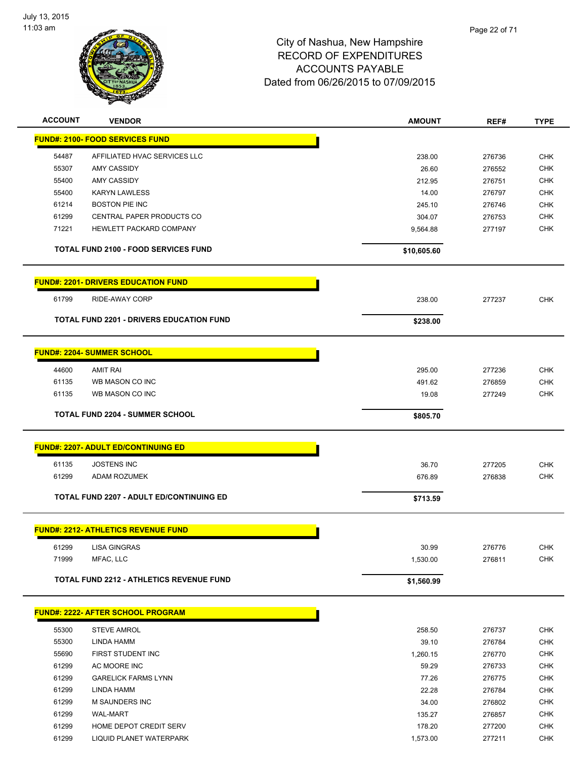City of Nashua, New Hampshire
RECORD OF EXPENDITURES
ACCOUNTS PAYABLE
Dated from 06/26/2015 to 07/09/2015

| ACCOUNT | VENDOR | AMOUNT | REF# | TYPE |
|---|---|---|---|---|
| **FUND#: 2100- FOOD SERVICES FUND** | | | | |
| 54487 | AFFILIATED HVAC SERVICES LLC | 238.00 | 276736 | CHK |
| 55307 | AMY CASSIDY | 26.60 | 276552 | CHK |
| 55400 | AMY CASSIDY | 212.95 | 276751 | CHK |
| 55400 | KARYN LAWLESS | 14.00 | 276797 | CHK |
| 61214 | BOSTON PIE INC | 245.10 | 276746 | CHK |
| 61299 | CENTRAL PAPER PRODUCTS CO | 304.07 | 276753 | CHK |
| 71221 | HEWLETT PACKARD COMPANY | 9,564.88 | 277197 | CHK |
| | **TOTAL FUND 2100 - FOOD SERVICES FUND** | **$10,605.60** | | |
| **FUND#: 2201- DRIVERS EDUCATION FUND** | | | | |
| 61799 | RIDE-AWAY CORP | 238.00 | 277237 | CHK |
| | **TOTAL FUND 2201 - DRIVERS EDUCATION FUND** | **$238.00** | | |
| **FUND#: 2204- SUMMER SCHOOL** | | | | |
| 44600 | AMIT RAI | 295.00 | 277236 | CHK |
| 61135 | WB MASON CO INC | 491.62 | 276859 | CHK |
| 61135 | WB MASON CO INC | 19.08 | 277249 | CHK |
| | **TOTAL FUND 2204 - SUMMER SCHOOL** | **$805.70** | | |
| **FUND#: 2207- ADULT ED/CONTINUING ED** | | | | |
| 61135 | JOSTENS INC | 36.70 | 277205 | CHK |
| 61299 | ADAM ROZUMEK | 676.89 | 276838 | CHK |
| | **TOTAL FUND 2207 - ADULT ED/CONTINUING ED** | **$713.59** | | |
| **FUND#: 2212- ATHLETICS REVENUE FUND** | | | | |
| 61299 | LISA GINGRAS | 30.99 | 276776 | CHK |
| 71999 | MFAC, LLC | 1,530.00 | 276811 | CHK |
| | **TOTAL FUND 2212 - ATHLETICS REVENUE FUND** | **$1,560.99** | | |
| **FUND#: 2222- AFTER SCHOOL PROGRAM** | | | | |
| 55300 | STEVE AMROL | 258.50 | 276737 | CHK |
| 55300 | LINDA HAMM | 39.10 | 276784 | CHK |
| 55690 | FIRST STUDENT INC | 1,260.15 | 276770 | CHK |
| 61299 | AC MOORE INC | 59.29 | 276733 | CHK |
| 61299 | GARELICK FARMS LYNN | 77.26 | 276775 | CHK |
| 61299 | LINDA HAMM | 22.28 | 276784 | CHK |
| 61299 | M SAUNDERS INC | 34.00 | 276802 | CHK |
| 61299 | WAL-MART | 135.27 | 276857 | CHK |
| 61299 | HOME DEPOT CREDIT SERV | 178.20 | 277200 | CHK |
| 61299 | LIQUID PLANET WATERPARK | 1,573.00 | 277211 | CHK |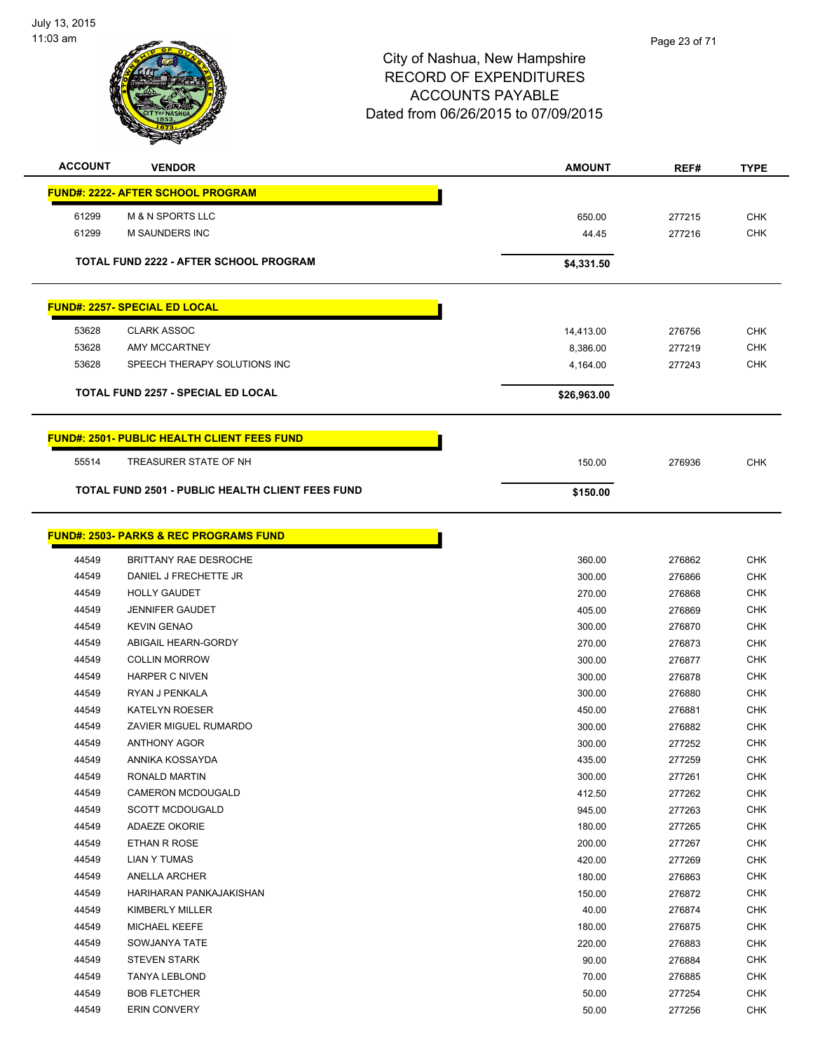City of Nashua, New Hampshire
RECORD OF EXPENDITURES
ACCOUNTS PAYABLE
Dated from 06/26/2015 to 07/09/2015

| ACCOUNT | VENDOR | AMOUNT | REF# | TYPE |
|---|---|---|---|---|
| **FUND#: 2222- AFTER SCHOOL PROGRAM** | | | | |
| 61299 | M & N SPORTS LLC | 650.00 | 277215 | CHK |
| 61299 | M SAUNDERS INC | 44.45 | 277216 | CHK |
| | **TOTAL FUND 2222 - AFTER SCHOOL PROGRAM** | **$4,331.50** | | |
| **FUND#: 2257- SPECIAL ED LOCAL** | | | | |
| 53628 | CLARK ASSOC | 14,413.00 | 276756 | CHK |
| 53628 | AMY MCCARTNEY | 8,386.00 | 277219 | CHK |
| 53628 | SPEECH THERAPY SOLUTIONS INC | 4,164.00 | 277243 | CHK |
| | **TOTAL FUND 2257 - SPECIAL ED LOCAL** | **$26,963.00** | | |
| **FUND#: 2501- PUBLIC HEALTH CLIENT FEES FUND** | | | | |
| 55514 | TREASURER STATE OF NH | 150.00 | 276936 | CHK |
| | **TOTAL FUND 2501 - PUBLIC HEALTH CLIENT FEES FUND** | **$150.00** | | |
| **FUND#: 2503- PARKS & REC PROGRAMS FUND** | | | | |
| 44549 | BRITTANY RAE DESROCHE | 360.00 | 276862 | CHK |
| 44549 | DANIEL J FRECHETTE JR | 300.00 | 276866 | CHK |
| 44549 | HOLLY GAUDET | 270.00 | 276868 | CHK |
| 44549 | JENNIFER GAUDET | 405.00 | 276869 | CHK |
| 44549 | KEVIN GENAO | 300.00 | 276870 | CHK |
| 44549 | ABIGAIL HEARN-GORDY | 270.00 | 276873 | CHK |
| 44549 | COLLIN MORROW | 300.00 | 276877 | CHK |
| 44549 | HARPER C NIVEN | 300.00 | 276878 | CHK |
| 44549 | RYAN J PENKALA | 300.00 | 276880 | CHK |
| 44549 | KATELYN ROESER | 450.00 | 276881 | CHK |
| 44549 | ZAVIER MIGUEL RUMARDO | 300.00 | 276882 | CHK |
| 44549 | ANTHONY AGOR | 300.00 | 277252 | CHK |
| 44549 | ANNIKA KOSSAYDA | 435.00 | 277259 | CHK |
| 44549 | RONALD MARTIN | 300.00 | 277261 | CHK |
| 44549 | CAMERON MCDOUGALD | 412.50 | 277262 | CHK |
| 44549 | SCOTT MCDOUGALD | 945.00 | 277263 | CHK |
| 44549 | ADAEZE OKORIE | 180.00 | 277265 | CHK |
| 44549 | ETHAN R ROSE | 200.00 | 277267 | CHK |
| 44549 | LIAN Y TUMAS | 420.00 | 277269 | CHK |
| 44549 | ANELLA ARCHER | 180.00 | 276863 | CHK |
| 44549 | HARIHARAN PANKAJAKISHAN | 150.00 | 276872 | CHK |
| 44549 | KIMBERLY MILLER | 40.00 | 276874 | CHK |
| 44549 | MICHAEL KEEFE | 180.00 | 276875 | CHK |
| 44549 | SOWJANYA TATE | 220.00 | 276883 | CHK |
| 44549 | STEVEN STARK | 90.00 | 276884 | CHK |
| 44549 | TANYA LEBLOND | 70.00 | 276885 | CHK |
| 44549 | BOB FLETCHER | 50.00 | 277254 | CHK |
| 44549 | ERIN CONVERY | 50.00 | 277256 | CHK |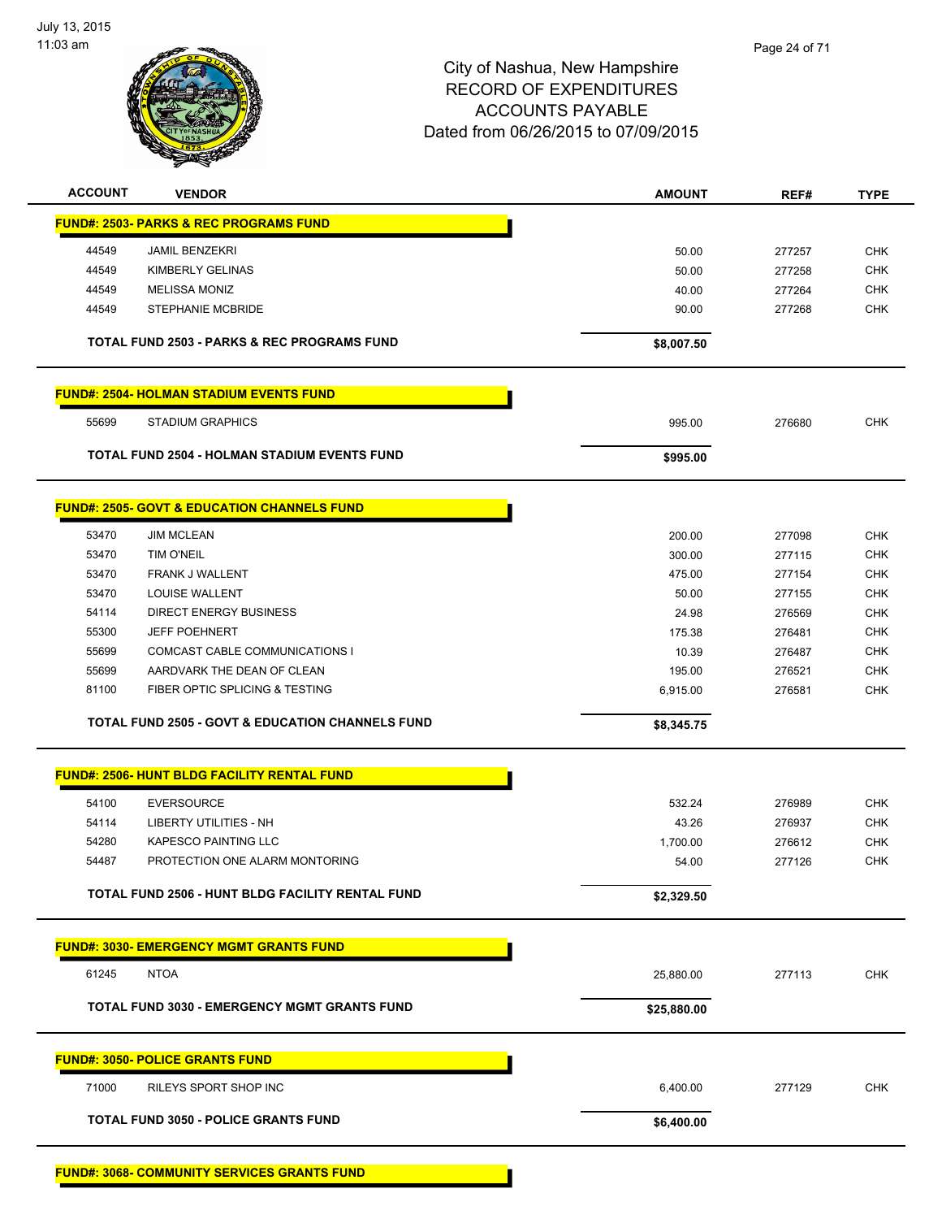City of Nashua, New Hampshire
RECORD OF EXPENDITURES
ACCOUNTS PAYABLE
Dated from 06/26/2015 to 07/09/2015

| ACCOUNT | VENDOR | AMOUNT | REF# | TYPE |
|---|---|---|---|---|
| **FUND#: 2503- PARKS & REC PROGRAMS FUND** | | | | |
| 44549 | JAMIL BENZEKRI | 50.00 | 277257 | CHK |
| 44549 | KIMBERLY GELINAS | 50.00 | 277258 | CHK |
| 44549 | MELISSA MONIZ | 40.00 | 277264 | CHK |
| 44549 | STEPHANIE MCBRIDE | 90.00 | 277268 | CHK |
| | **TOTAL FUND 2503 - PARKS & REC PROGRAMS FUND** | **$8,007.50** | | |
| **FUND#: 2504- HOLMAN STADIUM EVENTS FUND** | | | | |
| 55699 | STADIUM GRAPHICS | 995.00 | 276680 | CHK |
| | **TOTAL FUND 2504 - HOLMAN STADIUM EVENTS FUND** | **$995.00** | | |
| **FUND#: 2505- GOVT & EDUCATION CHANNELS FUND** | | | | |
| 53470 | JIM MCLEAN | 200.00 | 277098 | CHK |
| 53470 | TIM O'NEIL | 300.00 | 277115 | CHK |
| 53470 | FRANK J WALLENT | 475.00 | 277154 | CHK |
| 53470 | LOUISE WALLENT | 50.00 | 277155 | CHK |
| 54114 | DIRECT ENERGY BUSINESS | 24.98 | 276569 | CHK |
| 55300 | JEFF POEHNERT | 175.38 | 276481 | CHK |
| 55699 | COMCAST CABLE COMMUNICATIONS I | 10.39 | 276487 | CHK |
| 55699 | AARDVARK THE DEAN OF CLEAN | 195.00 | 276521 | CHK |
| 81100 | FIBER OPTIC SPLICING & TESTING | 6,915.00 | 276581 | CHK |
| | **TOTAL FUND 2505 - GOVT & EDUCATION CHANNELS FUND** | **$8,345.75** | | |
| **FUND#: 2506- HUNT BLDG FACILITY RENTAL FUND** | | | | |
| 54100 | EVERSOURCE | 532.24 | 276989 | CHK |
| 54114 | LIBERTY UTILITIES - NH | 43.26 | 276937 | CHK |
| 54280 | KAPESCO PAINTING LLC | 1,700.00 | 276612 | CHK |
| 54487 | PROTECTION ONE ALARM MONTORING | 54.00 | 277126 | CHK |
| | **TOTAL FUND 2506 - HUNT BLDG FACILITY RENTAL FUND** | **$2,329.50** | | |
| **FUND#: 3030- EMERGENCY MGMT GRANTS FUND** | | | | |
| 61245 | NTOA | 25,880.00 | 277113 | CHK |
| | **TOTAL FUND 3030 - EMERGENCY MGMT GRANTS FUND** | **$25,880.00** | | |
| **FUND#: 3050- POLICE GRANTS FUND** | | | | |
| 71000 | RILEYS SPORT SHOP INC | 6,400.00 | 277129 | CHK |
| | **TOTAL FUND 3050 - POLICE GRANTS FUND** | **$6,400.00** | | |
| **FUND#: 3068- COMMUNITY SERVICES GRANTS FUND** | | | | |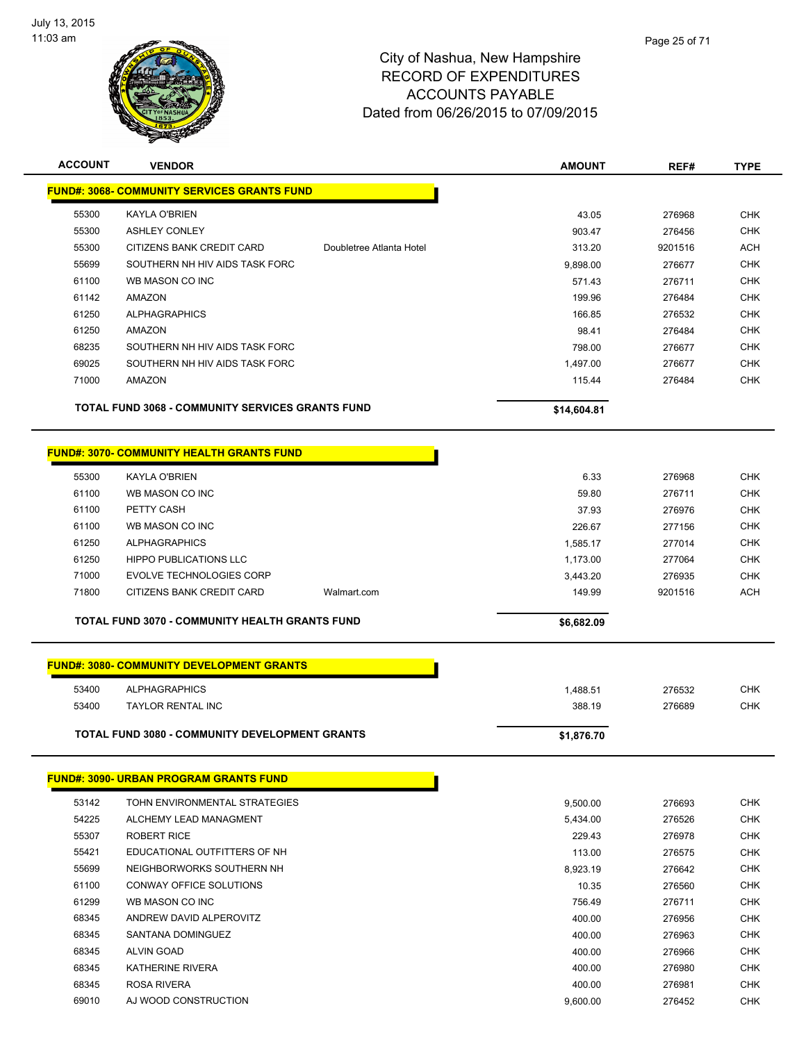# City of Nashua, New Hampshire
## RECORD OF EXPENDITURES
## ACCOUNTS PAYABLE
## Dated from 06/26/2015 to 07/09/2015

| ACCOUNT | VENDOR | | AMOUNT | REF# | TYPE |
|---|---|---|---|---|---|
| **FUND#: 3068- COMMUNITY SERVICES GRANTS FUND** | | | | | |
| 55300 | KAYLA O'BRIEN | | 43.05 | 276968 | CHK |
| 55300 | ASHLEY CONLEY | | 903.47 | 276456 | CHK |
| 55300 | CITIZENS BANK CREDIT CARD | Doubletree Atlanta Hotel | 313.20 | 9201516 | ACH |
| 55699 | SOUTHERN NH HIV AIDS TASK FORC | | 9,898.00 | 276677 | CHK |
| 61100 | WB MASON CO INC | | 571.43 | 276711 | CHK |
| 61142 | AMAZON | | 199.96 | 276484 | CHK |
| 61250 | ALPHAGRAPHICS | | 166.85 | 276532 | CHK |
| 61250 | AMAZON | | 98.41 | 276484 | CHK |
| 68235 | SOUTHERN NH HIV AIDS TASK FORC | | 798.00 | 276677 | CHK |
| 69025 | SOUTHERN NH HIV AIDS TASK FORC | | 1,497.00 | 276677 | CHK |
| 71000 | AMAZON | | 115.44 | 276484 | CHK |
| **TOTAL FUND 3068 - COMMUNITY SERVICES GRANTS FUND** | | | **$14,604.81** | | |
| **FUND#: 3070- COMMUNITY HEALTH GRANTS FUND** | | | | | |
| 55300 | KAYLA O'BRIEN | | 6.33 | 276968 | CHK |
| 61100 | WB MASON CO INC | | 59.80 | 276711 | CHK |
| 61100 | PETTY CASH | | 37.93 | 276976 | CHK |
| 61100 | WB MASON CO INC | | 226.67 | 277156 | CHK |
| 61250 | ALPHAGRAPHICS | | 1,585.17 | 277014 | CHK |
| 61250 | HIPPO PUBLICATIONS LLC | | 1,173.00 | 277064 | CHK |
| 71000 | EVOLVE TECHNOLOGIES CORP | | 3,443.20 | 276935 | CHK |
| 71800 | CITIZENS BANK CREDIT CARD | Walmart.com | 149.99 | 9201516 | ACH |
| **TOTAL FUND 3070 - COMMUNITY HEALTH GRANTS FUND** | | | **$6,682.09** | | |
| **FUND#: 3080- COMMUNITY DEVELOPMENT GRANTS** | | | | | |
| 53400 | ALPHAGRAPHICS | | 1,488.51 | 276532 | CHK |
| 53400 | TAYLOR RENTAL INC | | 388.19 | 276689 | CHK |
| **TOTAL FUND 3080 - COMMUNITY DEVELOPMENT GRANTS** | | | **$1,876.70** | | |
| **FUND#: 3090- URBAN PROGRAM GRANTS FUND** | | | | | |
| 53142 | TOHN ENVIRONMENTAL STRATEGIES | | 9,500.00 | 276693 | CHK |
| 54225 | ALCHEMY LEAD MANAGMENT | | 5,434.00 | 276526 | CHK |
| 55307 | ROBERT RICE | | 229.43 | 276978 | CHK |
| 55421 | EDUCATIONAL OUTFITTERS OF NH | | 113.00 | 276575 | CHK |
| 55699 | NEIGHBORWORKS SOUTHERN NH | | 8,923.19 | 276642 | CHK |
| 61100 | CONWAY OFFICE SOLUTIONS | | 10.35 | 276560 | CHK |
| 61299 | WB MASON CO INC | | 756.49 | 276711 | CHK |
| 68345 | ANDREW DAVID ALPEROVITZ | | 400.00 | 276956 | CHK |
| 68345 | SANTANA DOMINGUEZ | | 400.00 | 276963 | CHK |
| 68345 | ALVIN GOAD | | 400.00 | 276966 | CHK |
| 68345 | KATHERINE RIVERA | | 400.00 | 276980 | CHK |
| 68345 | ROSA RIVERA | | 400.00 | 276981 | CHK |
| 69010 | AJ WOOD CONSTRUCTION | | 9,600.00 | 276452 | CHK |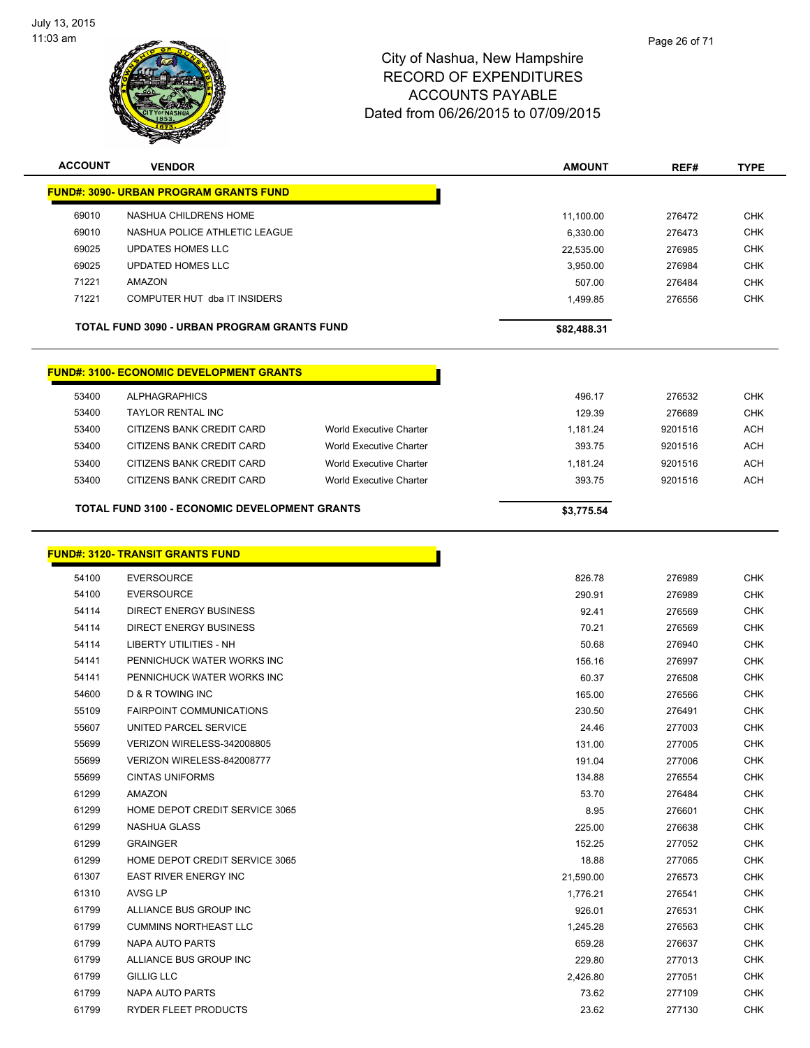# City of Nashua, New Hampshire
## RECORD OF EXPENDITURES
## ACCOUNTS PAYABLE
## Dated from 06/26/2015 to 07/09/2015

| ACCOUNT | VENDOR | | AMOUNT | REF# | TYPE |
|---|---|---|---|---|---|
| **FUND#: 3090- URBAN PROGRAM GRANTS FUND** | | | | | |
| 69010 | NASHUA CHILDRENS HOME | | 11,100.00 | 276472 | CHK |
| 69010 | NASHUA POLICE ATHLETIC LEAGUE | | 6,330.00 | 276473 | CHK |
| 69025 | UPDATES HOMES LLC | | 22,535.00 | 276985 | CHK |
| 69025 | UPDATED HOMES LLC | | 3,950.00 | 276984 | CHK |
| 71221 | AMAZON | | 507.00 | 276484 | CHK |
| 71221 | COMPUTER HUT dba IT INSIDERS | | 1,499.85 | 276556 | CHK |
| **TOTAL FUND 3090 - URBAN PROGRAM GRANTS FUND** | | | **$82,488.31** | | |
| **FUND#: 3100- ECONOMIC DEVELOPMENT GRANTS** | | | | | |
| 53400 | ALPHAGRAPHICS | | 496.17 | 276532 | CHK |
| 53400 | TAYLOR RENTAL INC | | 129.39 | 276689 | CHK |
| 53400 | CITIZENS BANK CREDIT CARD | World Executive Charter | 1,181.24 | 9201516 | ACH |
| 53400 | CITIZENS BANK CREDIT CARD | World Executive Charter | 393.75 | 9201516 | ACH |
| 53400 | CITIZENS BANK CREDIT CARD | World Executive Charter | 1,181.24 | 9201516 | ACH |
| 53400 | CITIZENS BANK CREDIT CARD | World Executive Charter | 393.75 | 9201516 | ACH |
| **TOTAL FUND 3100 - ECONOMIC DEVELOPMENT GRANTS** | | | **$3,775.54** | | |
| **FUND#: 3120- TRANSIT GRANTS FUND** | | | | | |
| 54100 | EVERSOURCE | | 826.78 | 276989 | CHK |
| 54100 | EVERSOURCE | | 290.91 | 276989 | CHK |
| 54114 | DIRECT ENERGY BUSINESS | | 92.41 | 276569 | CHK |
| 54114 | DIRECT ENERGY BUSINESS | | 70.21 | 276569 | CHK |
| 54114 | LIBERTY UTILITIES - NH | | 50.68 | 276940 | CHK |
| 54141 | PENNICHUCK WATER WORKS INC | | 156.16 | 276997 | CHK |
| 54141 | PENNICHUCK WATER WORKS INC | | 60.37 | 276508 | CHK |
| 54600 | D & R TOWING INC | | 165.00 | 276566 | CHK |
| 55109 | FAIRPOINT COMMUNICATIONS | | 230.50 | 276491 | CHK |
| 55607 | UNITED PARCEL SERVICE | | 24.46 | 277003 | CHK |
| 55699 | VERIZON WIRELESS-342008805 | | 131.00 | 277005 | CHK |
| 55699 | VERIZON WIRELESS-842008777 | | 191.04 | 277006 | CHK |
| 55699 | CINTAS UNIFORMS | | 134.88 | 276554 | CHK |
| 61299 | AMAZON | | 53.70 | 276484 | CHK |
| 61299 | HOME DEPOT CREDIT SERVICE 3065 | | 8.95 | 276601 | CHK |
| 61299 | NASHUA GLASS | | 225.00 | 276638 | CHK |
| 61299 | GRAINGER | | 152.25 | 277052 | CHK |
| 61299 | HOME DEPOT CREDIT SERVICE 3065 | | 18.88 | 277065 | CHK |
| 61307 | EAST RIVER ENERGY INC | | 21,590.00 | 276573 | CHK |
| 61310 | AVSG LP | | 1,776.21 | 276541 | CHK |
| 61799 | ALLIANCE BUS GROUP INC | | 926.01 | 276531 | CHK |
| 61799 | CUMMINS NORTHEAST LLC | | 1,245.28 | 276563 | CHK |
| 61799 | NAPA AUTO PARTS | | 659.28 | 276637 | CHK |
| 61799 | ALLIANCE BUS GROUP INC | | 229.80 | 277013 | CHK |
| 61799 | GILLIG LLC | | 2,426.80 | 277051 | CHK |
| 61799 | NAPA AUTO PARTS | | 73.62 | 277109 | CHK |
| 61799 | RYDER FLEET PRODUCTS | | 23.62 | 277130 | CHK |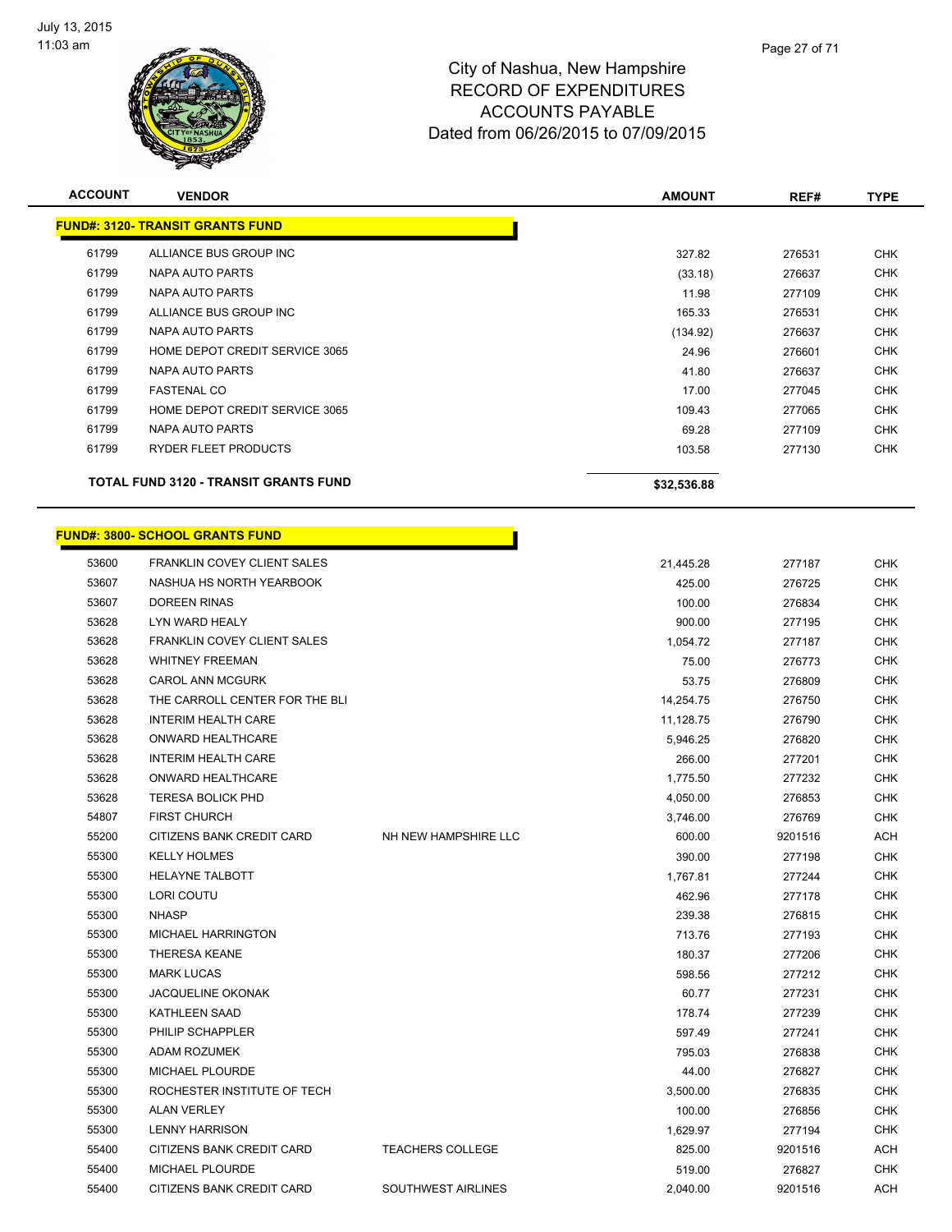# City of Nashua, New Hampshire
# RECORD OF EXPENDITURES
# ACCOUNTS PAYABLE
# Dated from 06/26/2015 to 07/09/2015

| ACCOUNT | VENDOR | | AMOUNT | REF# | TYPE |
|---|---|---|---|---|---|
| **FUND#: 3120- TRANSIT GRANTS FUND** | | | | | |
| 61799 | ALLIANCE BUS GROUP INC | | 327.82 | 276531 | CHK |
| 61799 | NAPA AUTO PARTS | | (33.18) | 276637 | CHK |
| 61799 | NAPA AUTO PARTS | | 11.98 | 277109 | CHK |
| 61799 | ALLIANCE BUS GROUP INC | | 165.33 | 276531 | CHK |
| 61799 | NAPA AUTO PARTS | | (134.92) | 276637 | CHK |
| 61799 | HOME DEPOT CREDIT SERVICE 3065 | | 24.96 | 276601 | CHK |
| 61799 | NAPA AUTO PARTS | | 41.80 | 276637 | CHK |
| 61799 | FASTENAL CO | | 17.00 | 277045 | CHK |
| 61799 | HOME DEPOT CREDIT SERVICE 3065 | | 109.43 | 277065 | CHK |
| 61799 | NAPA AUTO PARTS | | 69.28 | 277109 | CHK |
| 61799 | RYDER FLEET PRODUCTS | | 103.58 | 277130 | CHK |
| **TOTAL FUND 3120 - TRANSIT GRANTS FUND** | | | **$32,536.88** | | |

| ACCOUNT | VENDOR | | AMOUNT | REF# | TYPE |
|---|---|---|---|---|---|
| **FUND#: 3800- SCHOOL GRANTS FUND** | | | | | |
| 53600 | FRANKLIN COVEY CLIENT SALES | | 21,445.28 | 277187 | CHK |
| 53607 | NASHUA HS NORTH YEARBOOK | | 425.00 | 276725 | CHK |
| 53607 | DOREEN RINAS | | 100.00 | 276834 | CHK |
| 53628 | LYN WARD HEALY | | 900.00 | 277195 | CHK |
| 53628 | FRANKLIN COVEY CLIENT SALES | | 1,054.72 | 277187 | CHK |
| 53628 | WHITNEY FREEMAN | | 75.00 | 276773 | CHK |
| 53628 | CAROL ANN MCGURK | | 53.75 | 276809 | CHK |
| 53628 | THE CARROLL CENTER FOR THE BLI | | 14,254.75 | 276750 | CHK |
| 53628 | INTERIM HEALTH CARE | | 11,128.75 | 276790 | CHK |
| 53628 | ONWARD HEALTHCARE | | 5,946.25 | 276820 | CHK |
| 53628 | INTERIM HEALTH CARE | | 266.00 | 277201 | CHK |
| 53628 | ONWARD HEALTHCARE | | 1,775.50 | 277232 | CHK |
| 53628 | TERESA BOLICK PHD | | 4,050.00 | 276853 | CHK |
| 54807 | FIRST CHURCH | | 3,746.00 | 276769 | CHK |
| 55200 | CITIZENS BANK CREDIT CARD | NH NEW HAMPSHIRE LLC | 600.00 | 9201516 | ACH |
| 55300 | KELLY HOLMES | | 390.00 | 277198 | CHK |
| 55300 | HELAYNE TALBOTT | | 1,767.81 | 277244 | CHK |
| 55300 | LORI COUTU | | 462.96 | 277178 | CHK |
| 55300 | NHASP | | 239.38 | 276815 | CHK |
| 55300 | MICHAEL HARRINGTON | | 713.76 | 277193 | CHK |
| 55300 | THERESA KEANE | | 180.37 | 277206 | CHK |
| 55300 | MARK LUCAS | | 598.56 | 277212 | CHK |
| 55300 | JACQUELINE OKONAK | | 60.77 | 277231 | CHK |
| 55300 | KATHLEEN SAAD | | 178.74 | 277239 | CHK |
| 55300 | PHILIP SCHAPPLER | | 597.49 | 277241 | CHK |
| 55300 | ADAM ROZUMEK | | 795.03 | 276838 | CHK |
| 55300 | MICHAEL PLOURDE | | 44.00 | 276827 | CHK |
| 55300 | ROCHESTER INSTITUTE OF TECH | | 3,500.00 | 276835 | CHK |
| 55300 | ALAN VERLEY | | 100.00 | 276856 | CHK |
| 55300 | LENNY HARRISON | | 1,629.97 | 277194 | CHK |
| 55400 | CITIZENS BANK CREDIT CARD | TEACHERS COLLEGE | 825.00 | 9201516 | ACH |
| 55400 | MICHAEL PLOURDE | | 519.00 | 276827 | CHK |
| 55400 | CITIZENS BANK CREDIT CARD | SOUTHWEST AIRLINES | 2,040.00 | 9201516 | ACH |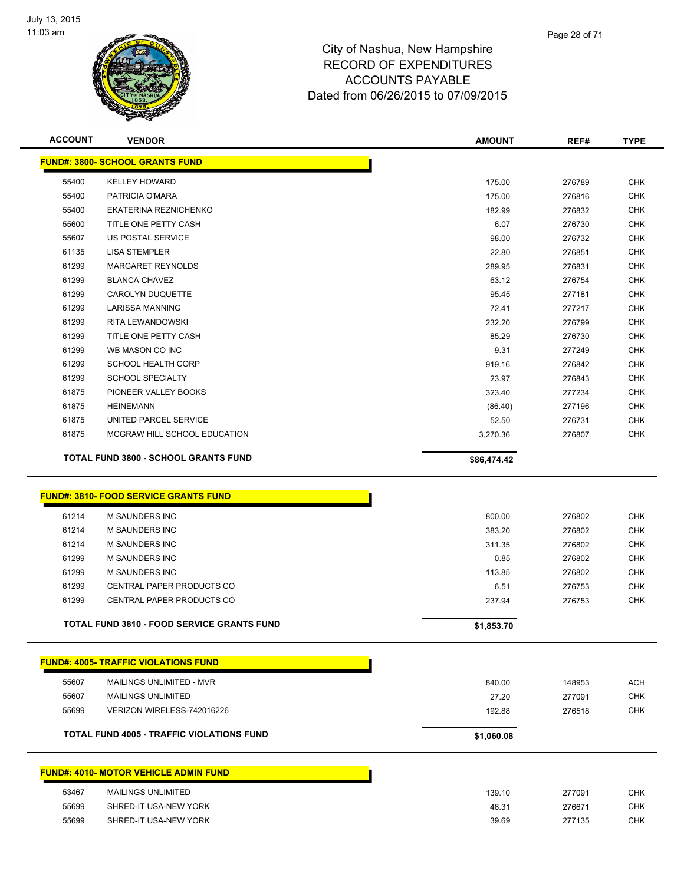# City of Nashua, New Hampshire
## RECORD OF EXPENDITURES
## ACCOUNTS PAYABLE
## Dated from 06/26/2015 to 07/09/2015

| ACCOUNT | VENDOR | AMOUNT | REF# | TYPE |
|---|---|---|---|---|
| **FUND#: 3800- SCHOOL GRANTS FUND** | | | | |
| 55400 | KELLEY HOWARD | 175.00 | 276789 | CHK |
| 55400 | PATRICIA O'MARA | 175.00 | 276816 | CHK |
| 55400 | EKATERINA REZNICHENKO | 182.99 | 276832 | CHK |
| 55600 | TITLE ONE PETTY CASH | 6.07 | 276730 | CHK |
| 55607 | US POSTAL SERVICE | 98.00 | 276732 | CHK |
| 61135 | LISA STEMPLER | 22.80 | 276851 | CHK |
| 61299 | MARGARET REYNOLDS | 289.95 | 276831 | CHK |
| 61299 | BLANCA CHAVEZ | 63.12 | 276754 | CHK |
| 61299 | CAROLYN DUQUETTE | 95.45 | 277181 | CHK |
| 61299 | LARISSA MANNING | 72.41 | 277217 | CHK |
| 61299 | RITA LEWANDOWSKI | 232.20 | 276799 | CHK |
| 61299 | TITLE ONE PETTY CASH | 85.29 | 276730 | CHK |
| 61299 | WB MASON CO INC | 9.31 | 277249 | CHK |
| 61299 | SCHOOL HEALTH CORP | 919.16 | 276842 | CHK |
| 61299 | SCHOOL SPECIALTY | 23.97 | 276843 | CHK |
| 61875 | PIONEER VALLEY BOOKS | 323.40 | 277234 | CHK |
| 61875 | HEINEMANN | (86.40) | 277196 | CHK |
| 61875 | UNITED PARCEL SERVICE | 52.50 | 276731 | CHK |
| 61875 | MCGRAW HILL SCHOOL EDUCATION | 3,270.36 | 276807 | CHK |
| | **TOTAL FUND 3800 - SCHOOL GRANTS FUND** | **$86,474.42** | | |

| ACCOUNT | VENDOR | AMOUNT | REF# | TYPE |
|---|---|---|---|---|
| **FUND#: 3810- FOOD SERVICE GRANTS FUND** | | | | |
| 61214 | M SAUNDERS INC | 800.00 | 276802 | CHK |
| 61214 | M SAUNDERS INC | 383.20 | 276802 | CHK |
| 61214 | M SAUNDERS INC | 311.35 | 276802 | CHK |
| 61299 | M SAUNDERS INC | 0.85 | 276802 | CHK |
| 61299 | M SAUNDERS INC | 113.85 | 276802 | CHK |
| 61299 | CENTRAL PAPER PRODUCTS CO | 6.51 | 276753 | CHK |
| 61299 | CENTRAL PAPER PRODUCTS CO | 237.94 | 276753 | CHK |
| | **TOTAL FUND 3810 - FOOD SERVICE GRANTS FUND** | **$1,853.70** | | |

| ACCOUNT | VENDOR | AMOUNT | REF# | TYPE |
|---|---|---|---|---|
| **FUND#: 4005- TRAFFIC VIOLATIONS FUND** | | | | |
| 55607 | MAILINGS UNLIMITED - MVR | 840.00 | 148953 | ACH |
| 55607 | MAILINGS UNLIMITED | 27.20 | 277091 | CHK |
| 55699 | VERIZON WIRELESS-742016226 | 192.88 | 276518 | CHK |
| | **TOTAL FUND 4005 - TRAFFIC VIOLATIONS FUND** | **$1,060.08** | | |

| ACCOUNT | VENDOR | AMOUNT | REF# | TYPE |
|---|---|---|---|---|
| **FUND#: 4010- MOTOR VEHICLE ADMIN FUND** | | | | |
| 53467 | MAILINGS UNLIMITED | 139.10 | 277091 | CHK |
| 55699 | SHRED-IT USA-NEW YORK | 46.31 | 276671 | CHK |
| 55699 | SHRED-IT USA-NEW YORK | 39.69 | 277135 | CHK |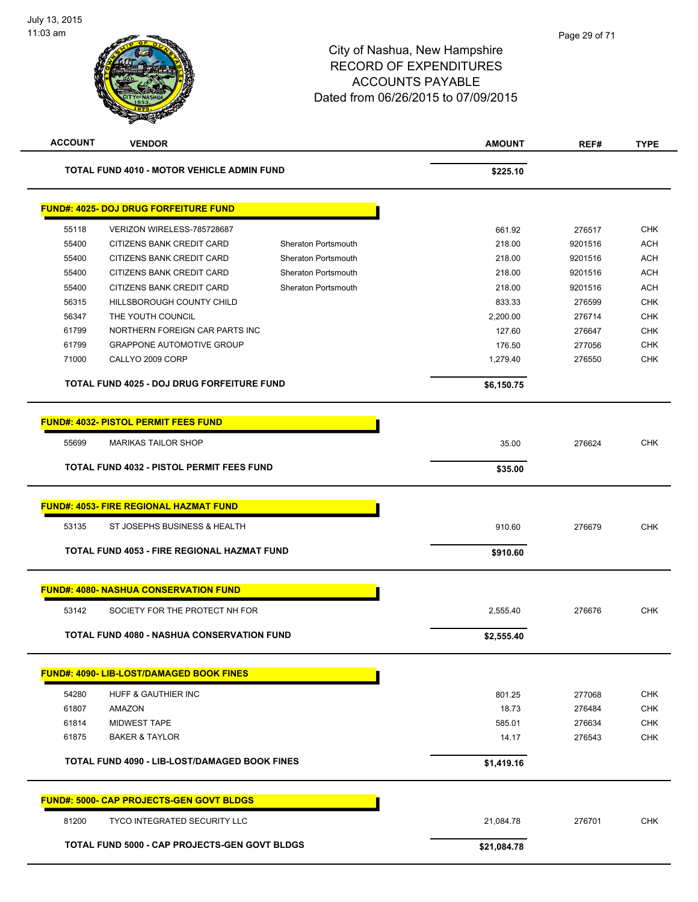City of Nashua, New Hampshire
RECORD OF EXPENDITURES
ACCOUNTS PAYABLE
Dated from 06/26/2015 to 07/09/2015

| ACCOUNT | VENDOR | | AMOUNT | REF# | TYPE |
|---|---|---|---|---|---|
| | **TOTAL FUND 4010 - MOTOR VEHICLE ADMIN FUND** | | **$225.10** | | |
| **FUND#: 4025- DOJ DRUG FORFEITURE FUND** | | | | | |
| 55118 | VERIZON WIRELESS-785728687 | | 661.92 | 276517 | CHK |
| 55400 | CITIZENS BANK CREDIT CARD | Sheraton Portsmouth | 218.00 | 9201516 | ACH |
| 55400 | CITIZENS BANK CREDIT CARD | Sheraton Portsmouth | 218.00 | 9201516 | ACH |
| 55400 | CITIZENS BANK CREDIT CARD | Sheraton Portsmouth | 218.00 | 9201516 | ACH |
| 55400 | CITIZENS BANK CREDIT CARD | Sheraton Portsmouth | 218.00 | 9201516 | ACH |
| 56315 | HILLSBOROUGH COUNTY CHILD | | 833.33 | 276599 | CHK |
| 56347 | THE YOUTH COUNCIL | | 2,200.00 | 276714 | CHK |
| 61799 | NORTHERN FOREIGN CAR PARTS INC | | 127.60 | 276647 | CHK |
| 61799 | GRAPPONE AUTOMOTIVE GROUP | | 176.50 | 277056 | CHK |
| 71000 | CALLYO 2009 CORP | | 1,279.40 | 276550 | CHK |
| | **TOTAL FUND 4025 - DOJ DRUG FORFEITURE FUND** | | **$6,150.75** | | |
| **FUND#: 4032- PISTOL PERMIT FEES FUND** | | | | | |
| 55699 | MARIKAS TAILOR SHOP | | 35.00 | 276624 | CHK |
| | **TOTAL FUND 4032 - PISTOL PERMIT FEES FUND** | | **$35.00** | | |
| **FUND#: 4053- FIRE REGIONAL HAZMAT FUND** | | | | | |
| 53135 | ST JOSEPHS BUSINESS & HEALTH | | 910.60 | 276679 | CHK |
| | **TOTAL FUND 4053 - FIRE REGIONAL HAZMAT FUND** | | **$910.60** | | |
| **FUND#: 4080- NASHUA CONSERVATION FUND** | | | | | |
| 53142 | SOCIETY FOR THE PROTECT NH FOR | | 2,555.40 | 276676 | CHK |
| | **TOTAL FUND 4080 - NASHUA CONSERVATION FUND** | | **$2,555.40** | | |
| **FUND#: 4090- LIB-LOST/DAMAGED BOOK FINES** | | | | | |
| 54280 | HUFF & GAUTHIER INC | | 801.25 | 277068 | CHK |
| 61807 | AMAZON | | 18.73 | 276484 | CHK |
| 61814 | MIDWEST TAPE | | 585.01 | 276634 | CHK |
| 61875 | BAKER & TAYLOR | | 14.17 | 276543 | CHK |
| | **TOTAL FUND 4090 - LIB-LOST/DAMAGED BOOK FINES** | | **$1,419.16** | | |
| **FUND#: 5000- CAP PROJECTS-GEN GOVT BLDGS** | | | | | |
| 81200 | TYCO INTEGRATED SECURITY LLC | | 21,084.78 | 276701 | CHK |
| | **TOTAL FUND 5000 - CAP PROJECTS-GEN GOVT BLDGS** | | **$21,084.78** | | |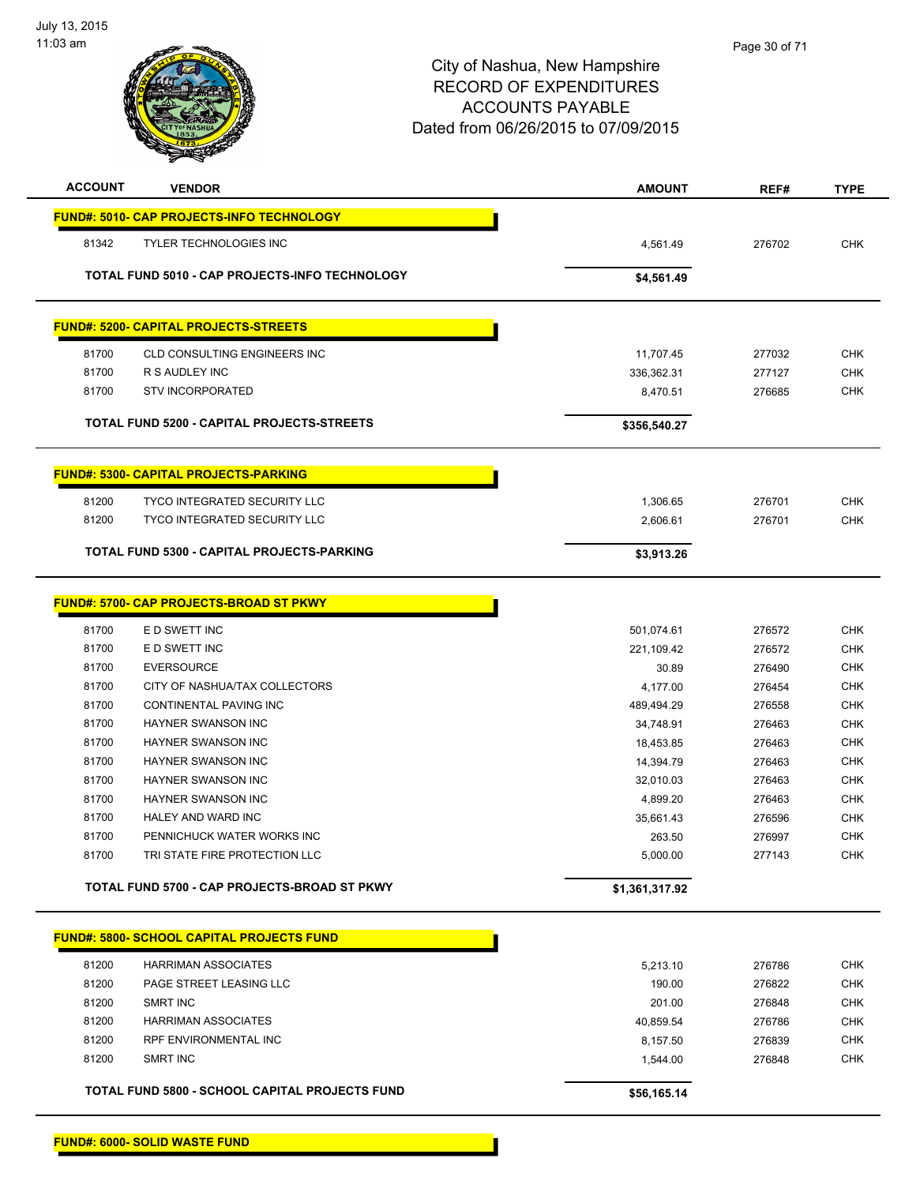# City of Nashua, New Hampshire
## RECORD OF EXPENDITURES
## ACCOUNTS PAYABLE
## Dated from 06/26/2015 to 07/09/2015

July 13, 2015
11:03 am

| ACCOUNT | VENDOR | AMOUNT | REF# | TYPE |
|---|---|---|---|---|
| **FUND#: 5010- CAP PROJECTS-INFO TECHNOLOGY** | | | | |
| 81342 | TYLER TECHNOLOGIES INC | 4,561.49 | 276702 | CHK |
| | **TOTAL FUND 5010 - CAP PROJECTS-INFO TECHNOLOGY** | **$4,561.49** | | |
| **FUND#: 5200- CAPITAL PROJECTS-STREETS** | | | | |
| 81700 | CLD CONSULTING ENGINEERS INC | 11,707.45 | 277032 | CHK |
| 81700 | R S AUDLEY INC | 336,362.31 | 277127 | CHK |
| 81700 | STV INCORPORATED | 8,470.51 | 276685 | CHK |
| | **TOTAL FUND 5200 - CAPITAL PROJECTS-STREETS** | **$356,540.27** | | |
| **FUND#: 5300- CAPITAL PROJECTS-PARKING** | | | | |
| 81200 | TYCO INTEGRATED SECURITY LLC | 1,306.65 | 276701 | CHK |
| 81200 | TYCO INTEGRATED SECURITY LLC | 2,606.61 | 276701 | CHK |
| | **TOTAL FUND 5300 - CAPITAL PROJECTS-PARKING** | **$3,913.26** | | |
| **FUND#: 5700- CAP PROJECTS-BROAD ST PKWY** | | | | |
| 81700 | E D SWETT INC | 501,074.61 | 276572 | CHK |
| 81700 | E D SWETT INC | 221,109.42 | 276572 | CHK |
| 81700 | EVERSOURCE | 30.89 | 276490 | CHK |
| 81700 | CITY OF NASHUA/TAX COLLECTORS | 4,177.00 | 276454 | CHK |
| 81700 | CONTINENTAL PAVING INC | 489,494.29 | 276558 | CHK |
| 81700 | HAYNER SWANSON INC | 34,748.91 | 276463 | CHK |
| 81700 | HAYNER SWANSON INC | 18,453.85 | 276463 | CHK |
| 81700 | HAYNER SWANSON INC | 14,394.79 | 276463 | CHK |
| 81700 | HAYNER SWANSON INC | 32,010.03 | 276463 | CHK |
| 81700 | HAYNER SWANSON INC | 4,899.20 | 276463 | CHK |
| 81700 | HALEY AND WARD INC | 35,661.43 | 276596 | CHK |
| 81700 | PENNICHUCK WATER WORKS INC | 263.50 | 276997 | CHK |
| 81700 | TRI STATE FIRE PROTECTION LLC | 5,000.00 | 277143 | CHK |
| | **TOTAL FUND 5700 - CAP PROJECTS-BROAD ST PKWY** | **$1,361,317.92** | | |
| **FUND#: 5800- SCHOOL CAPITAL PROJECTS FUND** | | | | |
| 81200 | HARRIMAN ASSOCIATES | 5,213.10 | 276786 | CHK |
| 81200 | PAGE STREET LEASING LLC | 190.00 | 276822 | CHK |
| 81200 | SMRT INC | 201.00 | 276848 | CHK |
| 81200 | HARRIMAN ASSOCIATES | 40,859.54 | 276786 | CHK |
| 81200 | RPF ENVIRONMENTAL INC | 8,157.50 | 276839 | CHK |
| 81200 | SMRT INC | 1,544.00 | 276848 | CHK |
| | **TOTAL FUND 5800 - SCHOOL CAPITAL PROJECTS FUND** | **$56,165.14** | | |
| **FUND#: 6000- SOLID WASTE FUND** | | | | |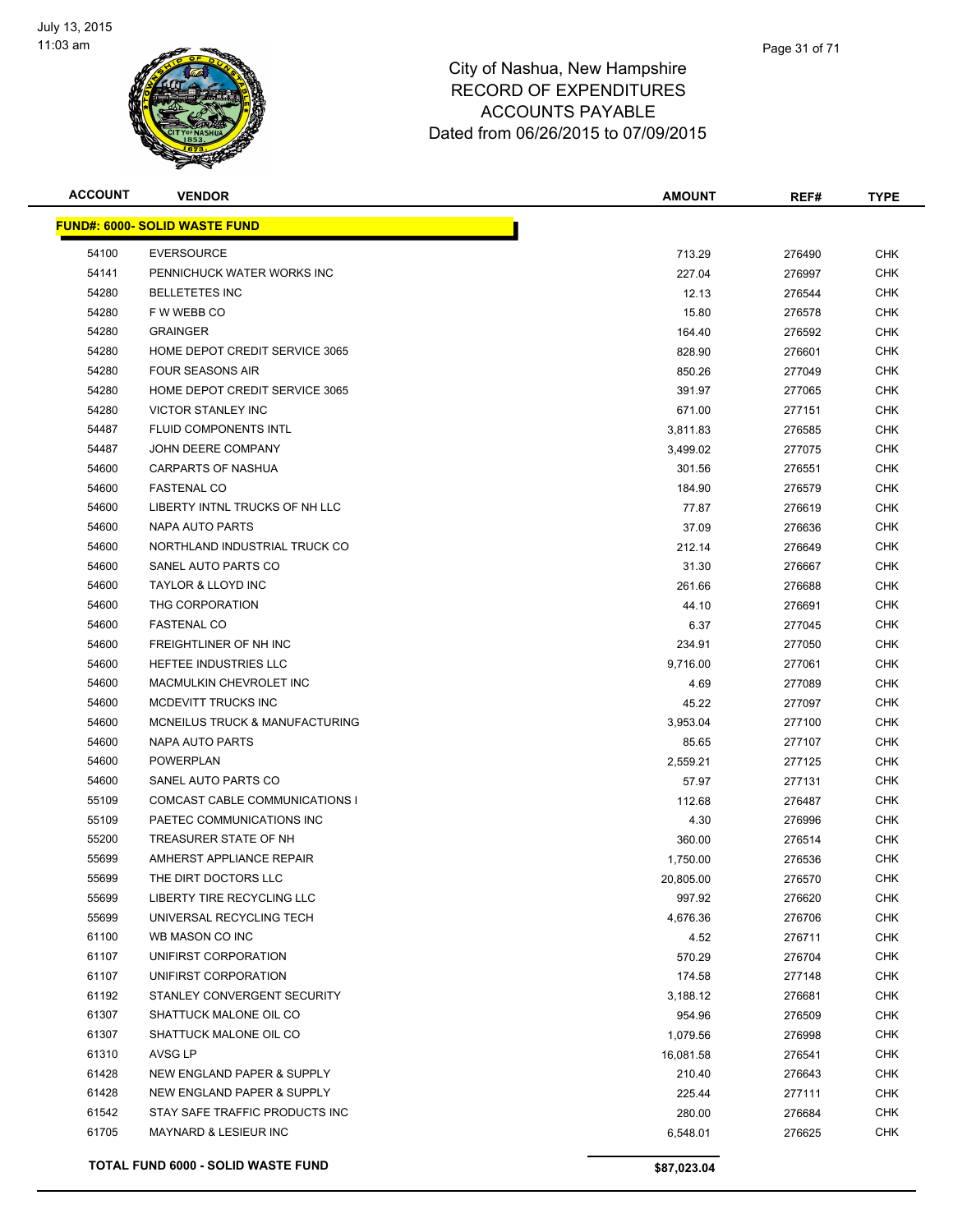# City of Nashua, New Hampshire
## RECORD OF EXPENDITURES
## ACCOUNTS PAYABLE
## Dated from 06/26/2015 to 07/09/2015

| ACCOUNT | VENDOR | AMOUNT | REF# | TYPE |
|---|---|---|---|---|
| **FUND#: 6000- SOLID WASTE FUND** | | | | |
| 54100 | EVERSOURCE | 713.29 | 276490 | CHK |
| 54141 | PENNICHUCK WATER WORKS INC | 227.04 | 276997 | CHK |
| 54280 | BELLETETES INC | 12.13 | 276544 | CHK |
| 54280 | F W WEBB CO | 15.80 | 276578 | CHK |
| 54280 | GRAINGER | 164.40 | 276592 | CHK |
| 54280 | HOME DEPOT CREDIT SERVICE 3065 | 828.90 | 276601 | CHK |
| 54280 | FOUR SEASONS AIR | 850.26 | 277049 | CHK |
| 54280 | HOME DEPOT CREDIT SERVICE 3065 | 391.97 | 277065 | CHK |
| 54280 | VICTOR STANLEY INC | 671.00 | 277151 | CHK |
| 54487 | FLUID COMPONENTS INTL | 3,811.83 | 276585 | CHK |
| 54487 | JOHN DEERE COMPANY | 3,499.02 | 277075 | CHK |
| 54600 | CARPARTS OF NASHUA | 301.56 | 276551 | CHK |
| 54600 | FASTENAL CO | 184.90 | 276579 | CHK |
| 54600 | LIBERTY INTNL TRUCKS OF NH LLC | 77.87 | 276619 | CHK |
| 54600 | NAPA AUTO PARTS | 37.09 | 276636 | CHK |
| 54600 | NORTHLAND INDUSTRIAL TRUCK CO | 212.14 | 276649 | CHK |
| 54600 | SANEL AUTO PARTS CO | 31.30 | 276667 | CHK |
| 54600 | TAYLOR & LLOYD INC | 261.66 | 276688 | CHK |
| 54600 | THG CORPORATION | 44.10 | 276691 | CHK |
| 54600 | FASTENAL CO | 6.37 | 277045 | CHK |
| 54600 | FREIGHTLINER OF NH INC | 234.91 | 277050 | CHK |
| 54600 | HEFTEE INDUSTRIES LLC | 9,716.00 | 277061 | CHK |
| 54600 | MACMULKIN CHEVROLET INC | 4.69 | 277089 | CHK |
| 54600 | MCDEVITT TRUCKS INC | 45.22 | 277097 | CHK |
| 54600 | MCNEILUS TRUCK & MANUFACTURING | 3,953.04 | 277100 | CHK |
| 54600 | NAPA AUTO PARTS | 85.65 | 277107 | CHK |
| 54600 | POWERPLAN | 2,559.21 | 277125 | CHK |
| 54600 | SANEL AUTO PARTS CO | 57.97 | 277131 | CHK |
| 55109 | COMCAST CABLE COMMUNICATIONS I | 112.68 | 276487 | CHK |
| 55109 | PAETEC COMMUNICATIONS INC | 4.30 | 276996 | CHK |
| 55200 | TREASURER STATE OF NH | 360.00 | 276514 | CHK |
| 55699 | AMHERST APPLIANCE REPAIR | 1,750.00 | 276536 | CHK |
| 55699 | THE DIRT DOCTORS LLC | 20,805.00 | 276570 | CHK |
| 55699 | LIBERTY TIRE RECYCLING LLC | 997.92 | 276620 | CHK |
| 55699 | UNIVERSAL RECYCLING TECH | 4,676.36 | 276706 | CHK |
| 61100 | WB MASON CO INC | 4.52 | 276711 | CHK |
| 61107 | UNIFIRST CORPORATION | 570.29 | 276704 | CHK |
| 61107 | UNIFIRST CORPORATION | 174.58 | 277148 | CHK |
| 61192 | STANLEY CONVERGENT SECURITY | 3,188.12 | 276681 | CHK |
| 61307 | SHATTUCK MALONE OIL CO | 954.96 | 276509 | CHK |
| 61307 | SHATTUCK MALONE OIL CO | 1,079.56 | 276998 | CHK |
| 61310 | AVSG LP | 16,081.58 | 276541 | CHK |
| 61428 | NEW ENGLAND PAPER & SUPPLY | 210.40 | 276643 | CHK |
| 61428 | NEW ENGLAND PAPER & SUPPLY | 225.44 | 277111 | CHK |
| 61542 | STAY SAFE TRAFFIC PRODUCTS INC | 280.00 | 276684 | CHK |
| 61705 | MAYNARD & LESIEUR INC | 6,548.01 | 276625 | CHK |
| **TOTAL FUND 6000 - SOLID WASTE FUND** | | **$87,023.04** | | |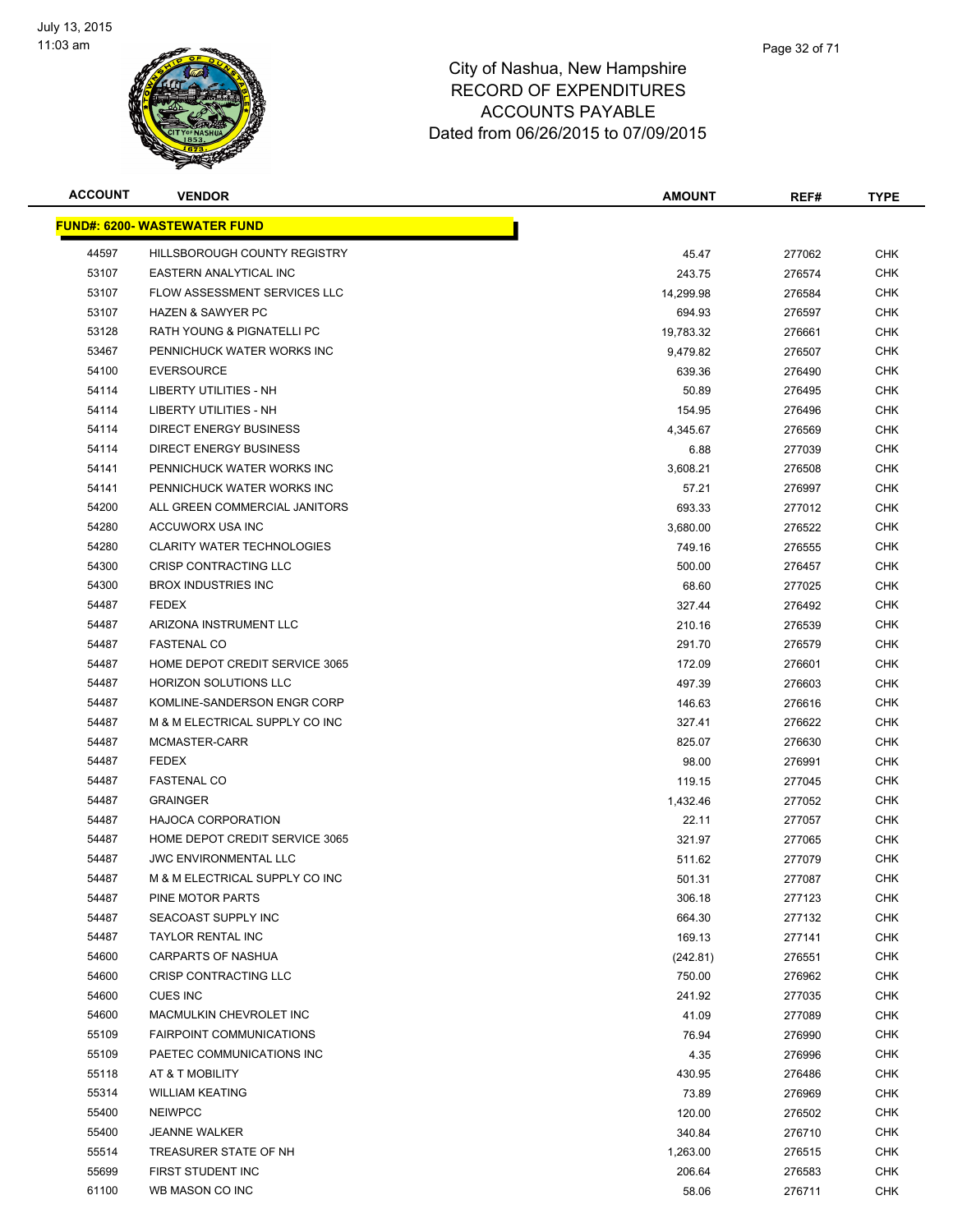# City of Nashua, New Hampshire
## RECORD OF EXPENDITURES
## ACCOUNTS PAYABLE
## Dated from 06/26/2015 to 07/09/2015

| ACCOUNT | VENDOR | AMOUNT | REF# | TYPE |
|---|---|---|---|---|
| **FUND#: 6200- WASTEWATER FUND** | | | | |
| 44597 | HILLSBOROUGH COUNTY REGISTRY | 45.47 | 277062 | CHK |
| 53107 | EASTERN ANALYTICAL INC | 243.75 | 276574 | CHK |
| 53107 | FLOW ASSESSMENT SERVICES LLC | 14,299.98 | 276584 | CHK |
| 53107 | HAZEN & SAWYER PC | 694.93 | 276597 | CHK |
| 53128 | RATH YOUNG & PIGNATELLI PC | 19,783.32 | 276661 | CHK |
| 53467 | PENNICHUCK WATER WORKS INC | 9,479.82 | 276507 | CHK |
| 54100 | EVERSOURCE | 639.36 | 276490 | CHK |
| 54114 | LIBERTY UTILITIES - NH | 50.89 | 276495 | CHK |
| 54114 | LIBERTY UTILITIES - NH | 154.95 | 276496 | CHK |
| 54114 | DIRECT ENERGY BUSINESS | 4,345.67 | 276569 | CHK |
| 54114 | DIRECT ENERGY BUSINESS | 6.88 | 277039 | CHK |
| 54141 | PENNICHUCK WATER WORKS INC | 3,608.21 | 276508 | CHK |
| 54141 | PENNICHUCK WATER WORKS INC | 57.21 | 276997 | CHK |
| 54200 | ALL GREEN COMMERCIAL JANITORS | 693.33 | 277012 | CHK |
| 54280 | ACCUWORX USA INC | 3,680.00 | 276522 | CHK |
| 54280 | CLARITY WATER TECHNOLOGIES | 749.16 | 276555 | CHK |
| 54300 | CRISP CONTRACTING LLC | 500.00 | 276457 | CHK |
| 54300 | BROX INDUSTRIES INC | 68.60 | 277025 | CHK |
| 54487 | FEDEX | 327.44 | 276492 | CHK |
| 54487 | ARIZONA INSTRUMENT LLC | 210.16 | 276539 | CHK |
| 54487 | FASTENAL CO | 291.70 | 276579 | CHK |
| 54487 | HOME DEPOT CREDIT SERVICE 3065 | 172.09 | 276601 | CHK |
| 54487 | HORIZON SOLUTIONS LLC | 497.39 | 276603 | CHK |
| 54487 | KOMLINE-SANDERSON ENGR CORP | 146.63 | 276616 | CHK |
| 54487 | M & M ELECTRICAL SUPPLY CO INC | 327.41 | 276622 | CHK |
| 54487 | MCMASTER-CARR | 825.07 | 276630 | CHK |
| 54487 | FEDEX | 98.00 | 276991 | CHK |
| 54487 | FASTENAL CO | 119.15 | 277045 | CHK |
| 54487 | GRAINGER | 1,432.46 | 277052 | CHK |
| 54487 | HAJOCA CORPORATION | 22.11 | 277057 | CHK |
| 54487 | HOME DEPOT CREDIT SERVICE 3065 | 321.97 | 277065 | CHK |
| 54487 | JWC ENVIRONMENTAL LLC | 511.62 | 277079 | CHK |
| 54487 | M & M ELECTRICAL SUPPLY CO INC | 501.31 | 277087 | CHK |
| 54487 | PINE MOTOR PARTS | 306.18 | 277123 | CHK |
| 54487 | SEACOAST SUPPLY INC | 664.30 | 277132 | CHK |
| 54487 | TAYLOR RENTAL INC | 169.13 | 277141 | CHK |
| 54600 | CARPARTS OF NASHUA | (242.81) | 276551 | CHK |
| 54600 | CRISP CONTRACTING LLC | 750.00 | 276962 | CHK |
| 54600 | CUES INC | 241.92 | 277035 | CHK |
| 54600 | MACMULKIN CHEVROLET INC | 41.09 | 277089 | CHK |
| 55109 | FAIRPOINT COMMUNICATIONS | 76.94 | 276990 | CHK |
| 55109 | PAETEC COMMUNICATIONS INC | 4.35 | 276996 | CHK |
| 55118 | AT & T MOBILITY | 430.95 | 276486 | CHK |
| 55314 | WILLIAM KEATING | 73.89 | 276969 | CHK |
| 55400 | NEIWPCC | 120.00 | 276502 | CHK |
| 55400 | JEANNE WALKER | 340.84 | 276710 | CHK |
| 55514 | TREASURER STATE OF NH | 1,263.00 | 276515 | CHK |
| 55699 | FIRST STUDENT INC | 206.64 | 276583 | CHK |
| 61100 | WB MASON CO INC | 58.06 | 276711 | CHK |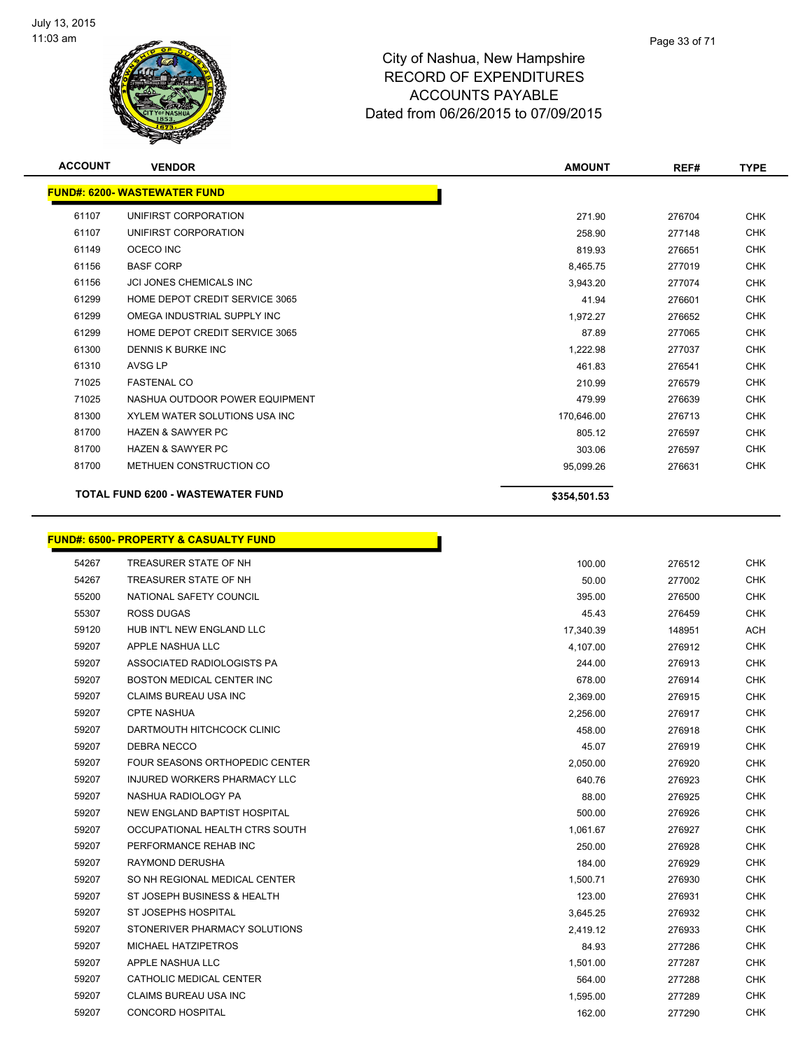# City of Nashua, New Hampshire
## RECORD OF EXPENDITURES
## ACCOUNTS PAYABLE
## Dated from 06/26/2015 to 07/09/2015

| ACCOUNT | VENDOR | AMOUNT | REF# | TYPE |
|---|---|---|---|---|
| **FUND#: 6200- WASTEWATER FUND** | | | | |
| 61107 | UNIFIRST CORPORATION | 271.90 | 276704 | CHK |
| 61107 | UNIFIRST CORPORATION | 258.90 | 277148 | CHK |
| 61149 | OCECO INC | 819.93 | 276651 | CHK |
| 61156 | BASF CORP | 8,465.75 | 277019 | CHK |
| 61156 | JCI JONES CHEMICALS INC | 3,943.20 | 277074 | CHK |
| 61299 | HOME DEPOT CREDIT SERVICE 3065 | 41.94 | 276601 | CHK |
| 61299 | OMEGA INDUSTRIAL SUPPLY INC | 1,972.27 | 276652 | CHK |
| 61299 | HOME DEPOT CREDIT SERVICE 3065 | 87.89 | 277065 | CHK |
| 61300 | DENNIS K BURKE INC | 1,222.98 | 277037 | CHK |
| 61310 | AVSG LP | 461.83 | 276541 | CHK |
| 71025 | FASTENAL CO | 210.99 | 276579 | CHK |
| 71025 | NASHUA OUTDOOR POWER EQUIPMENT | 479.99 | 276639 | CHK |
| 81300 | XYLEM WATER SOLUTIONS USA INC | 170,646.00 | 276713 | CHK |
| 81700 | HAZEN & SAWYER PC | 805.12 | 276597 | CHK |
| 81700 | HAZEN & SAWYER PC | 303.06 | 276597 | CHK |
| 81700 | METHUEN CONSTRUCTION CO | 95,099.26 | 276631 | CHK |
| | **TOTAL FUND 6200 - WASTEWATER FUND** | **$354,501.53** | | |

| ACCOUNT | VENDOR | AMOUNT | REF# | TYPE |
|---|---|---|---|---|
| **FUND#: 6500- PROPERTY & CASUALTY FUND** | | | | |
| 54267 | TREASURER STATE OF NH | 100.00 | 276512 | CHK |
| 54267 | TREASURER STATE OF NH | 50.00 | 277002 | CHK |
| 55200 | NATIONAL SAFETY COUNCIL | 395.00 | 276500 | CHK |
| 55307 | ROSS DUGAS | 45.43 | 276459 | CHK |
| 59120 | HUB INT'L NEW ENGLAND LLC | 17,340.39 | 148951 | ACH |
| 59207 | APPLE NASHUA LLC | 4,107.00 | 276912 | CHK |
| 59207 | ASSOCIATED RADIOLOGISTS PA | 244.00 | 276913 | CHK |
| 59207 | BOSTON MEDICAL CENTER INC | 678.00 | 276914 | CHK |
| 59207 | CLAIMS BUREAU USA INC | 2,369.00 | 276915 | CHK |
| 59207 | CPTE NASHUA | 2,256.00 | 276917 | CHK |
| 59207 | DARTMOUTH HITCHCOCK CLINIC | 458.00 | 276918 | CHK |
| 59207 | DEBRA NECCO | 45.07 | 276919 | CHK |
| 59207 | FOUR SEASONS ORTHOPEDIC CENTER | 2,050.00 | 276920 | CHK |
| 59207 | INJURED WORKERS PHARMACY LLC | 640.76 | 276923 | CHK |
| 59207 | NASHUA RADIOLOGY PA | 88.00 | 276925 | CHK |
| 59207 | NEW ENGLAND BAPTIST HOSPITAL | 500.00 | 276926 | CHK |
| 59207 | OCCUPATIONAL HEALTH CTRS SOUTH | 1,061.67 | 276927 | CHK |
| 59207 | PERFORMANCE REHAB INC | 250.00 | 276928 | CHK |
| 59207 | RAYMOND DERUSHA | 184.00 | 276929 | CHK |
| 59207 | SO NH REGIONAL MEDICAL CENTER | 1,500.71 | 276930 | CHK |
| 59207 | ST JOSEPH BUSINESS & HEALTH | 123.00 | 276931 | CHK |
| 59207 | ST JOSEPHS HOSPITAL | 3,645.25 | 276932 | CHK |
| 59207 | STONERIVER PHARMACY SOLUTIONS | 2,419.12 | 276933 | CHK |
| 59207 | MICHAEL HATZIPETROS | 84.93 | 277286 | CHK |
| 59207 | APPLE NASHUA LLC | 1,501.00 | 277287 | CHK |
| 59207 | CATHOLIC MEDICAL CENTER | 564.00 | 277288 | CHK |
| 59207 | CLAIMS BUREAU USA INC | 1,595.00 | 277289 | CHK |
| 59207 | CONCORD HOSPITAL | 162.00 | 277290 | CHK |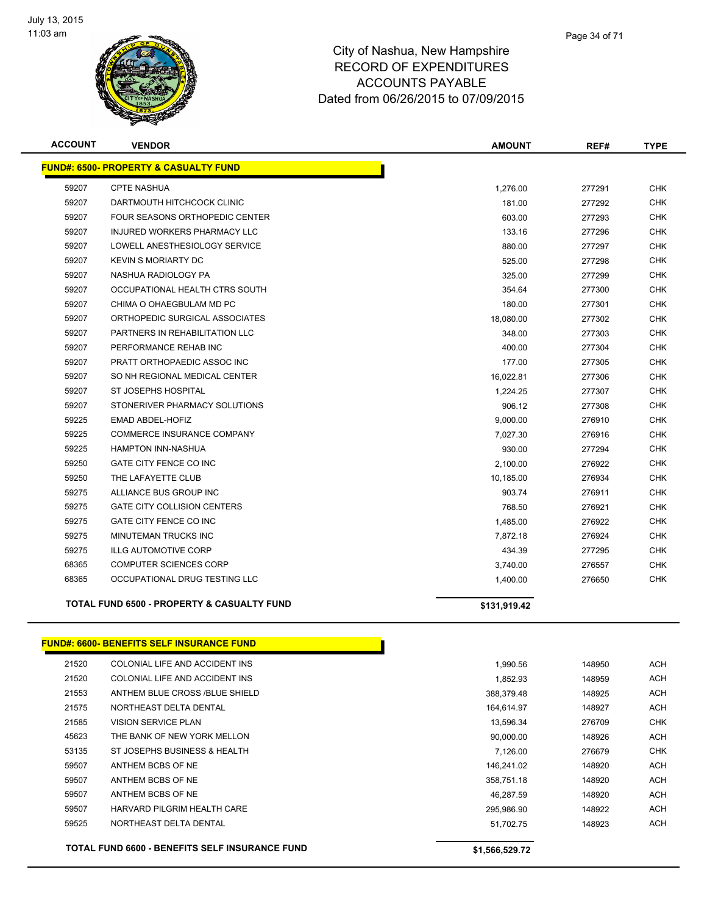July 13, 2015
11:03 am

# City of Nashua, New Hampshire
## RECORD OF EXPENDITURES
## ACCOUNTS PAYABLE
## Dated from 06/26/2015 to 07/09/2015

| ACCOUNT | VENDOR | AMOUNT | REF# | TYPE |
|---|---|---|---|---|
| **FUND#: 6500- PROPERTY & CASUALTY FUND** | | | | |
| 59207 | CPTE NASHUA | 1,276.00 | 277291 | CHK |
| 59207 | DARTMOUTH HITCHCOCK CLINIC | 181.00 | 277292 | CHK |
| 59207 | FOUR SEASONS ORTHOPEDIC CENTER | 603.00 | 277293 | CHK |
| 59207 | INJURED WORKERS PHARMACY LLC | 133.16 | 277296 | CHK |
| 59207 | LOWELL ANESTHESIOLOGY SERVICE | 880.00 | 277297 | CHK |
| 59207 | KEVIN S MORIARTY DC | 525.00 | 277298 | CHK |
| 59207 | NASHUA RADIOLOGY PA | 325.00 | 277299 | CHK |
| 59207 | OCCUPATIONAL HEALTH CTRS SOUTH | 354.64 | 277300 | CHK |
| 59207 | CHIMA O OHAEGBULAM MD PC | 180.00 | 277301 | CHK |
| 59207 | ORTHOPEDIC SURGICAL ASSOCIATES | 18,080.00 | 277302 | CHK |
| 59207 | PARTNERS IN REHABILITATION LLC | 348.00 | 277303 | CHK |
| 59207 | PERFORMANCE REHAB INC | 400.00 | 277304 | CHK |
| 59207 | PRATT ORTHOPAEDIC ASSOC INC | 177.00 | 277305 | CHK |
| 59207 | SO NH REGIONAL MEDICAL CENTER | 16,022.81 | 277306 | CHK |
| 59207 | ST JOSEPHS HOSPITAL | 1,224.25 | 277307 | CHK |
| 59207 | STONERIVER PHARMACY SOLUTIONS | 906.12 | 277308 | CHK |
| 59225 | EMAD ABDEL-HOFIZ | 9,000.00 | 276910 | CHK |
| 59225 | COMMERCE INSURANCE COMPANY | 7,027.30 | 276916 | CHK |
| 59225 | HAMPTON INN-NASHUA | 930.00 | 277294 | CHK |
| 59250 | GATE CITY FENCE CO INC | 2,100.00 | 276922 | CHK |
| 59250 | THE LAFAYETTE CLUB | 10,185.00 | 276934 | CHK |
| 59275 | ALLIANCE BUS GROUP INC | 903.74 | 276911 | CHK |
| 59275 | GATE CITY COLLISION CENTERS | 768.50 | 276921 | CHK |
| 59275 | GATE CITY FENCE CO INC | 1,485.00 | 276922 | CHK |
| 59275 | MINUTEMAN TRUCKS INC | 7,872.18 | 276924 | CHK |
| 59275 | ILLG AUTOMOTIVE CORP | 434.39 | 277295 | CHK |
| 68365 | COMPUTER SCIENCES CORP | 3,740.00 | 276557 | CHK |
| 68365 | OCCUPATIONAL DRUG TESTING LLC | 1,400.00 | 276650 | CHK |
| **TOTAL FUND 6500 - PROPERTY & CASUALTY FUND** | | **$131,919.42** | | |

| ACCOUNT | VENDOR | AMOUNT | REF# | TYPE |
|---|---|---|---|---|
| **FUND#: 6600- BENEFITS SELF INSURANCE FUND** | | | | |
| 21520 | COLONIAL LIFE AND ACCIDENT INS | 1,990.56 | 148950 | ACH |
| 21520 | COLONIAL LIFE AND ACCIDENT INS | 1,852.93 | 148959 | ACH |
| 21553 | ANTHEM BLUE CROSS /BLUE SHIELD | 388,379.48 | 148925 | ACH |
| 21575 | NORTHEAST DELTA DENTAL | 164,614.97 | 148927 | ACH |
| 21585 | VISION SERVICE PLAN | 13,596.34 | 276709 | CHK |
| 45623 | THE BANK OF NEW YORK MELLON | 90,000.00 | 148926 | ACH |
| 53135 | ST JOSEPHS BUSINESS & HEALTH | 7,126.00 | 276679 | CHK |
| 59507 | ANTHEM BCBS OF NE | 146,241.02 | 148920 | ACH |
| 59507 | ANTHEM BCBS OF NE | 358,751.18 | 148920 | ACH |
| 59507 | ANTHEM BCBS OF NE | 46,287.59 | 148920 | ACH |
| 59507 | HARVARD PILGRIM HEALTH CARE | 295,986.90 | 148922 | ACH |
| 59525 | NORTHEAST DELTA DENTAL | 51,702.75 | 148923 | ACH |
| **TOTAL FUND 6600 - BENEFITS SELF INSURANCE FUND** | | **$1,566,529.72** | | |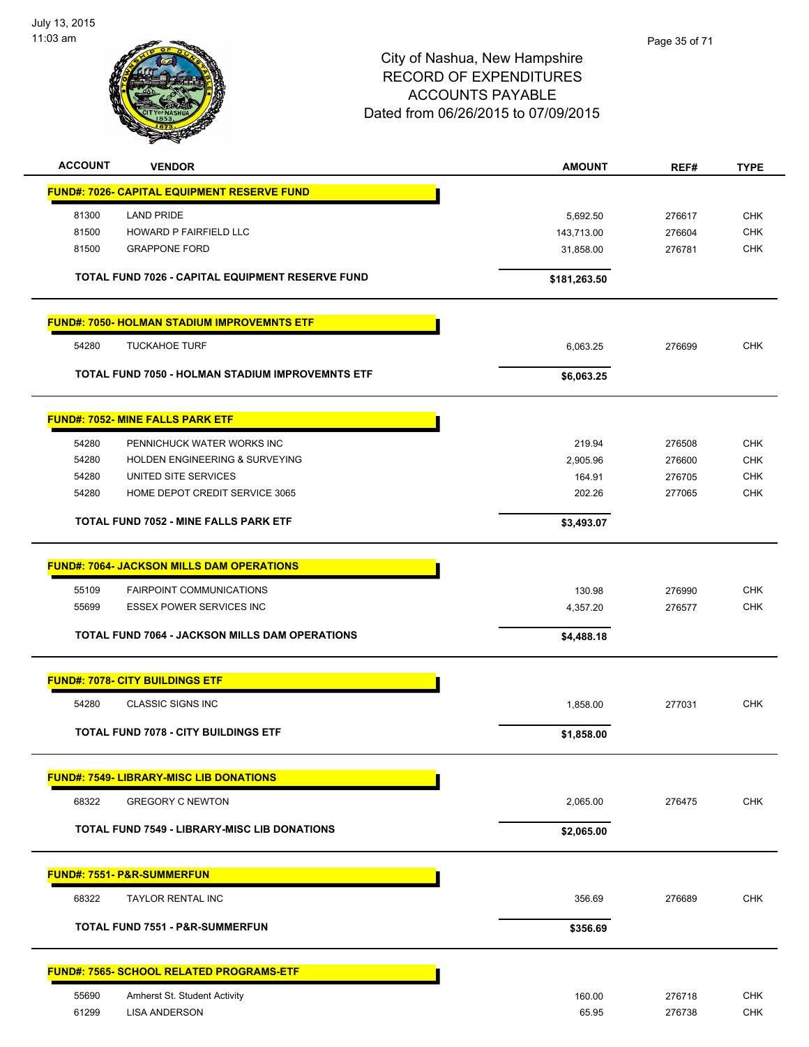# City of Nashua, New Hampshire
## RECORD OF EXPENDITURES
## ACCOUNTS PAYABLE
## Dated from 06/26/2015 to 07/09/2015

| ACCOUNT | VENDOR | AMOUNT | REF# | TYPE |
|---|---|---|---|---|
| **FUND#: 7026- CAPITAL EQUIPMENT RESERVE FUND** | | | | |
| 81300 | LAND PRIDE | 5,692.50 | 276617 | CHK |
| 81500 | HOWARD P FAIRFIELD LLC | 143,713.00 | 276604 | CHK |
| 81500 | GRAPPONE FORD | 31,858.00 | 276781 | CHK |
| | **TOTAL FUND 7026 - CAPITAL EQUIPMENT RESERVE FUND** | **$181,263.50** | | |
| **FUND#: 7050- HOLMAN STADIUM IMPROVEMNTS ETF** | | | | |
| 54280 | TUCKAHOE TURF | 6,063.25 | 276699 | CHK |
| | **TOTAL FUND 7050 - HOLMAN STADIUM IMPROVEMNTS ETF** | **$6,063.25** | | |
| **FUND#: 7052- MINE FALLS PARK ETF** | | | | |
| 54280 | PENNICHUCK WATER WORKS INC | 219.94 | 276508 | CHK |
| 54280 | HOLDEN ENGINEERING & SURVEYING | 2,905.96 | 276600 | CHK |
| 54280 | UNITED SITE SERVICES | 164.91 | 276705 | CHK |
| 54280 | HOME DEPOT CREDIT SERVICE 3065 | 202.26 | 277065 | CHK |
| | **TOTAL FUND 7052 - MINE FALLS PARK ETF** | **$3,493.07** | | |
| **FUND#: 7064- JACKSON MILLS DAM OPERATIONS** | | | | |
| 55109 | FAIRPOINT COMMUNICATIONS | 130.98 | 276990 | CHK |
| 55699 | ESSEX POWER SERVICES INC | 4,357.20 | 276577 | CHK |
| | **TOTAL FUND 7064 - JACKSON MILLS DAM OPERATIONS** | **$4,488.18** | | |
| **FUND#: 7078- CITY BUILDINGS ETF** | | | | |
| 54280 | CLASSIC SIGNS INC | 1,858.00 | 277031 | CHK |
| | **TOTAL FUND 7078 - CITY BUILDINGS ETF** | **$1,858.00** | | |
| **FUND#: 7549- LIBRARY-MISC LIB DONATIONS** | | | | |
| 68322 | GREGORY C NEWTON | 2,065.00 | 276475 | CHK |
| | **TOTAL FUND 7549 - LIBRARY-MISC LIB DONATIONS** | **$2,065.00** | | |
| **FUND#: 7551- P&R-SUMMERFUN** | | | | |
| 68322 | TAYLOR RENTAL INC | 356.69 | 276689 | CHK |
| | **TOTAL FUND 7551 - P&R-SUMMERFUN** | **$356.69** | | |
| **FUND#: 7565- SCHOOL RELATED PROGRAMS-ETF** | | | | |
| 55690 | Amherst St. Student Activity | 160.00 | 276718 | CHK |
| 61299 | LISA ANDERSON | 65.95 | 276738 | CHK |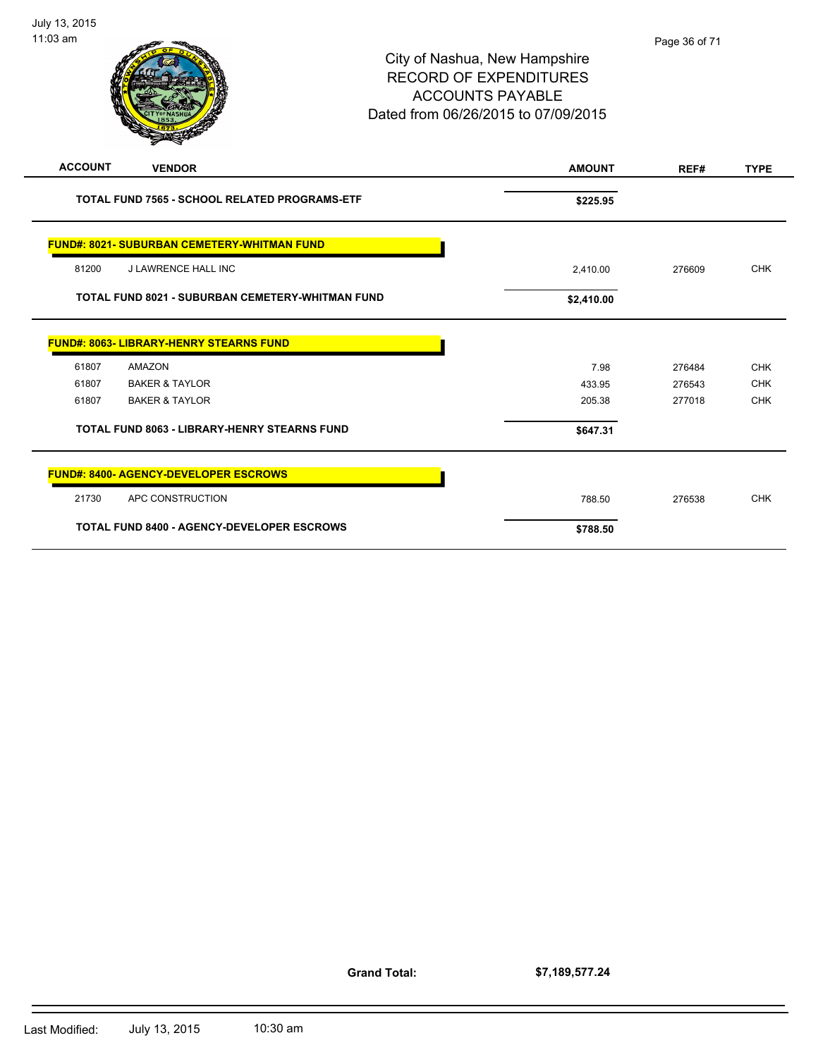City of Nashua, New Hampshire
RECORD OF EXPENDITURES
ACCOUNTS PAYABLE
Dated from 06/26/2015 to 07/09/2015

| ACCOUNT | VENDOR | AMOUNT | REF# | TYPE |
|---|---|---|---|---|
| | **TOTAL FUND 7565 - SCHOOL RELATED PROGRAMS-ETF** | **$225.95** | | |
| | **FUND#: 8021- SUBURBAN CEMETERY-WHITMAN FUND** | | | |
| 81200 | J LAWRENCE HALL INC | 2,410.00 | 276609 | CHK |
| | **TOTAL FUND 8021 - SUBURBAN CEMETERY-WHITMAN FUND** | **$2,410.00** | | |
| | **FUND#: 8063- LIBRARY-HENRY STEARNS FUND** | | | |
| 61807 | AMAZON | 7.98 | 276484 | CHK |
| 61807 | BAKER & TAYLOR | 433.95 | 276543 | CHK |
| 61807 | BAKER & TAYLOR | 205.38 | 277018 | CHK |
| | **TOTAL FUND 8063 - LIBRARY-HENRY STEARNS FUND** | **$647.31** | | |
| | **FUND#: 8400- AGENCY-DEVELOPER ESCROWS** | | | |
| 21730 | APC CONSTRUCTION | 788.50 | 276538 | CHK |
| | **TOTAL FUND 8400 - AGENCY-DEVELOPER ESCROWS** | **$788.50** | | |

**Grand Total:** **$7,189,577.24**

Last Modified: July 13, 2015 10:30 am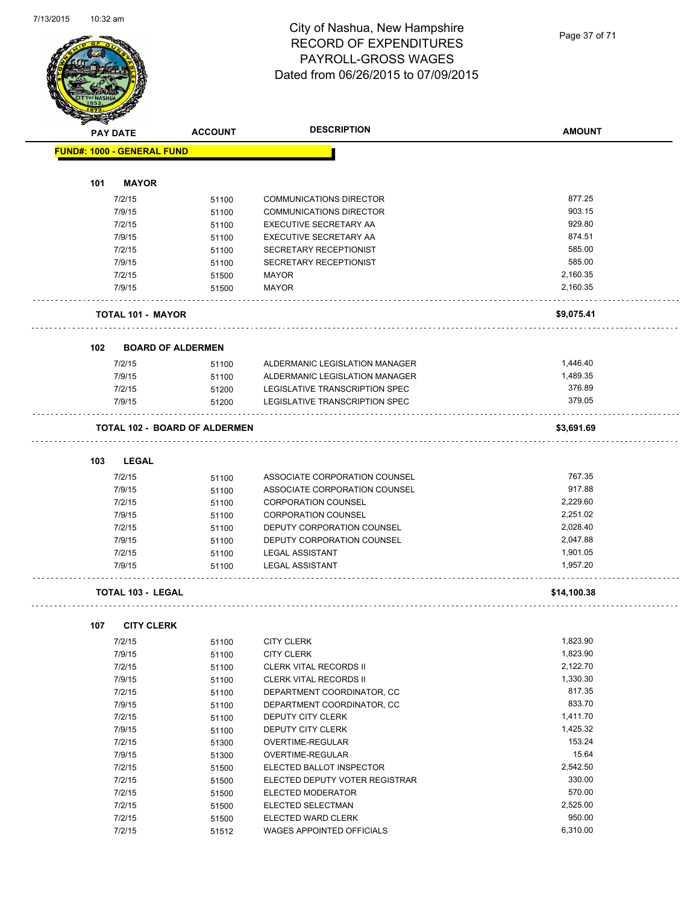# City of Nashua, New Hampshire
## RECORD OF EXPENDITURES
## PAYROLL-GROSS WAGES
## Dated from 06/26/2015 to 07/09/2015

| PAY DATE | ACCOUNT | DESCRIPTION | AMOUNT |
|---|---|---|---|
| **FUND#: 1000 - GENERAL FUND** | | | |
| **101 MAYOR** | | | |
| 7/2/15 | 51100 | COMMUNICATIONS DIRECTOR | 877.25 |
| 7/9/15 | 51100 | COMMUNICATIONS DIRECTOR | 903.15 |
| 7/2/15 | 51100 | EXECUTIVE SECRETARY AA | 929.80 |
| 7/9/15 | 51100 | EXECUTIVE SECRETARY AA | 874.51 |
| 7/2/15 | 51100 | SECRETARY RECEPTIONIST | 585.00 |
| 7/9/15 | 51100 | SECRETARY RECEPTIONIST | 585.00 |
| 7/2/15 | 51500 | MAYOR | 2,160.35 |
| 7/9/15 | 51500 | MAYOR | 2,160.35 |
| **TOTAL 101 - MAYOR** | | | **$9,075.41** |
| **102 BOARD OF ALDERMEN** | | | |
| 7/2/15 | 51100 | ALDERMANIC LEGISLATION MANAGER | 1,446.40 |
| 7/9/15 | 51100 | ALDERMANIC LEGISLATION MANAGER | 1,489.35 |
| 7/2/15 | 51200 | LEGISLATIVE TRANSCRIPTION SPEC | 376.89 |
| 7/9/15 | 51200 | LEGISLATIVE TRANSCRIPTION SPEC | 379.05 |
| **TOTAL 102 - BOARD OF ALDERMEN** | | | **$3,691.69** |
| **103 LEGAL** | | | |
| 7/2/15 | 51100 | ASSOCIATE CORPORATION COUNSEL | 767.35 |
| 7/9/15 | 51100 | ASSOCIATE CORPORATION COUNSEL | 917.88 |
| 7/2/15 | 51100 | CORPORATION COUNSEL | 2,229.60 |
| 7/9/15 | 51100 | CORPORATION COUNSEL | 2,251.02 |
| 7/2/15 | 51100 | DEPUTY CORPORATION COUNSEL | 2,028.40 |
| 7/9/15 | 51100 | DEPUTY CORPORATION COUNSEL | 2,047.88 |
| 7/2/15 | 51100 | LEGAL ASSISTANT | 1,901.05 |
| 7/9/15 | 51100 | LEGAL ASSISTANT | 1,957.20 |
| **TOTAL 103 - LEGAL** | | | **$14,100.38** |
| **107 CITY CLERK** | | | |
| 7/2/15 | 51100 | CITY CLERK | 1,823.90 |
| 7/9/15 | 51100 | CITY CLERK | 1,823.90 |
| 7/2/15 | 51100 | CLERK VITAL RECORDS II | 2,122.70 |
| 7/9/15 | 51100 | CLERK VITAL RECORDS II | 1,330.30 |
| 7/2/15 | 51100 | DEPARTMENT COORDINATOR, CC | 817.35 |
| 7/9/15 | 51100 | DEPARTMENT COORDINATOR, CC | 833.70 |
| 7/2/15 | 51100 | DEPUTY CITY CLERK | 1,411.70 |
| 7/9/15 | 51100 | DEPUTY CITY CLERK | 1,425.32 |
| 7/2/15 | 51300 | OVERTIME-REGULAR | 153.24 |
| 7/9/15 | 51300 | OVERTIME-REGULAR | 15.64 |
| 7/2/15 | 51500 | ELECTED BALLOT INSPECTOR | 2,542.50 |
| 7/2/15 | 51500 | ELECTED DEPUTY VOTER REGISTRAR | 330.00 |
| 7/2/15 | 51500 | ELECTED MODERATOR | 570.00 |
| 7/2/15 | 51500 | ELECTED SELECTMAN | 2,525.00 |
| 7/2/15 | 51500 | ELECTED WARD CLERK | 950.00 |
| 7/2/15 | 51512 | WAGES APPOINTED OFFICIALS | 6,310.00 |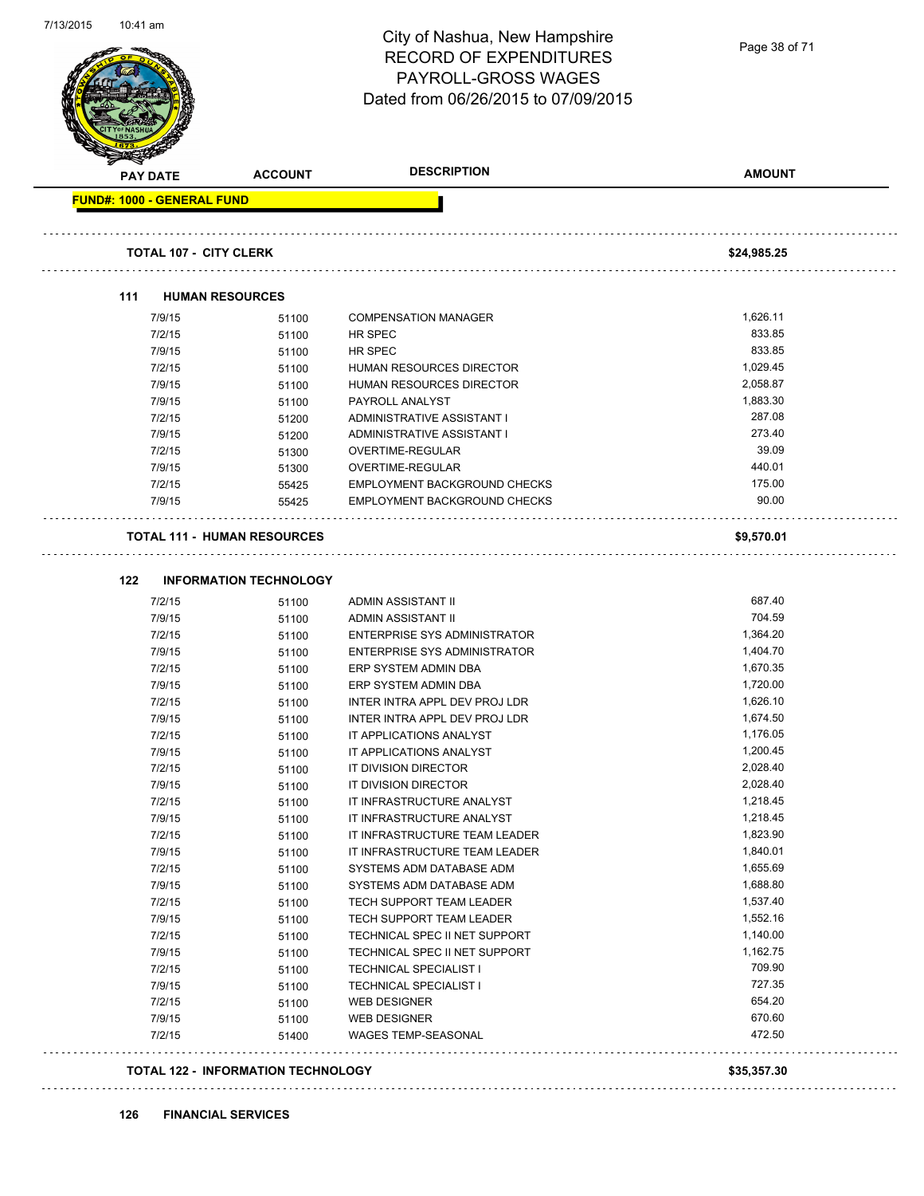# City of Nashua, New Hampshire
## RECORD OF EXPENDITURES
## PAYROLL-GROSS WAGES
## Dated from 06/26/2015 to 07/09/2015

| PAY DATE | ACCOUNT | DESCRIPTION | AMOUNT |
|---|---|---|---|

**FUND#: 1000 - GENERAL FUND**

**TOTAL 107 - CITY CLERK** — **$24,985.25**

### 111 HUMAN RESOURCES

| PAY DATE | ACCOUNT | DESCRIPTION | AMOUNT |
|---|---|---|---|
| 7/9/15 | 51100 | COMPENSATION MANAGER | 1,626.11 |
| 7/2/15 | 51100 | HR SPEC | 833.85 |
| 7/9/15 | 51100 | HR SPEC | 833.85 |
| 7/2/15 | 51100 | HUMAN RESOURCES DIRECTOR | 1,029.45 |
| 7/9/15 | 51100 | HUMAN RESOURCES DIRECTOR | 2,058.87 |
| 7/9/15 | 51100 | PAYROLL ANALYST | 1,883.30 |
| 7/2/15 | 51200 | ADMINISTRATIVE ASSISTANT I | 287.08 |
| 7/9/15 | 51200 | ADMINISTRATIVE ASSISTANT I | 273.40 |
| 7/2/15 | 51300 | OVERTIME-REGULAR | 39.09 |
| 7/9/15 | 51300 | OVERTIME-REGULAR | 440.01 |
| 7/2/15 | 55425 | EMPLOYMENT BACKGROUND CHECKS | 175.00 |
| 7/9/15 | 55425 | EMPLOYMENT BACKGROUND CHECKS | 90.00 |

**TOTAL 111 - HUMAN RESOURCES** — **$9,570.01**

### 122 INFORMATION TECHNOLOGY

| PAY DATE | ACCOUNT | DESCRIPTION | AMOUNT |
|---|---|---|---|
| 7/2/15 | 51100 | ADMIN ASSISTANT II | 687.40 |
| 7/9/15 | 51100 | ADMIN ASSISTANT II | 704.59 |
| 7/2/15 | 51100 | ENTERPRISE SYS ADMINISTRATOR | 1,364.20 |
| 7/9/15 | 51100 | ENTERPRISE SYS ADMINISTRATOR | 1,404.70 |
| 7/2/15 | 51100 | ERP SYSTEM ADMIN DBA | 1,670.35 |
| 7/9/15 | 51100 | ERP SYSTEM ADMIN DBA | 1,720.00 |
| 7/2/15 | 51100 | INTER INTRA APPL DEV PROJ LDR | 1,626.10 |
| 7/9/15 | 51100 | INTER INTRA APPL DEV PROJ LDR | 1,674.50 |
| 7/2/15 | 51100 | IT APPLICATIONS ANALYST | 1,176.05 |
| 7/9/15 | 51100 | IT APPLICATIONS ANALYST | 1,200.45 |
| 7/2/15 | 51100 | IT DIVISION DIRECTOR | 2,028.40 |
| 7/9/15 | 51100 | IT DIVISION DIRECTOR | 2,028.40 |
| 7/2/15 | 51100 | IT INFRASTRUCTURE ANALYST | 1,218.45 |
| 7/9/15 | 51100 | IT INFRASTRUCTURE ANALYST | 1,218.45 |
| 7/2/15 | 51100 | IT INFRASTRUCTURE TEAM LEADER | 1,823.90 |
| 7/9/15 | 51100 | IT INFRASTRUCTURE TEAM LEADER | 1,840.01 |
| 7/2/15 | 51100 | SYSTEMS ADM DATABASE ADM | 1,655.69 |
| 7/9/15 | 51100 | SYSTEMS ADM DATABASE ADM | 1,688.80 |
| 7/2/15 | 51100 | TECH SUPPORT TEAM LEADER | 1,537.40 |
| 7/9/15 | 51100 | TECH SUPPORT TEAM LEADER | 1,552.16 |
| 7/2/15 | 51100 | TECHNICAL SPEC II NET SUPPORT | 1,140.00 |
| 7/9/15 | 51100 | TECHNICAL SPEC II NET SUPPORT | 1,162.75 |
| 7/2/15 | 51100 | TECHNICAL SPECIALIST I | 709.90 |
| 7/9/15 | 51100 | TECHNICAL SPECIALIST I | 727.35 |
| 7/2/15 | 51100 | WEB DESIGNER | 654.20 |
| 7/9/15 | 51100 | WEB DESIGNER | 670.60 |
| 7/2/15 | 51400 | WAGES TEMP-SEASONAL | 472.50 |

**TOTAL 122 - INFORMATION TECHNOLOGY** — **$35,357.30**

### 126 FINANCIAL SERVICES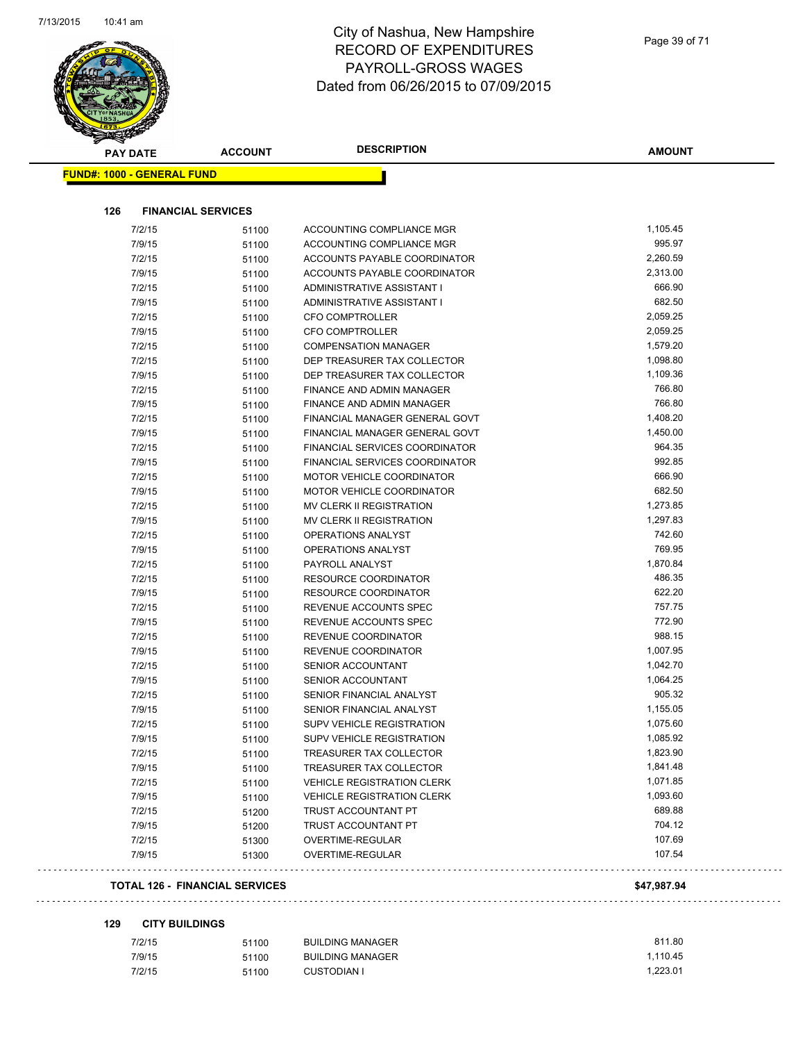# City of Nashua, New Hampshire
## RECORD OF EXPENDITURES
## PAYROLL-GROSS WAGES
## Dated from 06/26/2015 to 07/09/2015

| PAY DATE | ACCOUNT | DESCRIPTION | AMOUNT |
|---|---|---|---|

**FUND#: 1000 - GENERAL FUND**

**126 FINANCIAL SERVICES**

| PAY DATE | ACCOUNT | DESCRIPTION | AMOUNT |
|---|---|---|---|
| 7/2/15 | 51100 | ACCOUNTING COMPLIANCE MGR | 1,105.45 |
| 7/9/15 | 51100 | ACCOUNTING COMPLIANCE MGR | 995.97 |
| 7/2/15 | 51100 | ACCOUNTS PAYABLE COORDINATOR | 2,260.59 |
| 7/9/15 | 51100 | ACCOUNTS PAYABLE COORDINATOR | 2,313.00 |
| 7/2/15 | 51100 | ADMINISTRATIVE ASSISTANT I | 666.90 |
| 7/9/15 | 51100 | ADMINISTRATIVE ASSISTANT I | 682.50 |
| 7/2/15 | 51100 | CFO COMPTROLLER | 2,059.25 |
| 7/9/15 | 51100 | CFO COMPTROLLER | 2,059.25 |
| 7/2/15 | 51100 | COMPENSATION MANAGER | 1,579.20 |
| 7/2/15 | 51100 | DEP TREASURER TAX COLLECTOR | 1,098.80 |
| 7/9/15 | 51100 | DEP TREASURER TAX COLLECTOR | 1,109.36 |
| 7/2/15 | 51100 | FINANCE AND ADMIN MANAGER | 766.80 |
| 7/9/15 | 51100 | FINANCE AND ADMIN MANAGER | 766.80 |
| 7/2/15 | 51100 | FINANCIAL MANAGER GENERAL GOVT | 1,408.20 |
| 7/9/15 | 51100 | FINANCIAL MANAGER GENERAL GOVT | 1,450.00 |
| 7/2/15 | 51100 | FINANCIAL SERVICES COORDINATOR | 964.35 |
| 7/9/15 | 51100 | FINANCIAL SERVICES COORDINATOR | 992.85 |
| 7/2/15 | 51100 | MOTOR VEHICLE COORDINATOR | 666.90 |
| 7/9/15 | 51100 | MOTOR VEHICLE COORDINATOR | 682.50 |
| 7/2/15 | 51100 | MV CLERK II REGISTRATION | 1,273.85 |
| 7/9/15 | 51100 | MV CLERK II REGISTRATION | 1,297.83 |
| 7/2/15 | 51100 | OPERATIONS ANALYST | 742.60 |
| 7/9/15 | 51100 | OPERATIONS ANALYST | 769.95 |
| 7/2/15 | 51100 | PAYROLL ANALYST | 1,870.84 |
| 7/2/15 | 51100 | RESOURCE COORDINATOR | 486.35 |
| 7/9/15 | 51100 | RESOURCE COORDINATOR | 622.20 |
| 7/2/15 | 51100 | REVENUE ACCOUNTS SPEC | 757.75 |
| 7/9/15 | 51100 | REVENUE ACCOUNTS SPEC | 772.90 |
| 7/2/15 | 51100 | REVENUE COORDINATOR | 988.15 |
| 7/9/15 | 51100 | REVENUE COORDINATOR | 1,007.95 |
| 7/2/15 | 51100 | SENIOR ACCOUNTANT | 1,042.70 |
| 7/9/15 | 51100 | SENIOR ACCOUNTANT | 1,064.25 |
| 7/2/15 | 51100 | SENIOR FINANCIAL ANALYST | 905.32 |
| 7/9/15 | 51100 | SENIOR FINANCIAL ANALYST | 1,155.05 |
| 7/2/15 | 51100 | SUPV VEHICLE REGISTRATION | 1,075.60 |
| 7/9/15 | 51100 | SUPV VEHICLE REGISTRATION | 1,085.92 |
| 7/2/15 | 51100 | TREASURER TAX COLLECTOR | 1,823.90 |
| 7/9/15 | 51100 | TREASURER TAX COLLECTOR | 1,841.48 |
| 7/2/15 | 51100 | VEHICLE REGISTRATION CLERK | 1,071.85 |
| 7/9/15 | 51100 | VEHICLE REGISTRATION CLERK | 1,093.60 |
| 7/2/15 | 51200 | TRUST ACCOUNTANT PT | 689.88 |
| 7/9/15 | 51200 | TRUST ACCOUNTANT PT | 704.12 |
| 7/2/15 | 51300 | OVERTIME-REGULAR | 107.69 |
| 7/9/15 | 51300 | OVERTIME-REGULAR | 107.54 |

**TOTAL 126 - FINANCIAL SERVICES** **$47,987.94**

**129 CITY BUILDINGS**

| PAY DATE | ACCOUNT | DESCRIPTION | AMOUNT |
|---|---|---|---|
| 7/2/15 | 51100 | BUILDING MANAGER | 811.80 |
| 7/9/15 | 51100 | BUILDING MANAGER | 1,110.45 |
| 7/2/15 | 51100 | CUSTODIAN I | 1,223.01 |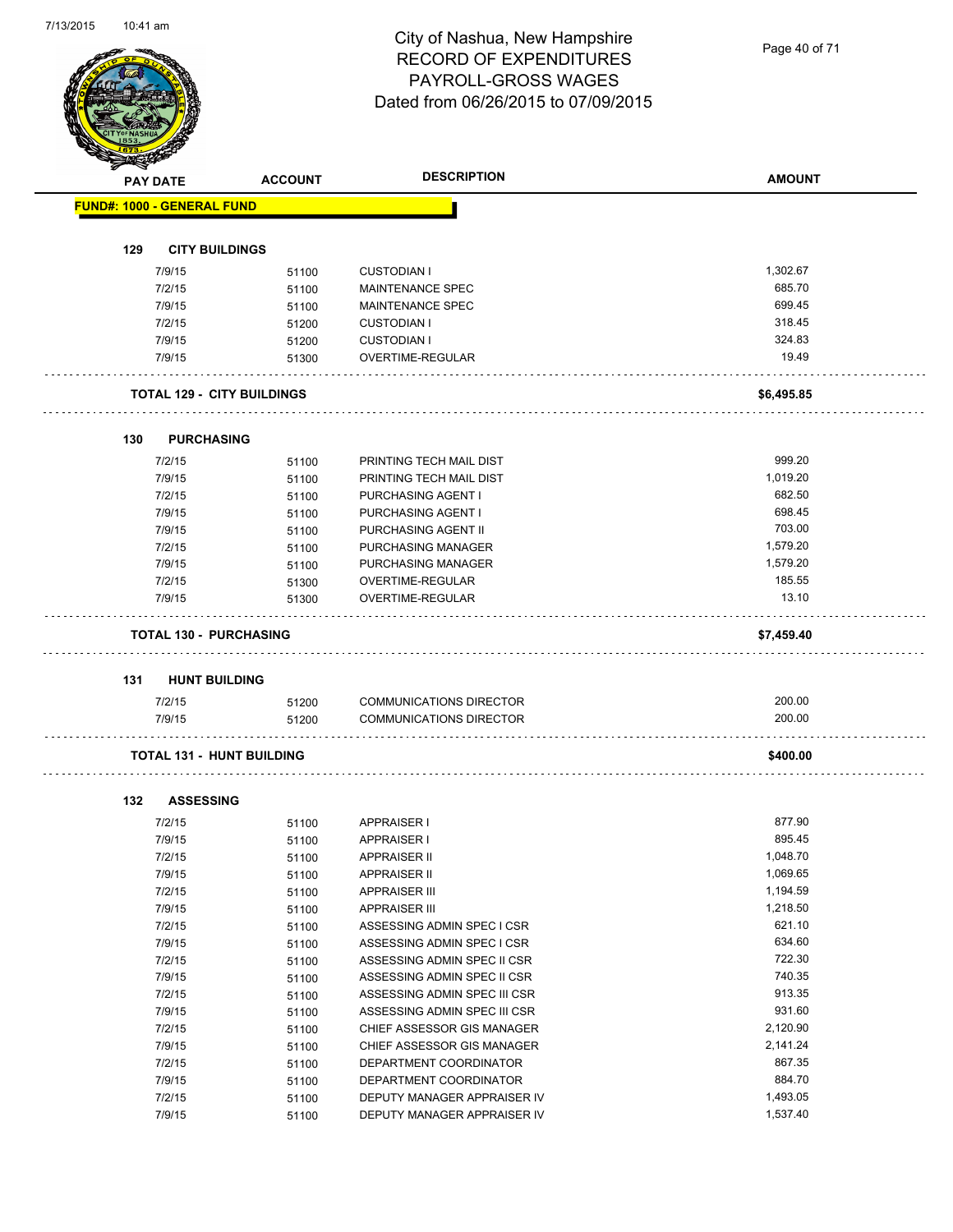# City of Nashua, New Hampshire
## RECORD OF EXPENDITURES
## PAYROLL-GROSS WAGES
## Dated from 06/26/2015 to 07/09/2015

| PAY DATE | ACCOUNT | DESCRIPTION | AMOUNT |
|---|---|---|---|
| **FUND#: 1000 - GENERAL FUND** | | | |
| **129 CITY BUILDINGS** | | | |
| 7/9/15 | 51100 | CUSTODIAN I | 1,302.67 |
| 7/2/15 | 51100 | MAINTENANCE SPEC | 685.70 |
| 7/9/15 | 51100 | MAINTENANCE SPEC | 699.45 |
| 7/2/15 | 51200 | CUSTODIAN I | 318.45 |
| 7/9/15 | 51200 | CUSTODIAN I | 324.83 |
| 7/9/15 | 51300 | OVERTIME-REGULAR | 19.49 |
| **TOTAL 129 - CITY BUILDINGS** | | | **$6,495.85** |
| **130 PURCHASING** | | | |
| 7/2/15 | 51100 | PRINTING TECH MAIL DIST | 999.20 |
| 7/9/15 | 51100 | PRINTING TECH MAIL DIST | 1,019.20 |
| 7/2/15 | 51100 | PURCHASING AGENT I | 682.50 |
| 7/9/15 | 51100 | PURCHASING AGENT I | 698.45 |
| 7/9/15 | 51100 | PURCHASING AGENT II | 703.00 |
| 7/2/15 | 51100 | PURCHASING MANAGER | 1,579.20 |
| 7/9/15 | 51100 | PURCHASING MANAGER | 1,579.20 |
| 7/2/15 | 51300 | OVERTIME-REGULAR | 185.55 |
| 7/9/15 | 51300 | OVERTIME-REGULAR | 13.10 |
| **TOTAL 130 - PURCHASING** | | | **$7,459.40** |
| **131 HUNT BUILDING** | | | |
| 7/2/15 | 51200 | COMMUNICATIONS DIRECTOR | 200.00 |
| 7/9/15 | 51200 | COMMUNICATIONS DIRECTOR | 200.00 |
| **TOTAL 131 - HUNT BUILDING** | | | **$400.00** |
| **132 ASSESSING** | | | |
| 7/2/15 | 51100 | APPRAISER I | 877.90 |
| 7/9/15 | 51100 | APPRAISER I | 895.45 |
| 7/2/15 | 51100 | APPRAISER II | 1,048.70 |
| 7/9/15 | 51100 | APPRAISER II | 1,069.65 |
| 7/2/15 | 51100 | APPRAISER III | 1,194.59 |
| 7/9/15 | 51100 | APPRAISER III | 1,218.50 |
| 7/2/15 | 51100 | ASSESSING ADMIN SPEC I CSR | 621.10 |
| 7/9/15 | 51100 | ASSESSING ADMIN SPEC I CSR | 634.60 |
| 7/2/15 | 51100 | ASSESSING ADMIN SPEC II CSR | 722.30 |
| 7/9/15 | 51100 | ASSESSING ADMIN SPEC II CSR | 740.35 |
| 7/2/15 | 51100 | ASSESSING ADMIN SPEC III CSR | 913.35 |
| 7/9/15 | 51100 | ASSESSING ADMIN SPEC III CSR | 931.60 |
| 7/2/15 | 51100 | CHIEF ASSESSOR GIS MANAGER | 2,120.90 |
| 7/9/15 | 51100 | CHIEF ASSESSOR GIS MANAGER | 2,141.24 |
| 7/2/15 | 51100 | DEPARTMENT COORDINATOR | 867.35 |
| 7/9/15 | 51100 | DEPARTMENT COORDINATOR | 884.70 |
| 7/2/15 | 51100 | DEPUTY MANAGER APPRAISER IV | 1,493.05 |
| 7/9/15 | 51100 | DEPUTY MANAGER APPRAISER IV | 1,537.40 |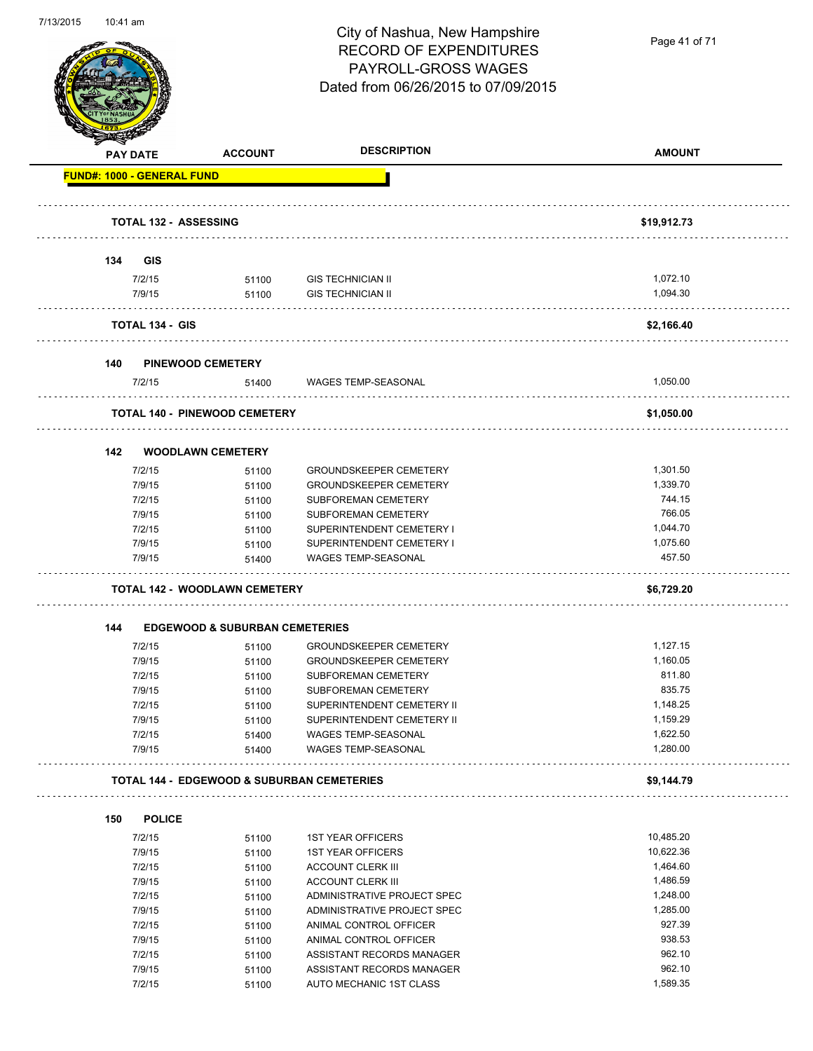# City of Nashua, New Hampshire
## RECORD OF EXPENDITURES
## PAYROLL-GROSS WAGES
## Dated from 06/26/2015 to 07/09/2015

| PAY DATE | ACCOUNT | DESCRIPTION | AMOUNT |
|---|---|---|---|
| **FUND#: 1000 - GENERAL FUND** | | | |
| **TOTAL 132 - ASSESSING** | | | **$19,912.73** |
| **134 GIS** | | | |
| 7/2/15 | 51100 | GIS TECHNICIAN II | 1,072.10 |
| 7/9/15 | 51100 | GIS TECHNICIAN II | 1,094.30 |
| **TOTAL 134 - GIS** | | | **$2,166.40** |
| **140 PINEWOOD CEMETERY** | | | |
| 7/2/15 | 51400 | WAGES TEMP-SEASONAL | 1,050.00 |
| **TOTAL 140 - PINEWOOD CEMETERY** | | | **$1,050.00** |
| **142 WOODLAWN CEMETERY** | | | |
| 7/2/15 | 51100 | GROUNDSKEEPER CEMETERY | 1,301.50 |
| 7/9/15 | 51100 | GROUNDSKEEPER CEMETERY | 1,339.70 |
| 7/2/15 | 51100 | SUBFOREMAN CEMETERY | 744.15 |
| 7/9/15 | 51100 | SUBFOREMAN CEMETERY | 766.05 |
| 7/2/15 | 51100 | SUPERINTENDENT CEMETERY I | 1,044.70 |
| 7/9/15 | 51100 | SUPERINTENDENT CEMETERY I | 1,075.60 |
| 7/9/15 | 51400 | WAGES TEMP-SEASONAL | 457.50 |
| **TOTAL 142 - WOODLAWN CEMETERY** | | | **$6,729.20** |
| **144 EDGEWOOD & SUBURBAN CEMETERIES** | | | |
| 7/2/15 | 51100 | GROUNDSKEEPER CEMETERY | 1,127.15 |
| 7/9/15 | 51100 | GROUNDSKEEPER CEMETERY | 1,160.05 |
| 7/2/15 | 51100 | SUBFOREMAN CEMETERY | 811.80 |
| 7/9/15 | 51100 | SUBFOREMAN CEMETERY | 835.75 |
| 7/2/15 | 51100 | SUPERINTENDENT CEMETERY II | 1,148.25 |
| 7/9/15 | 51100 | SUPERINTENDENT CEMETERY II | 1,159.29 |
| 7/2/15 | 51400 | WAGES TEMP-SEASONAL | 1,622.50 |
| 7/9/15 | 51400 | WAGES TEMP-SEASONAL | 1,280.00 |
| **TOTAL 144 - EDGEWOOD & SUBURBAN CEMETERIES** | | | **$9,144.79** |
| **150 POLICE** | | | |
| 7/2/15 | 51100 | 1ST YEAR OFFICERS | 10,485.20 |
| 7/9/15 | 51100 | 1ST YEAR OFFICERS | 10,622.36 |
| 7/2/15 | 51100 | ACCOUNT CLERK III | 1,464.60 |
| 7/9/15 | 51100 | ACCOUNT CLERK III | 1,486.59 |
| 7/2/15 | 51100 | ADMINISTRATIVE PROJECT SPEC | 1,248.00 |
| 7/9/15 | 51100 | ADMINISTRATIVE PROJECT SPEC | 1,285.00 |
| 7/2/15 | 51100 | ANIMAL CONTROL OFFICER | 927.39 |
| 7/9/15 | 51100 | ANIMAL CONTROL OFFICER | 938.53 |
| 7/2/15 | 51100 | ASSISTANT RECORDS MANAGER | 962.10 |
| 7/9/15 | 51100 | ASSISTANT RECORDS MANAGER | 962.10 |
| 7/2/15 | 51100 | AUTO MECHANIC 1ST CLASS | 1,589.35 |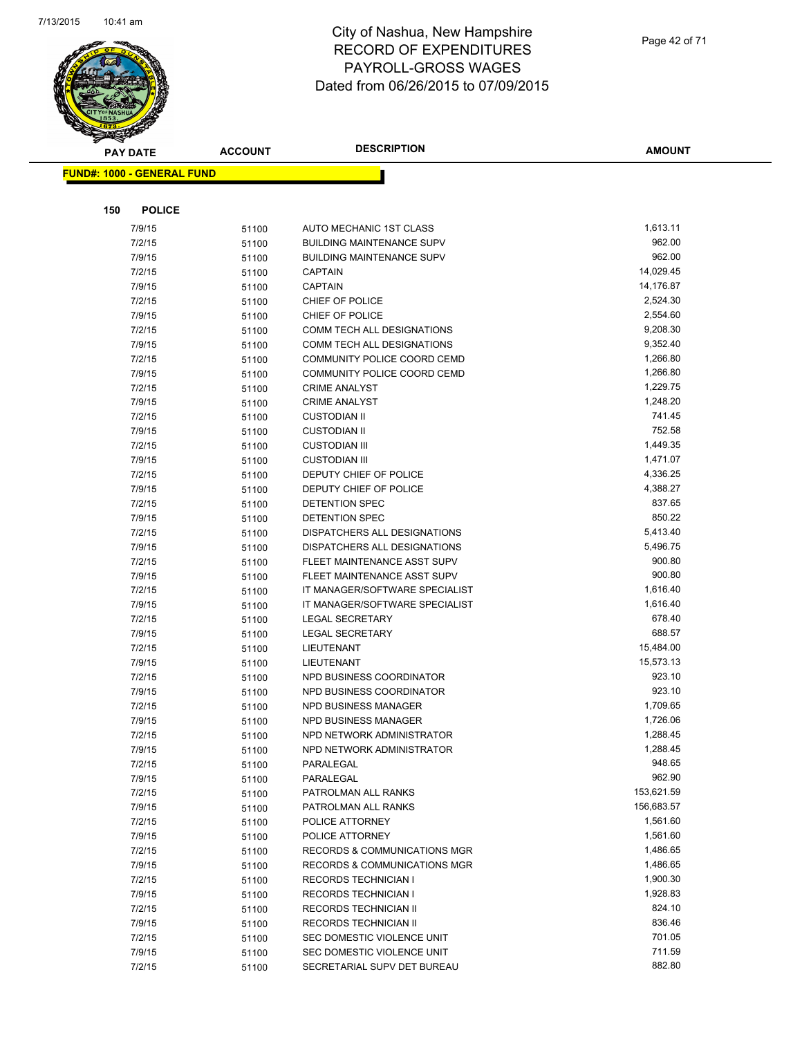# City of Nashua, New Hampshire
## RECORD OF EXPENDITURES
## PAYROLL-GROSS WAGES
## Dated from 06/26/2015 to 07/09/2015

**FUND#: 1000 - GENERAL FUND**

**150 POLICE**

| PAY DATE | ACCOUNT | DESCRIPTION | AMOUNT |
|---|---|---|---|
| 7/9/15 | 51100 | AUTO MECHANIC 1ST CLASS | 1,613.11 |
| 7/2/15 | 51100 | BUILDING MAINTENANCE SUPV | 962.00 |
| 7/9/15 | 51100 | BUILDING MAINTENANCE SUPV | 962.00 |
| 7/2/15 | 51100 | CAPTAIN | 14,029.45 |
| 7/9/15 | 51100 | CAPTAIN | 14,176.87 |
| 7/2/15 | 51100 | CHIEF OF POLICE | 2,524.30 |
| 7/9/15 | 51100 | CHIEF OF POLICE | 2,554.60 |
| 7/2/15 | 51100 | COMM TECH ALL DESIGNATIONS | 9,208.30 |
| 7/9/15 | 51100 | COMM TECH ALL DESIGNATIONS | 9,352.40 |
| 7/2/15 | 51100 | COMMUNITY POLICE COORD CEMD | 1,266.80 |
| 7/9/15 | 51100 | COMMUNITY POLICE COORD CEMD | 1,266.80 |
| 7/2/15 | 51100 | CRIME ANALYST | 1,229.75 |
| 7/9/15 | 51100 | CRIME ANALYST | 1,248.20 |
| 7/2/15 | 51100 | CUSTODIAN II | 741.45 |
| 7/9/15 | 51100 | CUSTODIAN II | 752.58 |
| 7/2/15 | 51100 | CUSTODIAN III | 1,449.35 |
| 7/9/15 | 51100 | CUSTODIAN III | 1,471.07 |
| 7/2/15 | 51100 | DEPUTY CHIEF OF POLICE | 4,336.25 |
| 7/9/15 | 51100 | DEPUTY CHIEF OF POLICE | 4,388.27 |
| 7/2/15 | 51100 | DETENTION SPEC | 837.65 |
| 7/9/15 | 51100 | DETENTION SPEC | 850.22 |
| 7/2/15 | 51100 | DISPATCHERS ALL DESIGNATIONS | 5,413.40 |
| 7/9/15 | 51100 | DISPATCHERS ALL DESIGNATIONS | 5,496.75 |
| 7/2/15 | 51100 | FLEET MAINTENANCE ASST SUPV | 900.80 |
| 7/9/15 | 51100 | FLEET MAINTENANCE ASST SUPV | 900.80 |
| 7/2/15 | 51100 | IT MANAGER/SOFTWARE SPECIALIST | 1,616.40 |
| 7/9/15 | 51100 | IT MANAGER/SOFTWARE SPECIALIST | 1,616.40 |
| 7/2/15 | 51100 | LEGAL SECRETARY | 678.40 |
| 7/9/15 | 51100 | LEGAL SECRETARY | 688.57 |
| 7/2/15 | 51100 | LIEUTENANT | 15,484.00 |
| 7/9/15 | 51100 | LIEUTENANT | 15,573.13 |
| 7/2/15 | 51100 | NPD BUSINESS COORDINATOR | 923.10 |
| 7/9/15 | 51100 | NPD BUSINESS COORDINATOR | 923.10 |
| 7/2/15 | 51100 | NPD BUSINESS MANAGER | 1,709.65 |
| 7/9/15 | 51100 | NPD BUSINESS MANAGER | 1,726.06 |
| 7/2/15 | 51100 | NPD NETWORK ADMINISTRATOR | 1,288.45 |
| 7/9/15 | 51100 | NPD NETWORK ADMINISTRATOR | 1,288.45 |
| 7/2/15 | 51100 | PARALEGAL | 948.65 |
| 7/9/15 | 51100 | PARALEGAL | 962.90 |
| 7/2/15 | 51100 | PATROLMAN ALL RANKS | 153,621.59 |
| 7/9/15 | 51100 | PATROLMAN ALL RANKS | 156,683.57 |
| 7/2/15 | 51100 | POLICE ATTORNEY | 1,561.60 |
| 7/9/15 | 51100 | POLICE ATTORNEY | 1,561.60 |
| 7/2/15 | 51100 | RECORDS & COMMUNICATIONS MGR | 1,486.65 |
| 7/9/15 | 51100 | RECORDS & COMMUNICATIONS MGR | 1,486.65 |
| 7/2/15 | 51100 | RECORDS TECHNICIAN I | 1,900.30 |
| 7/9/15 | 51100 | RECORDS TECHNICIAN I | 1,928.83 |
| 7/2/15 | 51100 | RECORDS TECHNICIAN II | 824.10 |
| 7/9/15 | 51100 | RECORDS TECHNICIAN II | 836.46 |
| 7/2/15 | 51100 | SEC DOMESTIC VIOLENCE UNIT | 701.05 |
| 7/9/15 | 51100 | SEC DOMESTIC VIOLENCE UNIT | 711.59 |
| 7/2/15 | 51100 | SECRETARIAL SUPV DET BUREAU | 882.80 |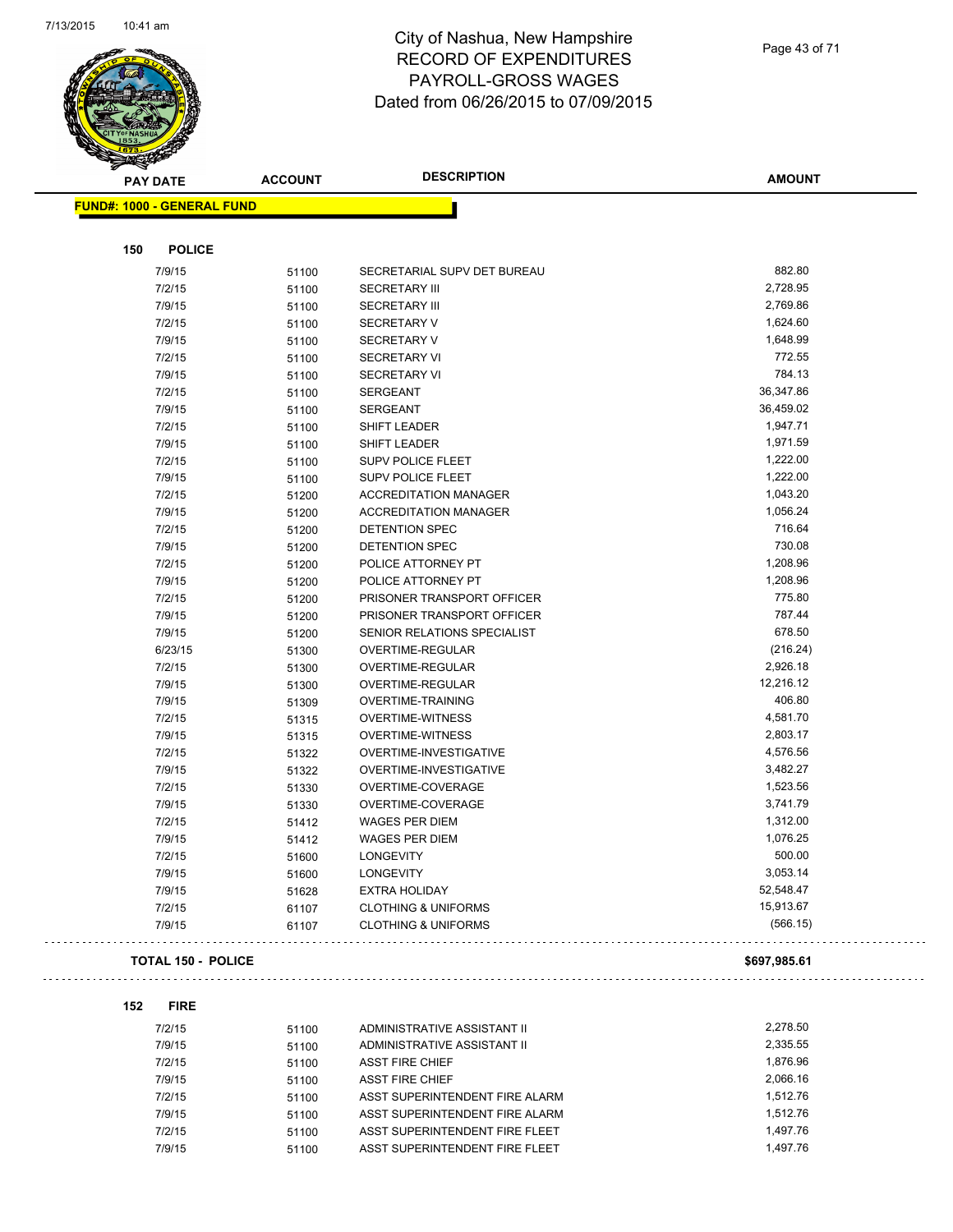# City of Nashua, New Hampshire
## RECORD OF EXPENDITURES
## PAYROLL-GROSS WAGES
## Dated from 06/26/2015 to 07/09/2015

| PAY DATE | ACCOUNT | DESCRIPTION | AMOUNT |
|---|---|---|---|

**FUND#: 1000 - GENERAL FUND**

**150 POLICE**

| PAY DATE | ACCOUNT | DESCRIPTION | AMOUNT |
|---|---|---|---|
| 7/9/15 | 51100 | SECRETARIAL SUPV DET BUREAU | 882.80 |
| 7/2/15 | 51100 | SECRETARY III | 2,728.95 |
| 7/9/15 | 51100 | SECRETARY III | 2,769.86 |
| 7/2/15 | 51100 | SECRETARY V | 1,624.60 |
| 7/9/15 | 51100 | SECRETARY V | 1,648.99 |
| 7/2/15 | 51100 | SECRETARY VI | 772.55 |
| 7/9/15 | 51100 | SECRETARY VI | 784.13 |
| 7/2/15 | 51100 | SERGEANT | 36,347.86 |
| 7/9/15 | 51100 | SERGEANT | 36,459.02 |
| 7/2/15 | 51100 | SHIFT LEADER | 1,947.71 |
| 7/9/15 | 51100 | SHIFT LEADER | 1,971.59 |
| 7/2/15 | 51100 | SUPV POLICE FLEET | 1,222.00 |
| 7/9/15 | 51100 | SUPV POLICE FLEET | 1,222.00 |
| 7/2/15 | 51200 | ACCREDITATION MANAGER | 1,043.20 |
| 7/9/15 | 51200 | ACCREDITATION MANAGER | 1,056.24 |
| 7/2/15 | 51200 | DETENTION SPEC | 716.64 |
| 7/9/15 | 51200 | DETENTION SPEC | 730.08 |
| 7/2/15 | 51200 | POLICE ATTORNEY PT | 1,208.96 |
| 7/9/15 | 51200 | POLICE ATTORNEY PT | 1,208.96 |
| 7/2/15 | 51200 | PRISONER TRANSPORT OFFICER | 775.80 |
| 7/9/15 | 51200 | PRISONER TRANSPORT OFFICER | 787.44 |
| 7/9/15 | 51200 | SENIOR RELATIONS SPECIALIST | 678.50 |
| 6/23/15 | 51300 | OVERTIME-REGULAR | (216.24) |
| 7/2/15 | 51300 | OVERTIME-REGULAR | 2,926.18 |
| 7/9/15 | 51300 | OVERTIME-REGULAR | 12,216.12 |
| 7/9/15 | 51309 | OVERTIME-TRAINING | 406.80 |
| 7/2/15 | 51315 | OVERTIME-WITNESS | 4,581.70 |
| 7/9/15 | 51315 | OVERTIME-WITNESS | 2,803.17 |
| 7/2/15 | 51322 | OVERTIME-INVESTIGATIVE | 4,576.56 |
| 7/9/15 | 51322 | OVERTIME-INVESTIGATIVE | 3,482.27 |
| 7/2/15 | 51330 | OVERTIME-COVERAGE | 1,523.56 |
| 7/9/15 | 51330 | OVERTIME-COVERAGE | 3,741.79 |
| 7/2/15 | 51412 | WAGES PER DIEM | 1,312.00 |
| 7/9/15 | 51412 | WAGES PER DIEM | 1,076.25 |
| 7/2/15 | 51600 | LONGEVITY | 500.00 |
| 7/9/15 | 51600 | LONGEVITY | 3,053.14 |
| 7/9/15 | 51628 | EXTRA HOLIDAY | 52,548.47 |
| 7/2/15 | 61107 | CLOTHING & UNIFORMS | 15,913.67 |
| 7/9/15 | 61107 | CLOTHING & UNIFORMS | (566.15) |

**TOTAL 150 - POLICE** **$697,985.61**

**152 FIRE**

| PAY DATE | ACCOUNT | DESCRIPTION | AMOUNT |
|---|---|---|---|
| 7/2/15 | 51100 | ADMINISTRATIVE ASSISTANT II | 2,278.50 |
| 7/9/15 | 51100 | ADMINISTRATIVE ASSISTANT II | 2,335.55 |
| 7/2/15 | 51100 | ASST FIRE CHIEF | 1,876.96 |
| 7/9/15 | 51100 | ASST FIRE CHIEF | 2,066.16 |
| 7/2/15 | 51100 | ASST SUPERINTENDENT FIRE ALARM | 1,512.76 |
| 7/9/15 | 51100 | ASST SUPERINTENDENT FIRE ALARM | 1,512.76 |
| 7/2/15 | 51100 | ASST SUPERINTENDENT FIRE FLEET | 1,497.76 |
| 7/9/15 | 51100 | ASST SUPERINTENDENT FIRE FLEET | 1,497.76 |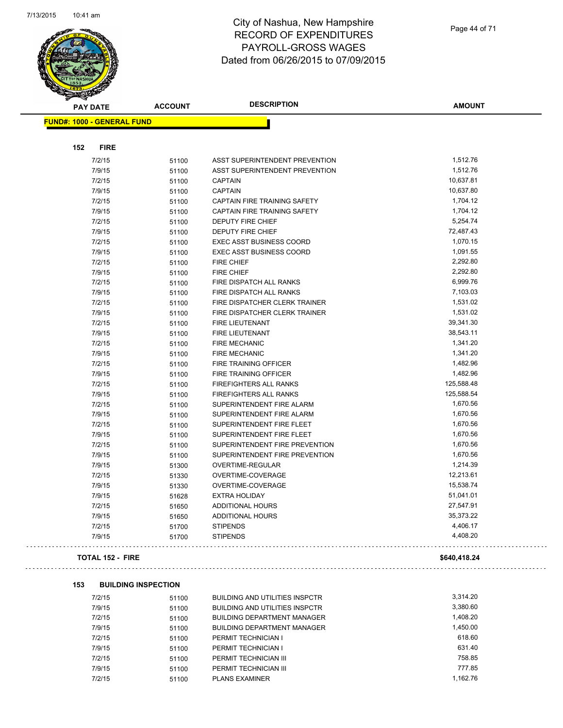# City of Nashua, New Hampshire
## RECORD OF EXPENDITURES
## PAYROLL-GROSS WAGES
## Dated from 06/26/2015 to 07/09/2015

**FUND#: 1000 - GENERAL FUND**

### 152 FIRE

| PAY DATE | ACCOUNT | DESCRIPTION | AMOUNT |
|---|---|---|---|
| 7/2/15 | 51100 | ASST SUPERINTENDENT PREVENTION | 1,512.76 |
| 7/9/15 | 51100 | ASST SUPERINTENDENT PREVENTION | 1,512.76 |
| 7/2/15 | 51100 | CAPTAIN | 10,637.81 |
| 7/9/15 | 51100 | CAPTAIN | 10,637.80 |
| 7/2/15 | 51100 | CAPTAIN FIRE TRAINING SAFETY | 1,704.12 |
| 7/9/15 | 51100 | CAPTAIN FIRE TRAINING SAFETY | 1,704.12 |
| 7/2/15 | 51100 | DEPUTY FIRE CHIEF | 5,254.74 |
| 7/9/15 | 51100 | DEPUTY FIRE CHIEF | 72,487.43 |
| 7/2/15 | 51100 | EXEC ASST BUSINESS COORD | 1,070.15 |
| 7/9/15 | 51100 | EXEC ASST BUSINESS COORD | 1,091.55 |
| 7/2/15 | 51100 | FIRE CHIEF | 2,292.80 |
| 7/9/15 | 51100 | FIRE CHIEF | 2,292.80 |
| 7/2/15 | 51100 | FIRE DISPATCH ALL RANKS | 6,999.76 |
| 7/9/15 | 51100 | FIRE DISPATCH ALL RANKS | 7,103.03 |
| 7/2/15 | 51100 | FIRE DISPATCHER CLERK TRAINER | 1,531.02 |
| 7/9/15 | 51100 | FIRE DISPATCHER CLERK TRAINER | 1,531.02 |
| 7/2/15 | 51100 | FIRE LIEUTENANT | 39,341.30 |
| 7/9/15 | 51100 | FIRE LIEUTENANT | 38,543.11 |
| 7/2/15 | 51100 | FIRE MECHANIC | 1,341.20 |
| 7/9/15 | 51100 | FIRE MECHANIC | 1,341.20 |
| 7/2/15 | 51100 | FIRE TRAINING OFFICER | 1,482.96 |
| 7/9/15 | 51100 | FIRE TRAINING OFFICER | 1,482.96 |
| 7/2/15 | 51100 | FIREFIGHTERS ALL RANKS | 125,588.48 |
| 7/9/15 | 51100 | FIREFIGHTERS ALL RANKS | 125,588.54 |
| 7/2/15 | 51100 | SUPERINTENDENT FIRE ALARM | 1,670.56 |
| 7/9/15 | 51100 | SUPERINTENDENT FIRE ALARM | 1,670.56 |
| 7/2/15 | 51100 | SUPERINTENDENT FIRE FLEET | 1,670.56 |
| 7/9/15 | 51100 | SUPERINTENDENT FIRE FLEET | 1,670.56 |
| 7/2/15 | 51100 | SUPERINTENDENT FIRE PREVENTION | 1,670.56 |
| 7/9/15 | 51100 | SUPERINTENDENT FIRE PREVENTION | 1,670.56 |
| 7/9/15 | 51300 | OVERTIME-REGULAR | 1,214.39 |
| 7/2/15 | 51330 | OVERTIME-COVERAGE | 12,213.61 |
| 7/9/15 | 51330 | OVERTIME-COVERAGE | 15,538.74 |
| 7/9/15 | 51628 | EXTRA HOLIDAY | 51,041.01 |
| 7/2/15 | 51650 | ADDITIONAL HOURS | 27,547.91 |
| 7/9/15 | 51650 | ADDITIONAL HOURS | 35,373.22 |
| 7/2/15 | 51700 | STIPENDS | 4,406.17 |
| 7/9/15 | 51700 | STIPENDS | 4,408.20 |

**TOTAL 152 - FIRE** **$640,418.24**

### 153 BUILDING INSPECTION

| PAY DATE | ACCOUNT | DESCRIPTION | AMOUNT |
|---|---|---|---|
| 7/2/15 | 51100 | BUILDING AND UTILITIES INSPCTR | 3,314.20 |
| 7/9/15 | 51100 | BUILDING AND UTILITIES INSPCTR | 3,380.60 |
| 7/2/15 | 51100 | BUILDING DEPARTMENT MANAGER | 1,408.20 |
| 7/9/15 | 51100 | BUILDING DEPARTMENT MANAGER | 1,450.00 |
| 7/2/15 | 51100 | PERMIT TECHNICIAN I | 618.60 |
| 7/9/15 | 51100 | PERMIT TECHNICIAN I | 631.40 |
| 7/2/15 | 51100 | PERMIT TECHNICIAN III | 758.85 |
| 7/9/15 | 51100 | PERMIT TECHNICIAN III | 777.85 |
| 7/2/15 | 51100 | PLANS EXAMINER | 1,162.76 |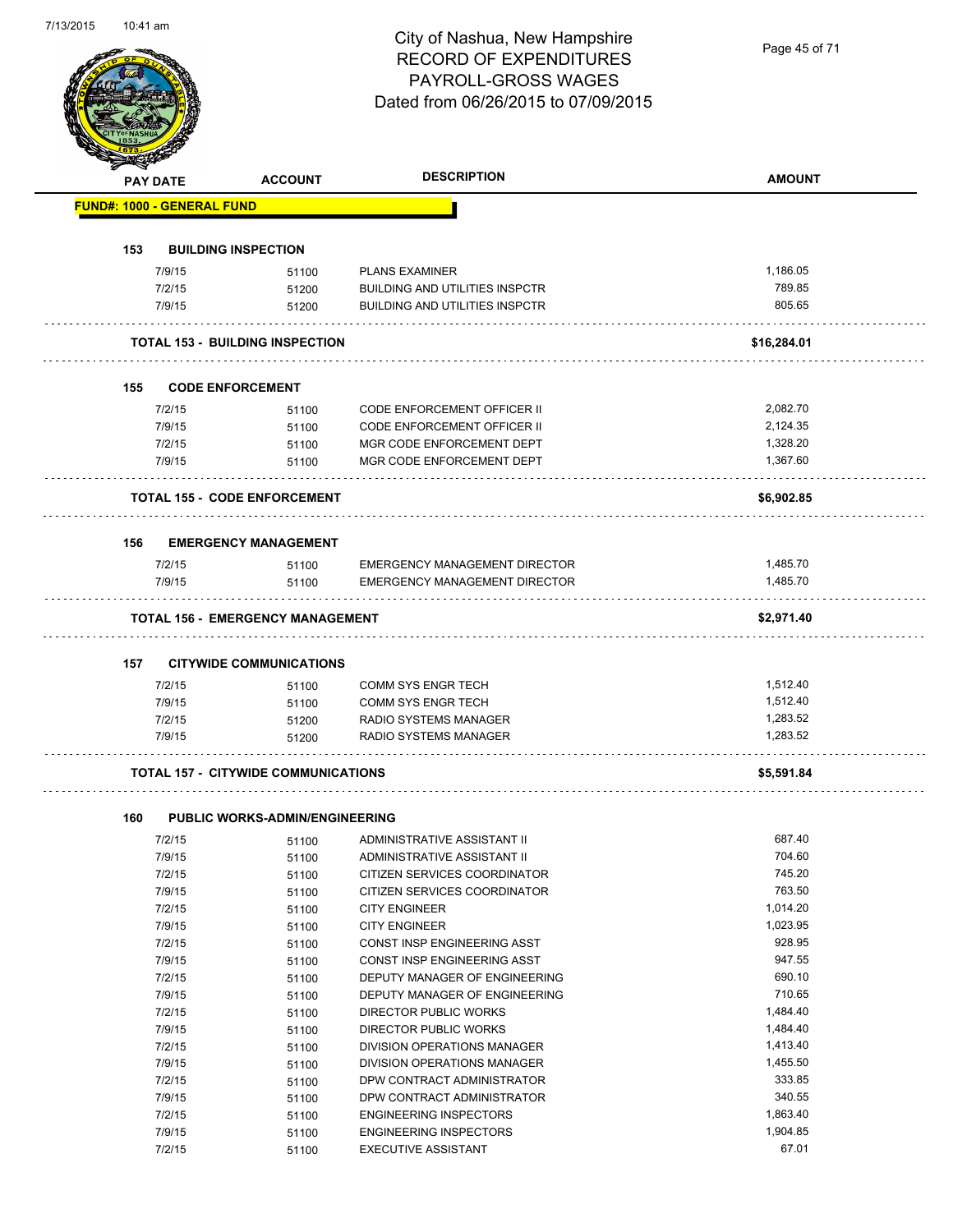# City of Nashua, New Hampshire
## RECORD OF EXPENDITURES
## PAYROLL-GROSS WAGES
## Dated from 06/26/2015 to 07/09/2015

| PAY DATE | ACCOUNT | DESCRIPTION | AMOUNT |
|---|---|---|---|
| **FUND#: 1000 - GENERAL FUND** | | | |
| **153 BUILDING INSPECTION** | | | |
| 7/9/15 | 51100 | PLANS EXAMINER | 1,186.05 |
| 7/2/15 | 51200 | BUILDING AND UTILITIES INSPCTR | 789.85 |
| 7/9/15 | 51200 | BUILDING AND UTILITIES INSPCTR | 805.65 |
| **TOTAL 153 - BUILDING INSPECTION** | | | **$16,284.01** |
| **155 CODE ENFORCEMENT** | | | |
| 7/2/15 | 51100 | CODE ENFORCEMENT OFFICER II | 2,082.70 |
| 7/9/15 | 51100 | CODE ENFORCEMENT OFFICER II | 2,124.35 |
| 7/2/15 | 51100 | MGR CODE ENFORCEMENT DEPT | 1,328.20 |
| 7/9/15 | 51100 | MGR CODE ENFORCEMENT DEPT | 1,367.60 |
| **TOTAL 155 - CODE ENFORCEMENT** | | | **$6,902.85** |
| **156 EMERGENCY MANAGEMENT** | | | |
| 7/2/15 | 51100 | EMERGENCY MANAGEMENT DIRECTOR | 1,485.70 |
| 7/9/15 | 51100 | EMERGENCY MANAGEMENT DIRECTOR | 1,485.70 |
| **TOTAL 156 - EMERGENCY MANAGEMENT** | | | **$2,971.40** |
| **157 CITYWIDE COMMUNICATIONS** | | | |
| 7/2/15 | 51100 | COMM SYS ENGR TECH | 1,512.40 |
| 7/9/15 | 51100 | COMM SYS ENGR TECH | 1,512.40 |
| 7/2/15 | 51200 | RADIO SYSTEMS MANAGER | 1,283.52 |
| 7/9/15 | 51200 | RADIO SYSTEMS MANAGER | 1,283.52 |
| **TOTAL 157 - CITYWIDE COMMUNICATIONS** | | | **$5,591.84** |
| **160 PUBLIC WORKS-ADMIN/ENGINEERING** | | | |
| 7/2/15 | 51100 | ADMINISTRATIVE ASSISTANT II | 687.40 |
| 7/9/15 | 51100 | ADMINISTRATIVE ASSISTANT II | 704.60 |
| 7/2/15 | 51100 | CITIZEN SERVICES COORDINATOR | 745.20 |
| 7/9/15 | 51100 | CITIZEN SERVICES COORDINATOR | 763.50 |
| 7/2/15 | 51100 | CITY ENGINEER | 1,014.20 |
| 7/9/15 | 51100 | CITY ENGINEER | 1,023.95 |
| 7/2/15 | 51100 | CONST INSP ENGINEERING ASST | 928.95 |
| 7/9/15 | 51100 | CONST INSP ENGINEERING ASST | 947.55 |
| 7/2/15 | 51100 | DEPUTY MANAGER OF ENGINEERING | 690.10 |
| 7/9/15 | 51100 | DEPUTY MANAGER OF ENGINEERING | 710.65 |
| 7/2/15 | 51100 | DIRECTOR PUBLIC WORKS | 1,484.40 |
| 7/9/15 | 51100 | DIRECTOR PUBLIC WORKS | 1,484.40 |
| 7/2/15 | 51100 | DIVISION OPERATIONS MANAGER | 1,413.40 |
| 7/9/15 | 51100 | DIVISION OPERATIONS MANAGER | 1,455.50 |
| 7/2/15 | 51100 | DPW CONTRACT ADMINISTRATOR | 333.85 |
| 7/9/15 | 51100 | DPW CONTRACT ADMINISTRATOR | 340.55 |
| 7/2/15 | 51100 | ENGINEERING INSPECTORS | 1,863.40 |
| 7/9/15 | 51100 | ENGINEERING INSPECTORS | 1,904.85 |
| 7/2/15 | 51100 | EXECUTIVE ASSISTANT | 67.01 |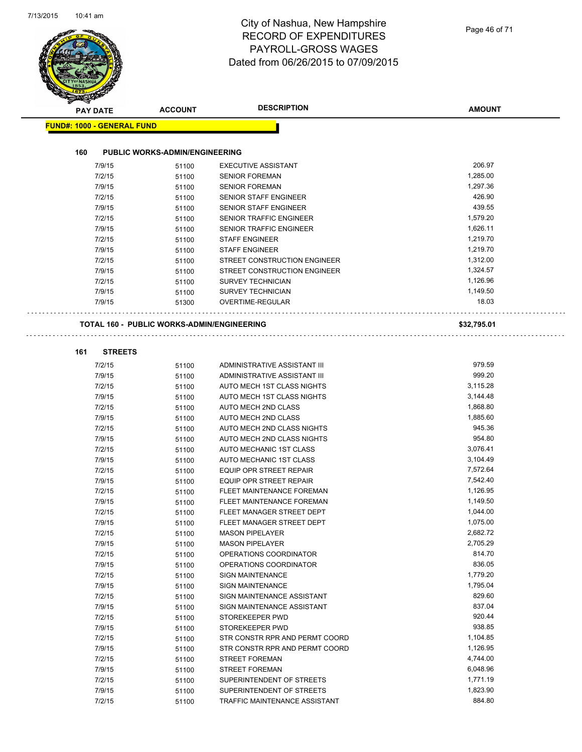# City of Nashua, New Hampshire
## RECORD OF EXPENDITURES
## PAYROLL-GROSS WAGES
## Dated from 06/26/2015 to 07/09/2015

| PAY DATE | ACCOUNT | DESCRIPTION | AMOUNT |
|---|---|---|---|

**FUND#: 1000 - GENERAL FUND**

**160 PUBLIC WORKS-ADMIN/ENGINEERING**

| PAY DATE | ACCOUNT | DESCRIPTION | AMOUNT |
|---|---|---|---|
| 7/9/15 | 51100 | EXECUTIVE ASSISTANT | 206.97 |
| 7/2/15 | 51100 | SENIOR FOREMAN | 1,285.00 |
| 7/9/15 | 51100 | SENIOR FOREMAN | 1,297.36 |
| 7/2/15 | 51100 | SENIOR STAFF ENGINEER | 426.90 |
| 7/9/15 | 51100 | SENIOR STAFF ENGINEER | 439.55 |
| 7/2/15 | 51100 | SENIOR TRAFFIC ENGINEER | 1,579.20 |
| 7/9/15 | 51100 | SENIOR TRAFFIC ENGINEER | 1,626.11 |
| 7/2/15 | 51100 | STAFF ENGINEER | 1,219.70 |
| 7/9/15 | 51100 | STAFF ENGINEER | 1,219.70 |
| 7/2/15 | 51100 | STREET CONSTRUCTION ENGINEER | 1,312.00 |
| 7/9/15 | 51100 | STREET CONSTRUCTION ENGINEER | 1,324.57 |
| 7/2/15 | 51100 | SURVEY TECHNICIAN | 1,126.96 |
| 7/9/15 | 51100 | SURVEY TECHNICIAN | 1,149.50 |
| 7/9/15 | 51300 | OVERTIME-REGULAR | 18.03 |

**TOTAL 160 - PUBLIC WORKS-ADMIN/ENGINEERING** **$32,795.01**

**161 STREETS**

| PAY DATE | ACCOUNT | DESCRIPTION | AMOUNT |
|---|---|---|---|
| 7/2/15 | 51100 | ADMINISTRATIVE ASSISTANT III | 979.59 |
| 7/9/15 | 51100 | ADMINISTRATIVE ASSISTANT III | 999.20 |
| 7/2/15 | 51100 | AUTO MECH 1ST CLASS NIGHTS | 3,115.28 |
| 7/9/15 | 51100 | AUTO MECH 1ST CLASS NIGHTS | 3,144.48 |
| 7/2/15 | 51100 | AUTO MECH 2ND CLASS | 1,868.80 |
| 7/9/15 | 51100 | AUTO MECH 2ND CLASS | 1,885.60 |
| 7/2/15 | 51100 | AUTO MECH 2ND CLASS NIGHTS | 945.36 |
| 7/9/15 | 51100 | AUTO MECH 2ND CLASS NIGHTS | 954.80 |
| 7/2/15 | 51100 | AUTO MECHANIC 1ST CLASS | 3,076.41 |
| 7/9/15 | 51100 | AUTO MECHANIC 1ST CLASS | 3,104.49 |
| 7/2/15 | 51100 | EQUIP OPR STREET REPAIR | 7,572.64 |
| 7/9/15 | 51100 | EQUIP OPR STREET REPAIR | 7,542.40 |
| 7/2/15 | 51100 | FLEET MAINTENANCE FOREMAN | 1,126.95 |
| 7/9/15 | 51100 | FLEET MAINTENANCE FOREMAN | 1,149.50 |
| 7/2/15 | 51100 | FLEET MANAGER STREET DEPT | 1,044.00 |
| 7/9/15 | 51100 | FLEET MANAGER STREET DEPT | 1,075.00 |
| 7/2/15 | 51100 | MASON PIPELAYER | 2,682.72 |
| 7/9/15 | 51100 | MASON PIPELAYER | 2,705.29 |
| 7/2/15 | 51100 | OPERATIONS COORDINATOR | 814.70 |
| 7/9/15 | 51100 | OPERATIONS COORDINATOR | 836.05 |
| 7/2/15 | 51100 | SIGN MAINTENANCE | 1,779.20 |
| 7/9/15 | 51100 | SIGN MAINTENANCE | 1,795.04 |
| 7/2/15 | 51100 | SIGN MAINTENANCE ASSISTANT | 829.60 |
| 7/9/15 | 51100 | SIGN MAINTENANCE ASSISTANT | 837.04 |
| 7/2/15 | 51100 | STOREKEEPER PWD | 920.44 |
| 7/9/15 | 51100 | STOREKEEPER PWD | 938.85 |
| 7/2/15 | 51100 | STR CONSTR RPR AND PERMT COORD | 1,104.85 |
| 7/9/15 | 51100 | STR CONSTR RPR AND PERMT COORD | 1,126.95 |
| 7/2/15 | 51100 | STREET FOREMAN | 4,744.00 |
| 7/9/15 | 51100 | STREET FOREMAN | 6,048.96 |
| 7/2/15 | 51100 | SUPERINTENDENT OF STREETS | 1,771.19 |
| 7/9/15 | 51100 | SUPERINTENDENT OF STREETS | 1,823.90 |
| 7/2/15 | 51100 | TRAFFIC MAINTENANCE ASSISTANT | 884.80 |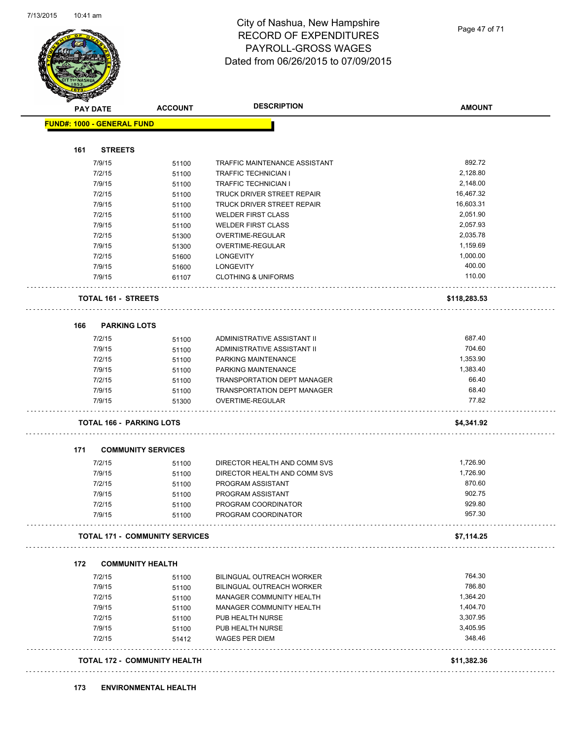# City of Nashua, New Hampshire
## RECORD OF EXPENDITURES
## PAYROLL-GROSS WAGES
## Dated from 06/26/2015 to 07/09/2015

**FUND#: 1000 - GENERAL FUND**

### 161 STREETS

| PAY DATE | ACCOUNT | DESCRIPTION | AMOUNT |
|---|---|---|---|
| 7/9/15 | 51100 | TRAFFIC MAINTENANCE ASSISTANT | 892.72 |
| 7/2/15 | 51100 | TRAFFIC TECHNICIAN I | 2,128.80 |
| 7/9/15 | 51100 | TRAFFIC TECHNICIAN I | 2,148.00 |
| 7/2/15 | 51100 | TRUCK DRIVER STREET REPAIR | 16,467.32 |
| 7/9/15 | 51100 | TRUCK DRIVER STREET REPAIR | 16,603.31 |
| 7/2/15 | 51100 | WELDER FIRST CLASS | 2,051.90 |
| 7/9/15 | 51100 | WELDER FIRST CLASS | 2,057.93 |
| 7/2/15 | 51300 | OVERTIME-REGULAR | 2,035.78 |
| 7/9/15 | 51300 | OVERTIME-REGULAR | 1,159.69 |
| 7/2/15 | 51600 | LONGEVITY | 1,000.00 |
| 7/9/15 | 51600 | LONGEVITY | 400.00 |
| 7/9/15 | 61107 | CLOTHING & UNIFORMS | 110.00 |
| **TOTAL 161 - STREETS** | | | **$118,283.53** |

### 166 PARKING LOTS

| PAY DATE | ACCOUNT | DESCRIPTION | AMOUNT |
|---|---|---|---|
| 7/2/15 | 51100 | ADMINISTRATIVE ASSISTANT II | 687.40 |
| 7/9/15 | 51100 | ADMINISTRATIVE ASSISTANT II | 704.60 |
| 7/2/15 | 51100 | PARKING MAINTENANCE | 1,353.90 |
| 7/9/15 | 51100 | PARKING MAINTENANCE | 1,383.40 |
| 7/2/15 | 51100 | TRANSPORTATION DEPT MANAGER | 66.40 |
| 7/9/15 | 51100 | TRANSPORTATION DEPT MANAGER | 68.40 |
| 7/9/15 | 51300 | OVERTIME-REGULAR | 77.82 |
| **TOTAL 166 - PARKING LOTS** | | | **$4,341.92** |

### 171 COMMUNITY SERVICES

| PAY DATE | ACCOUNT | DESCRIPTION | AMOUNT |
|---|---|---|---|
| 7/2/15 | 51100 | DIRECTOR HEALTH AND COMM SVS | 1,726.90 |
| 7/9/15 | 51100 | DIRECTOR HEALTH AND COMM SVS | 1,726.90 |
| 7/2/15 | 51100 | PROGRAM ASSISTANT | 870.60 |
| 7/9/15 | 51100 | PROGRAM ASSISTANT | 902.75 |
| 7/2/15 | 51100 | PROGRAM COORDINATOR | 929.80 |
| 7/9/15 | 51100 | PROGRAM COORDINATOR | 957.30 |
| **TOTAL 171 - COMMUNITY SERVICES** | | | **$7,114.25** |

### 172 COMMUNITY HEALTH

| PAY DATE | ACCOUNT | DESCRIPTION | AMOUNT |
|---|---|---|---|
| 7/2/15 | 51100 | BILINGUAL OUTREACH WORKER | 764.30 |
| 7/9/15 | 51100 | BILINGUAL OUTREACH WORKER | 786.80 |
| 7/2/15 | 51100 | MANAGER COMMUNITY HEALTH | 1,364.20 |
| 7/9/15 | 51100 | MANAGER COMMUNITY HEALTH | 1,404.70 |
| 7/2/15 | 51100 | PUB HEALTH NURSE | 3,307.95 |
| 7/9/15 | 51100 | PUB HEALTH NURSE | 3,405.95 |
| 7/2/15 | 51412 | WAGES PER DIEM | 348.46 |
| **TOTAL 172 - COMMUNITY HEALTH** | | | **$11,382.36** |

### 173 ENVIRONMENTAL HEALTH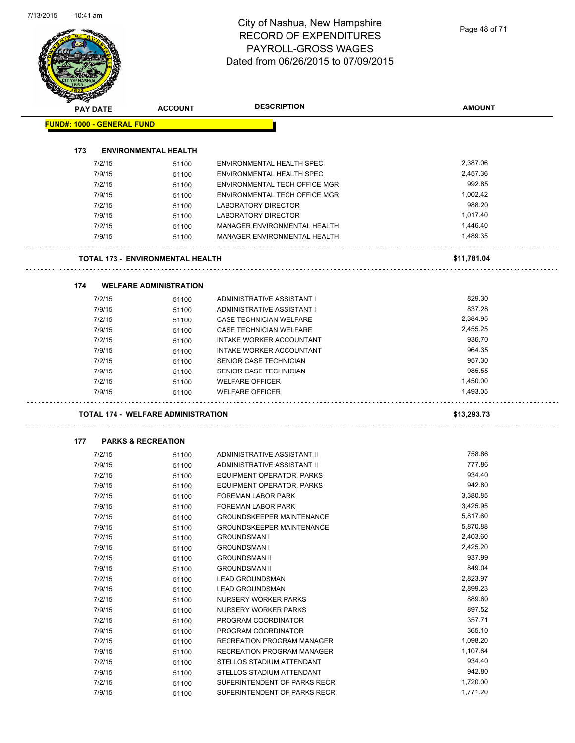# City of Nashua, New Hampshire
## RECORD OF EXPENDITURES
## PAYROLL-GROSS WAGES
## Dated from 06/26/2015 to 07/09/2015

| PAY DATE | ACCOUNT | DESCRIPTION | AMOUNT |
|---|---|---|---|
| **FUND#: 1000 - GENERAL FUND** | | | |
| **173 ENVIRONMENTAL HEALTH** | | | |
| 7/2/15 | 51100 | ENVIRONMENTAL HEALTH SPEC | 2,387.06 |
| 7/9/15 | 51100 | ENVIRONMENTAL HEALTH SPEC | 2,457.36 |
| 7/2/15 | 51100 | ENVIRONMENTAL TECH OFFICE MGR | 992.85 |
| 7/9/15 | 51100 | ENVIRONMENTAL TECH OFFICE MGR | 1,002.42 |
| 7/2/15 | 51100 | LABORATORY DIRECTOR | 988.20 |
| 7/9/15 | 51100 | LABORATORY DIRECTOR | 1,017.40 |
| 7/2/15 | 51100 | MANAGER ENVIRONMENTAL HEALTH | 1,446.40 |
| 7/9/15 | 51100 | MANAGER ENVIRONMENTAL HEALTH | 1,489.35 |
| **TOTAL 173 - ENVIRONMENTAL HEALTH** | | | **$11,781.04** |
| **174 WELFARE ADMINISTRATION** | | | |
| 7/2/15 | 51100 | ADMINISTRATIVE ASSISTANT I | 829.30 |
| 7/9/15 | 51100 | ADMINISTRATIVE ASSISTANT I | 837.28 |
| 7/2/15 | 51100 | CASE TECHNICIAN WELFARE | 2,384.95 |
| 7/9/15 | 51100 | CASE TECHNICIAN WELFARE | 2,455.25 |
| 7/2/15 | 51100 | INTAKE WORKER ACCOUNTANT | 936.70 |
| 7/9/15 | 51100 | INTAKE WORKER ACCOUNTANT | 964.35 |
| 7/2/15 | 51100 | SENIOR CASE TECHNICIAN | 957.30 |
| 7/9/15 | 51100 | SENIOR CASE TECHNICIAN | 985.55 |
| 7/2/15 | 51100 | WELFARE OFFICER | 1,450.00 |
| 7/9/15 | 51100 | WELFARE OFFICER | 1,493.05 |
| **TOTAL 174 - WELFARE ADMINISTRATION** | | | **$13,293.73** |
| **177 PARKS & RECREATION** | | | |
| 7/2/15 | 51100 | ADMINISTRATIVE ASSISTANT II | 758.86 |
| 7/9/15 | 51100 | ADMINISTRATIVE ASSISTANT II | 777.86 |
| 7/2/15 | 51100 | EQUIPMENT OPERATOR, PARKS | 934.40 |
| 7/9/15 | 51100 | EQUIPMENT OPERATOR, PARKS | 942.80 |
| 7/2/15 | 51100 | FOREMAN LABOR PARK | 3,380.85 |
| 7/9/15 | 51100 | FOREMAN LABOR PARK | 3,425.95 |
| 7/2/15 | 51100 | GROUNDSKEEPER MAINTENANCE | 5,817.60 |
| 7/9/15 | 51100 | GROUNDSKEEPER MAINTENANCE | 5,870.88 |
| 7/2/15 | 51100 | GROUNDSMAN I | 2,403.60 |
| 7/9/15 | 51100 | GROUNDSMAN I | 2,425.20 |
| 7/2/15 | 51100 | GROUNDSMAN II | 937.99 |
| 7/9/15 | 51100 | GROUNDSMAN II | 849.04 |
| 7/2/15 | 51100 | LEAD GROUNDSMAN | 2,823.97 |
| 7/9/15 | 51100 | LEAD GROUNDSMAN | 2,899.23 |
| 7/2/15 | 51100 | NURSERY WORKER PARKS | 889.60 |
| 7/9/15 | 51100 | NURSERY WORKER PARKS | 897.52 |
| 7/2/15 | 51100 | PROGRAM COORDINATOR | 357.71 |
| 7/9/15 | 51100 | PROGRAM COORDINATOR | 365.10 |
| 7/2/15 | 51100 | RECREATION PROGRAM MANAGER | 1,098.20 |
| 7/9/15 | 51100 | RECREATION PROGRAM MANAGER | 1,107.64 |
| 7/2/15 | 51100 | STELLOS STADIUM ATTENDANT | 934.40 |
| 7/9/15 | 51100 | STELLOS STADIUM ATTENDANT | 942.80 |
| 7/2/15 | 51100 | SUPERINTENDENT OF PARKS RECR | 1,720.00 |
| 7/9/15 | 51100 | SUPERINTENDENT OF PARKS RECR | 1,771.20 |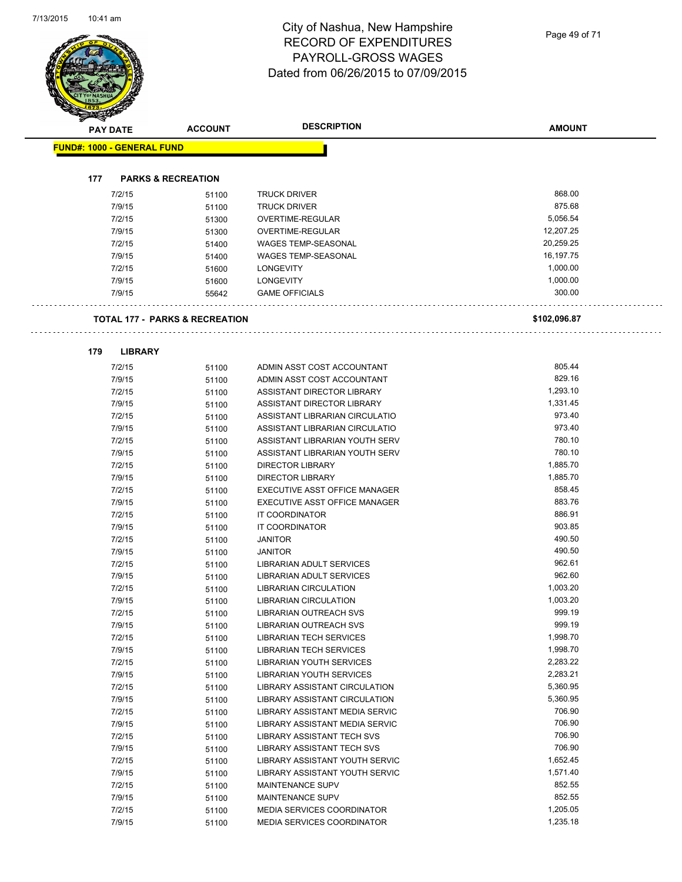# City of Nashua, New Hampshire
# RECORD OF EXPENDITURES
# PAYROLL-GROSS WAGES
# Dated from 06/26/2015 to 07/09/2015

| PAY DATE | ACCOUNT | DESCRIPTION | AMOUNT |
|---|---|---|---|

**FUND#: 1000 - GENERAL FUND**

**177 PARKS & RECREATION**

| PAY DATE | ACCOUNT | DESCRIPTION | AMOUNT |
|---|---|---|---|
| 7/2/15 | 51100 | TRUCK DRIVER | 868.00 |
| 7/9/15 | 51100 | TRUCK DRIVER | 875.68 |
| 7/2/15 | 51300 | OVERTIME-REGULAR | 5,056.54 |
| 7/9/15 | 51300 | OVERTIME-REGULAR | 12,207.25 |
| 7/2/15 | 51400 | WAGES TEMP-SEASONAL | 20,259.25 |
| 7/9/15 | 51400 | WAGES TEMP-SEASONAL | 16,197.75 |
| 7/2/15 | 51600 | LONGEVITY | 1,000.00 |
| 7/9/15 | 51600 | LONGEVITY | 1,000.00 |
| 7/9/15 | 55642 | GAME OFFICIALS | 300.00 |

**TOTAL 177 - PARKS & RECREATION** **$102,096.87**

**179 LIBRARY**

| PAY DATE | ACCOUNT | DESCRIPTION | AMOUNT |
|---|---|---|---|
| 7/2/15 | 51100 | ADMIN ASST COST ACCOUNTANT | 805.44 |
| 7/9/15 | 51100 | ADMIN ASST COST ACCOUNTANT | 829.16 |
| 7/2/15 | 51100 | ASSISTANT DIRECTOR LIBRARY | 1,293.10 |
| 7/9/15 | 51100 | ASSISTANT DIRECTOR LIBRARY | 1,331.45 |
| 7/2/15 | 51100 | ASSISTANT LIBRARIAN CIRCULATIO | 973.40 |
| 7/9/15 | 51100 | ASSISTANT LIBRARIAN CIRCULATIO | 973.40 |
| 7/2/15 | 51100 | ASSISTANT LIBRARIAN YOUTH SERV | 780.10 |
| 7/9/15 | 51100 | ASSISTANT LIBRARIAN YOUTH SERV | 780.10 |
| 7/2/15 | 51100 | DIRECTOR LIBRARY | 1,885.70 |
| 7/9/15 | 51100 | DIRECTOR LIBRARY | 1,885.70 |
| 7/2/15 | 51100 | EXECUTIVE ASST OFFICE MANAGER | 858.45 |
| 7/9/15 | 51100 | EXECUTIVE ASST OFFICE MANAGER | 883.76 |
| 7/2/15 | 51100 | IT COORDINATOR | 886.91 |
| 7/9/15 | 51100 | IT COORDINATOR | 903.85 |
| 7/2/15 | 51100 | JANITOR | 490.50 |
| 7/9/15 | 51100 | JANITOR | 490.50 |
| 7/2/15 | 51100 | LIBRARIAN ADULT SERVICES | 962.61 |
| 7/9/15 | 51100 | LIBRARIAN ADULT SERVICES | 962.60 |
| 7/2/15 | 51100 | LIBRARIAN CIRCULATION | 1,003.20 |
| 7/9/15 | 51100 | LIBRARIAN CIRCULATION | 1,003.20 |
| 7/2/15 | 51100 | LIBRARIAN OUTREACH SVS | 999.19 |
| 7/9/15 | 51100 | LIBRARIAN OUTREACH SVS | 999.19 |
| 7/2/15 | 51100 | LIBRARIAN TECH SERVICES | 1,998.70 |
| 7/9/15 | 51100 | LIBRARIAN TECH SERVICES | 1,998.70 |
| 7/2/15 | 51100 | LIBRARIAN YOUTH SERVICES | 2,283.22 |
| 7/9/15 | 51100 | LIBRARIAN YOUTH SERVICES | 2,283.21 |
| 7/2/15 | 51100 | LIBRARY ASSISTANT CIRCULATION | 5,360.95 |
| 7/9/15 | 51100 | LIBRARY ASSISTANT CIRCULATION | 5,360.95 |
| 7/2/15 | 51100 | LIBRARY ASSISTANT MEDIA SERVIC | 706.90 |
| 7/9/15 | 51100 | LIBRARY ASSISTANT MEDIA SERVIC | 706.90 |
| 7/2/15 | 51100 | LIBRARY ASSISTANT TECH SVS | 706.90 |
| 7/9/15 | 51100 | LIBRARY ASSISTANT TECH SVS | 706.90 |
| 7/2/15 | 51100 | LIBRARY ASSISTANT YOUTH SERVIC | 1,652.45 |
| 7/9/15 | 51100 | LIBRARY ASSISTANT YOUTH SERVIC | 1,571.40 |
| 7/2/15 | 51100 | MAINTENANCE SUPV | 852.55 |
| 7/9/15 | 51100 | MAINTENANCE SUPV | 852.55 |
| 7/2/15 | 51100 | MEDIA SERVICES COORDINATOR | 1,205.05 |
| 7/9/15 | 51100 | MEDIA SERVICES COORDINATOR | 1,235.18 |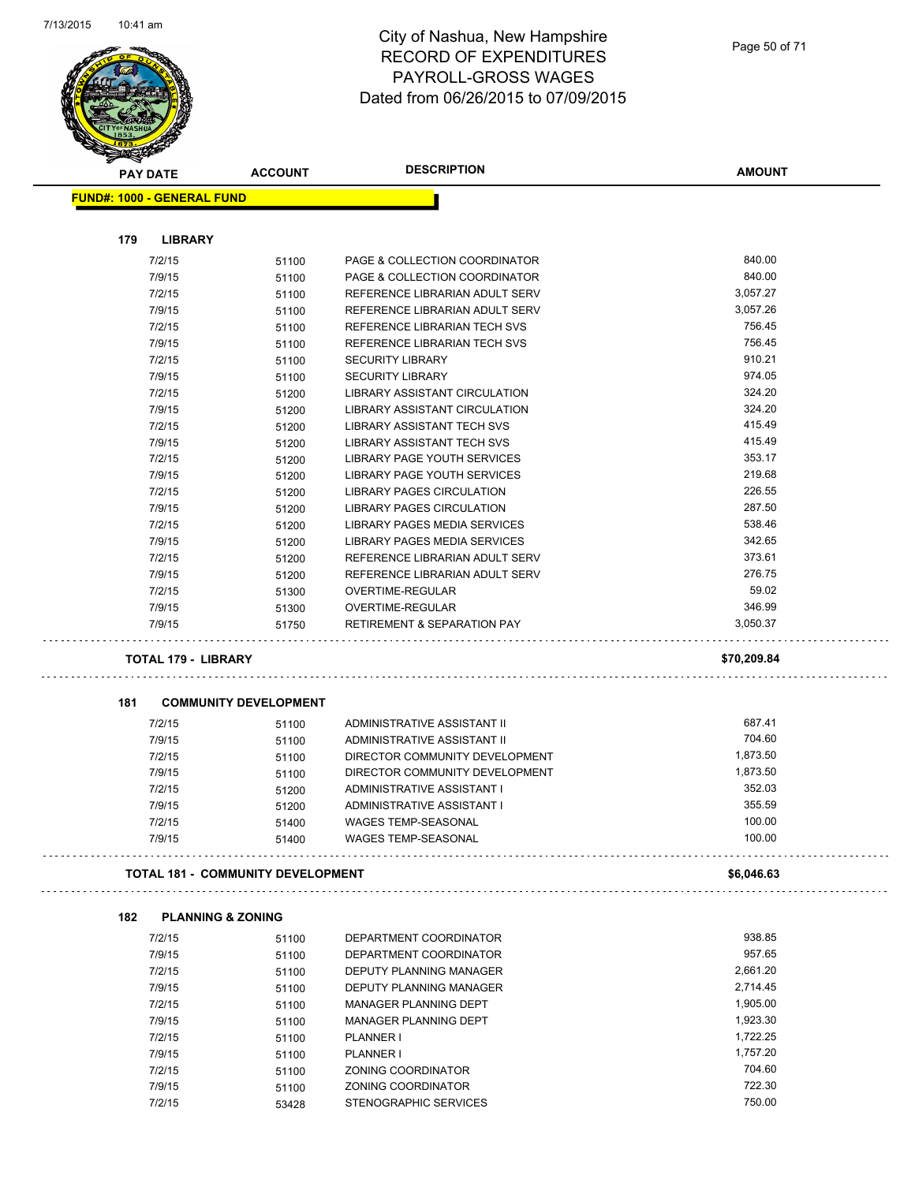# City of Nashua, New Hampshire
## RECORD OF EXPENDITURES
## PAYROLL-GROSS WAGES
## Dated from 06/26/2015 to 07/09/2015

| PAY DATE | ACCOUNT | DESCRIPTION | AMOUNT |
|---|---|---|---|
| **FUND#: 1000 - GENERAL FUND** | | | |
| **179 LIBRARY** | | | |
| 7/2/15 | 51100 | PAGE & COLLECTION COORDINATOR | 840.00 |
| 7/9/15 | 51100 | PAGE & COLLECTION COORDINATOR | 840.00 |
| 7/2/15 | 51100 | REFERENCE LIBRARIAN ADULT SERV | 3,057.27 |
| 7/9/15 | 51100 | REFERENCE LIBRARIAN ADULT SERV | 3,057.26 |
| 7/2/15 | 51100 | REFERENCE LIBRARIAN TECH SVS | 756.45 |
| 7/9/15 | 51100 | REFERENCE LIBRARIAN TECH SVS | 756.45 |
| 7/2/15 | 51100 | SECURITY LIBRARY | 910.21 |
| 7/9/15 | 51100 | SECURITY LIBRARY | 974.05 |
| 7/2/15 | 51200 | LIBRARY ASSISTANT CIRCULATION | 324.20 |
| 7/9/15 | 51200 | LIBRARY ASSISTANT CIRCULATION | 324.20 |
| 7/2/15 | 51200 | LIBRARY ASSISTANT TECH SVS | 415.49 |
| 7/9/15 | 51200 | LIBRARY ASSISTANT TECH SVS | 415.49 |
| 7/2/15 | 51200 | LIBRARY PAGE YOUTH SERVICES | 353.17 |
| 7/9/15 | 51200 | LIBRARY PAGE YOUTH SERVICES | 219.68 |
| 7/2/15 | 51200 | LIBRARY PAGES CIRCULATION | 226.55 |
| 7/9/15 | 51200 | LIBRARY PAGES CIRCULATION | 287.50 |
| 7/2/15 | 51200 | LIBRARY PAGES MEDIA SERVICES | 538.46 |
| 7/9/15 | 51200 | LIBRARY PAGES MEDIA SERVICES | 342.65 |
| 7/2/15 | 51200 | REFERENCE LIBRARIAN ADULT SERV | 373.61 |
| 7/9/15 | 51200 | REFERENCE LIBRARIAN ADULT SERV | 276.75 |
| 7/2/15 | 51300 | OVERTIME-REGULAR | 59.02 |
| 7/9/15 | 51300 | OVERTIME-REGULAR | 346.99 |
| 7/9/15 | 51750 | RETIREMENT & SEPARATION PAY | 3,050.37 |
| **TOTAL 179 - LIBRARY** | | | **$70,209.84** |
| **181 COMMUNITY DEVELOPMENT** | | | |
| 7/2/15 | 51100 | ADMINISTRATIVE ASSISTANT II | 687.41 |
| 7/9/15 | 51100 | ADMINISTRATIVE ASSISTANT II | 704.60 |
| 7/2/15 | 51100 | DIRECTOR COMMUNITY DEVELOPMENT | 1,873.50 |
| 7/9/15 | 51100 | DIRECTOR COMMUNITY DEVELOPMENT | 1,873.50 |
| 7/2/15 | 51200 | ADMINISTRATIVE ASSISTANT I | 352.03 |
| 7/9/15 | 51200 | ADMINISTRATIVE ASSISTANT I | 355.59 |
| 7/2/15 | 51400 | WAGES TEMP-SEASONAL | 100.00 |
| 7/9/15 | 51400 | WAGES TEMP-SEASONAL | 100.00 |
| **TOTAL 181 - COMMUNITY DEVELOPMENT** | | | **$6,046.63** |
| **182 PLANNING & ZONING** | | | |
| 7/2/15 | 51100 | DEPARTMENT COORDINATOR | 938.85 |
| 7/9/15 | 51100 | DEPARTMENT COORDINATOR | 957.65 |
| 7/2/15 | 51100 | DEPUTY PLANNING MANAGER | 2,661.20 |
| 7/9/15 | 51100 | DEPUTY PLANNING MANAGER | 2,714.45 |
| 7/2/15 | 51100 | MANAGER PLANNING DEPT | 1,905.00 |
| 7/9/15 | 51100 | MANAGER PLANNING DEPT | 1,923.30 |
| 7/2/15 | 51100 | PLANNER I | 1,722.25 |
| 7/9/15 | 51100 | PLANNER I | 1,757.20 |
| 7/2/15 | 51100 | ZONING COORDINATOR | 704.60 |
| 7/9/15 | 51100 | ZONING COORDINATOR | 722.30 |
| 7/2/15 | 53428 | STENOGRAPHIC SERVICES | 750.00 |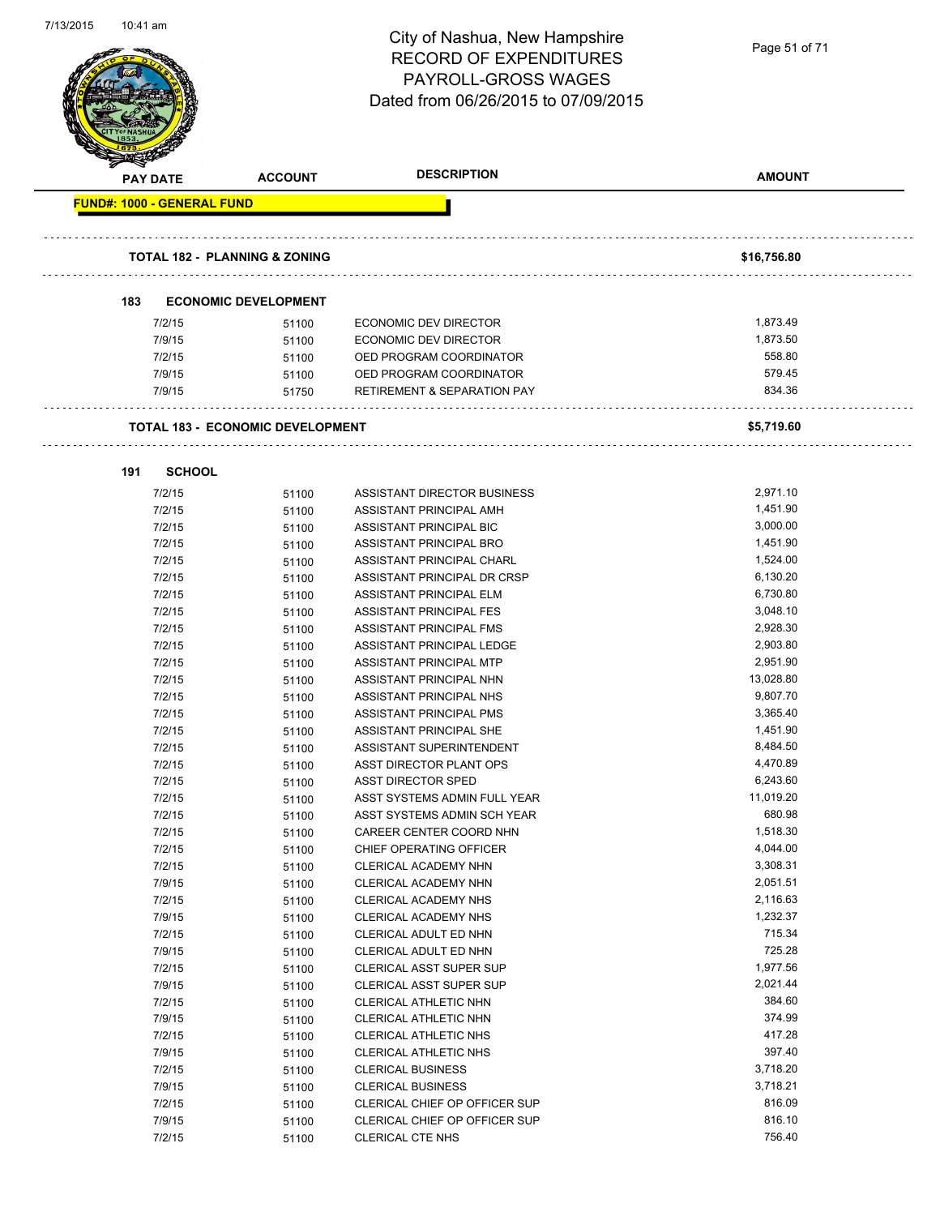# City of Nashua, New Hampshire
# RECORD OF EXPENDITURES
# PAYROLL-GROSS WAGES
# Dated from 06/26/2015 to 07/09/2015

| PAY DATE | ACCOUNT | DESCRIPTION | AMOUNT |
|---|---|---|---|
| **FUND#: 1000 - GENERAL FUND** | | | |
| **TOTAL 182 - PLANNING & ZONING** | | | **$16,756.80** |
| **183 ECONOMIC DEVELOPMENT** | | | |
| 7/2/15 | 51100 | ECONOMIC DEV DIRECTOR | 1,873.49 |
| 7/9/15 | 51100 | ECONOMIC DEV DIRECTOR | 1,873.50 |
| 7/2/15 | 51100 | OED PROGRAM COORDINATOR | 558.80 |
| 7/9/15 | 51100 | OED PROGRAM COORDINATOR | 579.45 |
| 7/9/15 | 51750 | RETIREMENT & SEPARATION PAY | 834.36 |
| **TOTAL 183 - ECONOMIC DEVELOPMENT** | | | **$5,719.60** |
| **191 SCHOOL** | | | |
| 7/2/15 | 51100 | ASSISTANT DIRECTOR BUSINESS | 2,971.10 |
| 7/2/15 | 51100 | ASSISTANT PRINCIPAL AMH | 1,451.90 |
| 7/2/15 | 51100 | ASSISTANT PRINCIPAL BIC | 3,000.00 |
| 7/2/15 | 51100 | ASSISTANT PRINCIPAL BRO | 1,451.90 |
| 7/2/15 | 51100 | ASSISTANT PRINCIPAL CHARL | 1,524.00 |
| 7/2/15 | 51100 | ASSISTANT PRINCIPAL DR CRSP | 6,130.20 |
| 7/2/15 | 51100 | ASSISTANT PRINCIPAL ELM | 6,730.80 |
| 7/2/15 | 51100 | ASSISTANT PRINCIPAL FES | 3,048.10 |
| 7/2/15 | 51100 | ASSISTANT PRINCIPAL FMS | 2,928.30 |
| 7/2/15 | 51100 | ASSISTANT PRINCIPAL LEDGE | 2,903.80 |
| 7/2/15 | 51100 | ASSISTANT PRINCIPAL MTP | 2,951.90 |
| 7/2/15 | 51100 | ASSISTANT PRINCIPAL NHN | 13,028.80 |
| 7/2/15 | 51100 | ASSISTANT PRINCIPAL NHS | 9,807.70 |
| 7/2/15 | 51100 | ASSISTANT PRINCIPAL PMS | 3,365.40 |
| 7/2/15 | 51100 | ASSISTANT PRINCIPAL SHE | 1,451.90 |
| 7/2/15 | 51100 | ASSISTANT SUPERINTENDENT | 8,484.50 |
| 7/2/15 | 51100 | ASST DIRECTOR PLANT OPS | 4,470.89 |
| 7/2/15 | 51100 | ASST DIRECTOR SPED | 6,243.60 |
| 7/2/15 | 51100 | ASST SYSTEMS ADMIN FULL YEAR | 11,019.20 |
| 7/2/15 | 51100 | ASST SYSTEMS ADMIN SCH YEAR | 680.98 |
| 7/2/15 | 51100 | CAREER CENTER COORD NHN | 1,518.30 |
| 7/2/15 | 51100 | CHIEF OPERATING OFFICER | 4,044.00 |
| 7/2/15 | 51100 | CLERICAL ACADEMY NHN | 3,308.31 |
| 7/9/15 | 51100 | CLERICAL ACADEMY NHN | 2,051.51 |
| 7/2/15 | 51100 | CLERICAL ACADEMY NHS | 2,116.63 |
| 7/9/15 | 51100 | CLERICAL ACADEMY NHS | 1,232.37 |
| 7/2/15 | 51100 | CLERICAL ADULT ED NHN | 715.34 |
| 7/9/15 | 51100 | CLERICAL ADULT ED NHN | 725.28 |
| 7/2/15 | 51100 | CLERICAL ASST SUPER SUP | 1,977.56 |
| 7/9/15 | 51100 | CLERICAL ASST SUPER SUP | 2,021.44 |
| 7/2/15 | 51100 | CLERICAL ATHLETIC NHN | 384.60 |
| 7/9/15 | 51100 | CLERICAL ATHLETIC NHN | 374.99 |
| 7/2/15 | 51100 | CLERICAL ATHLETIC NHS | 417.28 |
| 7/9/15 | 51100 | CLERICAL ATHLETIC NHS | 397.40 |
| 7/2/15 | 51100 | CLERICAL BUSINESS | 3,718.20 |
| 7/9/15 | 51100 | CLERICAL BUSINESS | 3,718.21 |
| 7/2/15 | 51100 | CLERICAL CHIEF OP OFFICER SUP | 816.09 |
| 7/9/15 | 51100 | CLERICAL CHIEF OP OFFICER SUP | 816.10 |
| 7/2/15 | 51100 | CLERICAL CTE NHS | 756.40 |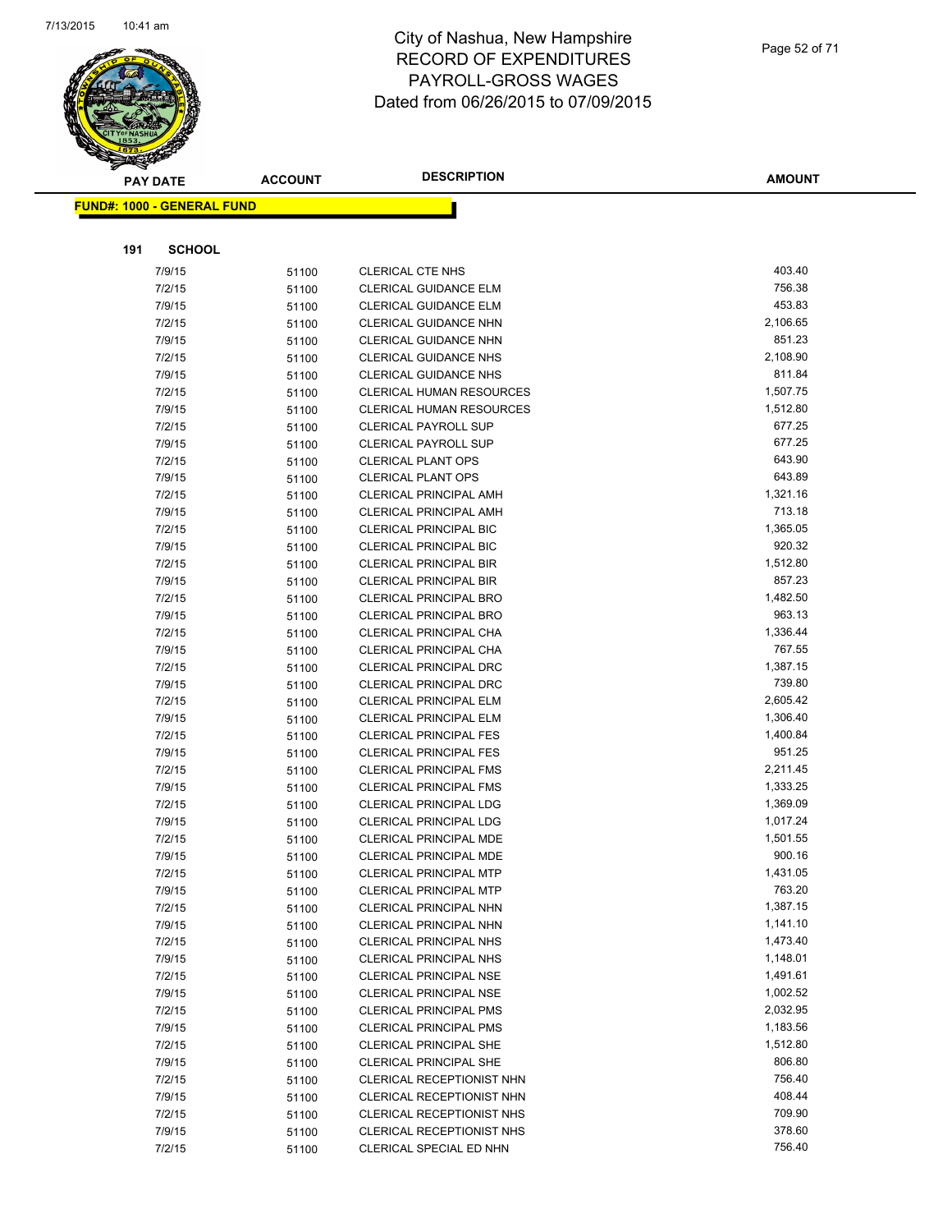# City of Nashua, New Hampshire
# RECORD OF EXPENDITURES
# PAYROLL-GROSS WAGES
# Dated from 06/26/2015 to 07/09/2015

**FUND#: 1000 - GENERAL FUND**

**191 SCHOOL**

| PAY DATE | ACCOUNT | DESCRIPTION | AMOUNT |
|---|---|---|---|
| 7/9/15 | 51100 | CLERICAL CTE NHS | 403.40 |
| 7/2/15 | 51100 | CLERICAL GUIDANCE ELM | 756.38 |
| 7/9/15 | 51100 | CLERICAL GUIDANCE ELM | 453.83 |
| 7/2/15 | 51100 | CLERICAL GUIDANCE NHN | 2,106.65 |
| 7/9/15 | 51100 | CLERICAL GUIDANCE NHN | 851.23 |
| 7/2/15 | 51100 | CLERICAL GUIDANCE NHS | 2,108.90 |
| 7/9/15 | 51100 | CLERICAL GUIDANCE NHS | 811.84 |
| 7/2/15 | 51100 | CLERICAL HUMAN RESOURCES | 1,507.75 |
| 7/9/15 | 51100 | CLERICAL HUMAN RESOURCES | 1,512.80 |
| 7/2/15 | 51100 | CLERICAL PAYROLL SUP | 677.25 |
| 7/9/15 | 51100 | CLERICAL PAYROLL SUP | 677.25 |
| 7/2/15 | 51100 | CLERICAL PLANT OPS | 643.90 |
| 7/9/15 | 51100 | CLERICAL PLANT OPS | 643.89 |
| 7/2/15 | 51100 | CLERICAL PRINCIPAL AMH | 1,321.16 |
| 7/9/15 | 51100 | CLERICAL PRINCIPAL AMH | 713.18 |
| 7/2/15 | 51100 | CLERICAL PRINCIPAL BIC | 1,365.05 |
| 7/9/15 | 51100 | CLERICAL PRINCIPAL BIC | 920.32 |
| 7/2/15 | 51100 | CLERICAL PRINCIPAL BIR | 1,512.80 |
| 7/9/15 | 51100 | CLERICAL PRINCIPAL BIR | 857.23 |
| 7/2/15 | 51100 | CLERICAL PRINCIPAL BRO | 1,482.50 |
| 7/9/15 | 51100 | CLERICAL PRINCIPAL BRO | 963.13 |
| 7/2/15 | 51100 | CLERICAL PRINCIPAL CHA | 1,336.44 |
| 7/9/15 | 51100 | CLERICAL PRINCIPAL CHA | 767.55 |
| 7/2/15 | 51100 | CLERICAL PRINCIPAL DRC | 1,387.15 |
| 7/9/15 | 51100 | CLERICAL PRINCIPAL DRC | 739.80 |
| 7/2/15 | 51100 | CLERICAL PRINCIPAL ELM | 2,605.42 |
| 7/9/15 | 51100 | CLERICAL PRINCIPAL ELM | 1,306.40 |
| 7/2/15 | 51100 | CLERICAL PRINCIPAL FES | 1,400.84 |
| 7/9/15 | 51100 | CLERICAL PRINCIPAL FES | 951.25 |
| 7/2/15 | 51100 | CLERICAL PRINCIPAL FMS | 2,211.45 |
| 7/9/15 | 51100 | CLERICAL PRINCIPAL FMS | 1,333.25 |
| 7/2/15 | 51100 | CLERICAL PRINCIPAL LDG | 1,369.09 |
| 7/9/15 | 51100 | CLERICAL PRINCIPAL LDG | 1,017.24 |
| 7/2/15 | 51100 | CLERICAL PRINCIPAL MDE | 1,501.55 |
| 7/9/15 | 51100 | CLERICAL PRINCIPAL MDE | 900.16 |
| 7/2/15 | 51100 | CLERICAL PRINCIPAL MTP | 1,431.05 |
| 7/9/15 | 51100 | CLERICAL PRINCIPAL MTP | 763.20 |
| 7/2/15 | 51100 | CLERICAL PRINCIPAL NHN | 1,387.15 |
| 7/9/15 | 51100 | CLERICAL PRINCIPAL NHN | 1,141.10 |
| 7/2/15 | 51100 | CLERICAL PRINCIPAL NHS | 1,473.40 |
| 7/9/15 | 51100 | CLERICAL PRINCIPAL NHS | 1,148.01 |
| 7/2/15 | 51100 | CLERICAL PRINCIPAL NSE | 1,491.61 |
| 7/9/15 | 51100 | CLERICAL PRINCIPAL NSE | 1,002.52 |
| 7/2/15 | 51100 | CLERICAL PRINCIPAL PMS | 2,032.95 |
| 7/9/15 | 51100 | CLERICAL PRINCIPAL PMS | 1,183.56 |
| 7/2/15 | 51100 | CLERICAL PRINCIPAL SHE | 1,512.80 |
| 7/9/15 | 51100 | CLERICAL PRINCIPAL SHE | 806.80 |
| 7/2/15 | 51100 | CLERICAL RECEPTIONIST NHN | 756.40 |
| 7/9/15 | 51100 | CLERICAL RECEPTIONIST NHN | 408.44 |
| 7/2/15 | 51100 | CLERICAL RECEPTIONIST NHS | 709.90 |
| 7/9/15 | 51100 | CLERICAL RECEPTIONIST NHS | 378.60 |
| 7/2/15 | 51100 | CLERICAL SPECIAL ED NHN | 756.40 |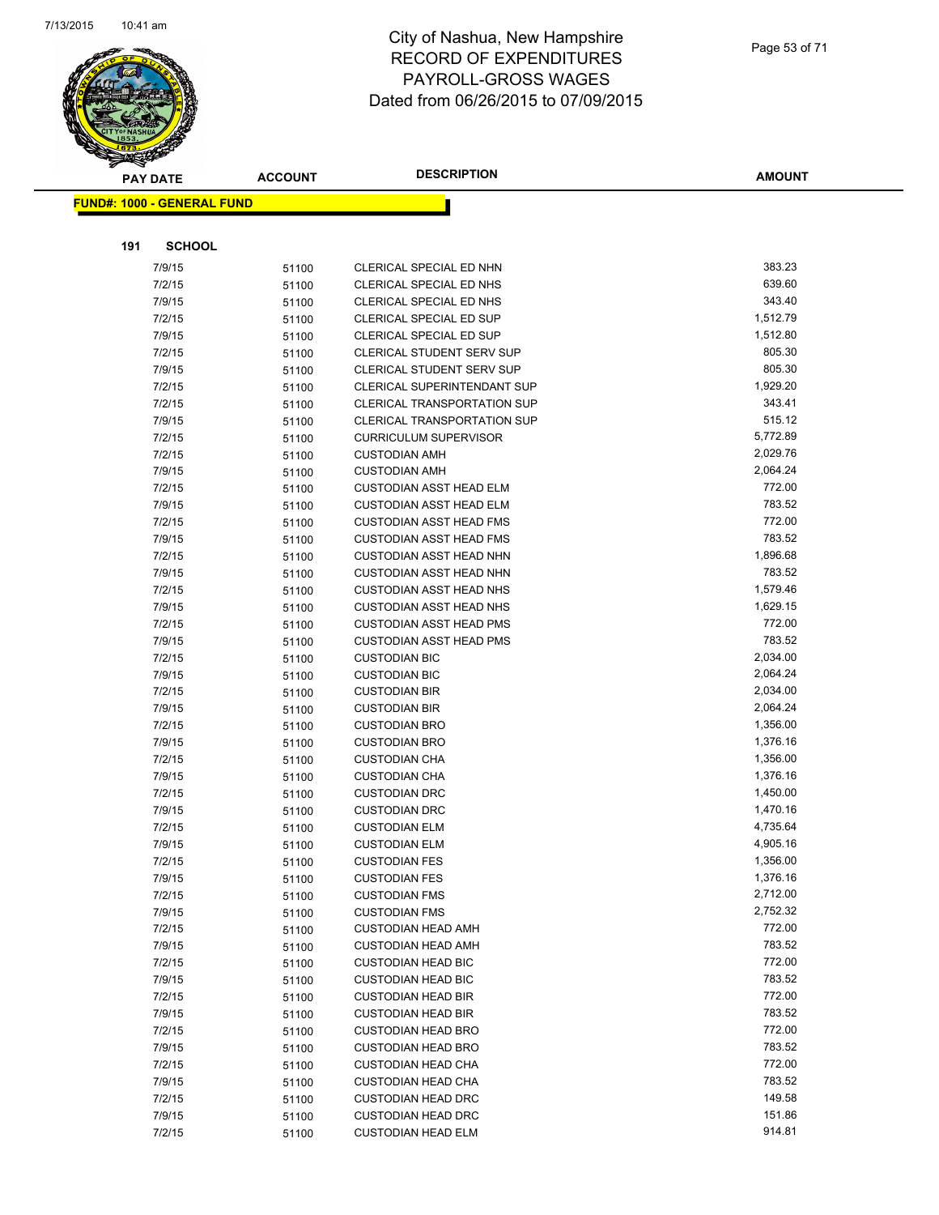# City of Nashua, New Hampshire
## RECORD OF EXPENDITURES
## PAYROLL-GROSS WAGES
### Dated from 06/26/2015 to 07/09/2015

**FUND#: 1000 - GENERAL FUND**

**191 SCHOOL**

| PAY DATE | ACCOUNT | DESCRIPTION | AMOUNT |
|---|---|---|---|
| 7/9/15 | 51100 | CLERICAL SPECIAL ED NHN | 383.23 |
| 7/2/15 | 51100 | CLERICAL SPECIAL ED NHS | 639.60 |
| 7/9/15 | 51100 | CLERICAL SPECIAL ED NHS | 343.40 |
| 7/2/15 | 51100 | CLERICAL SPECIAL ED SUP | 1,512.79 |
| 7/9/15 | 51100 | CLERICAL SPECIAL ED SUP | 1,512.80 |
| 7/2/15 | 51100 | CLERICAL STUDENT SERV SUP | 805.30 |
| 7/9/15 | 51100 | CLERICAL STUDENT SERV SUP | 805.30 |
| 7/2/15 | 51100 | CLERICAL SUPERINTENDANT SUP | 1,929.20 |
| 7/2/15 | 51100 | CLERICAL TRANSPORTATION SUP | 343.41 |
| 7/9/15 | 51100 | CLERICAL TRANSPORTATION SUP | 515.12 |
| 7/2/15 | 51100 | CURRICULUM SUPERVISOR | 5,772.89 |
| 7/2/15 | 51100 | CUSTODIAN AMH | 2,029.76 |
| 7/9/15 | 51100 | CUSTODIAN AMH | 2,064.24 |
| 7/2/15 | 51100 | CUSTODIAN ASST HEAD ELM | 772.00 |
| 7/9/15 | 51100 | CUSTODIAN ASST HEAD ELM | 783.52 |
| 7/2/15 | 51100 | CUSTODIAN ASST HEAD FMS | 772.00 |
| 7/9/15 | 51100 | CUSTODIAN ASST HEAD FMS | 783.52 |
| 7/2/15 | 51100 | CUSTODIAN ASST HEAD NHN | 1,896.68 |
| 7/9/15 | 51100 | CUSTODIAN ASST HEAD NHN | 783.52 |
| 7/2/15 | 51100 | CUSTODIAN ASST HEAD NHS | 1,579.46 |
| 7/9/15 | 51100 | CUSTODIAN ASST HEAD NHS | 1,629.15 |
| 7/2/15 | 51100 | CUSTODIAN ASST HEAD PMS | 772.00 |
| 7/9/15 | 51100 | CUSTODIAN ASST HEAD PMS | 783.52 |
| 7/2/15 | 51100 | CUSTODIAN BIC | 2,034.00 |
| 7/9/15 | 51100 | CUSTODIAN BIC | 2,064.24 |
| 7/2/15 | 51100 | CUSTODIAN BIR | 2,034.00 |
| 7/9/15 | 51100 | CUSTODIAN BIR | 2,064.24 |
| 7/2/15 | 51100 | CUSTODIAN BRO | 1,356.00 |
| 7/9/15 | 51100 | CUSTODIAN BRO | 1,376.16 |
| 7/2/15 | 51100 | CUSTODIAN CHA | 1,356.00 |
| 7/9/15 | 51100 | CUSTODIAN CHA | 1,376.16 |
| 7/2/15 | 51100 | CUSTODIAN DRC | 1,450.00 |
| 7/9/15 | 51100 | CUSTODIAN DRC | 1,470.16 |
| 7/2/15 | 51100 | CUSTODIAN ELM | 4,735.64 |
| 7/9/15 | 51100 | CUSTODIAN ELM | 4,905.16 |
| 7/2/15 | 51100 | CUSTODIAN FES | 1,356.00 |
| 7/9/15 | 51100 | CUSTODIAN FES | 1,376.16 |
| 7/2/15 | 51100 | CUSTODIAN FMS | 2,712.00 |
| 7/9/15 | 51100 | CUSTODIAN FMS | 2,752.32 |
| 7/2/15 | 51100 | CUSTODIAN HEAD AMH | 772.00 |
| 7/9/15 | 51100 | CUSTODIAN HEAD AMH | 783.52 |
| 7/2/15 | 51100 | CUSTODIAN HEAD BIC | 772.00 |
| 7/9/15 | 51100 | CUSTODIAN HEAD BIC | 783.52 |
| 7/2/15 | 51100 | CUSTODIAN HEAD BIR | 772.00 |
| 7/9/15 | 51100 | CUSTODIAN HEAD BIR | 783.52 |
| 7/2/15 | 51100 | CUSTODIAN HEAD BRO | 772.00 |
| 7/9/15 | 51100 | CUSTODIAN HEAD BRO | 783.52 |
| 7/2/15 | 51100 | CUSTODIAN HEAD CHA | 772.00 |
| 7/9/15 | 51100 | CUSTODIAN HEAD CHA | 783.52 |
| 7/2/15 | 51100 | CUSTODIAN HEAD DRC | 149.58 |
| 7/9/15 | 51100 | CUSTODIAN HEAD DRC | 151.86 |
| 7/2/15 | 51100 | CUSTODIAN HEAD ELM | 914.81 |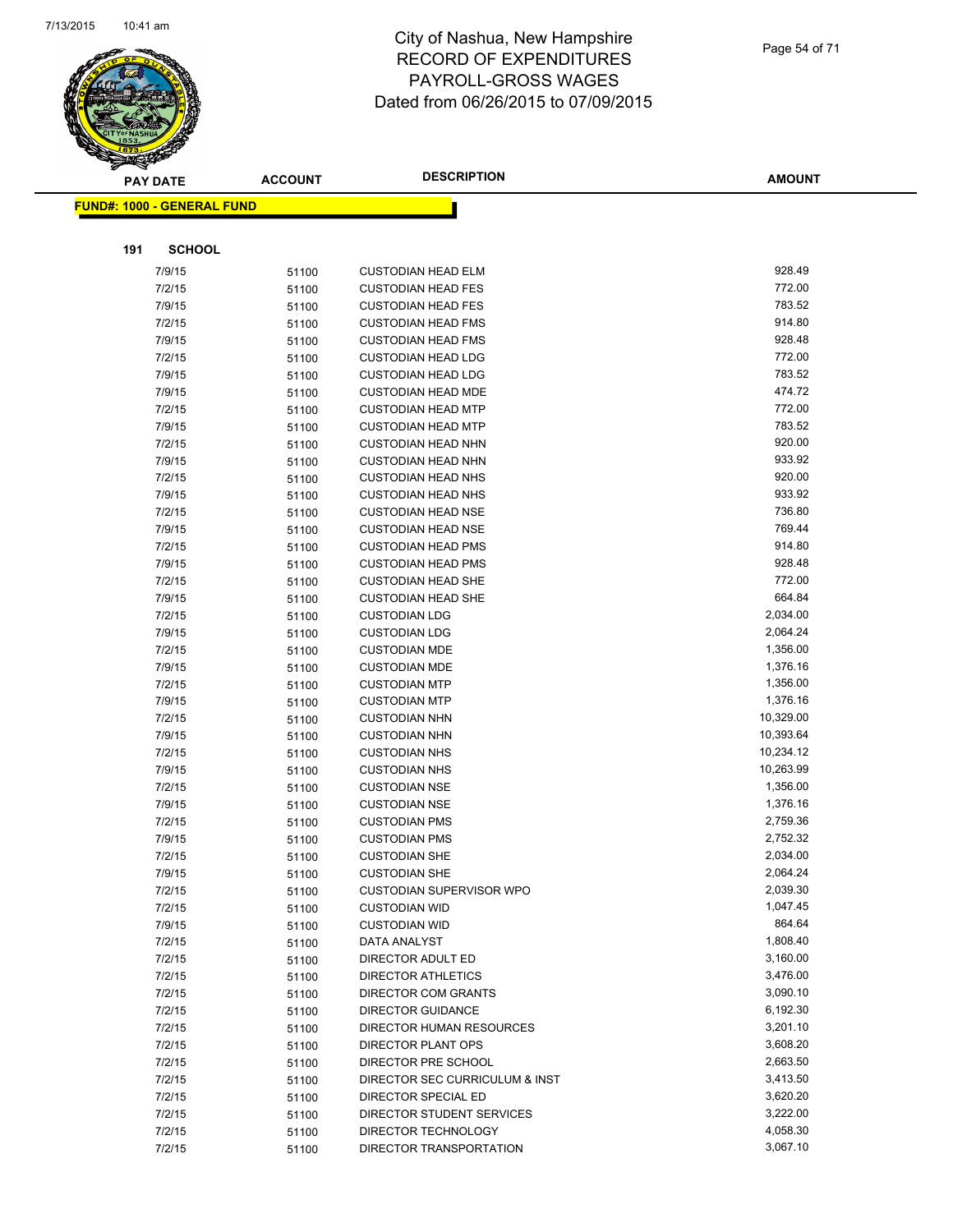# City of Nashua, New Hampshire
## RECORD OF EXPENDITURES
## PAYROLL-GROSS WAGES
## Dated from 06/26/2015 to 07/09/2015

| PAY DATE | ACCOUNT | DESCRIPTION | AMOUNT |
|---|---|---|---|

**FUND#: 1000 - GENERAL FUND**

**191 SCHOOL**

| PAY DATE | ACCOUNT | DESCRIPTION | AMOUNT |
|---|---|---|---|
| 7/9/15 | 51100 | CUSTODIAN HEAD ELM | 928.49 |
| 7/2/15 | 51100 | CUSTODIAN HEAD FES | 772.00 |
| 7/9/15 | 51100 | CUSTODIAN HEAD FES | 783.52 |
| 7/2/15 | 51100 | CUSTODIAN HEAD FMS | 914.80 |
| 7/9/15 | 51100 | CUSTODIAN HEAD FMS | 928.48 |
| 7/2/15 | 51100 | CUSTODIAN HEAD LDG | 772.00 |
| 7/9/15 | 51100 | CUSTODIAN HEAD LDG | 783.52 |
| 7/9/15 | 51100 | CUSTODIAN HEAD MDE | 474.72 |
| 7/2/15 | 51100 | CUSTODIAN HEAD MTP | 772.00 |
| 7/9/15 | 51100 | CUSTODIAN HEAD MTP | 783.52 |
| 7/2/15 | 51100 | CUSTODIAN HEAD NHN | 920.00 |
| 7/9/15 | 51100 | CUSTODIAN HEAD NHN | 933.92 |
| 7/2/15 | 51100 | CUSTODIAN HEAD NHS | 920.00 |
| 7/9/15 | 51100 | CUSTODIAN HEAD NHS | 933.92 |
| 7/2/15 | 51100 | CUSTODIAN HEAD NSE | 736.80 |
| 7/9/15 | 51100 | CUSTODIAN HEAD NSE | 769.44 |
| 7/2/15 | 51100 | CUSTODIAN HEAD PMS | 914.80 |
| 7/9/15 | 51100 | CUSTODIAN HEAD PMS | 928.48 |
| 7/2/15 | 51100 | CUSTODIAN HEAD SHE | 772.00 |
| 7/9/15 | 51100 | CUSTODIAN HEAD SHE | 664.84 |
| 7/2/15 | 51100 | CUSTODIAN LDG | 2,034.00 |
| 7/9/15 | 51100 | CUSTODIAN LDG | 2,064.24 |
| 7/2/15 | 51100 | CUSTODIAN MDE | 1,356.00 |
| 7/9/15 | 51100 | CUSTODIAN MDE | 1,376.16 |
| 7/2/15 | 51100 | CUSTODIAN MTP | 1,356.00 |
| 7/9/15 | 51100 | CUSTODIAN MTP | 1,376.16 |
| 7/2/15 | 51100 | CUSTODIAN NHN | 10,329.00 |
| 7/9/15 | 51100 | CUSTODIAN NHN | 10,393.64 |
| 7/2/15 | 51100 | CUSTODIAN NHS | 10,234.12 |
| 7/9/15 | 51100 | CUSTODIAN NHS | 10,263.99 |
| 7/2/15 | 51100 | CUSTODIAN NSE | 1,356.00 |
| 7/9/15 | 51100 | CUSTODIAN NSE | 1,376.16 |
| 7/2/15 | 51100 | CUSTODIAN PMS | 2,759.36 |
| 7/9/15 | 51100 | CUSTODIAN PMS | 2,752.32 |
| 7/2/15 | 51100 | CUSTODIAN SHE | 2,034.00 |
| 7/9/15 | 51100 | CUSTODIAN SHE | 2,064.24 |
| 7/2/15 | 51100 | CUSTODIAN SUPERVISOR WPO | 2,039.30 |
| 7/2/15 | 51100 | CUSTODIAN WID | 1,047.45 |
| 7/9/15 | 51100 | CUSTODIAN WID | 864.64 |
| 7/2/15 | 51100 | DATA ANALYST | 1,808.40 |
| 7/2/15 | 51100 | DIRECTOR ADULT ED | 3,160.00 |
| 7/2/15 | 51100 | DIRECTOR ATHLETICS | 3,476.00 |
| 7/2/15 | 51100 | DIRECTOR COM GRANTS | 3,090.10 |
| 7/2/15 | 51100 | DIRECTOR GUIDANCE | 6,192.30 |
| 7/2/15 | 51100 | DIRECTOR HUMAN RESOURCES | 3,201.10 |
| 7/2/15 | 51100 | DIRECTOR PLANT OPS | 3,608.20 |
| 7/2/15 | 51100 | DIRECTOR PRE SCHOOL | 2,663.50 |
| 7/2/15 | 51100 | DIRECTOR SEC CURRICULUM & INST | 3,413.50 |
| 7/2/15 | 51100 | DIRECTOR SPECIAL ED | 3,620.20 |
| 7/2/15 | 51100 | DIRECTOR STUDENT SERVICES | 3,222.00 |
| 7/2/15 | 51100 | DIRECTOR TECHNOLOGY | 4,058.30 |
| 7/2/15 | 51100 | DIRECTOR TRANSPORTATION | 3,067.10 |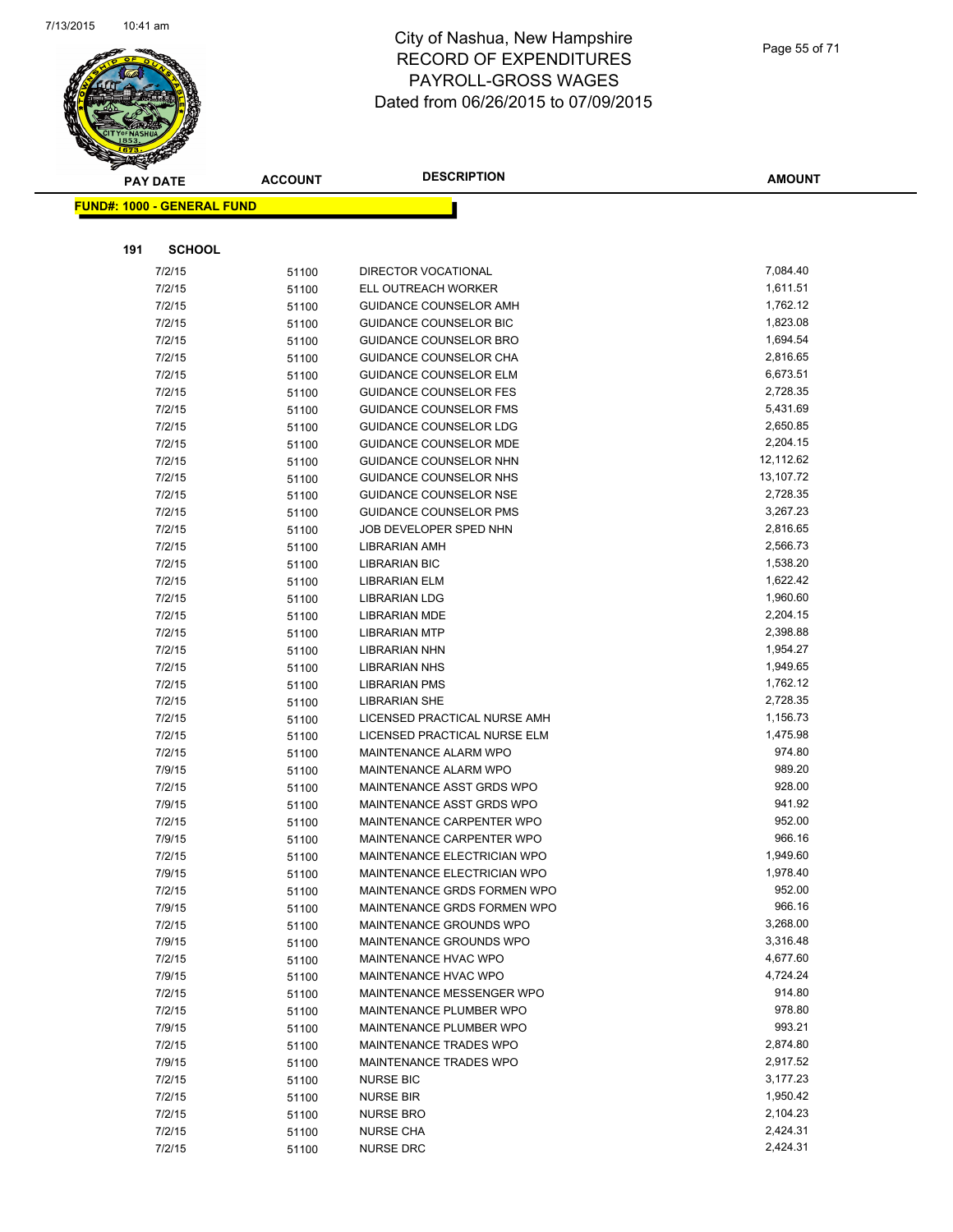# City of Nashua, New Hampshire
# RECORD OF EXPENDITURES
# PAYROLL-GROSS WAGES
# Dated from 06/26/2015 to 07/09/2015

**FUND#: 1000 - GENERAL FUND**

**191 SCHOOL**

| PAY DATE | ACCOUNT | DESCRIPTION | AMOUNT |
|---|---|---|---|
| 7/2/15 | 51100 | DIRECTOR VOCATIONAL | 7,084.40 |
| 7/2/15 | 51100 | ELL OUTREACH WORKER | 1,611.51 |
| 7/2/15 | 51100 | GUIDANCE COUNSELOR AMH | 1,762.12 |
| 7/2/15 | 51100 | GUIDANCE COUNSELOR BIC | 1,823.08 |
| 7/2/15 | 51100 | GUIDANCE COUNSELOR BRO | 1,694.54 |
| 7/2/15 | 51100 | GUIDANCE COUNSELOR CHA | 2,816.65 |
| 7/2/15 | 51100 | GUIDANCE COUNSELOR ELM | 6,673.51 |
| 7/2/15 | 51100 | GUIDANCE COUNSELOR FES | 2,728.35 |
| 7/2/15 | 51100 | GUIDANCE COUNSELOR FMS | 5,431.69 |
| 7/2/15 | 51100 | GUIDANCE COUNSELOR LDG | 2,650.85 |
| 7/2/15 | 51100 | GUIDANCE COUNSELOR MDE | 2,204.15 |
| 7/2/15 | 51100 | GUIDANCE COUNSELOR NHN | 12,112.62 |
| 7/2/15 | 51100 | GUIDANCE COUNSELOR NHS | 13,107.72 |
| 7/2/15 | 51100 | GUIDANCE COUNSELOR NSE | 2,728.35 |
| 7/2/15 | 51100 | GUIDANCE COUNSELOR PMS | 3,267.23 |
| 7/2/15 | 51100 | JOB DEVELOPER SPED NHN | 2,816.65 |
| 7/2/15 | 51100 | LIBRARIAN AMH | 2,566.73 |
| 7/2/15 | 51100 | LIBRARIAN BIC | 1,538.20 |
| 7/2/15 | 51100 | LIBRARIAN ELM | 1,622.42 |
| 7/2/15 | 51100 | LIBRARIAN LDG | 1,960.60 |
| 7/2/15 | 51100 | LIBRARIAN MDE | 2,204.15 |
| 7/2/15 | 51100 | LIBRARIAN MTP | 2,398.88 |
| 7/2/15 | 51100 | LIBRARIAN NHN | 1,954.27 |
| 7/2/15 | 51100 | LIBRARIAN NHS | 1,949.65 |
| 7/2/15 | 51100 | LIBRARIAN PMS | 1,762.12 |
| 7/2/15 | 51100 | LIBRARIAN SHE | 2,728.35 |
| 7/2/15 | 51100 | LICENSED PRACTICAL NURSE AMH | 1,156.73 |
| 7/2/15 | 51100 | LICENSED PRACTICAL NURSE ELM | 1,475.98 |
| 7/2/15 | 51100 | MAINTENANCE ALARM WPO | 974.80 |
| 7/9/15 | 51100 | MAINTENANCE ALARM WPO | 989.20 |
| 7/2/15 | 51100 | MAINTENANCE ASST GRDS WPO | 928.00 |
| 7/9/15 | 51100 | MAINTENANCE ASST GRDS WPO | 941.92 |
| 7/2/15 | 51100 | MAINTENANCE CARPENTER WPO | 952.00 |
| 7/9/15 | 51100 | MAINTENANCE CARPENTER WPO | 966.16 |
| 7/2/15 | 51100 | MAINTENANCE ELECTRICIAN WPO | 1,949.60 |
| 7/9/15 | 51100 | MAINTENANCE ELECTRICIAN WPO | 1,978.40 |
| 7/2/15 | 51100 | MAINTENANCE GRDS FORMEN WPO | 952.00 |
| 7/9/15 | 51100 | MAINTENANCE GRDS FORMEN WPO | 966.16 |
| 7/2/15 | 51100 | MAINTENANCE GROUNDS WPO | 3,268.00 |
| 7/9/15 | 51100 | MAINTENANCE GROUNDS WPO | 3,316.48 |
| 7/2/15 | 51100 | MAINTENANCE HVAC WPO | 4,677.60 |
| 7/9/15 | 51100 | MAINTENANCE HVAC WPO | 4,724.24 |
| 7/2/15 | 51100 | MAINTENANCE MESSENGER WPO | 914.80 |
| 7/2/15 | 51100 | MAINTENANCE PLUMBER WPO | 978.80 |
| 7/9/15 | 51100 | MAINTENANCE PLUMBER WPO | 993.21 |
| 7/2/15 | 51100 | MAINTENANCE TRADES WPO | 2,874.80 |
| 7/9/15 | 51100 | MAINTENANCE TRADES WPO | 2,917.52 |
| 7/2/15 | 51100 | NURSE BIC | 3,177.23 |
| 7/2/15 | 51100 | NURSE BIR | 1,950.42 |
| 7/2/15 | 51100 | NURSE BRO | 2,104.23 |
| 7/2/15 | 51100 | NURSE CHA | 2,424.31 |
| 7/2/15 | 51100 | NURSE DRC | 2,424.31 |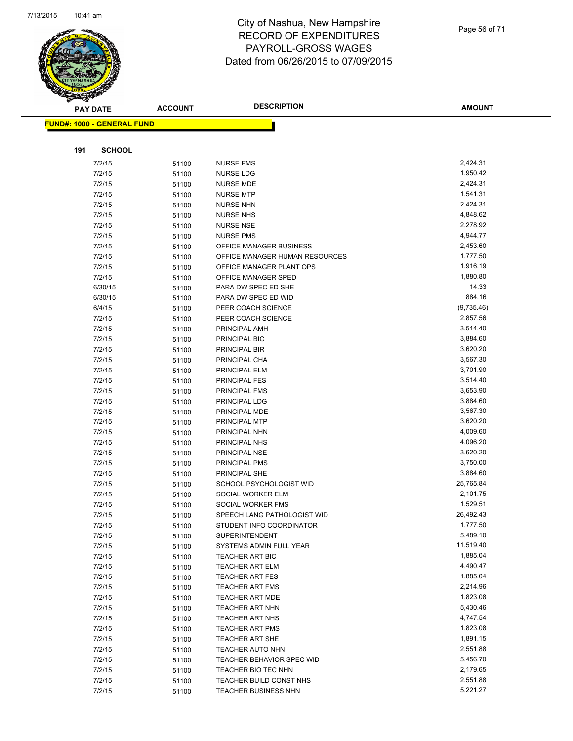# City of Nashua, New Hampshire
# RECORD OF EXPENDITURES
# PAYROLL-GROSS WAGES
# Dated from 06/26/2015 to 07/09/2015

**FUND#: 1000 - GENERAL FUND**

**191 SCHOOL**

| PAY DATE | ACCOUNT | DESCRIPTION | AMOUNT |
|---|---|---|---|
| 7/2/15 | 51100 | NURSE FMS | 2,424.31 |
| 7/2/15 | 51100 | NURSE LDG | 1,950.42 |
| 7/2/15 | 51100 | NURSE MDE | 2,424.31 |
| 7/2/15 | 51100 | NURSE MTP | 1,541.31 |
| 7/2/15 | 51100 | NURSE NHN | 2,424.31 |
| 7/2/15 | 51100 | NURSE NHS | 4,848.62 |
| 7/2/15 | 51100 | NURSE NSE | 2,278.92 |
| 7/2/15 | 51100 | NURSE PMS | 4,944.77 |
| 7/2/15 | 51100 | OFFICE MANAGER BUSINESS | 2,453.60 |
| 7/2/15 | 51100 | OFFICE MANAGER HUMAN RESOURCES | 1,777.50 |
| 7/2/15 | 51100 | OFFICE MANAGER PLANT OPS | 1,916.19 |
| 7/2/15 | 51100 | OFFICE MANAGER SPED | 1,880.80 |
| 6/30/15 | 51100 | PARA DW SPEC ED SHE | 14.33 |
| 6/30/15 | 51100 | PARA DW SPEC ED WID | 884.16 |
| 6/4/15 | 51100 | PEER COACH SCIENCE | (9,735.46) |
| 7/2/15 | 51100 | PEER COACH SCIENCE | 2,857.56 |
| 7/2/15 | 51100 | PRINCIPAL AMH | 3,514.40 |
| 7/2/15 | 51100 | PRINCIPAL BIC | 3,884.60 |
| 7/2/15 | 51100 | PRINCIPAL BIR | 3,620.20 |
| 7/2/15 | 51100 | PRINCIPAL CHA | 3,567.30 |
| 7/2/15 | 51100 | PRINCIPAL ELM | 3,701.90 |
| 7/2/15 | 51100 | PRINCIPAL FES | 3,514.40 |
| 7/2/15 | 51100 | PRINCIPAL FMS | 3,653.90 |
| 7/2/15 | 51100 | PRINCIPAL LDG | 3,884.60 |
| 7/2/15 | 51100 | PRINCIPAL MDE | 3,567.30 |
| 7/2/15 | 51100 | PRINCIPAL MTP | 3,620.20 |
| 7/2/15 | 51100 | PRINCIPAL NHN | 4,009.60 |
| 7/2/15 | 51100 | PRINCIPAL NHS | 4,096.20 |
| 7/2/15 | 51100 | PRINCIPAL NSE | 3,620.20 |
| 7/2/15 | 51100 | PRINCIPAL PMS | 3,750.00 |
| 7/2/15 | 51100 | PRINCIPAL SHE | 3,884.60 |
| 7/2/15 | 51100 | SCHOOL PSYCHOLOGIST WID | 25,765.84 |
| 7/2/15 | 51100 | SOCIAL WORKER ELM | 2,101.75 |
| 7/2/15 | 51100 | SOCIAL WORKER FMS | 1,529.51 |
| 7/2/15 | 51100 | SPEECH LANG PATHOLOGIST WID | 26,492.43 |
| 7/2/15 | 51100 | STUDENT INFO COORDINATOR | 1,777.50 |
| 7/2/15 | 51100 | SUPERINTENDENT | 5,489.10 |
| 7/2/15 | 51100 | SYSTEMS ADMIN FULL YEAR | 11,519.40 |
| 7/2/15 | 51100 | TEACHER ART BIC | 1,885.04 |
| 7/2/15 | 51100 | TEACHER ART ELM | 4,490.47 |
| 7/2/15 | 51100 | TEACHER ART FES | 1,885.04 |
| 7/2/15 | 51100 | TEACHER ART FMS | 2,214.96 |
| 7/2/15 | 51100 | TEACHER ART MDE | 1,823.08 |
| 7/2/15 | 51100 | TEACHER ART NHN | 5,430.46 |
| 7/2/15 | 51100 | TEACHER ART NHS | 4,747.54 |
| 7/2/15 | 51100 | TEACHER ART PMS | 1,823.08 |
| 7/2/15 | 51100 | TEACHER ART SHE | 1,891.15 |
| 7/2/15 | 51100 | TEACHER AUTO NHN | 2,551.88 |
| 7/2/15 | 51100 | TEACHER BEHAVIOR SPEC WID | 5,456.70 |
| 7/2/15 | 51100 | TEACHER BIO TEC NHN | 2,179.65 |
| 7/2/15 | 51100 | TEACHER BUILD CONST NHS | 2,551.88 |
| 7/2/15 | 51100 | TEACHER BUSINESS NHN | 5,221.27 |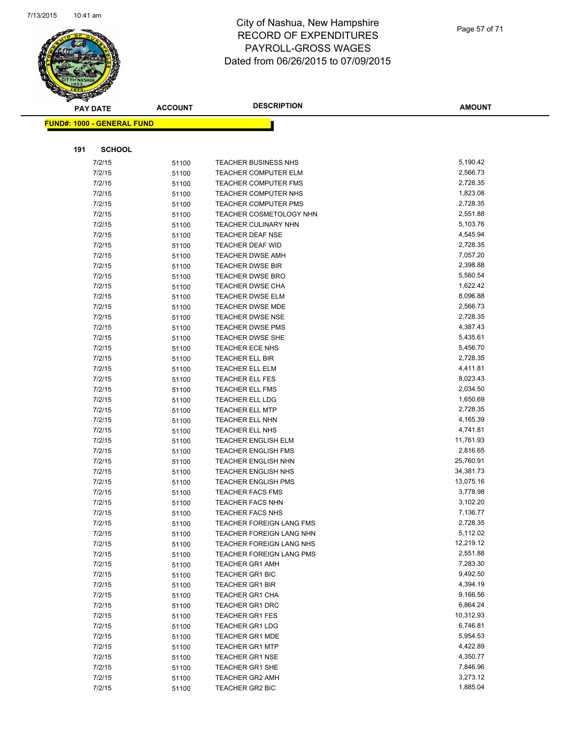# City of Nashua, New Hampshire
# RECORD OF EXPENDITURES
# PAYROLL-GROSS WAGES
# Dated from 06/26/2015 to 07/09/2015

**FUND#: 1000 - GENERAL FUND**

**191 SCHOOL**

| PAY DATE | ACCOUNT | DESCRIPTION | AMOUNT |
|---|---|---|---|
| 7/2/15 | 51100 | TEACHER BUSINESS NHS | 5,190.42 |
| 7/2/15 | 51100 | TEACHER COMPUTER ELM | 2,566.73 |
| 7/2/15 | 51100 | TEACHER COMPUTER FMS | 2,728.35 |
| 7/2/15 | 51100 | TEACHER COMPUTER NHS | 1,823.08 |
| 7/2/15 | 51100 | TEACHER COMPUTER PMS | 2,728.35 |
| 7/2/15 | 51100 | TEACHER COSMETOLOGY NHN | 2,551.88 |
| 7/2/15 | 51100 | TEACHER CULINARY NHN | 5,103.76 |
| 7/2/15 | 51100 | TEACHER DEAF NSE | 4,545.94 |
| 7/2/15 | 51100 | TEACHER DEAF WID | 2,728.35 |
| 7/2/15 | 51100 | TEACHER DWSE AMH | 7,057.20 |
| 7/2/15 | 51100 | TEACHER DWSE BIR | 2,398.88 |
| 7/2/15 | 51100 | TEACHER DWSE BRO | 5,560.54 |
| 7/2/15 | 51100 | TEACHER DWSE CHA | 1,622.42 |
| 7/2/15 | 51100 | TEACHER DWSE ELM | 8,096.88 |
| 7/2/15 | 51100 | TEACHER DWSE MDE | 2,566.73 |
| 7/2/15 | 51100 | TEACHER DWSE NSE | 2,728.35 |
| 7/2/15 | 51100 | TEACHER DWSE PMS | 4,387.43 |
| 7/2/15 | 51100 | TEACHER DWSE SHE | 5,435.61 |
| 7/2/15 | 51100 | TEACHER ECE NHS | 5,456.70 |
| 7/2/15 | 51100 | TEACHER ELL BIR | 2,728.35 |
| 7/2/15 | 51100 | TEACHER ELL ELM | 4,411.81 |
| 7/2/15 | 51100 | TEACHER ELL FES | 8,023.43 |
| 7/2/15 | 51100 | TEACHER ELL FMS | 2,034.50 |
| 7/2/15 | 51100 | TEACHER ELL LDG | 1,650.69 |
| 7/2/15 | 51100 | TEACHER ELL MTP | 2,728.35 |
| 7/2/15 | 51100 | TEACHER ELL NHN | 4,165.39 |
| 7/2/15 | 51100 | TEACHER ELL NHS | 4,741.81 |
| 7/2/15 | 51100 | TEACHER ENGLISH ELM | 11,761.93 |
| 7/2/15 | 51100 | TEACHER ENGLISH FMS | 2,816.65 |
| 7/2/15 | 51100 | TEACHER ENGLISH NHN | 25,760.91 |
| 7/2/15 | 51100 | TEACHER ENGLISH NHS | 34,381.73 |
| 7/2/15 | 51100 | TEACHER ENGLISH PMS | 13,075.16 |
| 7/2/15 | 51100 | TEACHER FACS FMS | 3,778.98 |
| 7/2/15 | 51100 | TEACHER FACS NHN | 3,102.20 |
| 7/2/15 | 51100 | TEACHER FACS NHS | 7,136.77 |
| 7/2/15 | 51100 | TEACHER FOREIGN LANG FMS | 2,728.35 |
| 7/2/15 | 51100 | TEACHER FOREIGN LANG NHN | 5,112.02 |
| 7/2/15 | 51100 | TEACHER FOREIGN LANG NHS | 12,219.12 |
| 7/2/15 | 51100 | TEACHER FOREIGN LANG PMS | 2,551.88 |
| 7/2/15 | 51100 | TEACHER GR1 AMH | 7,283.30 |
| 7/2/15 | 51100 | TEACHER GR1 BIC | 9,492.50 |
| 7/2/15 | 51100 | TEACHER GR1 BIR | 4,394.19 |
| 7/2/15 | 51100 | TEACHER GR1 CHA | 9,166.56 |
| 7/2/15 | 51100 | TEACHER GR1 DRC | 6,864.24 |
| 7/2/15 | 51100 | TEACHER GR1 FES | 10,312.93 |
| 7/2/15 | 51100 | TEACHER GR1 LDG | 6,746.81 |
| 7/2/15 | 51100 | TEACHER GR1 MDE | 5,954.53 |
| 7/2/15 | 51100 | TEACHER GR1 MTP | 4,422.89 |
| 7/2/15 | 51100 | TEACHER GR1 NSE | 4,350.77 |
| 7/2/15 | 51100 | TEACHER GR1 SHE | 7,846.96 |
| 7/2/15 | 51100 | TEACHER GR2 AMH | 3,273.12 |
| 7/2/15 | 51100 | TEACHER GR2 BIC | 1,885.04 |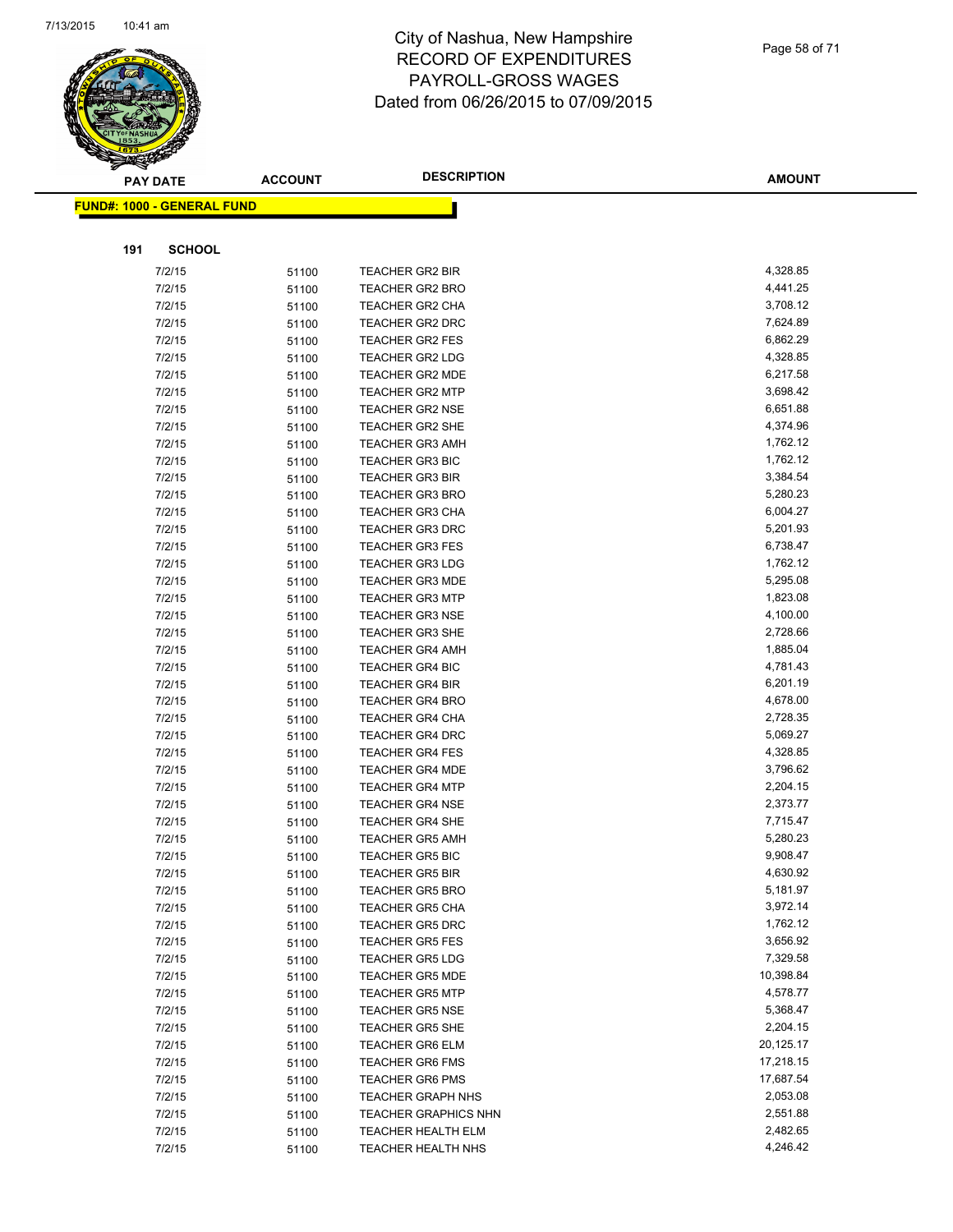# City of Nashua, New Hampshire
# RECORD OF EXPENDITURES
# PAYROLL-GROSS WAGES
# Dated from 06/26/2015 to 07/09/2015

**FUND#: 1000 - GENERAL FUND**

**191 SCHOOL**

| PAY DATE | ACCOUNT | DESCRIPTION | AMOUNT |
|---|---|---|---|
| 7/2/15 | 51100 | TEACHER GR2 BIR | 4,328.85 |
| 7/2/15 | 51100 | TEACHER GR2 BRO | 4,441.25 |
| 7/2/15 | 51100 | TEACHER GR2 CHA | 3,708.12 |
| 7/2/15 | 51100 | TEACHER GR2 DRC | 7,624.89 |
| 7/2/15 | 51100 | TEACHER GR2 FES | 6,862.29 |
| 7/2/15 | 51100 | TEACHER GR2 LDG | 4,328.85 |
| 7/2/15 | 51100 | TEACHER GR2 MDE | 6,217.58 |
| 7/2/15 | 51100 | TEACHER GR2 MTP | 3,698.42 |
| 7/2/15 | 51100 | TEACHER GR2 NSE | 6,651.88 |
| 7/2/15 | 51100 | TEACHER GR2 SHE | 4,374.96 |
| 7/2/15 | 51100 | TEACHER GR3 AMH | 1,762.12 |
| 7/2/15 | 51100 | TEACHER GR3 BIC | 1,762.12 |
| 7/2/15 | 51100 | TEACHER GR3 BIR | 3,384.54 |
| 7/2/15 | 51100 | TEACHER GR3 BRO | 5,280.23 |
| 7/2/15 | 51100 | TEACHER GR3 CHA | 6,004.27 |
| 7/2/15 | 51100 | TEACHER GR3 DRC | 5,201.93 |
| 7/2/15 | 51100 | TEACHER GR3 FES | 6,738.47 |
| 7/2/15 | 51100 | TEACHER GR3 LDG | 1,762.12 |
| 7/2/15 | 51100 | TEACHER GR3 MDE | 5,295.08 |
| 7/2/15 | 51100 | TEACHER GR3 MTP | 1,823.08 |
| 7/2/15 | 51100 | TEACHER GR3 NSE | 4,100.00 |
| 7/2/15 | 51100 | TEACHER GR3 SHE | 2,728.66 |
| 7/2/15 | 51100 | TEACHER GR4 AMH | 1,885.04 |
| 7/2/15 | 51100 | TEACHER GR4 BIC | 4,781.43 |
| 7/2/15 | 51100 | TEACHER GR4 BIR | 6,201.19 |
| 7/2/15 | 51100 | TEACHER GR4 BRO | 4,678.00 |
| 7/2/15 | 51100 | TEACHER GR4 CHA | 2,728.35 |
| 7/2/15 | 51100 | TEACHER GR4 DRC | 5,069.27 |
| 7/2/15 | 51100 | TEACHER GR4 FES | 4,328.85 |
| 7/2/15 | 51100 | TEACHER GR4 MDE | 3,796.62 |
| 7/2/15 | 51100 | TEACHER GR4 MTP | 2,204.15 |
| 7/2/15 | 51100 | TEACHER GR4 NSE | 2,373.77 |
| 7/2/15 | 51100 | TEACHER GR4 SHE | 7,715.47 |
| 7/2/15 | 51100 | TEACHER GR5 AMH | 5,280.23 |
| 7/2/15 | 51100 | TEACHER GR5 BIC | 9,908.47 |
| 7/2/15 | 51100 | TEACHER GR5 BIR | 4,630.92 |
| 7/2/15 | 51100 | TEACHER GR5 BRO | 5,181.97 |
| 7/2/15 | 51100 | TEACHER GR5 CHA | 3,972.14 |
| 7/2/15 | 51100 | TEACHER GR5 DRC | 1,762.12 |
| 7/2/15 | 51100 | TEACHER GR5 FES | 3,656.92 |
| 7/2/15 | 51100 | TEACHER GR5 LDG | 7,329.58 |
| 7/2/15 | 51100 | TEACHER GR5 MDE | 10,398.84 |
| 7/2/15 | 51100 | TEACHER GR5 MTP | 4,578.77 |
| 7/2/15 | 51100 | TEACHER GR5 NSE | 5,368.47 |
| 7/2/15 | 51100 | TEACHER GR5 SHE | 2,204.15 |
| 7/2/15 | 51100 | TEACHER GR6 ELM | 20,125.17 |
| 7/2/15 | 51100 | TEACHER GR6 FMS | 17,218.15 |
| 7/2/15 | 51100 | TEACHER GR6 PMS | 17,687.54 |
| 7/2/15 | 51100 | TEACHER GRAPH NHS | 2,053.08 |
| 7/2/15 | 51100 | TEACHER GRAPHICS NHN | 2,551.88 |
| 7/2/15 | 51100 | TEACHER HEALTH ELM | 2,482.65 |
| 7/2/15 | 51100 | TEACHER HEALTH NHS | 4,246.42 |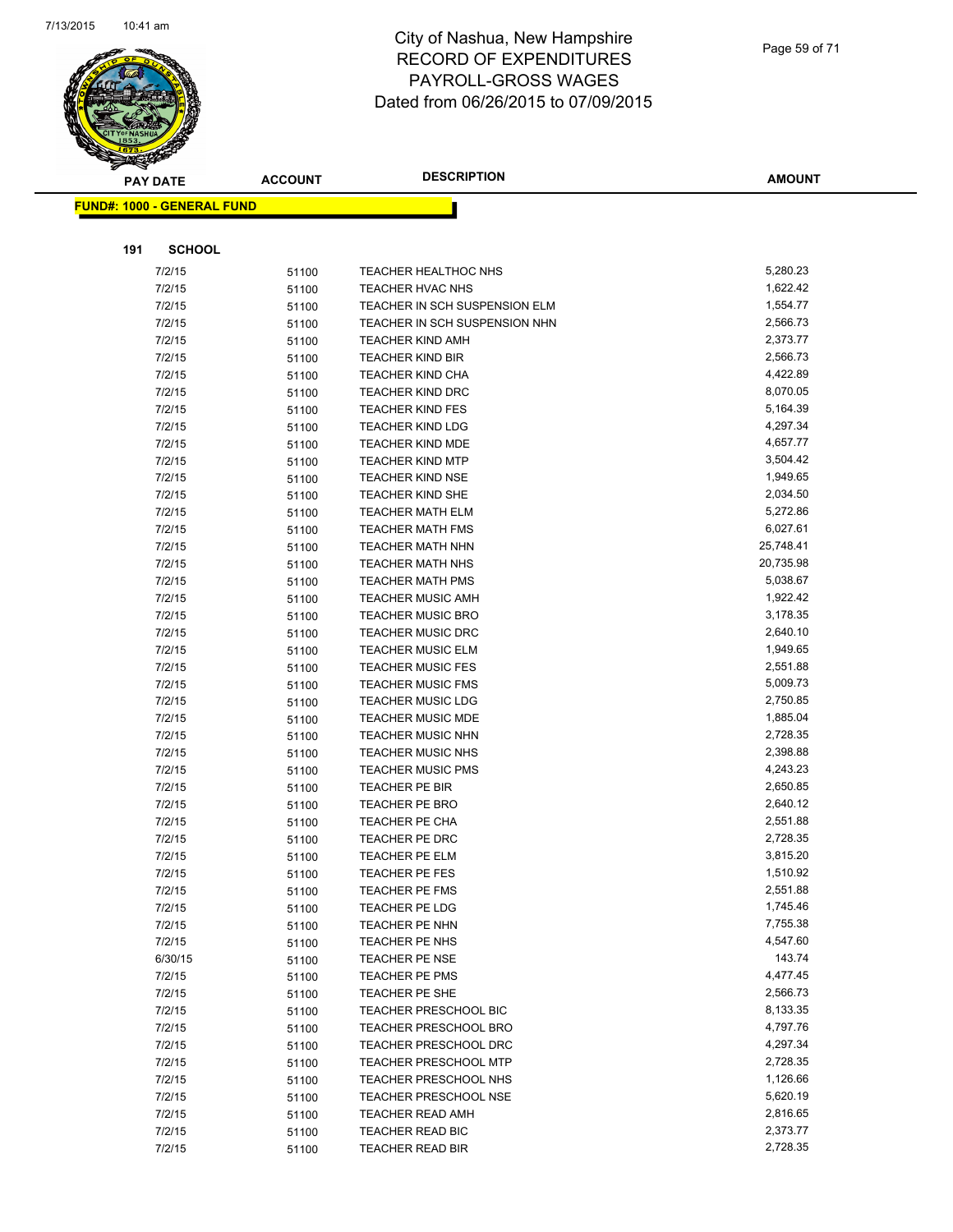# City of Nashua, New Hampshire
## RECORD OF EXPENDITURES
## PAYROLL-GROSS WAGES
## Dated from 06/26/2015 to 07/09/2015

| PAY DATE | ACCOUNT | DESCRIPTION | AMOUNT |
|---|---|---|---|

**FUND#: 1000 - GENERAL FUND**

**191 SCHOOL**

| PAY DATE | ACCOUNT | DESCRIPTION | AMOUNT |
|---|---|---|---|
| 7/2/15 | 51100 | TEACHER HEALTHOC NHS | 5,280.23 |
| 7/2/15 | 51100 | TEACHER HVAC NHS | 1,622.42 |
| 7/2/15 | 51100 | TEACHER IN SCH SUSPENSION ELM | 1,554.77 |
| 7/2/15 | 51100 | TEACHER IN SCH SUSPENSION NHN | 2,566.73 |
| 7/2/15 | 51100 | TEACHER KIND AMH | 2,373.77 |
| 7/2/15 | 51100 | TEACHER KIND BIR | 2,566.73 |
| 7/2/15 | 51100 | TEACHER KIND CHA | 4,422.89 |
| 7/2/15 | 51100 | TEACHER KIND DRC | 8,070.05 |
| 7/2/15 | 51100 | TEACHER KIND FES | 5,164.39 |
| 7/2/15 | 51100 | TEACHER KIND LDG | 4,297.34 |
| 7/2/15 | 51100 | TEACHER KIND MDE | 4,657.77 |
| 7/2/15 | 51100 | TEACHER KIND MTP | 3,504.42 |
| 7/2/15 | 51100 | TEACHER KIND NSE | 1,949.65 |
| 7/2/15 | 51100 | TEACHER KIND SHE | 2,034.50 |
| 7/2/15 | 51100 | TEACHER MATH ELM | 5,272.86 |
| 7/2/15 | 51100 | TEACHER MATH FMS | 6,027.61 |
| 7/2/15 | 51100 | TEACHER MATH NHN | 25,748.41 |
| 7/2/15 | 51100 | TEACHER MATH NHS | 20,735.98 |
| 7/2/15 | 51100 | TEACHER MATH PMS | 5,038.67 |
| 7/2/15 | 51100 | TEACHER MUSIC AMH | 1,922.42 |
| 7/2/15 | 51100 | TEACHER MUSIC BRO | 3,178.35 |
| 7/2/15 | 51100 | TEACHER MUSIC DRC | 2,640.10 |
| 7/2/15 | 51100 | TEACHER MUSIC ELM | 1,949.65 |
| 7/2/15 | 51100 | TEACHER MUSIC FES | 2,551.88 |
| 7/2/15 | 51100 | TEACHER MUSIC FMS | 5,009.73 |
| 7/2/15 | 51100 | TEACHER MUSIC LDG | 2,750.85 |
| 7/2/15 | 51100 | TEACHER MUSIC MDE | 1,885.04 |
| 7/2/15 | 51100 | TEACHER MUSIC NHN | 2,728.35 |
| 7/2/15 | 51100 | TEACHER MUSIC NHS | 2,398.88 |
| 7/2/15 | 51100 | TEACHER MUSIC PMS | 4,243.23 |
| 7/2/15 | 51100 | TEACHER PE BIR | 2,650.85 |
| 7/2/15 | 51100 | TEACHER PE BRO | 2,640.12 |
| 7/2/15 | 51100 | TEACHER PE CHA | 2,551.88 |
| 7/2/15 | 51100 | TEACHER PE DRC | 2,728.35 |
| 7/2/15 | 51100 | TEACHER PE ELM | 3,815.20 |
| 7/2/15 | 51100 | TEACHER PE FES | 1,510.92 |
| 7/2/15 | 51100 | TEACHER PE FMS | 2,551.88 |
| 7/2/15 | 51100 | TEACHER PE LDG | 1,745.46 |
| 7/2/15 | 51100 | TEACHER PE NHN | 7,755.38 |
| 7/2/15 | 51100 | TEACHER PE NHS | 4,547.60 |
| 6/30/15 | 51100 | TEACHER PE NSE | 143.74 |
| 7/2/15 | 51100 | TEACHER PE PMS | 4,477.45 |
| 7/2/15 | 51100 | TEACHER PE SHE | 2,566.73 |
| 7/2/15 | 51100 | TEACHER PRESCHOOL BIC | 8,133.35 |
| 7/2/15 | 51100 | TEACHER PRESCHOOL BRO | 4,797.76 |
| 7/2/15 | 51100 | TEACHER PRESCHOOL DRC | 4,297.34 |
| 7/2/15 | 51100 | TEACHER PRESCHOOL MTP | 2,728.35 |
| 7/2/15 | 51100 | TEACHER PRESCHOOL NHS | 1,126.66 |
| 7/2/15 | 51100 | TEACHER PRESCHOOL NSE | 5,620.19 |
| 7/2/15 | 51100 | TEACHER READ AMH | 2,816.65 |
| 7/2/15 | 51100 | TEACHER READ BIC | 2,373.77 |
| 7/2/15 | 51100 | TEACHER READ BIR | 2,728.35 |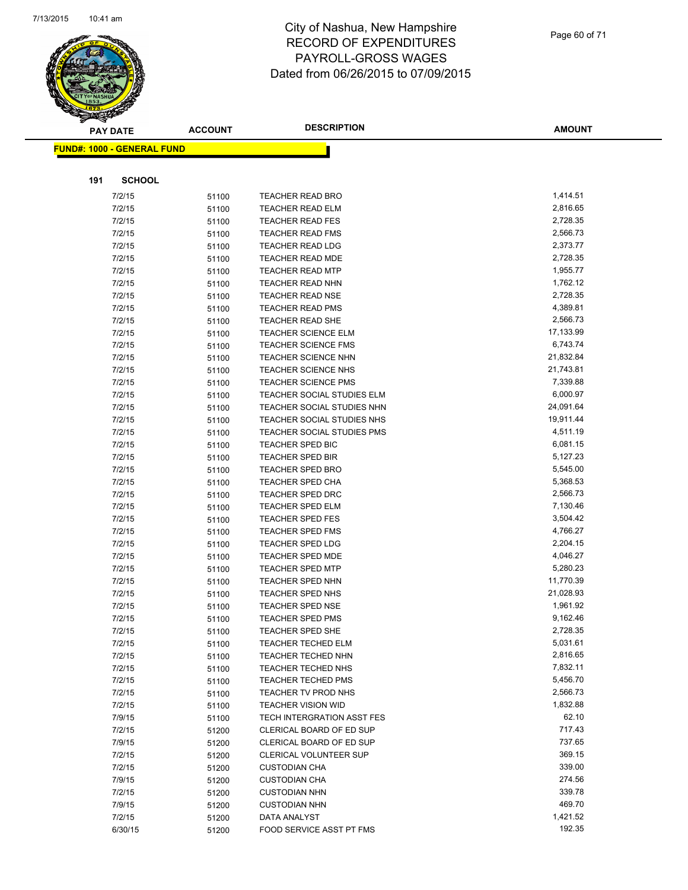# City of Nashua, New Hampshire
# RECORD OF EXPENDITURES
# PAYROLL-GROSS WAGES
# Dated from 06/26/2015 to 07/09/2015

**FUND#: 1000 - GENERAL FUND**

**191 SCHOOL**

| PAY DATE | ACCOUNT | DESCRIPTION | AMOUNT |
|---|---|---|---|
| 7/2/15 | 51100 | TEACHER READ BRO | 1,414.51 |
| 7/2/15 | 51100 | TEACHER READ ELM | 2,816.65 |
| 7/2/15 | 51100 | TEACHER READ FES | 2,728.35 |
| 7/2/15 | 51100 | TEACHER READ FMS | 2,566.73 |
| 7/2/15 | 51100 | TEACHER READ LDG | 2,373.77 |
| 7/2/15 | 51100 | TEACHER READ MDE | 2,728.35 |
| 7/2/15 | 51100 | TEACHER READ MTP | 1,955.77 |
| 7/2/15 | 51100 | TEACHER READ NHN | 1,762.12 |
| 7/2/15 | 51100 | TEACHER READ NSE | 2,728.35 |
| 7/2/15 | 51100 | TEACHER READ PMS | 4,389.81 |
| 7/2/15 | 51100 | TEACHER READ SHE | 2,566.73 |
| 7/2/15 | 51100 | TEACHER SCIENCE ELM | 17,133.99 |
| 7/2/15 | 51100 | TEACHER SCIENCE FMS | 6,743.74 |
| 7/2/15 | 51100 | TEACHER SCIENCE NHN | 21,832.84 |
| 7/2/15 | 51100 | TEACHER SCIENCE NHS | 21,743.81 |
| 7/2/15 | 51100 | TEACHER SCIENCE PMS | 7,339.88 |
| 7/2/15 | 51100 | TEACHER SOCIAL STUDIES ELM | 6,000.97 |
| 7/2/15 | 51100 | TEACHER SOCIAL STUDIES NHN | 24,091.64 |
| 7/2/15 | 51100 | TEACHER SOCIAL STUDIES NHS | 19,911.44 |
| 7/2/15 | 51100 | TEACHER SOCIAL STUDIES PMS | 4,511.19 |
| 7/2/15 | 51100 | TEACHER SPED BIC | 6,081.15 |
| 7/2/15 | 51100 | TEACHER SPED BIR | 5,127.23 |
| 7/2/15 | 51100 | TEACHER SPED BRO | 5,545.00 |
| 7/2/15 | 51100 | TEACHER SPED CHA | 5,368.53 |
| 7/2/15 | 51100 | TEACHER SPED DRC | 2,566.73 |
| 7/2/15 | 51100 | TEACHER SPED ELM | 7,130.46 |
| 7/2/15 | 51100 | TEACHER SPED FES | 3,504.42 |
| 7/2/15 | 51100 | TEACHER SPED FMS | 4,766.27 |
| 7/2/15 | 51100 | TEACHER SPED LDG | 2,204.15 |
| 7/2/15 | 51100 | TEACHER SPED MDE | 4,046.27 |
| 7/2/15 | 51100 | TEACHER SPED MTP | 5,280.23 |
| 7/2/15 | 51100 | TEACHER SPED NHN | 11,770.39 |
| 7/2/15 | 51100 | TEACHER SPED NHS | 21,028.93 |
| 7/2/15 | 51100 | TEACHER SPED NSE | 1,961.92 |
| 7/2/15 | 51100 | TEACHER SPED PMS | 9,162.46 |
| 7/2/15 | 51100 | TEACHER SPED SHE | 2,728.35 |
| 7/2/15 | 51100 | TEACHER TECHED ELM | 5,031.61 |
| 7/2/15 | 51100 | TEACHER TECHED NHN | 2,816.65 |
| 7/2/15 | 51100 | TEACHER TECHED NHS | 7,832.11 |
| 7/2/15 | 51100 | TEACHER TECHED PMS | 5,456.70 |
| 7/2/15 | 51100 | TEACHER TV PROD NHS | 2,566.73 |
| 7/2/15 | 51100 | TEACHER VISION WID | 1,832.88 |
| 7/9/15 | 51100 | TECH INTERGRATION ASST FES | 62.10 |
| 7/2/15 | 51200 | CLERICAL BOARD OF ED SUP | 717.43 |
| 7/9/15 | 51200 | CLERICAL BOARD OF ED SUP | 737.65 |
| 7/2/15 | 51200 | CLERICAL VOLUNTEER SUP | 369.15 |
| 7/2/15 | 51200 | CUSTODIAN CHA | 339.00 |
| 7/9/15 | 51200 | CUSTODIAN CHA | 274.56 |
| 7/2/15 | 51200 | CUSTODIAN NHN | 339.78 |
| 7/9/15 | 51200 | CUSTODIAN NHN | 469.70 |
| 7/2/15 | 51200 | DATA ANALYST | 1,421.52 |
| 6/30/15 | 51200 | FOOD SERVICE ASST PT FMS | 192.35 |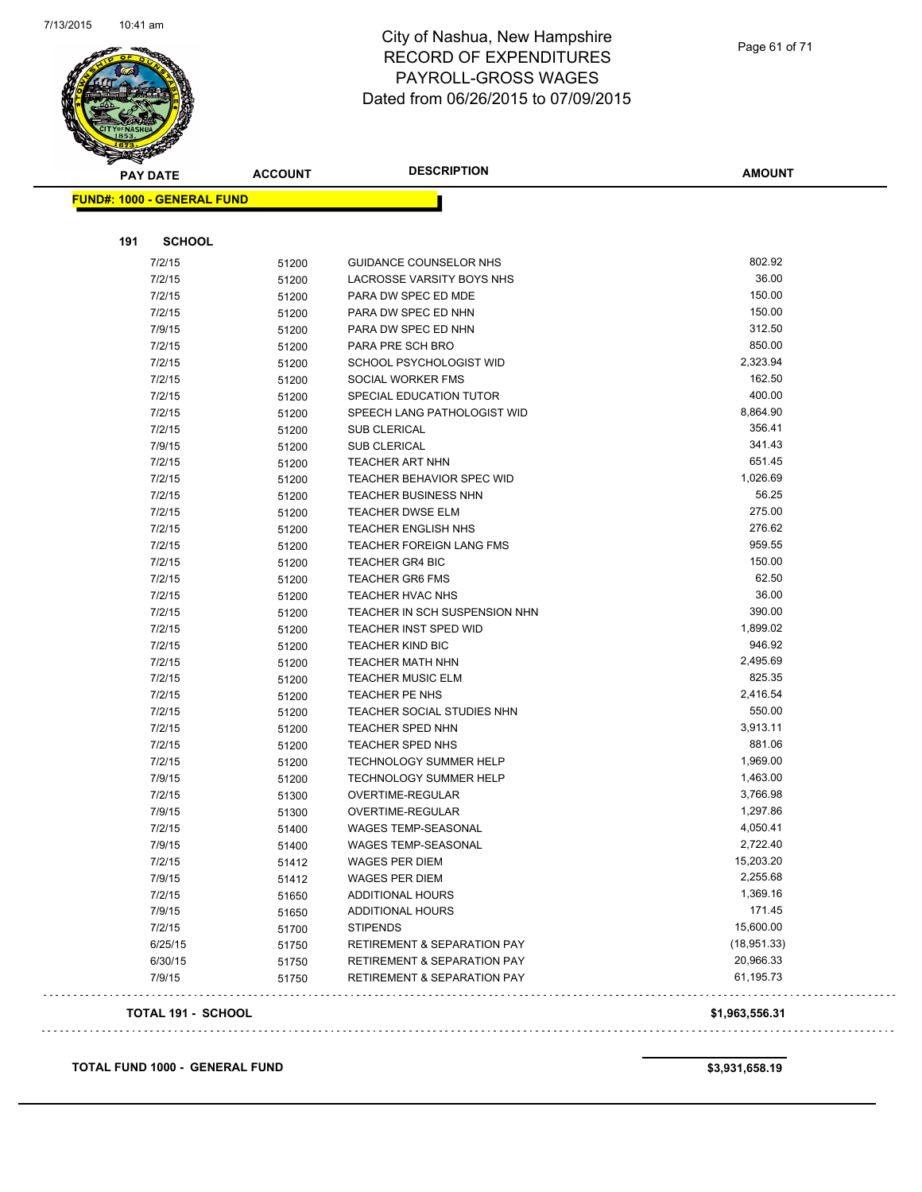# City of Nashua, New Hampshire
## RECORD OF EXPENDITURES
## PAYROLL-GROSS WAGES
## Dated from 06/26/2015 to 07/09/2015

| PAY DATE | ACCOUNT | DESCRIPTION | AMOUNT |
|---|---|---|---|

**FUND#: 1000 - GENERAL FUND**

**191 SCHOOL**

| PAY DATE | ACCOUNT | DESCRIPTION | AMOUNT |
|---|---|---|---|
| 7/2/15 | 51200 | GUIDANCE COUNSELOR NHS | 802.92 |
| 7/2/15 | 51200 | LACROSSE VARSITY BOYS NHS | 36.00 |
| 7/2/15 | 51200 | PARA DW SPEC ED MDE | 150.00 |
| 7/2/15 | 51200 | PARA DW SPEC ED NHN | 150.00 |
| 7/9/15 | 51200 | PARA DW SPEC ED NHN | 312.50 |
| 7/2/15 | 51200 | PARA PRE SCH BRO | 850.00 |
| 7/2/15 | 51200 | SCHOOL PSYCHOLOGIST WID | 2,323.94 |
| 7/2/15 | 51200 | SOCIAL WORKER FMS | 162.50 |
| 7/2/15 | 51200 | SPECIAL EDUCATION TUTOR | 400.00 |
| 7/2/15 | 51200 | SPEECH LANG PATHOLOGIST WID | 8,864.90 |
| 7/2/15 | 51200 | SUB CLERICAL | 356.41 |
| 7/9/15 | 51200 | SUB CLERICAL | 341.43 |
| 7/2/15 | 51200 | TEACHER ART NHN | 651.45 |
| 7/2/15 | 51200 | TEACHER BEHAVIOR SPEC WID | 1,026.69 |
| 7/2/15 | 51200 | TEACHER BUSINESS NHN | 56.25 |
| 7/2/15 | 51200 | TEACHER DWSE ELM | 275.00 |
| 7/2/15 | 51200 | TEACHER ENGLISH NHS | 276.62 |
| 7/2/15 | 51200 | TEACHER FOREIGN LANG FMS | 959.55 |
| 7/2/15 | 51200 | TEACHER GR4 BIC | 150.00 |
| 7/2/15 | 51200 | TEACHER GR6 FMS | 62.50 |
| 7/2/15 | 51200 | TEACHER HVAC NHS | 36.00 |
| 7/2/15 | 51200 | TEACHER IN SCH SUSPENSION NHN | 390.00 |
| 7/2/15 | 51200 | TEACHER INST SPED WID | 1,899.02 |
| 7/2/15 | 51200 | TEACHER KIND BIC | 946.92 |
| 7/2/15 | 51200 | TEACHER MATH NHN | 2,495.69 |
| 7/2/15 | 51200 | TEACHER MUSIC ELM | 825.35 |
| 7/2/15 | 51200 | TEACHER PE NHS | 2,416.54 |
| 7/2/15 | 51200 | TEACHER SOCIAL STUDIES NHN | 550.00 |
| 7/2/15 | 51200 | TEACHER SPED NHN | 3,913.11 |
| 7/2/15 | 51200 | TEACHER SPED NHS | 881.06 |
| 7/2/15 | 51200 | TECHNOLOGY SUMMER HELP | 1,969.00 |
| 7/9/15 | 51200 | TECHNOLOGY SUMMER HELP | 1,463.00 |
| 7/2/15 | 51300 | OVERTIME-REGULAR | 3,766.98 |
| 7/9/15 | 51300 | OVERTIME-REGULAR | 1,297.86 |
| 7/2/15 | 51400 | WAGES TEMP-SEASONAL | 4,050.41 |
| 7/9/15 | 51400 | WAGES TEMP-SEASONAL | 2,722.40 |
| 7/2/15 | 51412 | WAGES PER DIEM | 15,203.20 |
| 7/9/15 | 51412 | WAGES PER DIEM | 2,255.68 |
| 7/2/15 | 51650 | ADDITIONAL HOURS | 1,369.16 |
| 7/9/15 | 51650 | ADDITIONAL HOURS | 171.45 |
| 7/2/15 | 51700 | STIPENDS | 15,600.00 |
| 6/25/15 | 51750 | RETIREMENT & SEPARATION PAY | (18,951.33) |
| 6/30/15 | 51750 | RETIREMENT & SEPARATION PAY | 20,966.33 |
| 7/9/15 | 51750 | RETIREMENT & SEPARATION PAY | 61,195.73 |

**TOTAL 191 - SCHOOL** **$1,963,556.31**

**TOTAL FUND 1000 - GENERAL FUND** **$3,931,658.19**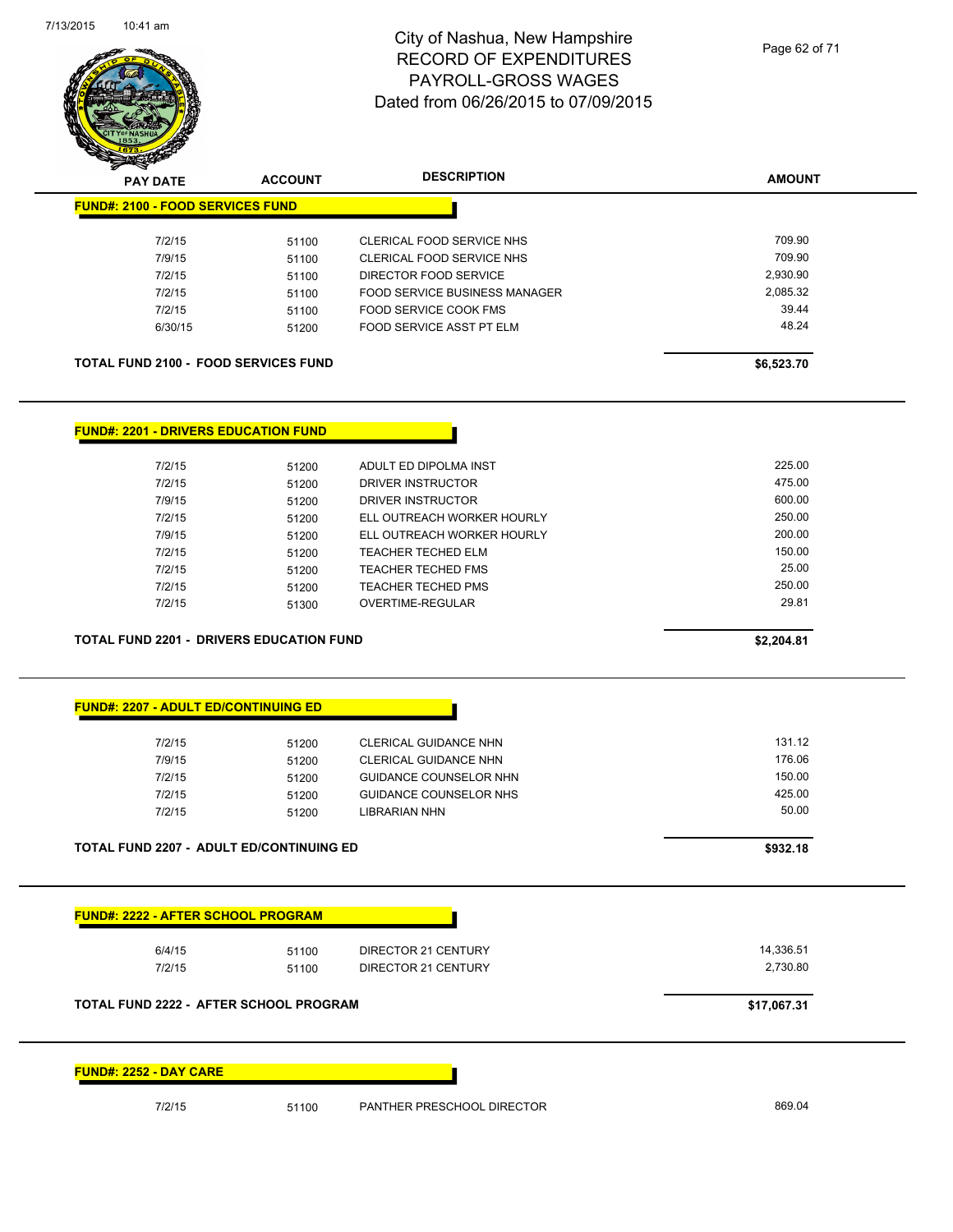# City of Nashua, New Hampshire
## RECORD OF EXPENDITURES
## PAYROLL-GROSS WAGES
## Dated from 06/26/2015 to 07/09/2015

| PAY DATE | ACCOUNT | DESCRIPTION | AMOUNT |
|---|---|---|---|
| **FUND#: 2100 - FOOD SERVICES FUND** | | | |
| 7/2/15 | 51100 | CLERICAL FOOD SERVICE NHS | 709.90 |
| 7/9/15 | 51100 | CLERICAL FOOD SERVICE NHS | 709.90 |
| 7/2/15 | 51100 | DIRECTOR FOOD SERVICE | 2,930.90 |
| 7/2/15 | 51100 | FOOD SERVICE BUSINESS MANAGER | 2,085.32 |
| 7/2/15 | 51100 | FOOD SERVICE COOK FMS | 39.44 |
| 6/30/15 | 51200 | FOOD SERVICE ASST PT ELM | 48.24 |
| **TOTAL FUND 2100 - FOOD SERVICES FUND** | | | **$6,523.70** |

| PAY DATE | ACCOUNT | DESCRIPTION | AMOUNT |
|---|---|---|---|
| **FUND#: 2201 - DRIVERS EDUCATION FUND** | | | |
| 7/2/15 | 51200 | ADULT ED DIPOLMA INST | 225.00 |
| 7/2/15 | 51200 | DRIVER INSTRUCTOR | 475.00 |
| 7/9/15 | 51200 | DRIVER INSTRUCTOR | 600.00 |
| 7/2/15 | 51200 | ELL OUTREACH WORKER HOURLY | 250.00 |
| 7/9/15 | 51200 | ELL OUTREACH WORKER HOURLY | 200.00 |
| 7/2/15 | 51200 | TEACHER TECHED ELM | 150.00 |
| 7/2/15 | 51200 | TEACHER TECHED FMS | 25.00 |
| 7/2/15 | 51200 | TEACHER TECHED PMS | 250.00 |
| 7/2/15 | 51300 | OVERTIME-REGULAR | 29.81 |
| **TOTAL FUND 2201 - DRIVERS EDUCATION FUND** | | | **$2,204.81** |

| PAY DATE | ACCOUNT | DESCRIPTION | AMOUNT |
|---|---|---|---|
| **FUND#: 2207 - ADULT ED/CONTINUING ED** | | | |
| 7/2/15 | 51200 | CLERICAL GUIDANCE NHN | 131.12 |
| 7/9/15 | 51200 | CLERICAL GUIDANCE NHN | 176.06 |
| 7/2/15 | 51200 | GUIDANCE COUNSELOR NHN | 150.00 |
| 7/2/15 | 51200 | GUIDANCE COUNSELOR NHS | 425.00 |
| 7/2/15 | 51200 | LIBRARIAN NHN | 50.00 |
| **TOTAL FUND 2207 - ADULT ED/CONTINUING ED** | | | **$932.18** |

| PAY DATE | ACCOUNT | DESCRIPTION | AMOUNT |
|---|---|---|---|
| **FUND#: 2222 - AFTER SCHOOL PROGRAM** | | | |
| 6/4/15 | 51100 | DIRECTOR 21 CENTURY | 14,336.51 |
| 7/2/15 | 51100 | DIRECTOR 21 CENTURY | 2,730.80 |
| **TOTAL FUND 2222 - AFTER SCHOOL PROGRAM** | | | **$17,067.31** |

| PAY DATE | ACCOUNT | DESCRIPTION | AMOUNT |
|---|---|---|---|
| **FUND#: 2252 - DAY CARE** | | | |
| 7/2/15 | 51100 | PANTHER PRESCHOOL DIRECTOR | 869.04 |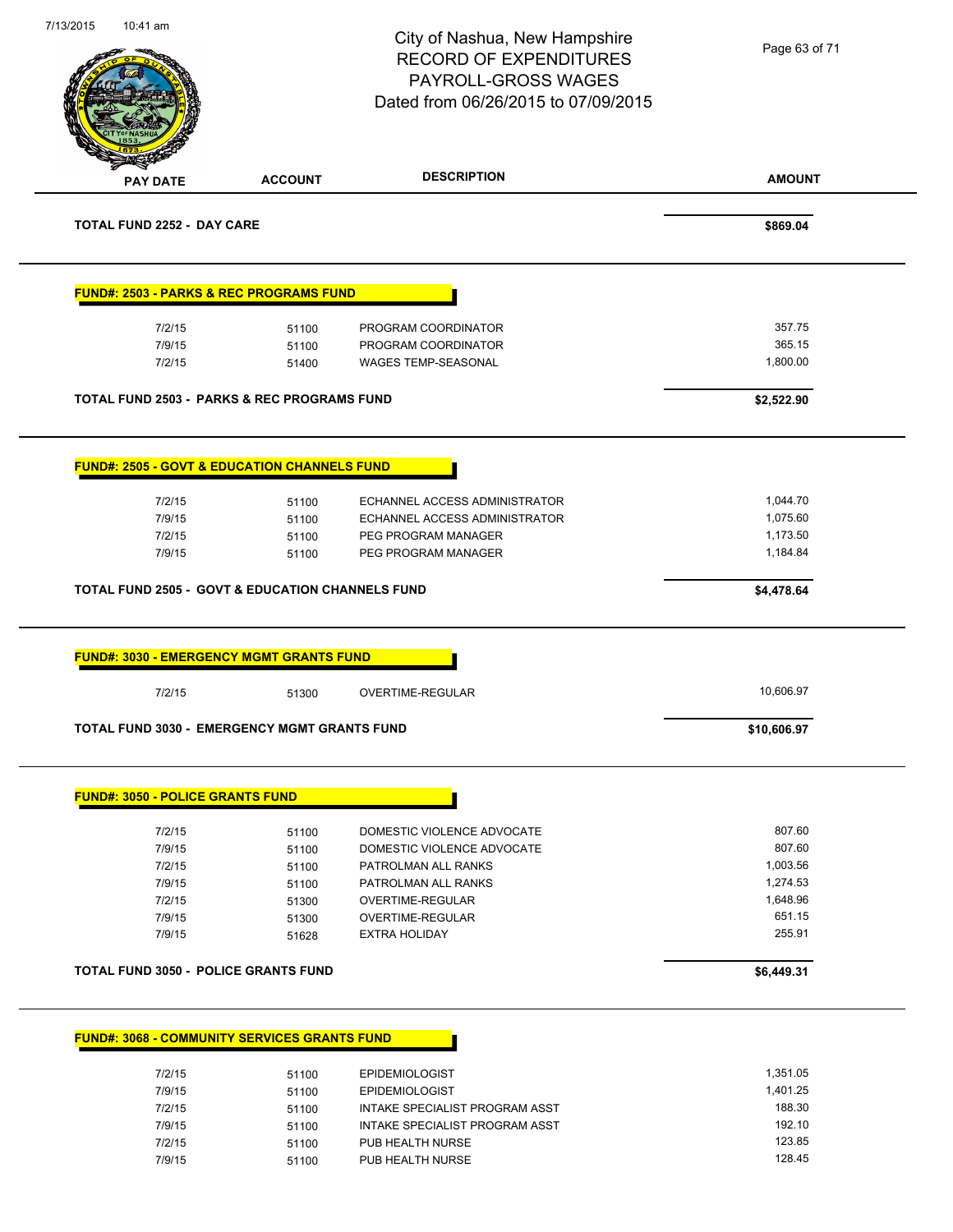# City of Nashua, New Hampshire
## RECORD OF EXPENDITURES
## PAYROLL-GROSS WAGES
## Dated from 06/26/2015 to 07/09/2015

| PAY DATE | ACCOUNT | DESCRIPTION | AMOUNT |
|---|---|---|---|
| **TOTAL FUND 2252 - DAY CARE** | | | **$869.04** |

**FUND#: 2503 - PARKS & REC PROGRAMS FUND**

| PAY DATE | ACCOUNT | DESCRIPTION | AMOUNT |
|---|---|---|---|
| 7/2/15 | 51100 | PROGRAM COORDINATOR | 357.75 |
| 7/9/15 | 51100 | PROGRAM COORDINATOR | 365.15 |
| 7/2/15 | 51400 | WAGES TEMP-SEASONAL | 1,800.00 |
| **TOTAL FUND 2503 - PARKS & REC PROGRAMS FUND** | | | **$2,522.90** |

**FUND#: 2505 - GOVT & EDUCATION CHANNELS FUND**

| PAY DATE | ACCOUNT | DESCRIPTION | AMOUNT |
|---|---|---|---|
| 7/2/15 | 51100 | ECHANNEL ACCESS ADMINISTRATOR | 1,044.70 |
| 7/9/15 | 51100 | ECHANNEL ACCESS ADMINISTRATOR | 1,075.60 |
| 7/2/15 | 51100 | PEG PROGRAM MANAGER | 1,173.50 |
| 7/9/15 | 51100 | PEG PROGRAM MANAGER | 1,184.84 |
| **TOTAL FUND 2505 - GOVT & EDUCATION CHANNELS FUND** | | | **$4,478.64** |

**FUND#: 3030 - EMERGENCY MGMT GRANTS FUND**

| PAY DATE | ACCOUNT | DESCRIPTION | AMOUNT |
|---|---|---|---|
| 7/2/15 | 51300 | OVERTIME-REGULAR | 10,606.97 |
| **TOTAL FUND 3030 - EMERGENCY MGMT GRANTS FUND** | | | **$10,606.97** |

**FUND#: 3050 - POLICE GRANTS FUND**

| PAY DATE | ACCOUNT | DESCRIPTION | AMOUNT |
|---|---|---|---|
| 7/2/15 | 51100 | DOMESTIC VIOLENCE ADVOCATE | 807.60 |
| 7/9/15 | 51100 | DOMESTIC VIOLENCE ADVOCATE | 807.60 |
| 7/2/15 | 51100 | PATROLMAN ALL RANKS | 1,003.56 |
| 7/9/15 | 51100 | PATROLMAN ALL RANKS | 1,274.53 |
| 7/2/15 | 51300 | OVERTIME-REGULAR | 1,648.96 |
| 7/9/15 | 51300 | OVERTIME-REGULAR | 651.15 |
| 7/9/15 | 51628 | EXTRA HOLIDAY | 255.91 |
| **TOTAL FUND 3050 - POLICE GRANTS FUND** | | | **$6,449.31** |

**FUND#: 3068 - COMMUNITY SERVICES GRANTS FUND**

| PAY DATE | ACCOUNT | DESCRIPTION | AMOUNT |
|---|---|---|---|
| 7/2/15 | 51100 | EPIDEMIOLOGIST | 1,351.05 |
| 7/9/15 | 51100 | EPIDEMIOLOGIST | 1,401.25 |
| 7/2/15 | 51100 | INTAKE SPECIALIST PROGRAM ASST | 188.30 |
| 7/9/15 | 51100 | INTAKE SPECIALIST PROGRAM ASST | 192.10 |
| 7/2/15 | 51100 | PUB HEALTH NURSE | 123.85 |
| 7/9/15 | 51100 | PUB HEALTH NURSE | 128.45 |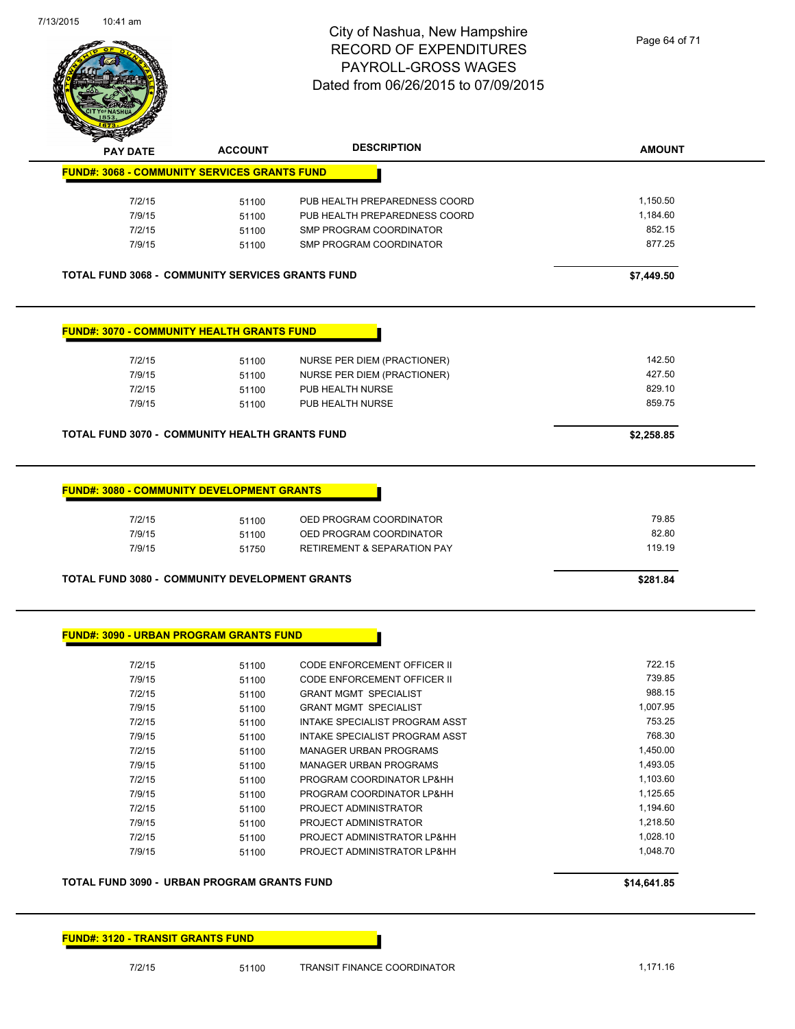# City of Nashua, New Hampshire
## RECORD OF EXPENDITURES
## PAYROLL-GROSS WAGES
## Dated from 06/26/2015 to 07/09/2015

| PAY DATE | ACCOUNT | DESCRIPTION | AMOUNT |
|---|---|---|---|

**FUND#: 3068 - COMMUNITY SERVICES GRANTS FUND**

| PAY DATE | ACCOUNT | DESCRIPTION | AMOUNT |
|---|---|---|---|
| 7/2/15 | 51100 | PUB HEALTH PREPAREDNESS COORD | 1,150.50 |
| 7/9/15 | 51100 | PUB HEALTH PREPAREDNESS COORD | 1,184.60 |
| 7/2/15 | 51100 | SMP PROGRAM COORDINATOR | 852.15 |
| 7/9/15 | 51100 | SMP PROGRAM COORDINATOR | 877.25 |
| **TOTAL FUND 3068 - COMMUNITY SERVICES GRANTS FUND** | | | **$7,449.50** |

**FUND#: 3070 - COMMUNITY HEALTH GRANTS FUND**

| PAY DATE | ACCOUNT | DESCRIPTION | AMOUNT |
|---|---|---|---|
| 7/2/15 | 51100 | NURSE PER DIEM (PRACTIONER) | 142.50 |
| 7/9/15 | 51100 | NURSE PER DIEM (PRACTIONER) | 427.50 |
| 7/2/15 | 51100 | PUB HEALTH NURSE | 829.10 |
| 7/9/15 | 51100 | PUB HEALTH NURSE | 859.75 |
| **TOTAL FUND 3070 - COMMUNITY HEALTH GRANTS FUND** | | | **$2,258.85** |

**FUND#: 3080 - COMMUNITY DEVELOPMENT GRANTS**

| PAY DATE | ACCOUNT | DESCRIPTION | AMOUNT |
|---|---|---|---|
| 7/2/15 | 51100 | OED PROGRAM COORDINATOR | 79.85 |
| 7/9/15 | 51100 | OED PROGRAM COORDINATOR | 82.80 |
| 7/9/15 | 51750 | RETIREMENT & SEPARATION PAY | 119.19 |
| **TOTAL FUND 3080 - COMMUNITY DEVELOPMENT GRANTS** | | | **$281.84** |

**FUND#: 3090 - URBAN PROGRAM GRANTS FUND**

| PAY DATE | ACCOUNT | DESCRIPTION | AMOUNT |
|---|---|---|---|
| 7/2/15 | 51100 | CODE ENFORCEMENT OFFICER II | 722.15 |
| 7/9/15 | 51100 | CODE ENFORCEMENT OFFICER II | 739.85 |
| 7/2/15 | 51100 | GRANT MGMT SPECIALIST | 988.15 |
| 7/9/15 | 51100 | GRANT MGMT SPECIALIST | 1,007.95 |
| 7/2/15 | 51100 | INTAKE SPECIALIST PROGRAM ASST | 753.25 |
| 7/9/15 | 51100 | INTAKE SPECIALIST PROGRAM ASST | 768.30 |
| 7/2/15 | 51100 | MANAGER URBAN PROGRAMS | 1,450.00 |
| 7/9/15 | 51100 | MANAGER URBAN PROGRAMS | 1,493.05 |
| 7/2/15 | 51100 | PROGRAM COORDINATOR LP&HH | 1,103.60 |
| 7/9/15 | 51100 | PROGRAM COORDINATOR LP&HH | 1,125.65 |
| 7/2/15 | 51100 | PROJECT ADMINISTRATOR | 1,194.60 |
| 7/9/15 | 51100 | PROJECT ADMINISTRATOR | 1,218.50 |
| 7/2/15 | 51100 | PROJECT ADMINISTRATOR LP&HH | 1,028.10 |
| 7/9/15 | 51100 | PROJECT ADMINISTRATOR LP&HH | 1,048.70 |
| **TOTAL FUND 3090 - URBAN PROGRAM GRANTS FUND** | | | **$14,641.85** |

**FUND#: 3120 - TRANSIT GRANTS FUND**

| PAY DATE | ACCOUNT | DESCRIPTION | AMOUNT |
|---|---|---|---|
| 7/2/15 | 51100 | TRANSIT FINANCE COORDINATOR | 1,171.16 |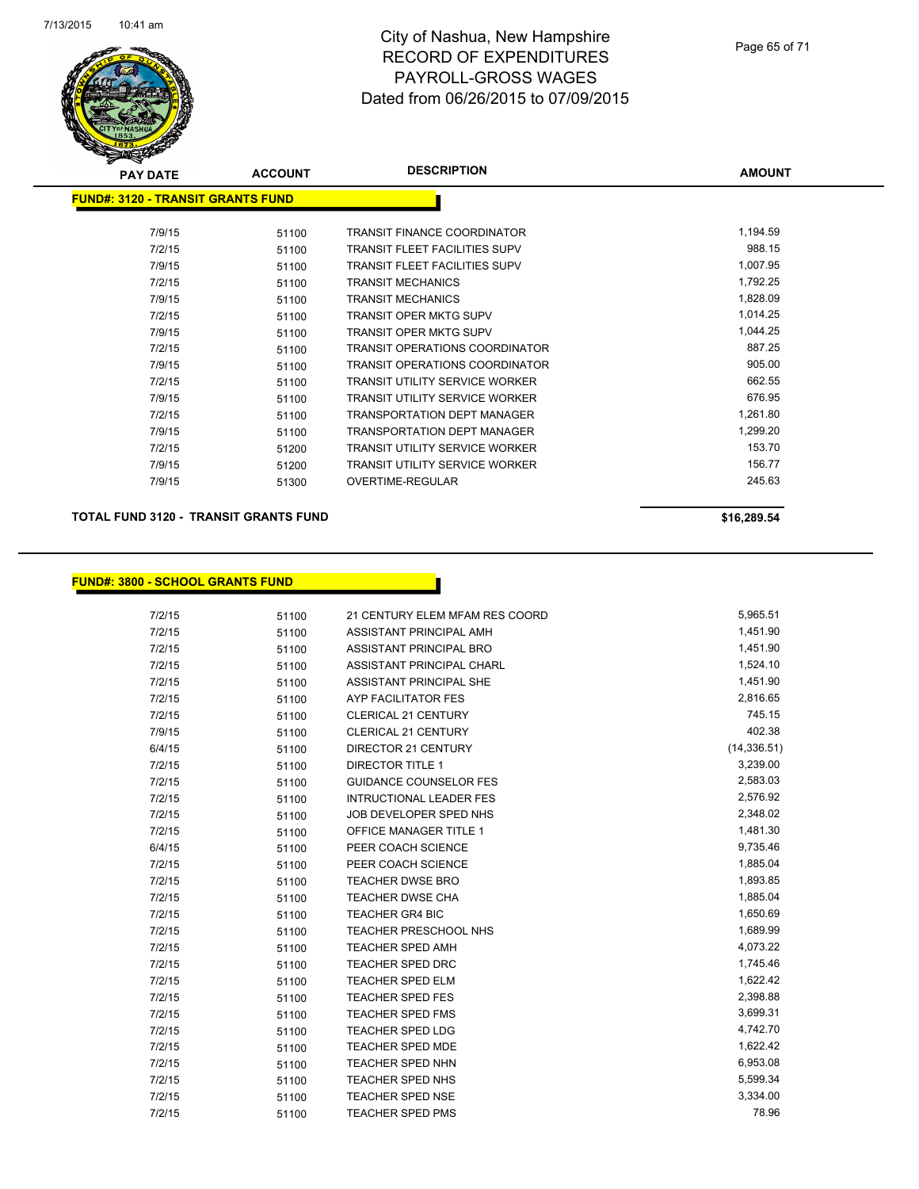City of Nashua, New Hampshire
RECORD OF EXPENDITURES
PAYROLL-GROSS WAGES
Dated from 06/26/2015 to 07/09/2015

**FUND#: 3120 - TRANSIT GRANTS FUND**

| PAY DATE | ACCOUNT | DESCRIPTION | AMOUNT |
|---|---|---|---|
| 7/9/15 | 51100 | TRANSIT FINANCE COORDINATOR | 1,194.59 |
| 7/2/15 | 51100 | TRANSIT FLEET FACILITIES SUPV | 988.15 |
| 7/9/15 | 51100 | TRANSIT FLEET FACILITIES SUPV | 1,007.95 |
| 7/2/15 | 51100 | TRANSIT MECHANICS | 1,792.25 |
| 7/9/15 | 51100 | TRANSIT MECHANICS | 1,828.09 |
| 7/2/15 | 51100 | TRANSIT OPER MKTG SUPV | 1,014.25 |
| 7/9/15 | 51100 | TRANSIT OPER MKTG SUPV | 1,044.25 |
| 7/2/15 | 51100 | TRANSIT OPERATIONS COORDINATOR | 887.25 |
| 7/9/15 | 51100 | TRANSIT OPERATIONS COORDINATOR | 905.00 |
| 7/2/15 | 51100 | TRANSIT UTILITY SERVICE WORKER | 662.55 |
| 7/9/15 | 51100 | TRANSIT UTILITY SERVICE WORKER | 676.95 |
| 7/2/15 | 51100 | TRANSPORTATION DEPT MANAGER | 1,261.80 |
| 7/9/15 | 51100 | TRANSPORTATION DEPT MANAGER | 1,299.20 |
| 7/2/15 | 51200 | TRANSIT UTILITY SERVICE WORKER | 153.70 |
| 7/9/15 | 51200 | TRANSIT UTILITY SERVICE WORKER | 156.77 |
| 7/9/15 | 51300 | OVERTIME-REGULAR | 245.63 |

**TOTAL FUND 3120 - TRANSIT GRANTS FUND** **$16,289.54**

**FUND#: 3800 - SCHOOL GRANTS FUND**

| PAY DATE | ACCOUNT | DESCRIPTION | AMOUNT |
|---|---|---|---|
| 7/2/15 | 51100 | 21 CENTURY ELEM MFAM RES COORD | 5,965.51 |
| 7/2/15 | 51100 | ASSISTANT PRINCIPAL AMH | 1,451.90 |
| 7/2/15 | 51100 | ASSISTANT PRINCIPAL BRO | 1,451.90 |
| 7/2/15 | 51100 | ASSISTANT PRINCIPAL CHARL | 1,524.10 |
| 7/2/15 | 51100 | ASSISTANT PRINCIPAL SHE | 1,451.90 |
| 7/2/15 | 51100 | AYP FACILITATOR FES | 2,816.65 |
| 7/2/15 | 51100 | CLERICAL 21 CENTURY | 745.15 |
| 7/9/15 | 51100 | CLERICAL 21 CENTURY | 402.38 |
| 6/4/15 | 51100 | DIRECTOR 21 CENTURY | (14,336.51) |
| 7/2/15 | 51100 | DIRECTOR TITLE 1 | 3,239.00 |
| 7/2/15 | 51100 | GUIDANCE COUNSELOR FES | 2,583.03 |
| 7/2/15 | 51100 | INTRUCTIONAL LEADER FES | 2,576.92 |
| 7/2/15 | 51100 | JOB DEVELOPER SPED NHS | 2,348.02 |
| 7/2/15 | 51100 | OFFICE MANAGER TITLE 1 | 1,481.30 |
| 6/4/15 | 51100 | PEER COACH SCIENCE | 9,735.46 |
| 7/2/15 | 51100 | PEER COACH SCIENCE | 1,885.04 |
| 7/2/15 | 51100 | TEACHER DWSE BRO | 1,893.85 |
| 7/2/15 | 51100 | TEACHER DWSE CHA | 1,885.04 |
| 7/2/15 | 51100 | TEACHER GR4 BIC | 1,650.69 |
| 7/2/15 | 51100 | TEACHER PRESCHOOL NHS | 1,689.99 |
| 7/2/15 | 51100 | TEACHER SPED AMH | 4,073.22 |
| 7/2/15 | 51100 | TEACHER SPED DRC | 1,745.46 |
| 7/2/15 | 51100 | TEACHER SPED ELM | 1,622.42 |
| 7/2/15 | 51100 | TEACHER SPED FES | 2,398.88 |
| 7/2/15 | 51100 | TEACHER SPED FMS | 3,699.31 |
| 7/2/15 | 51100 | TEACHER SPED LDG | 4,742.70 |
| 7/2/15 | 51100 | TEACHER SPED MDE | 1,622.42 |
| 7/2/15 | 51100 | TEACHER SPED NHN | 6,953.08 |
| 7/2/15 | 51100 | TEACHER SPED NHS | 5,599.34 |
| 7/2/15 | 51100 | TEACHER SPED NSE | 3,334.00 |
| 7/2/15 | 51100 | TEACHER SPED PMS | 78.96 |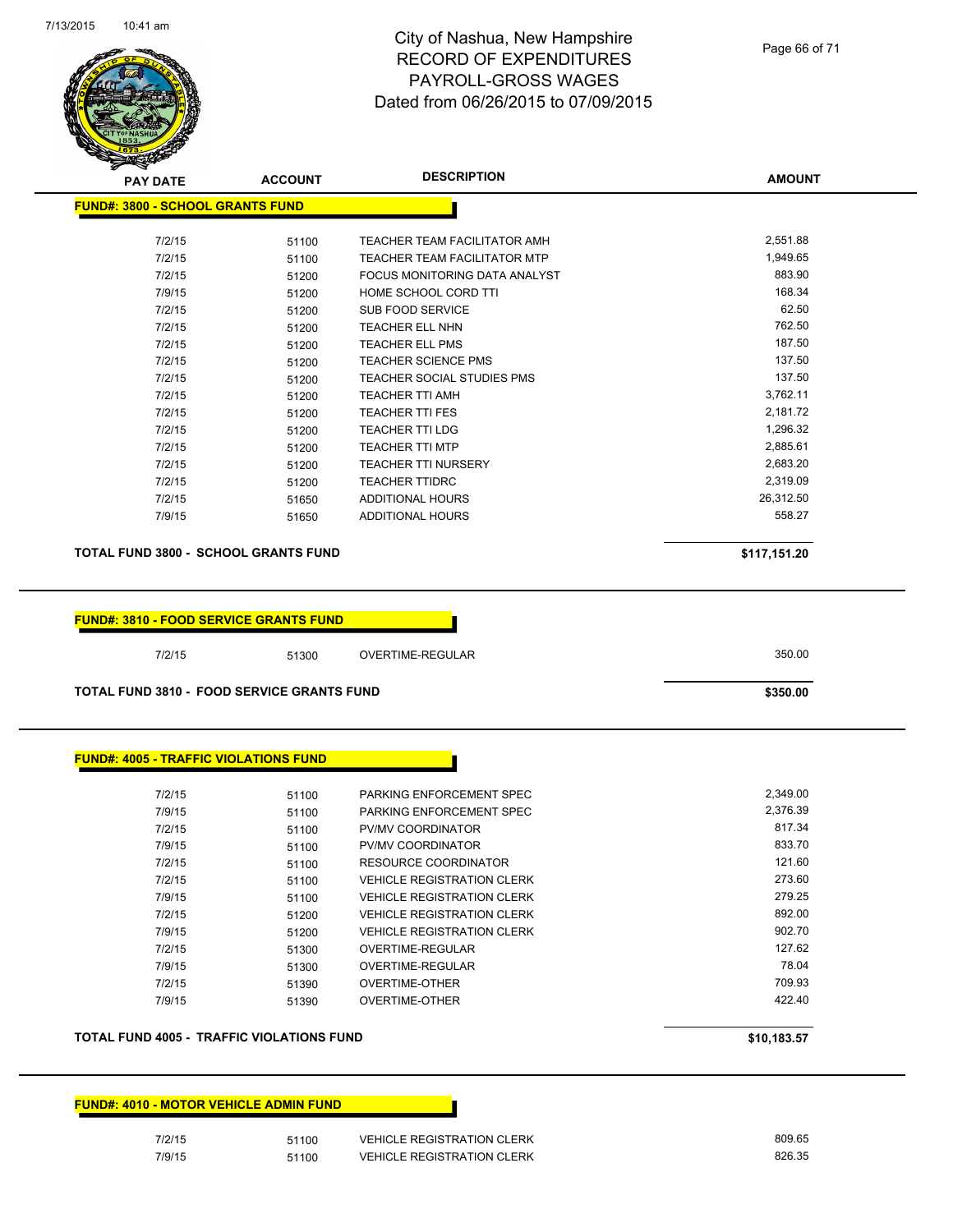# City of Nashua, New Hampshire
# RECORD OF EXPENDITURES
# PAYROLL-GROSS WAGES
# Dated from 06/26/2015 to 07/09/2015

| PAY DATE | ACCOUNT | DESCRIPTION | AMOUNT |
|---|---|---|---|
| **FUND#: 3800 - SCHOOL GRANTS FUND** | | | |
| 7/2/15 | 51100 | TEACHER TEAM FACILITATOR AMH | 2,551.88 |
| 7/2/15 | 51100 | TEACHER TEAM FACILITATOR MTP | 1,949.65 |
| 7/2/15 | 51200 | FOCUS MONITORING DATA ANALYST | 883.90 |
| 7/9/15 | 51200 | HOME SCHOOL CORD TTI | 168.34 |
| 7/2/15 | 51200 | SUB FOOD SERVICE | 62.50 |
| 7/2/15 | 51200 | TEACHER ELL NHN | 762.50 |
| 7/2/15 | 51200 | TEACHER ELL PMS | 187.50 |
| 7/2/15 | 51200 | TEACHER SCIENCE PMS | 137.50 |
| 7/2/15 | 51200 | TEACHER SOCIAL STUDIES PMS | 137.50 |
| 7/2/15 | 51200 | TEACHER TTI AMH | 3,762.11 |
| 7/2/15 | 51200 | TEACHER TTI FES | 2,181.72 |
| 7/2/15 | 51200 | TEACHER TTI LDG | 1,296.32 |
| 7/2/15 | 51200 | TEACHER TTI MTP | 2,885.61 |
| 7/2/15 | 51200 | TEACHER TTI NURSERY | 2,683.20 |
| 7/2/15 | 51200 | TEACHER TTIDRC | 2,319.09 |
| 7/2/15 | 51650 | ADDITIONAL HOURS | 26,312.50 |
| 7/9/15 | 51650 | ADDITIONAL HOURS | 558.27 |
| **TOTAL FUND 3800 - SCHOOL GRANTS FUND** | | | **$117,151.20** |

| PAY DATE | ACCOUNT | DESCRIPTION | AMOUNT |
|---|---|---|---|
| **FUND#: 3810 - FOOD SERVICE GRANTS FUND** | | | |
| 7/2/15 | 51300 | OVERTIME-REGULAR | 350.00 |
| **TOTAL FUND 3810 - FOOD SERVICE GRANTS FUND** | | | **$350.00** |

| PAY DATE | ACCOUNT | DESCRIPTION | AMOUNT |
|---|---|---|---|
| **FUND#: 4005 - TRAFFIC VIOLATIONS FUND** | | | |
| 7/2/15 | 51100 | PARKING ENFORCEMENT SPEC | 2,349.00 |
| 7/9/15 | 51100 | PARKING ENFORCEMENT SPEC | 2,376.39 |
| 7/2/15 | 51100 | PV/MV COORDINATOR | 817.34 |
| 7/9/15 | 51100 | PV/MV COORDINATOR | 833.70 |
| 7/2/15 | 51100 | RESOURCE COORDINATOR | 121.60 |
| 7/2/15 | 51100 | VEHICLE REGISTRATION CLERK | 273.60 |
| 7/9/15 | 51100 | VEHICLE REGISTRATION CLERK | 279.25 |
| 7/2/15 | 51200 | VEHICLE REGISTRATION CLERK | 892.00 |
| 7/9/15 | 51200 | VEHICLE REGISTRATION CLERK | 902.70 |
| 7/2/15 | 51300 | OVERTIME-REGULAR | 127.62 |
| 7/9/15 | 51300 | OVERTIME-REGULAR | 78.04 |
| 7/2/15 | 51390 | OVERTIME-OTHER | 709.93 |
| 7/9/15 | 51390 | OVERTIME-OTHER | 422.40 |
| **TOTAL FUND 4005 - TRAFFIC VIOLATIONS FUND** | | | **$10,183.57** |

| PAY DATE | ACCOUNT | DESCRIPTION | AMOUNT |
|---|---|---|---|
| **FUND#: 4010 - MOTOR VEHICLE ADMIN FUND** | | | |
| 7/2/15 | 51100 | VEHICLE REGISTRATION CLERK | 809.65 |
| 7/9/15 | 51100 | VEHICLE REGISTRATION CLERK | 826.35 |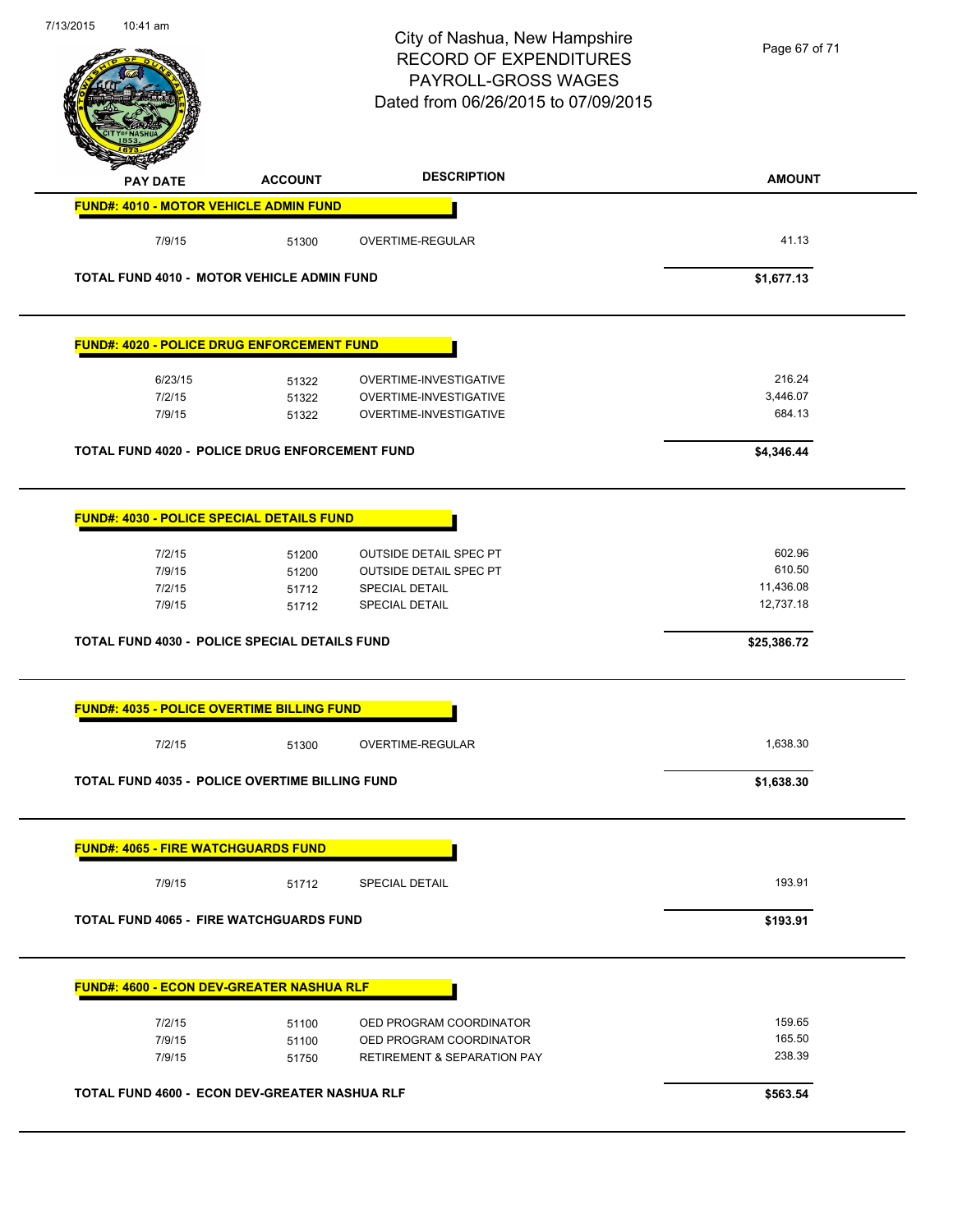# City of Nashua, New Hampshire
## RECORD OF EXPENDITURES
## PAYROLL-GROSS WAGES
## Dated from 06/26/2015 to 07/09/2015

7/13/2015 10:41 am

| PAY DATE | ACCOUNT | DESCRIPTION | AMOUNT |
|---|---|---|---|
| **FUND#: 4010 - MOTOR VEHICLE ADMIN FUND** | | | |
| 7/9/15 | 51300 | OVERTIME-REGULAR | 41.13 |
| **TOTAL FUND 4010 - MOTOR VEHICLE ADMIN FUND** | | | **$1,677.13** |
| **FUND#: 4020 - POLICE DRUG ENFORCEMENT FUND** | | | |
| 6/23/15 | 51322 | OVERTIME-INVESTIGATIVE | 216.24 |
| 7/2/15 | 51322 | OVERTIME-INVESTIGATIVE | 3,446.07 |
| 7/9/15 | 51322 | OVERTIME-INVESTIGATIVE | 684.13 |
| **TOTAL FUND 4020 - POLICE DRUG ENFORCEMENT FUND** | | | **$4,346.44** |
| **FUND#: 4030 - POLICE SPECIAL DETAILS FUND** | | | |
| 7/2/15 | 51200 | OUTSIDE DETAIL SPEC PT | 602.96 |
| 7/9/15 | 51200 | OUTSIDE DETAIL SPEC PT | 610.50 |
| 7/2/15 | 51712 | SPECIAL DETAIL | 11,436.08 |
| 7/9/15 | 51712 | SPECIAL DETAIL | 12,737.18 |
| **TOTAL FUND 4030 - POLICE SPECIAL DETAILS FUND** | | | **$25,386.72** |
| **FUND#: 4035 - POLICE OVERTIME BILLING FUND** | | | |
| 7/2/15 | 51300 | OVERTIME-REGULAR | 1,638.30 |
| **TOTAL FUND 4035 - POLICE OVERTIME BILLING FUND** | | | **$1,638.30** |
| **FUND#: 4065 - FIRE WATCHGUARDS FUND** | | | |
| 7/9/15 | 51712 | SPECIAL DETAIL | 193.91 |
| **TOTAL FUND 4065 - FIRE WATCHGUARDS FUND** | | | **$193.91** |
| **FUND#: 4600 - ECON DEV-GREATER NASHUA RLF** | | | |
| 7/2/15 | 51100 | OED PROGRAM COORDINATOR | 159.65 |
| 7/9/15 | 51100 | OED PROGRAM COORDINATOR | 165.50 |
| 7/9/15 | 51750 | RETIREMENT & SEPARATION PAY | 238.39 |
| **TOTAL FUND 4600 - ECON DEV-GREATER NASHUA RLF** | | | **$563.54** |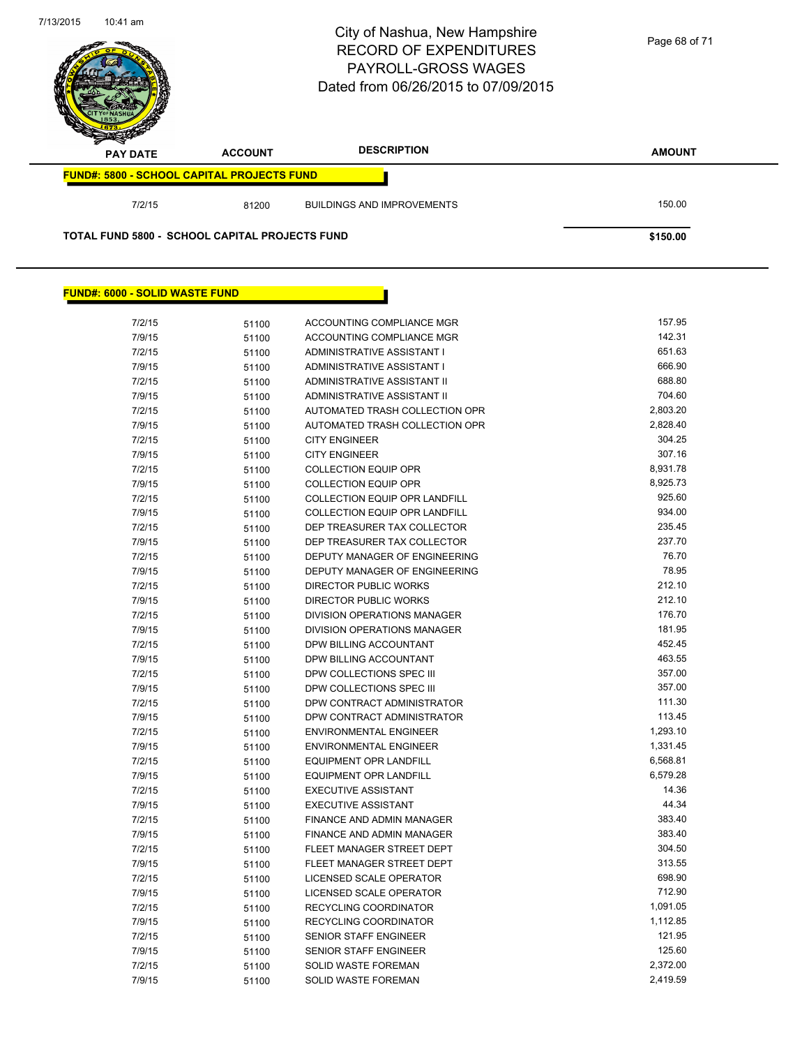# City of Nashua, New Hampshire
## RECORD OF EXPENDITURES
## PAYROLL-GROSS WAGES
## Dated from 06/26/2015 to 07/09/2015

| PAY DATE | ACCOUNT | DESCRIPTION | AMOUNT |
|---|---|---|---|
| **FUND#: 5800 - SCHOOL CAPITAL PROJECTS FUND** | | | |
| 7/2/15 | 81200 | BUILDINGS AND IMPROVEMENTS | 150.00 |
| **TOTAL FUND 5800 - SCHOOL CAPITAL PROJECTS FUND** | | | **$150.00** |

**FUND#: 6000 - SOLID WASTE FUND**

| PAY DATE | ACCOUNT | DESCRIPTION | AMOUNT |
|---|---|---|---|
| 7/2/15 | 51100 | ACCOUNTING COMPLIANCE MGR | 157.95 |
| 7/9/15 | 51100 | ACCOUNTING COMPLIANCE MGR | 142.31 |
| 7/2/15 | 51100 | ADMINISTRATIVE ASSISTANT I | 651.63 |
| 7/9/15 | 51100 | ADMINISTRATIVE ASSISTANT I | 666.90 |
| 7/2/15 | 51100 | ADMINISTRATIVE ASSISTANT II | 688.80 |
| 7/9/15 | 51100 | ADMINISTRATIVE ASSISTANT II | 704.60 |
| 7/2/15 | 51100 | AUTOMATED TRASH COLLECTION OPR | 2,803.20 |
| 7/9/15 | 51100 | AUTOMATED TRASH COLLECTION OPR | 2,828.40 |
| 7/2/15 | 51100 | CITY ENGINEER | 304.25 |
| 7/9/15 | 51100 | CITY ENGINEER | 307.16 |
| 7/2/15 | 51100 | COLLECTION EQUIP OPR | 8,931.78 |
| 7/9/15 | 51100 | COLLECTION EQUIP OPR | 8,925.73 |
| 7/2/15 | 51100 | COLLECTION EQUIP OPR LANDFILL | 925.60 |
| 7/9/15 | 51100 | COLLECTION EQUIP OPR LANDFILL | 934.00 |
| 7/2/15 | 51100 | DEP TREASURER TAX COLLECTOR | 235.45 |
| 7/9/15 | 51100 | DEP TREASURER TAX COLLECTOR | 237.70 |
| 7/2/15 | 51100 | DEPUTY MANAGER OF ENGINEERING | 76.70 |
| 7/9/15 | 51100 | DEPUTY MANAGER OF ENGINEERING | 78.95 |
| 7/2/15 | 51100 | DIRECTOR PUBLIC WORKS | 212.10 |
| 7/9/15 | 51100 | DIRECTOR PUBLIC WORKS | 212.10 |
| 7/2/15 | 51100 | DIVISION OPERATIONS MANAGER | 176.70 |
| 7/9/15 | 51100 | DIVISION OPERATIONS MANAGER | 181.95 |
| 7/2/15 | 51100 | DPW BILLING ACCOUNTANT | 452.45 |
| 7/9/15 | 51100 | DPW BILLING ACCOUNTANT | 463.55 |
| 7/2/15 | 51100 | DPW COLLECTIONS SPEC III | 357.00 |
| 7/9/15 | 51100 | DPW COLLECTIONS SPEC III | 357.00 |
| 7/2/15 | 51100 | DPW CONTRACT ADMINISTRATOR | 111.30 |
| 7/9/15 | 51100 | DPW CONTRACT ADMINISTRATOR | 113.45 |
| 7/2/15 | 51100 | ENVIRONMENTAL ENGINEER | 1,293.10 |
| 7/9/15 | 51100 | ENVIRONMENTAL ENGINEER | 1,331.45 |
| 7/2/15 | 51100 | EQUIPMENT OPR LANDFILL | 6,568.81 |
| 7/9/15 | 51100 | EQUIPMENT OPR LANDFILL | 6,579.28 |
| 7/2/15 | 51100 | EXECUTIVE ASSISTANT | 14.36 |
| 7/9/15 | 51100 | EXECUTIVE ASSISTANT | 44.34 |
| 7/2/15 | 51100 | FINANCE AND ADMIN MANAGER | 383.40 |
| 7/9/15 | 51100 | FINANCE AND ADMIN MANAGER | 383.40 |
| 7/2/15 | 51100 | FLEET MANAGER STREET DEPT | 304.50 |
| 7/9/15 | 51100 | FLEET MANAGER STREET DEPT | 313.55 |
| 7/2/15 | 51100 | LICENSED SCALE OPERATOR | 698.90 |
| 7/9/15 | 51100 | LICENSED SCALE OPERATOR | 712.90 |
| 7/2/15 | 51100 | RECYCLING COORDINATOR | 1,091.05 |
| 7/9/15 | 51100 | RECYCLING COORDINATOR | 1,112.85 |
| 7/2/15 | 51100 | SENIOR STAFF ENGINEER | 121.95 |
| 7/9/15 | 51100 | SENIOR STAFF ENGINEER | 125.60 |
| 7/2/15 | 51100 | SOLID WASTE FOREMAN | 2,372.00 |
| 7/9/15 | 51100 | SOLID WASTE FOREMAN | 2,419.59 |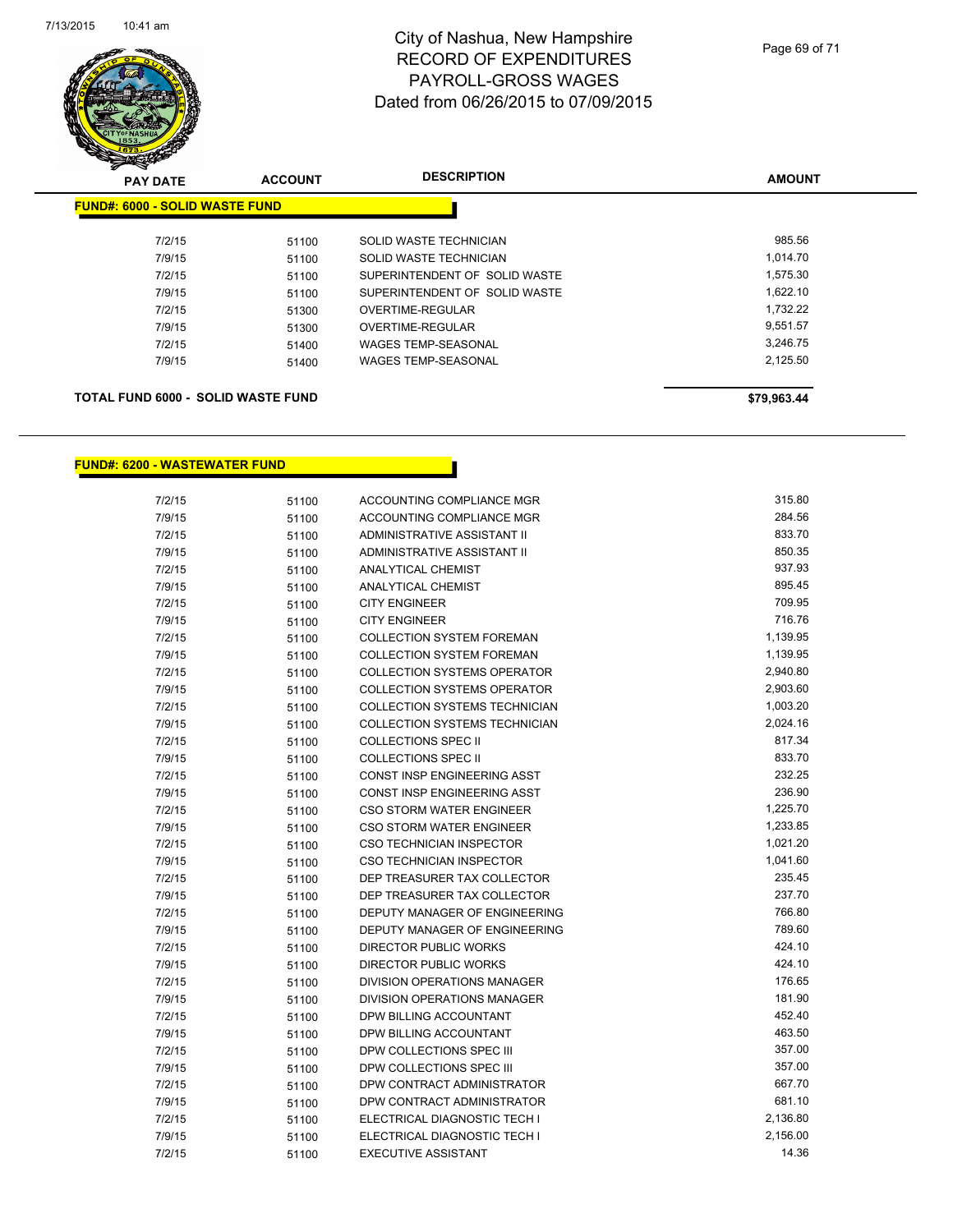# City of Nashua, New Hampshire
# RECORD OF EXPENDITURES
# PAYROLL-GROSS WAGES
# Dated from 06/26/2015 to 07/09/2015

| PAY DATE | ACCOUNT | DESCRIPTION | AMOUNT |
|---|---|---|---|
| **FUND#: 6000 - SOLID WASTE FUND** | | | |
| 7/2/15 | 51100 | SOLID WASTE TECHNICIAN | 985.56 |
| 7/9/15 | 51100 | SOLID WASTE TECHNICIAN | 1,014.70 |
| 7/2/15 | 51100 | SUPERINTENDENT OF SOLID WASTE | 1,575.30 |
| 7/9/15 | 51100 | SUPERINTENDENT OF SOLID WASTE | 1,622.10 |
| 7/2/15 | 51300 | OVERTIME-REGULAR | 1,732.22 |
| 7/9/15 | 51300 | OVERTIME-REGULAR | 9,551.57 |
| 7/2/15 | 51400 | WAGES TEMP-SEASONAL | 3,246.75 |
| 7/9/15 | 51400 | WAGES TEMP-SEASONAL | 2,125.50 |
| **TOTAL FUND 6000 - SOLID WASTE FUND** | | | **$79,963.44** |

| PAY DATE | ACCOUNT | DESCRIPTION | AMOUNT |
|---|---|---|---|
| **FUND#: 6200 - WASTEWATER FUND** | | | |
| 7/2/15 | 51100 | ACCOUNTING COMPLIANCE MGR | 315.80 |
| 7/9/15 | 51100 | ACCOUNTING COMPLIANCE MGR | 284.56 |
| 7/2/15 | 51100 | ADMINISTRATIVE ASSISTANT II | 833.70 |
| 7/9/15 | 51100 | ADMINISTRATIVE ASSISTANT II | 850.35 |
| 7/2/15 | 51100 | ANALYTICAL CHEMIST | 937.93 |
| 7/9/15 | 51100 | ANALYTICAL CHEMIST | 895.45 |
| 7/2/15 | 51100 | CITY ENGINEER | 709.95 |
| 7/9/15 | 51100 | CITY ENGINEER | 716.76 |
| 7/2/15 | 51100 | COLLECTION SYSTEM FOREMAN | 1,139.95 |
| 7/9/15 | 51100 | COLLECTION SYSTEM FOREMAN | 1,139.95 |
| 7/2/15 | 51100 | COLLECTION SYSTEMS OPERATOR | 2,940.80 |
| 7/9/15 | 51100 | COLLECTION SYSTEMS OPERATOR | 2,903.60 |
| 7/2/15 | 51100 | COLLECTION SYSTEMS TECHNICIAN | 1,003.20 |
| 7/9/15 | 51100 | COLLECTION SYSTEMS TECHNICIAN | 2,024.16 |
| 7/2/15 | 51100 | COLLECTIONS SPEC II | 817.34 |
| 7/9/15 | 51100 | COLLECTIONS SPEC II | 833.70 |
| 7/2/15 | 51100 | CONST INSP ENGINEERING ASST | 232.25 |
| 7/9/15 | 51100 | CONST INSP ENGINEERING ASST | 236.90 |
| 7/2/15 | 51100 | CSO STORM WATER ENGINEER | 1,225.70 |
| 7/9/15 | 51100 | CSO STORM WATER ENGINEER | 1,233.85 |
| 7/2/15 | 51100 | CSO TECHNICIAN INSPECTOR | 1,021.20 |
| 7/9/15 | 51100 | CSO TECHNICIAN INSPECTOR | 1,041.60 |
| 7/2/15 | 51100 | DEP TREASURER TAX COLLECTOR | 235.45 |
| 7/9/15 | 51100 | DEP TREASURER TAX COLLECTOR | 237.70 |
| 7/2/15 | 51100 | DEPUTY MANAGER OF ENGINEERING | 766.80 |
| 7/9/15 | 51100 | DEPUTY MANAGER OF ENGINEERING | 789.60 |
| 7/2/15 | 51100 | DIRECTOR PUBLIC WORKS | 424.10 |
| 7/9/15 | 51100 | DIRECTOR PUBLIC WORKS | 424.10 |
| 7/2/15 | 51100 | DIVISION OPERATIONS MANAGER | 176.65 |
| 7/9/15 | 51100 | DIVISION OPERATIONS MANAGER | 181.90 |
| 7/2/15 | 51100 | DPW BILLING ACCOUNTANT | 452.40 |
| 7/9/15 | 51100 | DPW BILLING ACCOUNTANT | 463.50 |
| 7/2/15 | 51100 | DPW COLLECTIONS SPEC III | 357.00 |
| 7/9/15 | 51100 | DPW COLLECTIONS SPEC III | 357.00 |
| 7/2/15 | 51100 | DPW CONTRACT ADMINISTRATOR | 667.70 |
| 7/9/15 | 51100 | DPW CONTRACT ADMINISTRATOR | 681.10 |
| 7/2/15 | 51100 | ELECTRICAL DIAGNOSTIC TECH I | 2,136.80 |
| 7/9/15 | 51100 | ELECTRICAL DIAGNOSTIC TECH I | 2,156.00 |
| 7/2/15 | 51100 | EXECUTIVE ASSISTANT | 14.36 |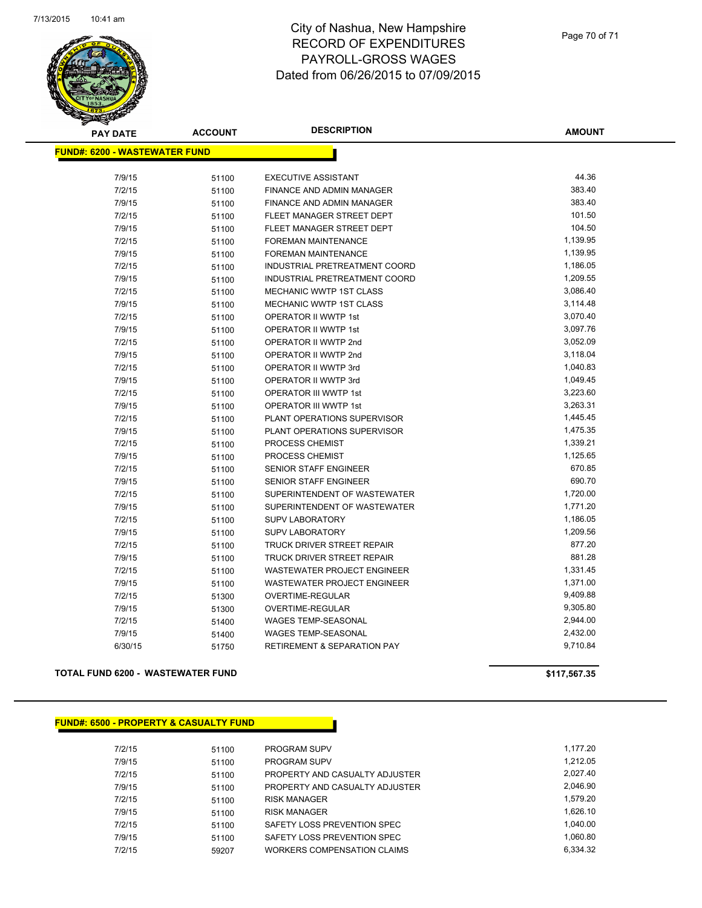# City of Nashua, New Hampshire
## RECORD OF EXPENDITURES
## PAYROLL-GROSS WAGES
## Dated from 06/26/2015 to 07/09/2015

| PAY DATE | ACCOUNT | DESCRIPTION | AMOUNT |
|---|---|---|---|
| **FUND#: 6200 - WASTEWATER FUND** | | | |
| 7/9/15 | 51100 | EXECUTIVE ASSISTANT | 44.36 |
| 7/2/15 | 51100 | FINANCE AND ADMIN MANAGER | 383.40 |
| 7/9/15 | 51100 | FINANCE AND ADMIN MANAGER | 383.40 |
| 7/2/15 | 51100 | FLEET MANAGER STREET DEPT | 101.50 |
| 7/9/15 | 51100 | FLEET MANAGER STREET DEPT | 104.50 |
| 7/2/15 | 51100 | FOREMAN MAINTENANCE | 1,139.95 |
| 7/9/15 | 51100 | FOREMAN MAINTENANCE | 1,139.95 |
| 7/2/15 | 51100 | INDUSTRIAL PRETREATMENT COORD | 1,186.05 |
| 7/9/15 | 51100 | INDUSTRIAL PRETREATMENT COORD | 1,209.55 |
| 7/2/15 | 51100 | MECHANIC WWTP 1ST CLASS | 3,086.40 |
| 7/9/15 | 51100 | MECHANIC WWTP 1ST CLASS | 3,114.48 |
| 7/2/15 | 51100 | OPERATOR II WWTP 1st | 3,070.40 |
| 7/9/15 | 51100 | OPERATOR II WWTP 1st | 3,097.76 |
| 7/2/15 | 51100 | OPERATOR II WWTP 2nd | 3,052.09 |
| 7/9/15 | 51100 | OPERATOR II WWTP 2nd | 3,118.04 |
| 7/2/15 | 51100 | OPERATOR II WWTP 3rd | 1,040.83 |
| 7/9/15 | 51100 | OPERATOR II WWTP 3rd | 1,049.45 |
| 7/2/15 | 51100 | OPERATOR III WWTP 1st | 3,223.60 |
| 7/9/15 | 51100 | OPERATOR III WWTP 1st | 3,263.31 |
| 7/2/15 | 51100 | PLANT OPERATIONS SUPERVISOR | 1,445.45 |
| 7/9/15 | 51100 | PLANT OPERATIONS SUPERVISOR | 1,475.35 |
| 7/2/15 | 51100 | PROCESS CHEMIST | 1,339.21 |
| 7/9/15 | 51100 | PROCESS CHEMIST | 1,125.65 |
| 7/2/15 | 51100 | SENIOR STAFF ENGINEER | 670.85 |
| 7/9/15 | 51100 | SENIOR STAFF ENGINEER | 690.70 |
| 7/2/15 | 51100 | SUPERINTENDENT OF WASTEWATER | 1,720.00 |
| 7/9/15 | 51100 | SUPERINTENDENT OF WASTEWATER | 1,771.20 |
| 7/2/15 | 51100 | SUPV LABORATORY | 1,186.05 |
| 7/9/15 | 51100 | SUPV LABORATORY | 1,209.56 |
| 7/2/15 | 51100 | TRUCK DRIVER STREET REPAIR | 877.20 |
| 7/9/15 | 51100 | TRUCK DRIVER STREET REPAIR | 881.28 |
| 7/2/15 | 51100 | WASTEWATER PROJECT ENGINEER | 1,331.45 |
| 7/9/15 | 51100 | WASTEWATER PROJECT ENGINEER | 1,371.00 |
| 7/2/15 | 51300 | OVERTIME-REGULAR | 9,409.88 |
| 7/9/15 | 51300 | OVERTIME-REGULAR | 9,305.80 |
| 7/2/15 | 51400 | WAGES TEMP-SEASONAL | 2,944.00 |
| 7/9/15 | 51400 | WAGES TEMP-SEASONAL | 2,432.00 |
| 6/30/15 | 51750 | RETIREMENT & SEPARATION PAY | 9,710.84 |
| **TOTAL FUND 6200 - WASTEWATER FUND** | | | **$117,567.35** |

| PAY DATE | ACCOUNT | DESCRIPTION | AMOUNT |
|---|---|---|---|
| **FUND#: 6500 - PROPERTY & CASUALTY FUND** | | | |
| 7/2/15 | 51100 | PROGRAM SUPV | 1,177.20 |
| 7/9/15 | 51100 | PROGRAM SUPV | 1,212.05 |
| 7/2/15 | 51100 | PROPERTY AND CASUALTY ADJUSTER | 2,027.40 |
| 7/9/15 | 51100 | PROPERTY AND CASUALTY ADJUSTER | 2,046.90 |
| 7/2/15 | 51100 | RISK MANAGER | 1,579.20 |
| 7/9/15 | 51100 | RISK MANAGER | 1,626.10 |
| 7/2/15 | 51100 | SAFETY LOSS PREVENTION SPEC | 1,040.00 |
| 7/9/15 | 51100 | SAFETY LOSS PREVENTION SPEC | 1,060.80 |
| 7/2/15 | 59207 | WORKERS COMPENSATION CLAIMS | 6,334.32 |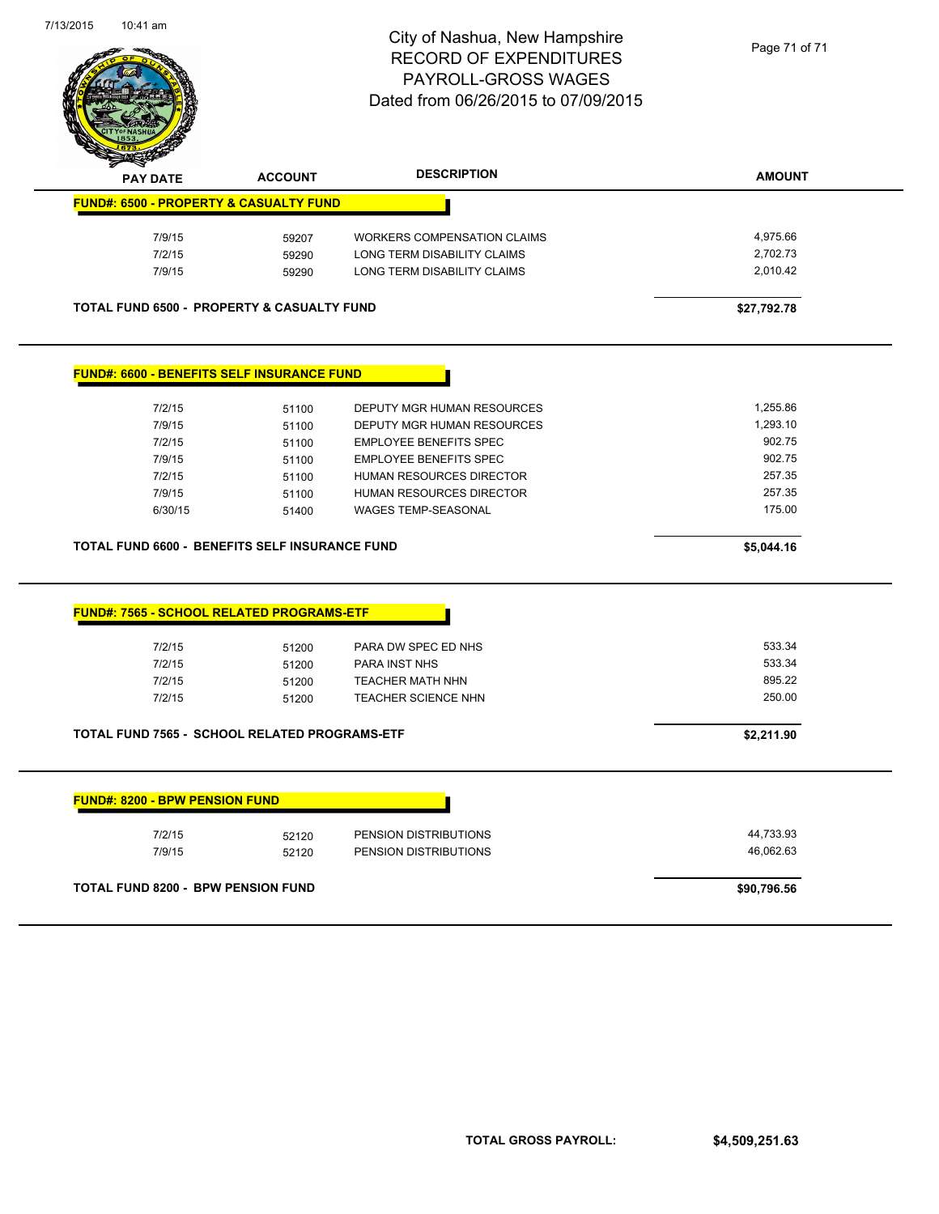# City of Nashua, New Hampshire
## RECORD OF EXPENDITURES
## PAYROLL-GROSS WAGES
## Dated from 06/26/2015 to 07/09/2015

| PAY DATE | ACCOUNT | DESCRIPTION | AMOUNT |
|---|---|---|---|
| **FUND#: 6500 - PROPERTY & CASUALTY FUND** | | | |
| 7/9/15 | 59207 | WORKERS COMPENSATION CLAIMS | 4,975.66 |
| 7/2/15 | 59290 | LONG TERM DISABILITY CLAIMS | 2,702.73 |
| 7/9/15 | 59290 | LONG TERM DISABILITY CLAIMS | 2,010.42 |
| **TOTAL FUND 6500 - PROPERTY & CASUALTY FUND** | | | **$27,792.78** |
| **FUND#: 6600 - BENEFITS SELF INSURANCE FUND** | | | |
| 7/2/15 | 51100 | DEPUTY MGR HUMAN RESOURCES | 1,255.86 |
| 7/9/15 | 51100 | DEPUTY MGR HUMAN RESOURCES | 1,293.10 |
| 7/2/15 | 51100 | EMPLOYEE BENEFITS SPEC | 902.75 |
| 7/9/15 | 51100 | EMPLOYEE BENEFITS SPEC | 902.75 |
| 7/2/15 | 51100 | HUMAN RESOURCES DIRECTOR | 257.35 |
| 7/9/15 | 51100 | HUMAN RESOURCES DIRECTOR | 257.35 |
| 6/30/15 | 51400 | WAGES TEMP-SEASONAL | 175.00 |
| **TOTAL FUND 6600 - BENEFITS SELF INSURANCE FUND** | | | **$5,044.16** |
| **FUND#: 7565 - SCHOOL RELATED PROGRAMS-ETF** | | | |
| 7/2/15 | 51200 | PARA DW SPEC ED NHS | 533.34 |
| 7/2/15 | 51200 | PARA INST NHS | 533.34 |
| 7/2/15 | 51200 | TEACHER MATH NHN | 895.22 |
| 7/2/15 | 51200 | TEACHER SCIENCE NHN | 250.00 |
| **TOTAL FUND 7565 - SCHOOL RELATED PROGRAMS-ETF** | | | **$2,211.90** |
| **FUND#: 8200 - BPW PENSION FUND** | | | |
| 7/2/15 | 52120 | PENSION DISTRIBUTIONS | 44,733.93 |
| 7/9/15 | 52120 | PENSION DISTRIBUTIONS | 46,062.63 |
| **TOTAL FUND 8200 - BPW PENSION FUND** | | | **$90,796.56** |

**TOTAL GROSS PAYROLL: $4,509,251.63**